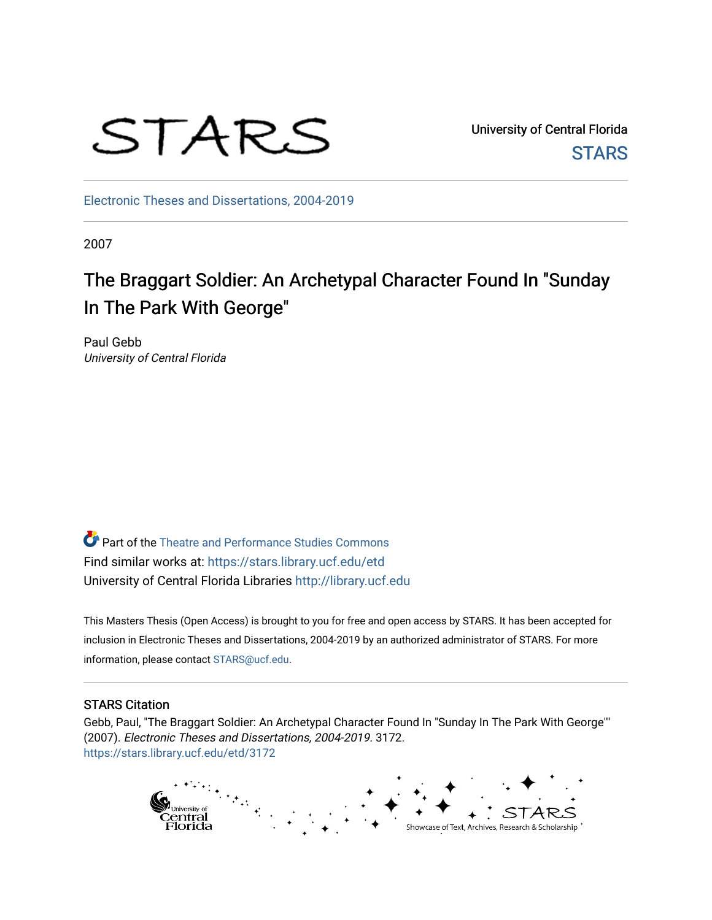STARS

University of Central Florida

STARS

Electronic Theses and Dissertations, 2004-2019

2007

# The Braggart Soldier: An Archetypal Character Found In "Sunday In The Park With George"

Paul Gebb
*University of Central Florida*

Part of the Theatre and Performance Studies Commons
Find similar works at: https://stars.library.ucf.edu/etd
University of Central Florida Libraries http://library.ucf.edu

This Masters Thesis (Open Access) is brought to you for free and open access by STARS. It has been accepted for inclusion in Electronic Theses and Dissertations, 2004-2019 by an authorized administrator of STARS. For more information, please contact STARS@ucf.edu.

## STARS Citation

Gebb, Paul, "The Braggart Soldier: An Archetypal Character Found In "Sunday In The Park With George"" (2007). *Electronic Theses and Dissertations, 2004-2019*. 3172.
https://stars.library.ucf.edu/etd/3172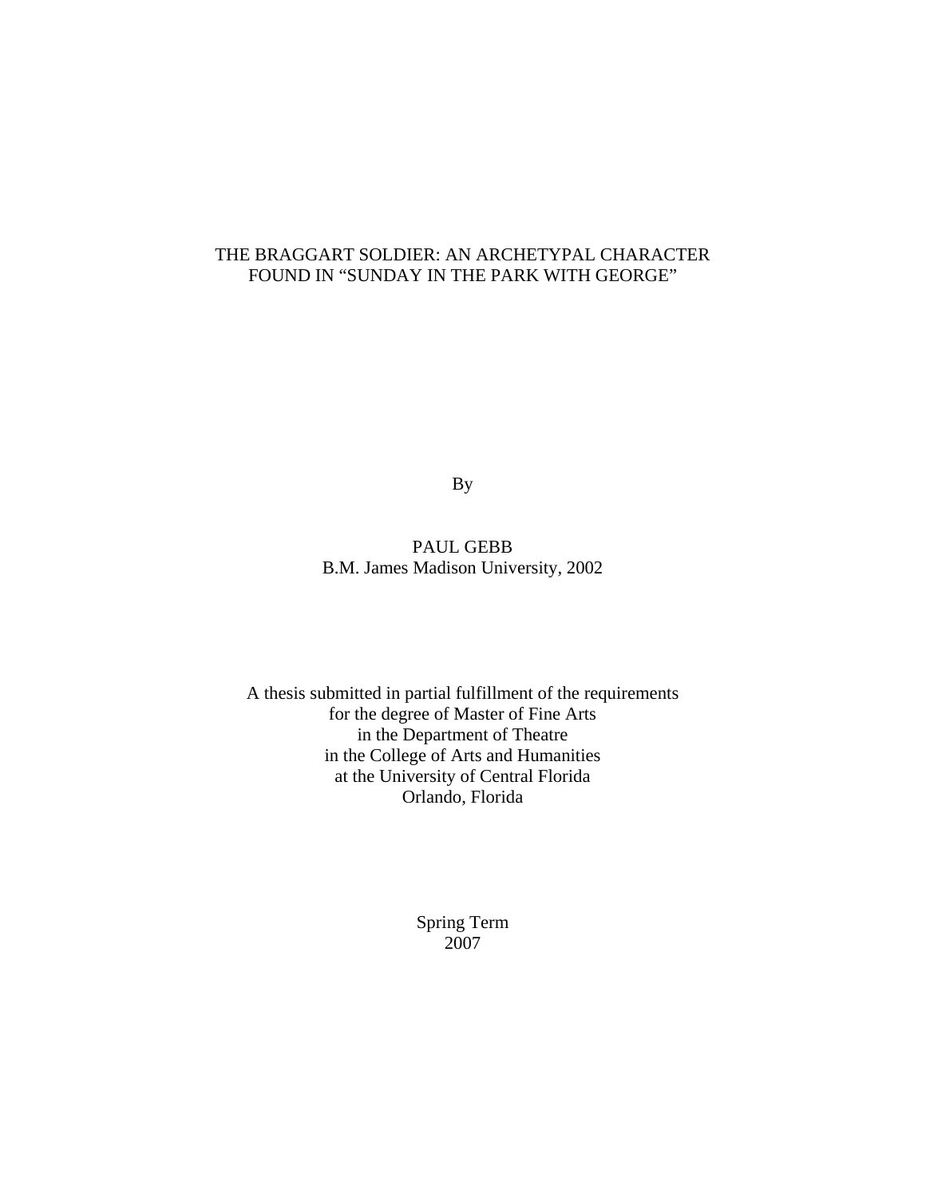# THE BRAGGART SOLDIER: AN ARCHETYPAL CHARACTER FOUND IN "SUNDAY IN THE PARK WITH GEORGE"

By

PAUL GEBB
B.M. James Madison University, 2002

A thesis submitted in partial fulfillment of the requirements
for the degree of Master of Fine Arts
in the Department of Theatre
in the College of Arts and Humanities
at the University of Central Florida
Orlando, Florida

Spring Term
2007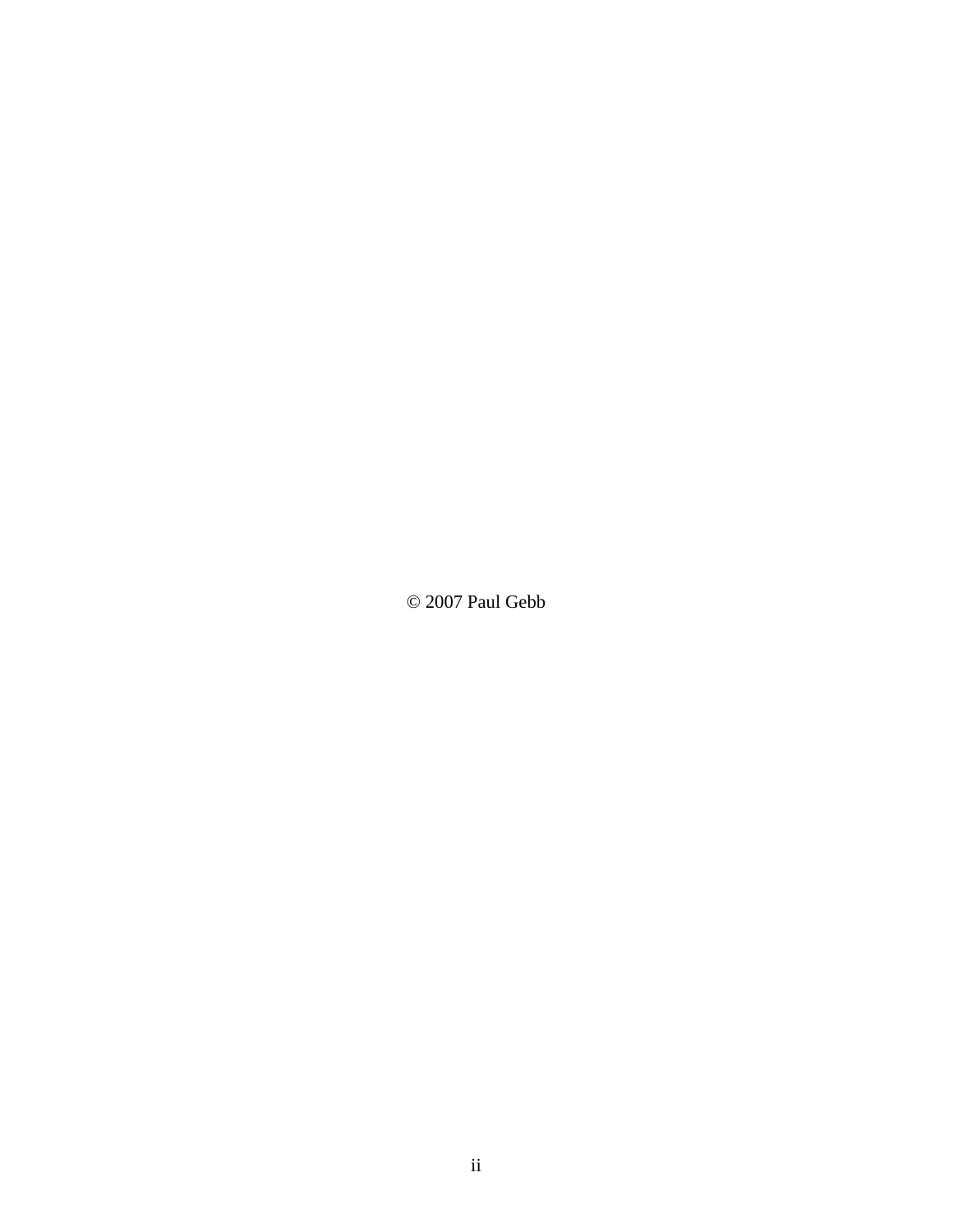© 2007 Paul Gebb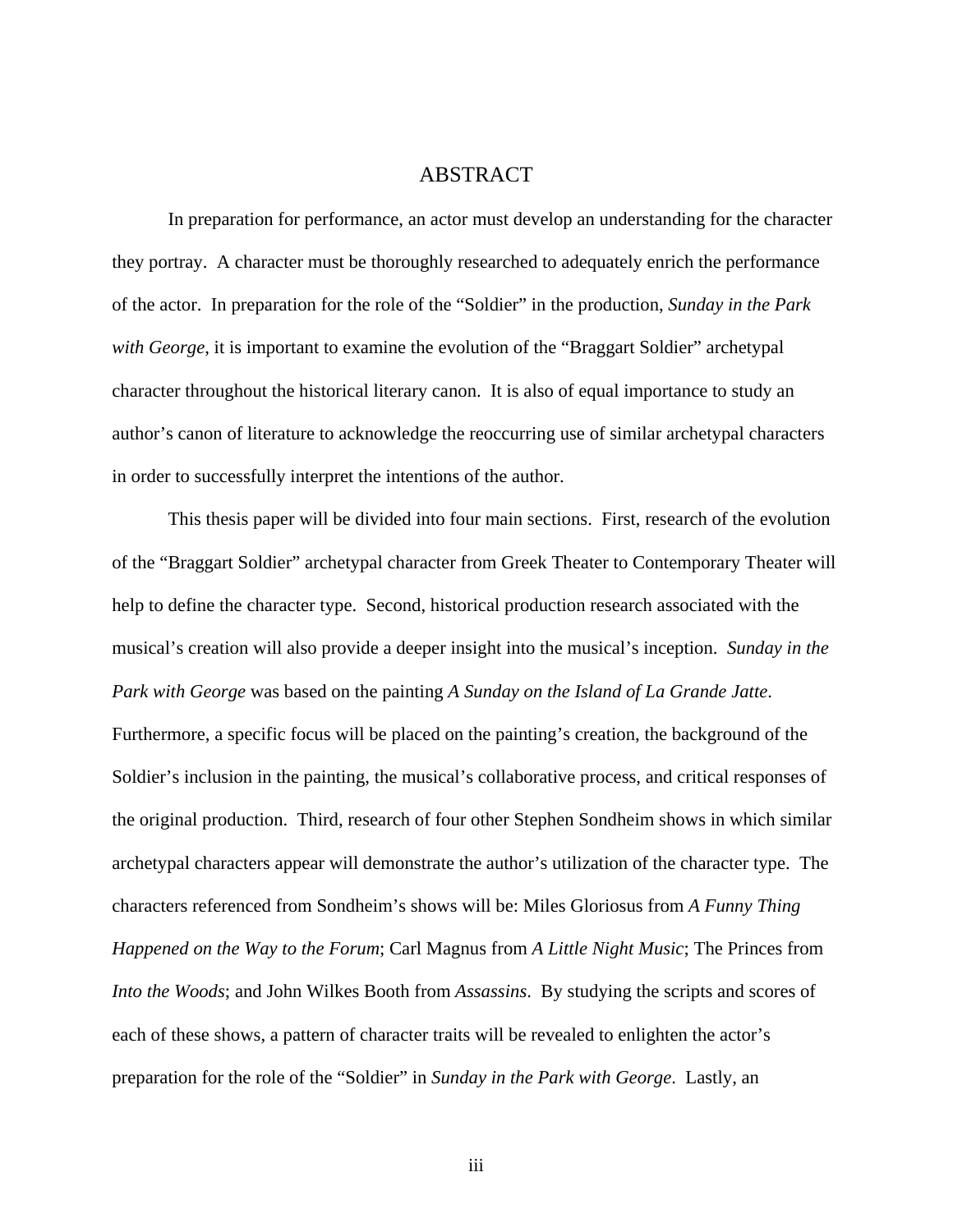# ABSTRACT

In preparation for performance, an actor must develop an understanding for the character they portray. A character must be thoroughly researched to adequately enrich the performance of the actor. In preparation for the role of the "Soldier" in the production, *Sunday in the Park with George*, it is important to examine the evolution of the "Braggart Soldier" archetypal character throughout the historical literary canon. It is also of equal importance to study an author's canon of literature to acknowledge the reoccurring use of similar archetypal characters in order to successfully interpret the intentions of the author.

This thesis paper will be divided into four main sections. First, research of the evolution of the "Braggart Soldier" archetypal character from Greek Theater to Contemporary Theater will help to define the character type. Second, historical production research associated with the musical's creation will also provide a deeper insight into the musical's inception. *Sunday in the Park with George* was based on the painting *A Sunday on the Island of La Grande Jatte*. Furthermore, a specific focus will be placed on the painting's creation, the background of the Soldier's inclusion in the painting, the musical's collaborative process, and critical responses of the original production. Third, research of four other Stephen Sondheim shows in which similar archetypal characters appear will demonstrate the author's utilization of the character type. The characters referenced from Sondheim's shows will be: Miles Gloriosus from *A Funny Thing Happened on the Way to the Forum*; Carl Magnus from *A Little Night Music*; The Princes from *Into the Woods*; and John Wilkes Booth from *Assassins*. By studying the scripts and scores of each of these shows, a pattern of character traits will be revealed to enlighten the actor's preparation for the role of the "Soldier" in *Sunday in the Park with George*. Lastly, an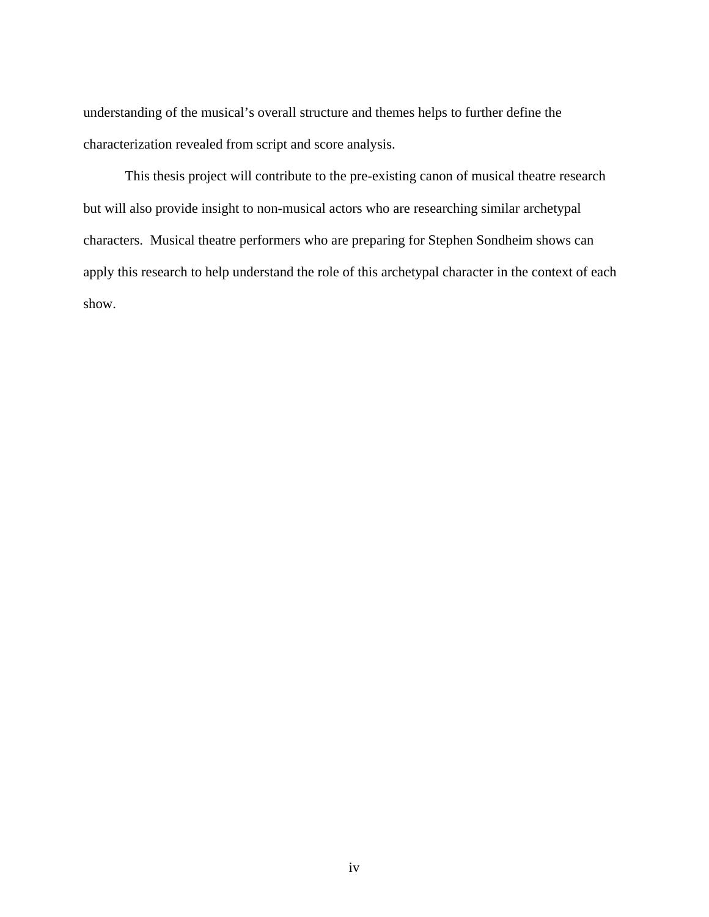understanding of the musical's overall structure and themes helps to further define the characterization revealed from script and score analysis.

This thesis project will contribute to the pre-existing canon of musical theatre research but will also provide insight to non-musical actors who are researching similar archetypal characters. Musical theatre performers who are preparing for Stephen Sondheim shows can apply this research to help understand the role of this archetypal character in the context of each show.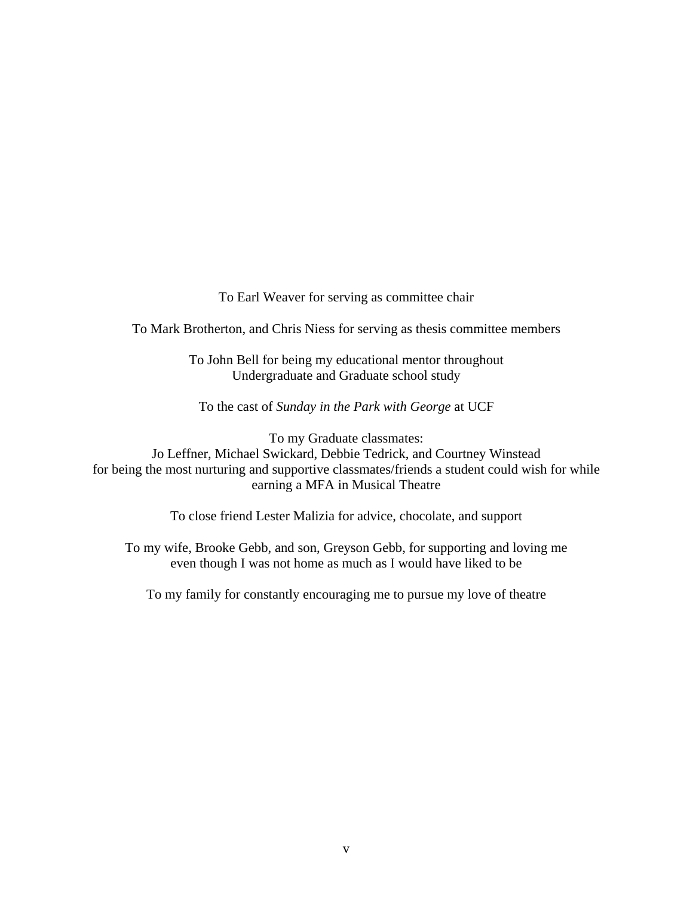To Earl Weaver for serving as committee chair

To Mark Brotherton, and Chris Niess for serving as thesis committee members

To John Bell for being my educational mentor throughout
Undergraduate and Graduate school study

To the cast of *Sunday in the Park with George* at UCF

To my Graduate classmates:
Jo Leffner, Michael Swickard, Debbie Tedrick, and Courtney Winstead
for being the most nurturing and supportive classmates/friends a student could wish for while earning a MFA in Musical Theatre

To close friend Lester Malizia for advice, chocolate, and support

To my wife, Brooke Gebb, and son, Greyson Gebb, for supporting and loving me
even though I was not home as much as I would have liked to be

To my family for constantly encouraging me to pursue my love of theatre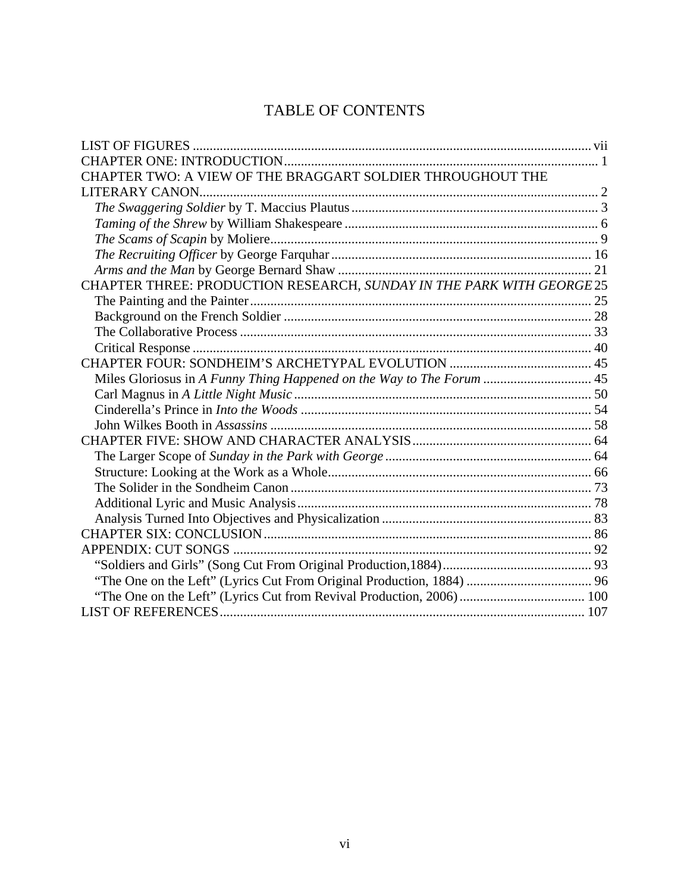# TABLE OF CONTENTS

LIST OF FIGURES ..... vii

CHAPTER ONE: INTRODUCTION ..... 1

CHAPTER TWO: A VIEW OF THE BRAGGART SOLDIER THROUGHOUT THE LITERARY CANON ..... 2

- *The Swaggering Soldier* by T. Maccius Plautus ..... 3
- *Taming of the Shrew* by William Shakespeare ..... 6
- *The Scams of Scapin* by Moliere ..... 9
- *The Recruiting Officer* by George Farquhar ..... 16
- *Arms and the Man* by George Bernard Shaw ..... 21

CHAPTER THREE: PRODUCTION RESEARCH, *SUNDAY IN THE PARK WITH GEORGE* 25

- The Painting and the Painter ..... 25
- Background on the French Soldier ..... 28
- The Collaborative Process ..... 33
- Critical Response ..... 40

CHAPTER FOUR: SONDHEIM'S ARCHETYPAL EVOLUTION ..... 45

- Miles Gloriosus in *A Funny Thing Happened on the Way to The Forum* ..... 45
- Carl Magnus in *A Little Night Music* ..... 50
- Cinderella's Prince in *Into the Woods* ..... 54
- John Wilkes Booth in *Assassins* ..... 58

CHAPTER FIVE: SHOW AND CHARACTER ANALYSIS ..... 64

- The Larger Scope of *Sunday in the Park with George* ..... 64
- Structure: Looking at the Work as a Whole ..... 66
- The Solider in the Sondheim Canon ..... 73
- Additional Lyric and Music Analysis ..... 78
- Analysis Turned Into Objectives and Physicalization ..... 83

CHAPTER SIX: CONCLUSION ..... 86

APPENDIX: CUT SONGS ..... 92

- "Soldiers and Girls" (Song Cut From Original Production,1884) ..... 93
- "The One on the Left" (Lyrics Cut From Original Production, 1884) ..... 96
- "The One on the Left" (Lyrics Cut from Revival Production, 2006) ..... 100

LIST OF REFERENCES ..... 107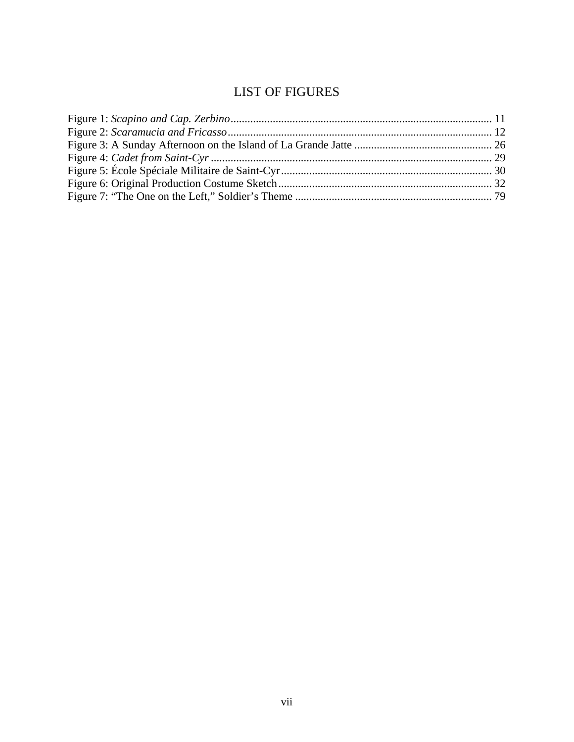# LIST OF FIGURES

Figure 1: *Scapino and Cap. Zerbino* ........ 11
Figure 2: *Scaramucia and Fricasso* ........ 12
Figure 3: A Sunday Afternoon on the Island of La Grande Jatte ........ 26
Figure 4: *Cadet from Saint-Cyr* ........ 29
Figure 5: École Spéciale Militaire de Saint-Cyr ........ 30
Figure 6: Original Production Costume Sketch ........ 32
Figure 7: "The One on the Left," Soldier's Theme ........ 79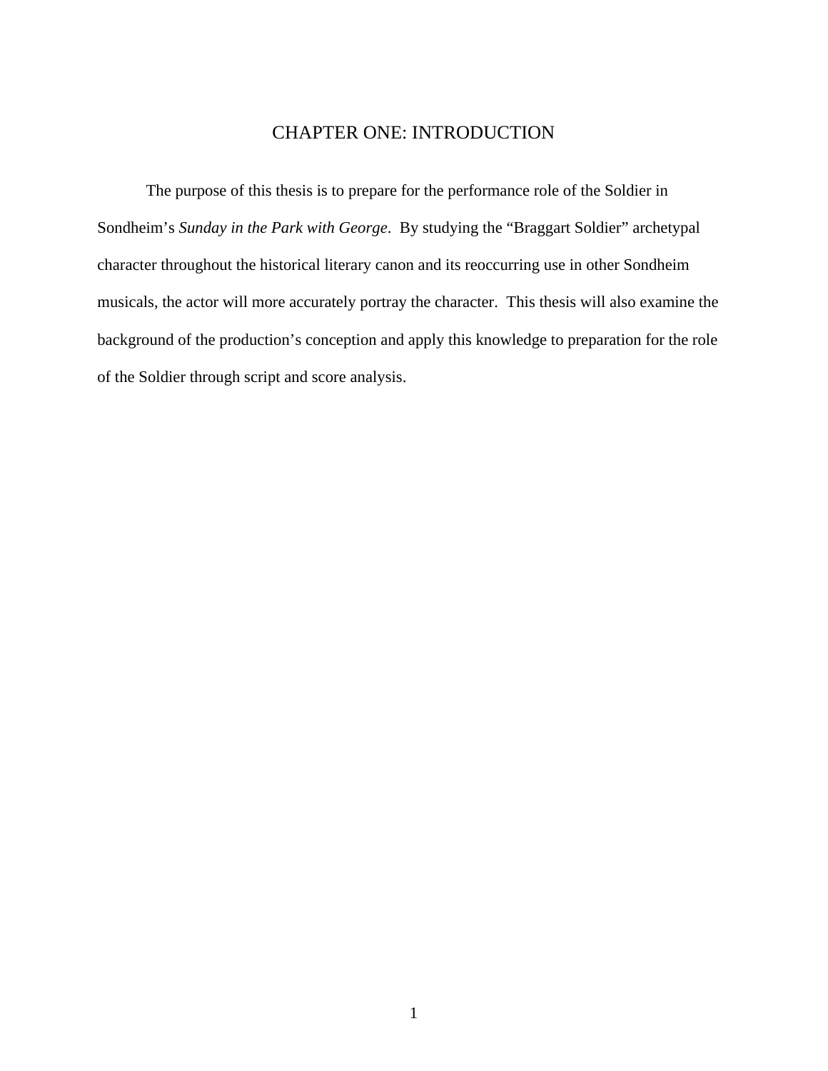# CHAPTER ONE: INTRODUCTION

The purpose of this thesis is to prepare for the performance role of the Soldier in Sondheim's *Sunday in the Park with George*. By studying the "Braggart Soldier" archetypal character throughout the historical literary canon and its reoccurring use in other Sondheim musicals, the actor will more accurately portray the character. This thesis will also examine the background of the production's conception and apply this knowledge to preparation for the role of the Soldier through script and score analysis.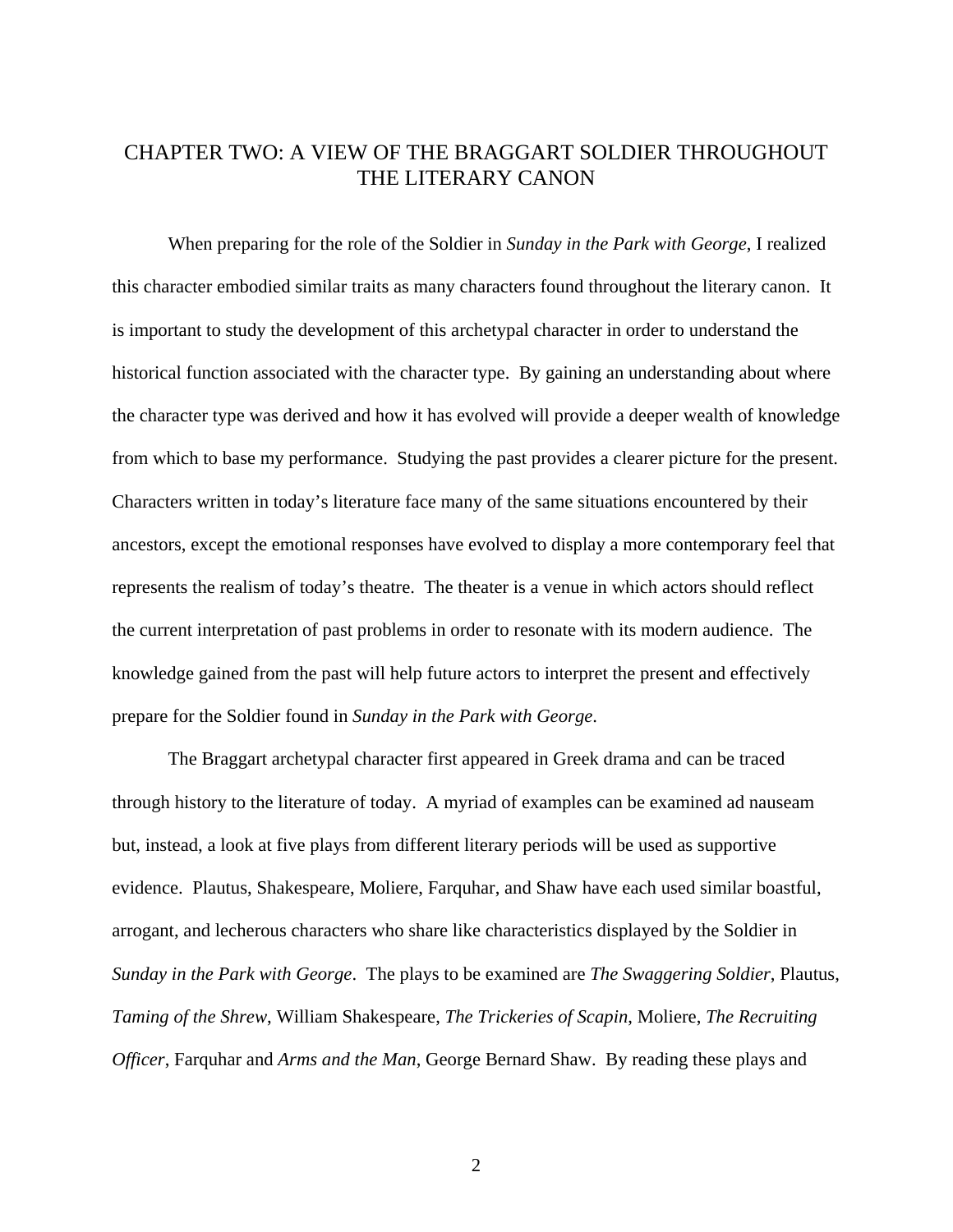# CHAPTER TWO: A VIEW OF THE BRAGGART SOLDIER THROUGHOUT THE LITERARY CANON

When preparing for the role of the Soldier in *Sunday in the Park with George*, I realized this character embodied similar traits as many characters found throughout the literary canon. It is important to study the development of this archetypal character in order to understand the historical function associated with the character type. By gaining an understanding about where the character type was derived and how it has evolved will provide a deeper wealth of knowledge from which to base my performance. Studying the past provides a clearer picture for the present. Characters written in today's literature face many of the same situations encountered by their ancestors, except the emotional responses have evolved to display a more contemporary feel that represents the realism of today's theatre. The theater is a venue in which actors should reflect the current interpretation of past problems in order to resonate with its modern audience. The knowledge gained from the past will help future actors to interpret the present and effectively prepare for the Soldier found in *Sunday in the Park with George*.

The Braggart archetypal character first appeared in Greek drama and can be traced through history to the literature of today. A myriad of examples can be examined ad nauseam but, instead, a look at five plays from different literary periods will be used as supportive evidence. Plautus, Shakespeare, Moliere, Farquhar, and Shaw have each used similar boastful, arrogant, and lecherous characters who share like characteristics displayed by the Soldier in *Sunday in the Park with George*. The plays to be examined are *The Swaggering Soldier*, Plautus, *Taming of the Shrew*, William Shakespeare, *The Trickeries of Scapin*, Moliere, *The Recruiting Officer*, Farquhar and *Arms and the Man*, George Bernard Shaw. By reading these plays and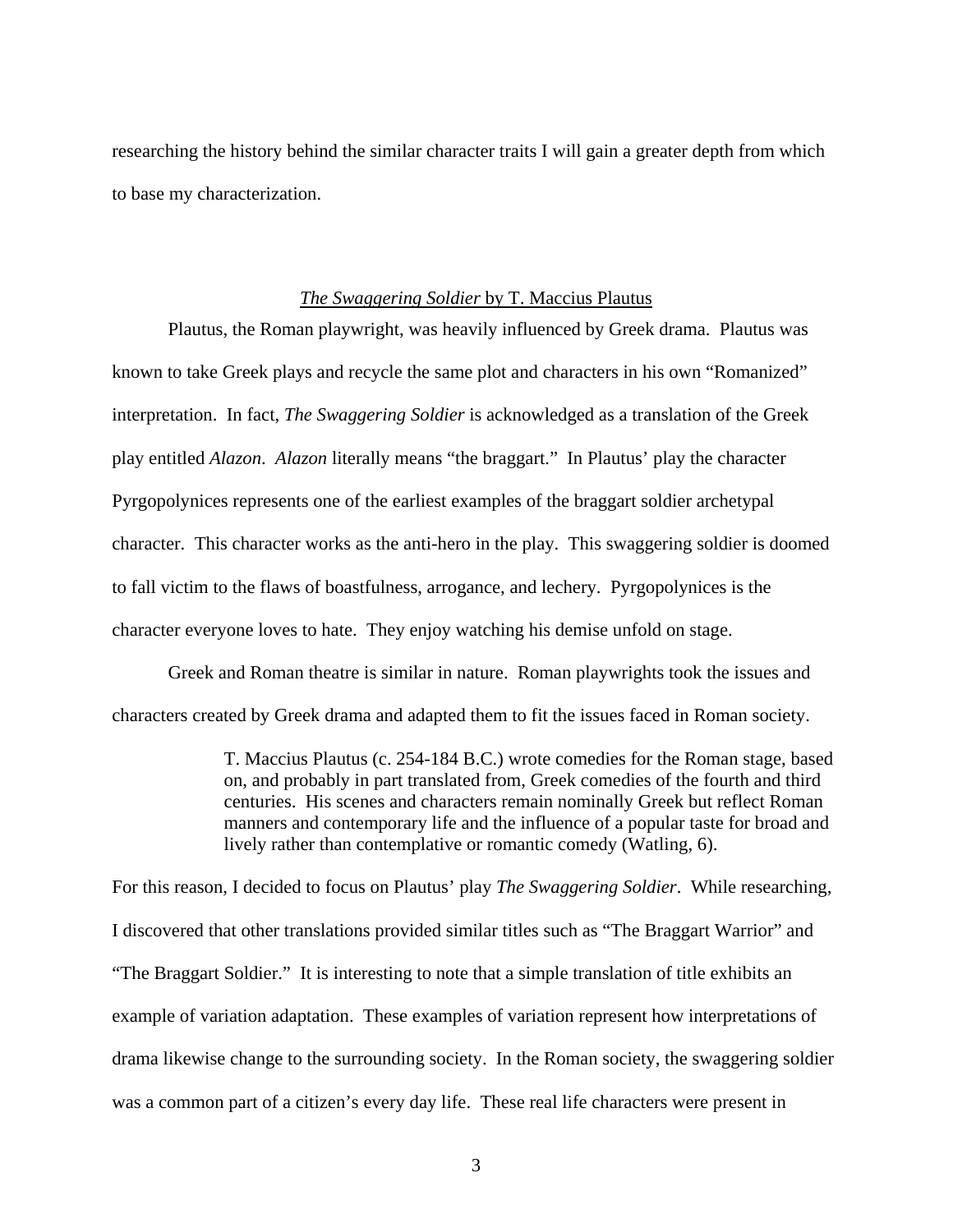researching the history behind the similar character traits I will gain a greater depth from which to base my characterization.

## *The Swaggering Soldier* by T. Maccius Plautus

Plautus, the Roman playwright, was heavily influenced by Greek drama. Plautus was known to take Greek plays and recycle the same plot and characters in his own "Romanized" interpretation. In fact, *The Swaggering Soldier* is acknowledged as a translation of the Greek play entitled *Alazon*. *Alazon* literally means "the braggart." In Plautus' play the character Pyrgopolynices represents one of the earliest examples of the braggart soldier archetypal character. This character works as the anti-hero in the play. This swaggering soldier is doomed to fall victim to the flaws of boastfulness, arrogance, and lechery. Pyrgopolynices is the character everyone loves to hate. They enjoy watching his demise unfold on stage.

Greek and Roman theatre is similar in nature. Roman playwrights took the issues and characters created by Greek drama and adapted them to fit the issues faced in Roman society.

> T. Maccius Plautus (c. 254-184 B.C.) wrote comedies for the Roman stage, based on, and probably in part translated from, Greek comedies of the fourth and third centuries. His scenes and characters remain nominally Greek but reflect Roman manners and contemporary life and the influence of a popular taste for broad and lively rather than contemplative or romantic comedy (Watling, 6).

For this reason, I decided to focus on Plautus' play *The Swaggering Soldier*. While researching, I discovered that other translations provided similar titles such as "The Braggart Warrior" and "The Braggart Soldier." It is interesting to note that a simple translation of title exhibits an example of variation adaptation. These examples of variation represent how interpretations of drama likewise change to the surrounding society. In the Roman society, the swaggering soldier was a common part of a citizen's every day life. These real life characters were present in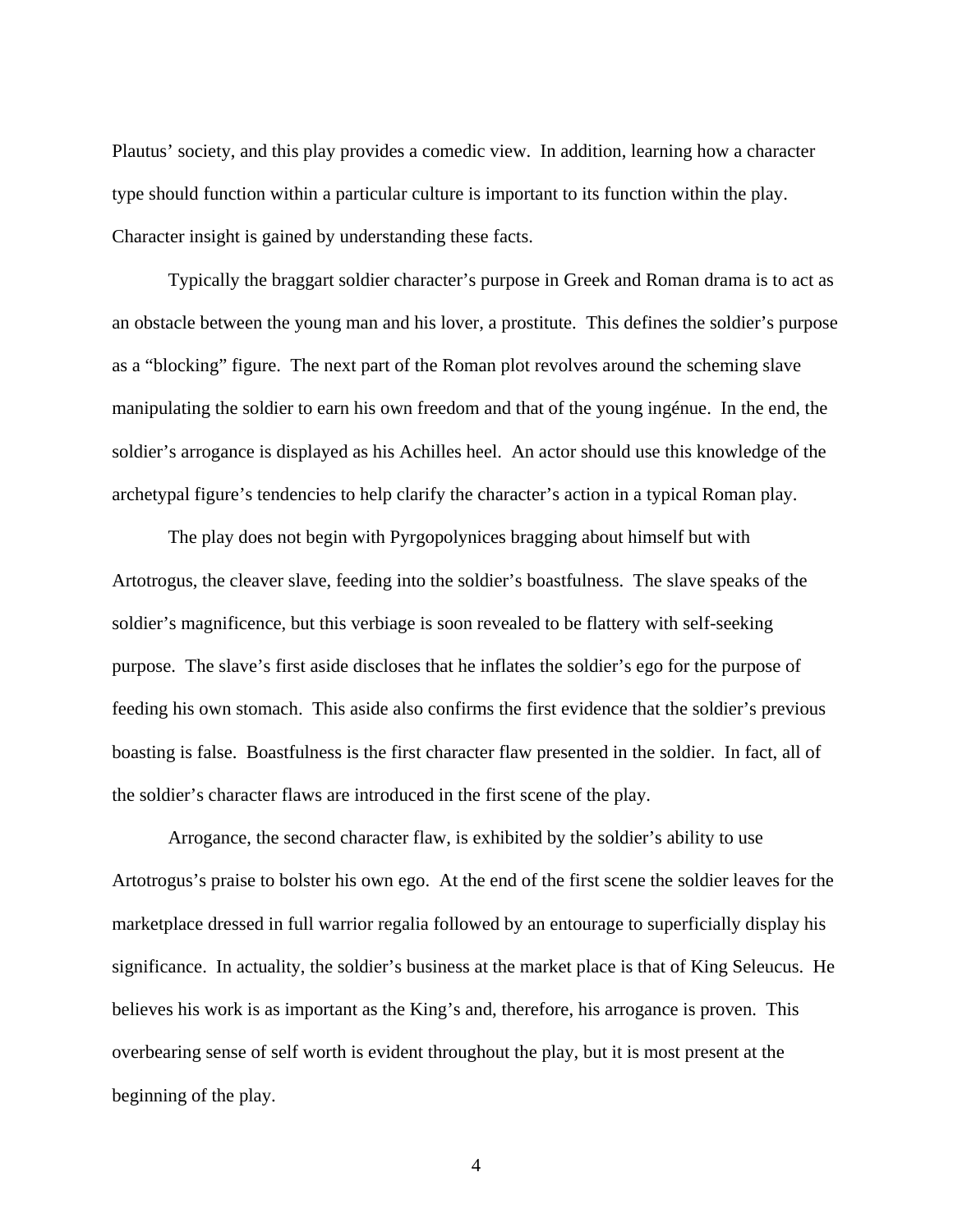Plautus' society, and this play provides a comedic view. In addition, learning how a character type should function within a particular culture is important to its function within the play. Character insight is gained by understanding these facts.

Typically the braggart soldier character's purpose in Greek and Roman drama is to act as an obstacle between the young man and his lover, a prostitute. This defines the soldier's purpose as a "blocking" figure. The next part of the Roman plot revolves around the scheming slave manipulating the soldier to earn his own freedom and that of the young ingénue. In the end, the soldier's arrogance is displayed as his Achilles heel. An actor should use this knowledge of the archetypal figure's tendencies to help clarify the character's action in a typical Roman play.

The play does not begin with Pyrgopolynices bragging about himself but with Artotrogus, the cleaver slave, feeding into the soldier's boastfulness. The slave speaks of the soldier's magnificence, but this verbiage is soon revealed to be flattery with self-seeking purpose. The slave's first aside discloses that he inflates the soldier's ego for the purpose of feeding his own stomach. This aside also confirms the first evidence that the soldier's previous boasting is false. Boastfulness is the first character flaw presented in the soldier. In fact, all of the soldier's character flaws are introduced in the first scene of the play.

Arrogance, the second character flaw, is exhibited by the soldier's ability to use Artotrogus's praise to bolster his own ego. At the end of the first scene the soldier leaves for the marketplace dressed in full warrior regalia followed by an entourage to superficially display his significance. In actuality, the soldier's business at the market place is that of King Seleucus. He believes his work is as important as the King's and, therefore, his arrogance is proven. This overbearing sense of self worth is evident throughout the play, but it is most present at the beginning of the play.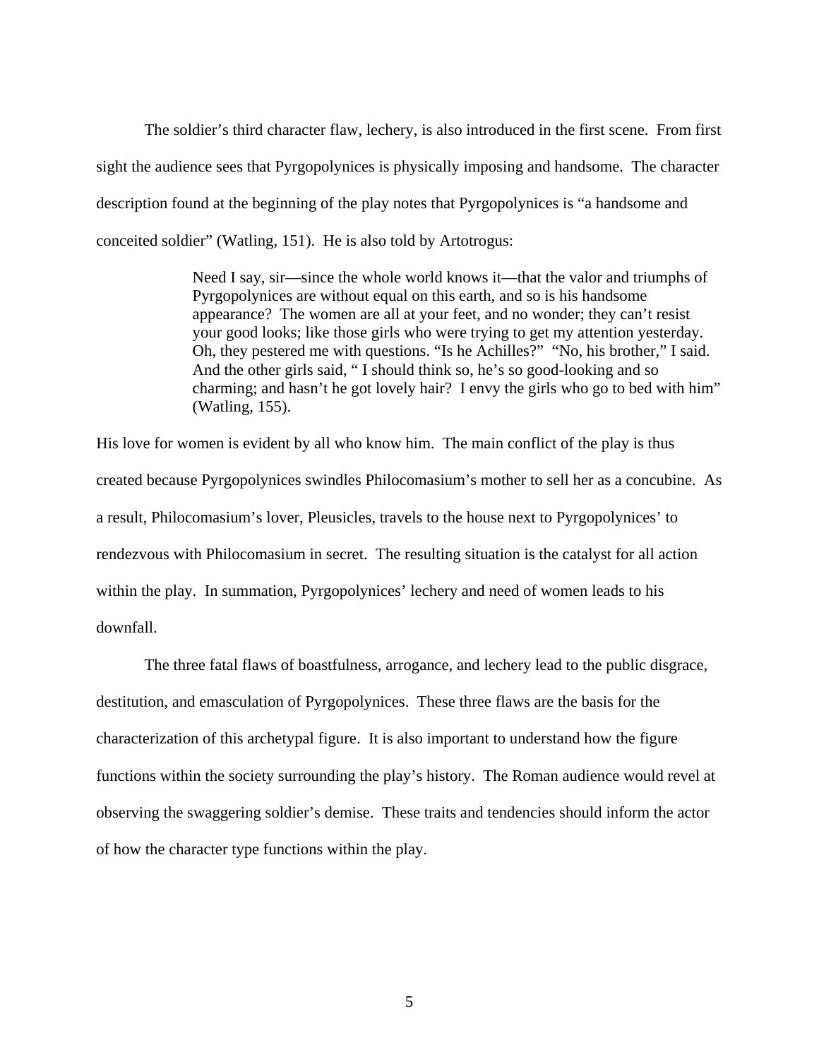The soldier's third character flaw, lechery, is also introduced in the first scene. From first sight the audience sees that Pyrgopolynices is physically imposing and handsome. The character description found at the beginning of the play notes that Pyrgopolynices is "a handsome and conceited soldier" (Watling, 151). He is also told by Artotrogus:

> Need I say, sir—since the whole world knows it—that the valor and triumphs of Pyrgopolynices are without equal on this earth, and so is his handsome appearance? The women are all at your feet, and no wonder; they can't resist your good looks; like those girls who were trying to get my attention yesterday. Oh, they pestered me with questions. "Is he Achilles?" "No, his brother," I said. And the other girls said, " I should think so, he's so good-looking and so charming; and hasn't he got lovely hair? I envy the girls who go to bed with him" (Watling, 155).

His love for women is evident by all who know him. The main conflict of the play is thus created because Pyrgopolynices swindles Philocomasium's mother to sell her as a concubine. As a result, Philocomasium's lover, Pleusicles, travels to the house next to Pyrgopolynices' to rendezvous with Philocomasium in secret. The resulting situation is the catalyst for all action within the play. In summation, Pyrgopolynices' lechery and need of women leads to his downfall.

The three fatal flaws of boastfulness, arrogance, and lechery lead to the public disgrace, destitution, and emasculation of Pyrgopolynices. These three flaws are the basis for the characterization of this archetypal figure. It is also important to understand how the figure functions within the society surrounding the play's history. The Roman audience would revel at observing the swaggering soldier's demise. These traits and tendencies should inform the actor of how the character type functions within the play.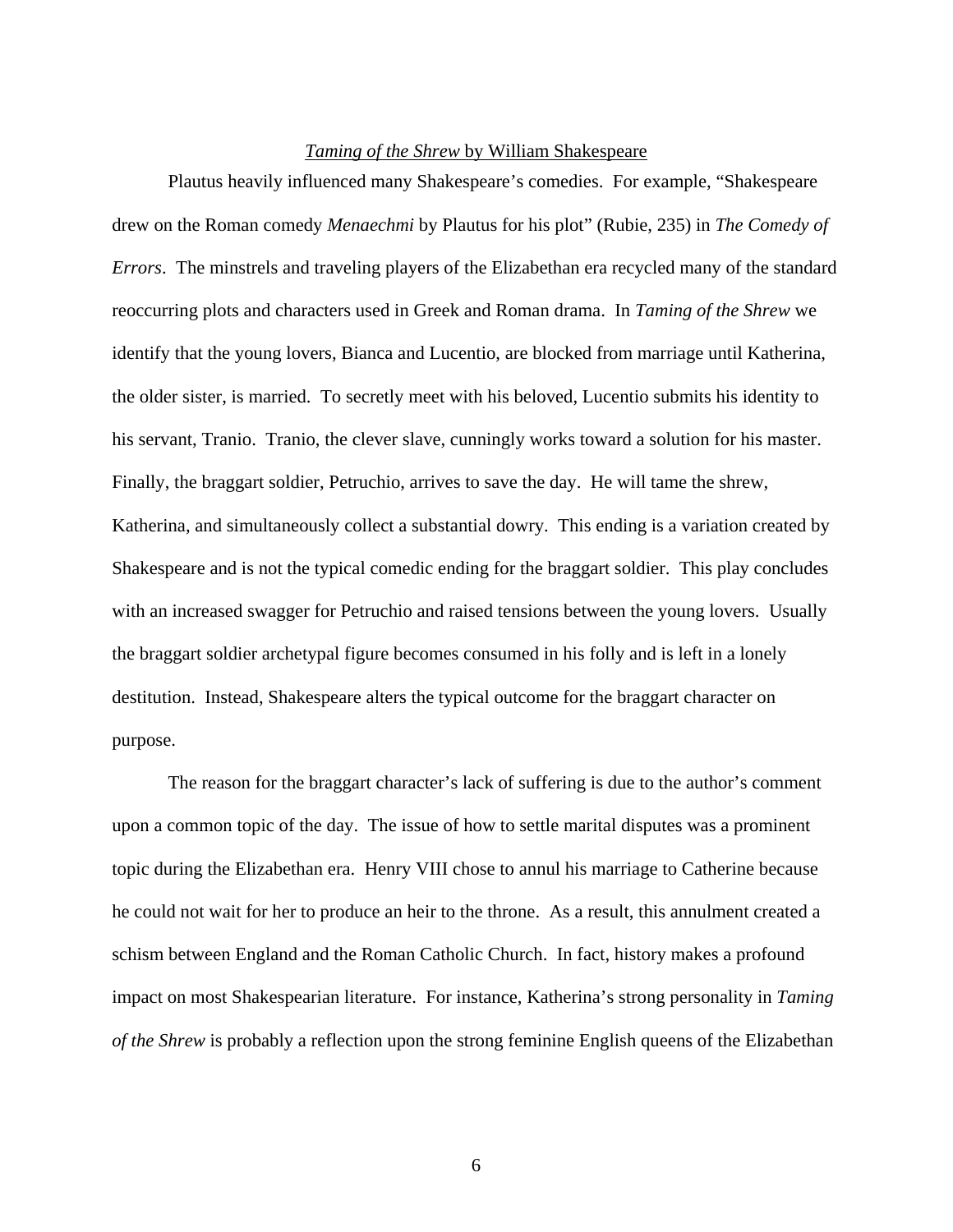## *Taming of the Shrew* by William Shakespeare

Plautus heavily influenced many Shakespeare's comedies. For example, "Shakespeare drew on the Roman comedy *Menaechmi* by Plautus for his plot" (Rubie, 235) in *The Comedy of Errors*. The minstrels and traveling players of the Elizabethan era recycled many of the standard reoccurring plots and characters used in Greek and Roman drama. In *Taming of the Shrew* we identify that the young lovers, Bianca and Lucentio, are blocked from marriage until Katherina, the older sister, is married. To secretly meet with his beloved, Lucentio submits his identity to his servant, Tranio. Tranio, the clever slave, cunningly works toward a solution for his master. Finally, the braggart soldier, Petruchio, arrives to save the day. He will tame the shrew, Katherina, and simultaneously collect a substantial dowry. This ending is a variation created by Shakespeare and is not the typical comedic ending for the braggart soldier. This play concludes with an increased swagger for Petruchio and raised tensions between the young lovers. Usually the braggart soldier archetypal figure becomes consumed in his folly and is left in a lonely destitution. Instead, Shakespeare alters the typical outcome for the braggart character on purpose.

The reason for the braggart character's lack of suffering is due to the author's comment upon a common topic of the day. The issue of how to settle marital disputes was a prominent topic during the Elizabethan era. Henry VIII chose to annul his marriage to Catherine because he could not wait for her to produce an heir to the throne. As a result, this annulment created a schism between England and the Roman Catholic Church. In fact, history makes a profound impact on most Shakespearian literature. For instance, Katherina's strong personality in *Taming of the Shrew* is probably a reflection upon the strong feminine English queens of the Elizabethan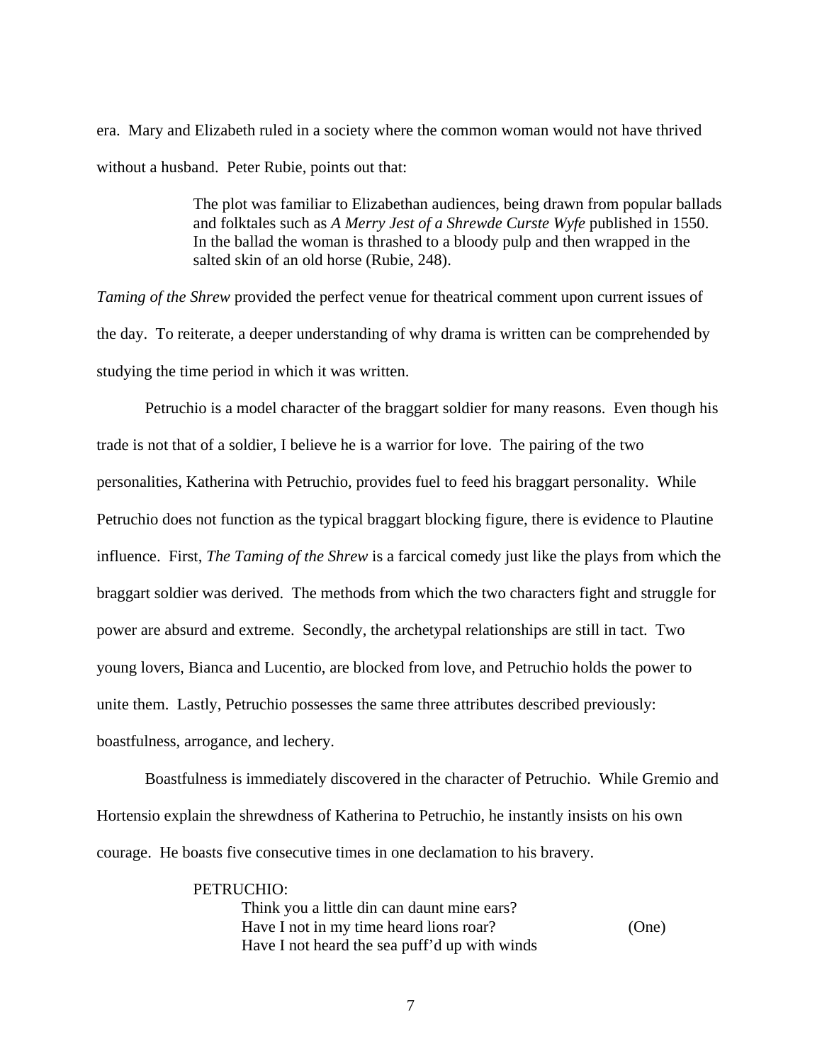era. Mary and Elizabeth ruled in a society where the common woman would not have thrived without a husband. Peter Rubie, points out that:

> The plot was familiar to Elizabethan audiences, being drawn from popular ballads and folktales such as *A Merry Jest of a Shrewde Curste Wyfe* published in 1550. In the ballad the woman is thrashed to a bloody pulp and then wrapped in the salted skin of an old horse (Rubie, 248).

*Taming of the Shrew* provided the perfect venue for theatrical comment upon current issues of the day. To reiterate, a deeper understanding of why drama is written can be comprehended by studying the time period in which it was written.

Petruchio is a model character of the braggart soldier for many reasons. Even though his trade is not that of a soldier, I believe he is a warrior for love. The pairing of the two personalities, Katherina with Petruchio, provides fuel to feed his braggart personality. While Petruchio does not function as the typical braggart blocking figure, there is evidence to Plautine influence. First, *The Taming of the Shrew* is a farcical comedy just like the plays from which the braggart soldier was derived. The methods from which the two characters fight and struggle for power are absurd and extreme. Secondly, the archetypal relationships are still in tact. Two young lovers, Bianca and Lucentio, are blocked from love, and Petruchio holds the power to unite them. Lastly, Petruchio possesses the same three attributes described previously: boastfulness, arrogance, and lechery.

Boastfulness is immediately discovered in the character of Petruchio. While Gremio and Hortensio explain the shrewdness of Katherina to Petruchio, he instantly insists on his own courage. He boasts five consecutive times in one declamation to his bravery.

> PETRUCHIO:
> Think you a little din can daunt mine ears?
> Have I not in my time heard lions roar? (One)
> Have I not heard the sea puff'd up with winds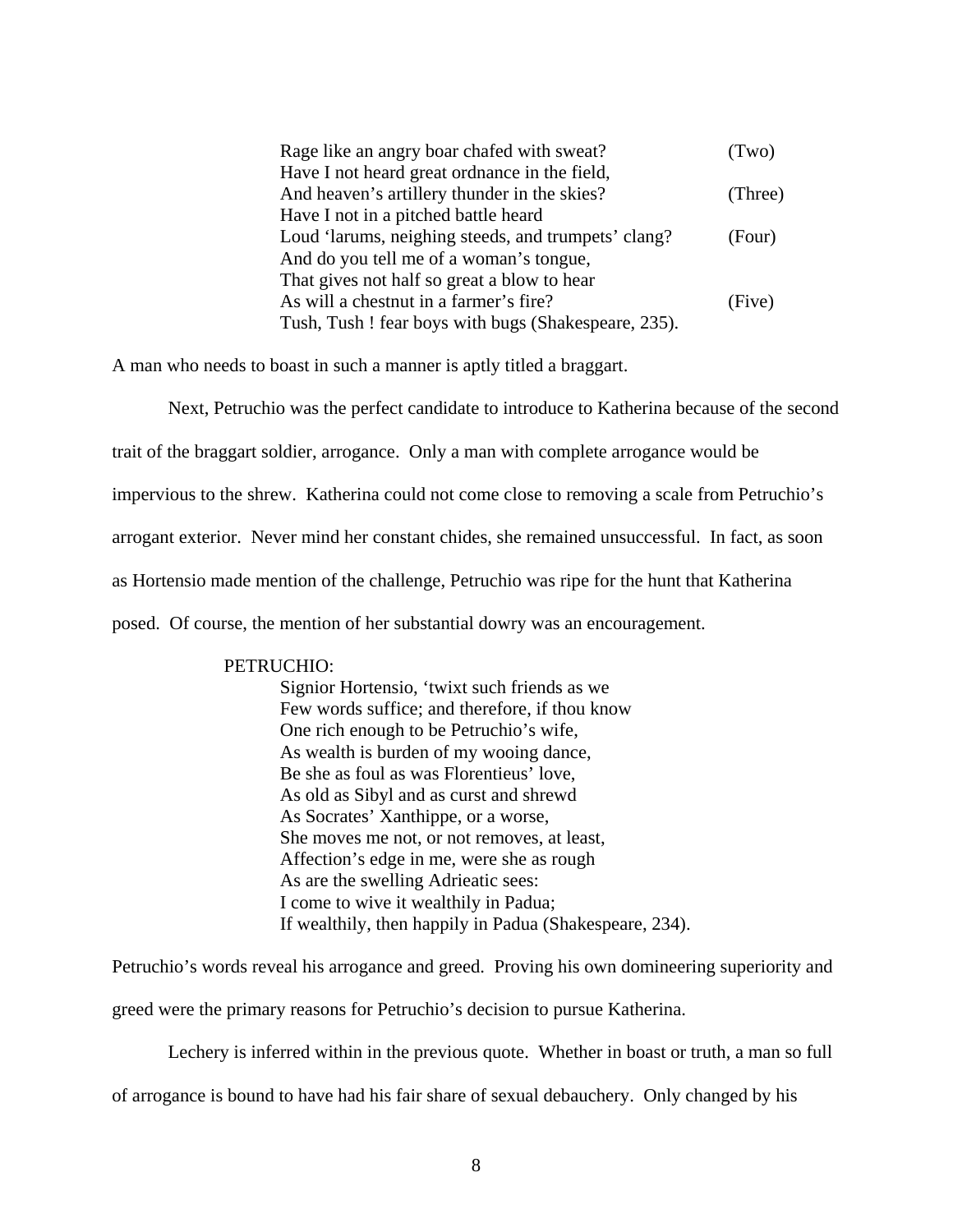Rage like an angry boar chafed with sweat? (Two)
Have I not heard great ordnance in the field,
And heaven's artillery thunder in the skies? (Three)
Have I not in a pitched battle heard
Loud 'larums, neighing steeds, and trumpets' clang? (Four)
And do you tell me of a woman's tongue,
That gives not half so great a blow to hear
As will a chestnut in a farmer's fire? (Five)
Tush, Tush ! fear boys with bugs (Shakespeare, 235).

A man who needs to boast in such a manner is aptly titled a braggart.

Next, Petruchio was the perfect candidate to introduce to Katherina because of the second trait of the braggart soldier, arrogance. Only a man with complete arrogance would be impervious to the shrew. Katherina could not come close to removing a scale from Petruchio's arrogant exterior. Never mind her constant chides, she remained unsuccessful. In fact, as soon as Hortensio made mention of the challenge, Petruchio was ripe for the hunt that Katherina posed. Of course, the mention of her substantial dowry was an encouragement.

PETRUCHIO:
Signior Hortensio, 'twixt such friends as we
Few words suffice; and therefore, if thou know
One rich enough to be Petruchio's wife,
As wealth is burden of my wooing dance,
Be she as foul as was Florentieus' love,
As old as Sibyl and as curst and shrewd
As Socrates' Xanthippe, or a worse,
She moves me not, or not removes, at least,
Affection's edge in me, were she as rough
As are the swelling Adrieatic sees:
I come to wive it wealthily in Padua;
If wealthily, then happily in Padua (Shakespeare, 234).

Petruchio's words reveal his arrogance and greed. Proving his own domineering superiority and greed were the primary reasons for Petruchio's decision to pursue Katherina.

Lechery is inferred within in the previous quote. Whether in boast or truth, a man so full of arrogance is bound to have had his fair share of sexual debauchery. Only changed by his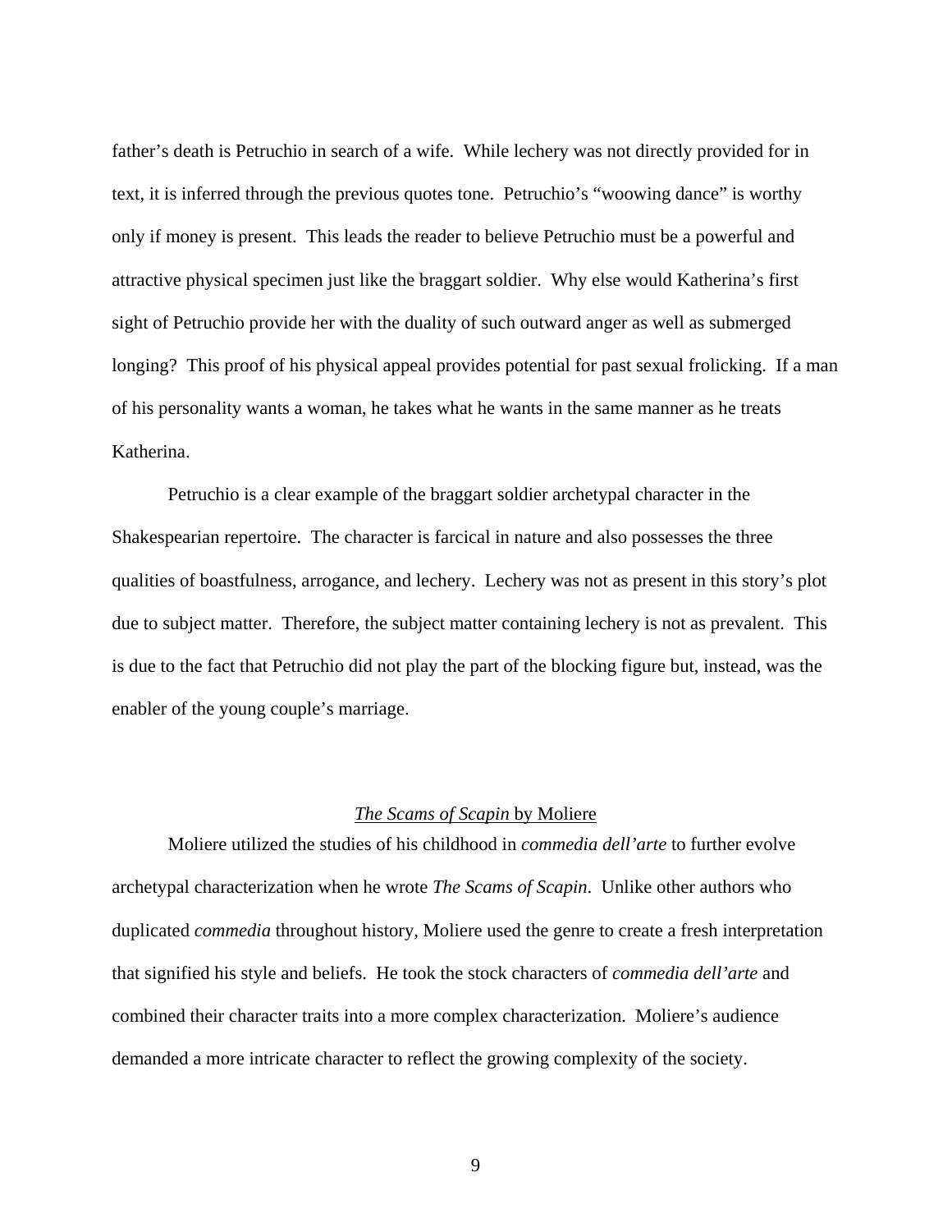father's death is Petruchio in search of a wife. While lechery was not directly provided for in text, it is inferred through the previous quotes tone. Petruchio's "woowing dance" is worthy only if money is present. This leads the reader to believe Petruchio must be a powerful and attractive physical specimen just like the braggart soldier. Why else would Katherina's first sight of Petruchio provide her with the duality of such outward anger as well as submerged longing? This proof of his physical appeal provides potential for past sexual frolicking. If a man of his personality wants a woman, he takes what he wants in the same manner as he treats Katherina.

Petruchio is a clear example of the braggart soldier archetypal character in the Shakespearian repertoire. The character is farcical in nature and also possesses the three qualities of boastfulness, arrogance, and lechery. Lechery was not as present in this story's plot due to subject matter. Therefore, the subject matter containing lechery is not as prevalent. This is due to the fact that Petruchio did not play the part of the blocking figure but, instead, was the enabler of the young couple's marriage.

## *The Scams of Scapin* by Moliere

Moliere utilized the studies of his childhood in *commedia dell'arte* to further evolve archetypal characterization when he wrote *The Scams of Scapin*. Unlike other authors who duplicated *commedia* throughout history, Moliere used the genre to create a fresh interpretation that signified his style and beliefs. He took the stock characters of *commedia dell'arte* and combined their character traits into a more complex characterization. Moliere's audience demanded a more intricate character to reflect the growing complexity of the society.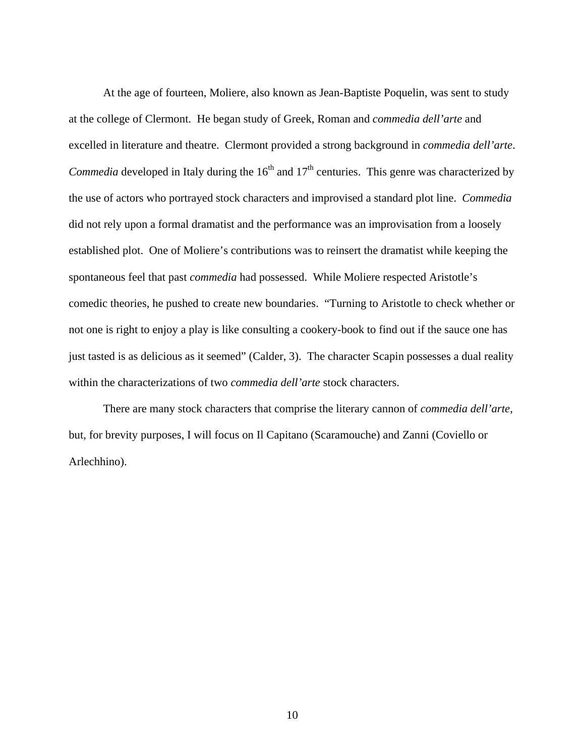At the age of fourteen, Moliere, also known as Jean-Baptiste Poquelin, was sent to study at the college of Clermont. He began study of Greek, Roman and *commedia dell'arte* and excelled in literature and theatre. Clermont provided a strong background in *commedia dell'arte*. *Commedia* developed in Italy during the $16^{th}$ and $17^{th}$ centuries. This genre was characterized by the use of actors who portrayed stock characters and improvised a standard plot line. *Commedia* did not rely upon a formal dramatist and the performance was an improvisation from a loosely established plot. One of Moliere's contributions was to reinsert the dramatist while keeping the spontaneous feel that past *commedia* had possessed. While Moliere respected Aristotle's comedic theories, he pushed to create new boundaries. "Turning to Aristotle to check whether or not one is right to enjoy a play is like consulting a cookery-book to find out if the sauce one has just tasted is as delicious as it seemed" (Calder, 3). The character Scapin possesses a dual reality within the characterizations of two *commedia dell'arte* stock characters.

There are many stock characters that comprise the literary cannon of *commedia dell'arte*, but, for brevity purposes, I will focus on Il Capitano (Scaramouche) and Zanni (Coviello or Arlechhino).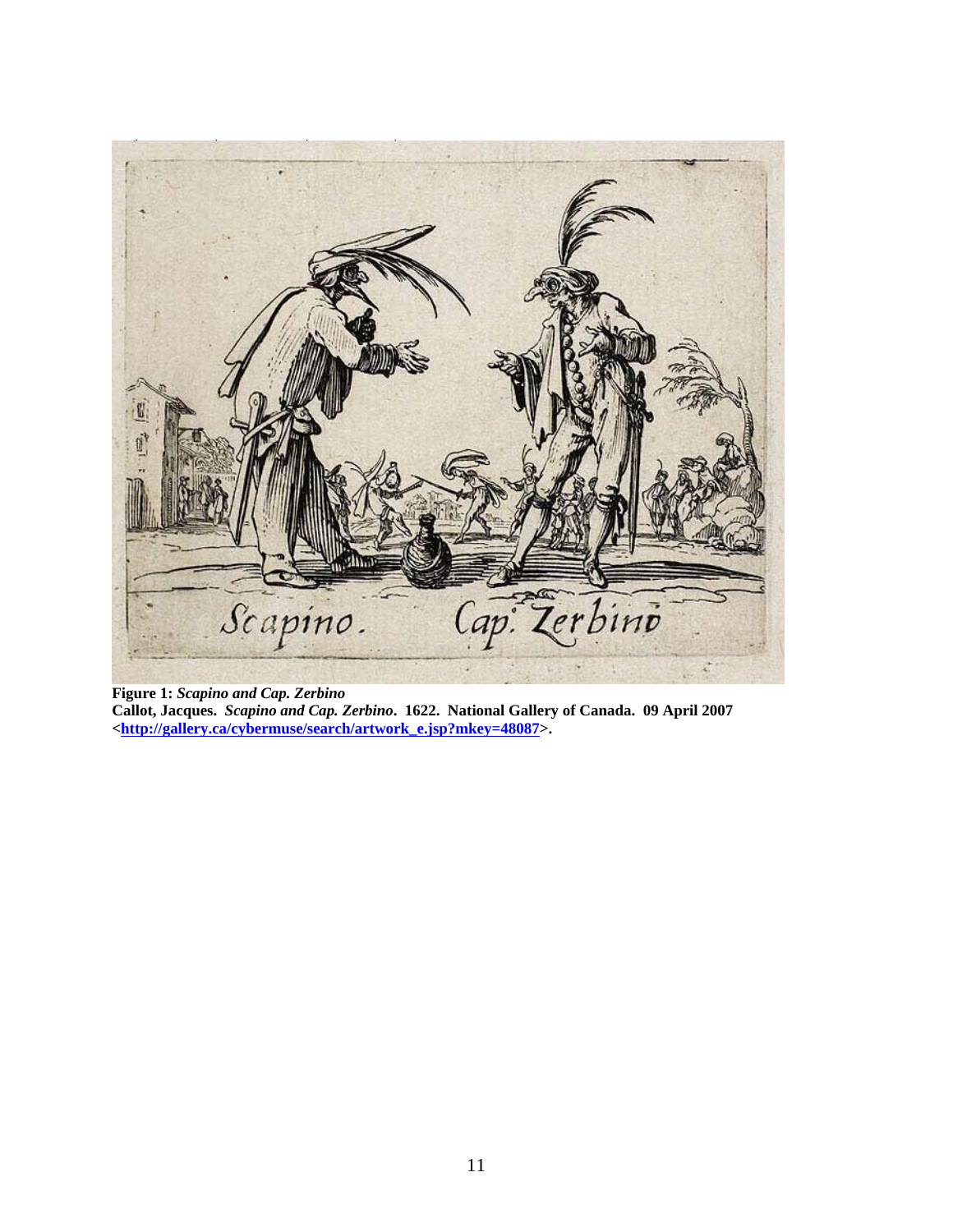**Figure 1:** ***Scapino and Cap. Zerbino***
**Callot, Jacques.** ***Scapino and Cap. Zerbino*****. 1622. National Gallery of Canada. 09 April 2007 <http://gallery.ca/cybermuse/search/artwork_e.jsp?mkey=48087>.**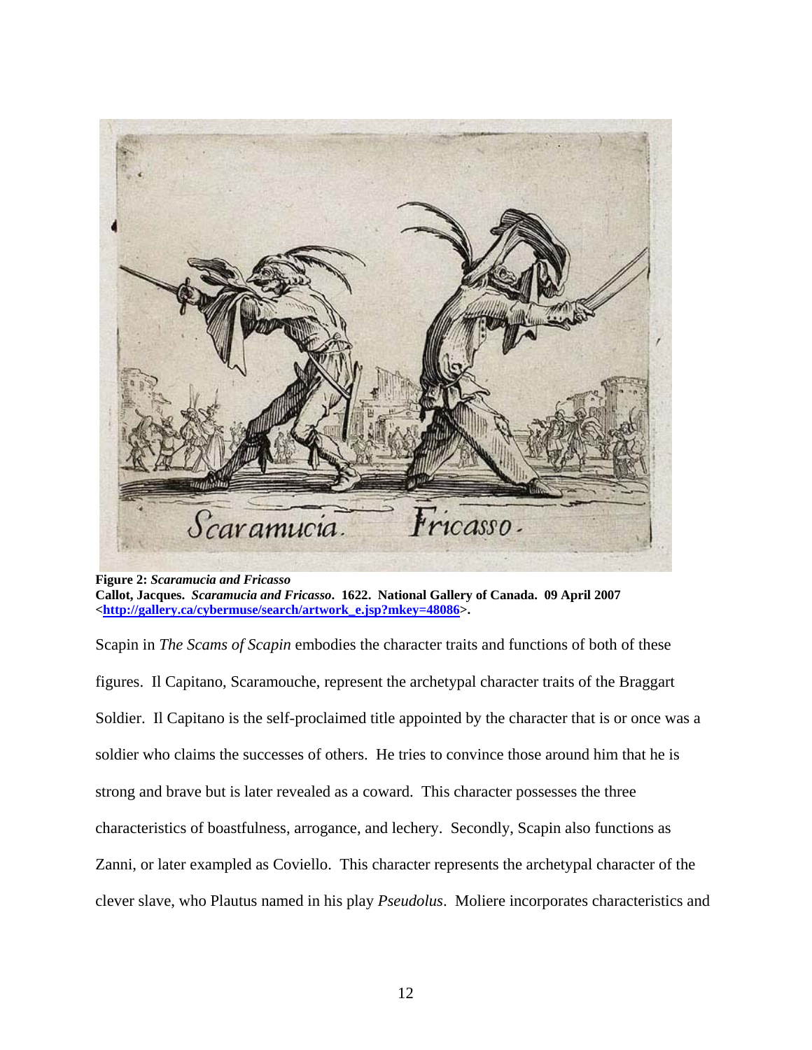**Figure 2:** ***Scaramucia and Fricasso***
**Callot, Jacques.** ***Scaramucia and Fricasso*****. 1622. National Gallery of Canada. 09 April 2007 <[http://gallery.ca/cybermuse/search/artwork_e.jsp?mkey=48086](http://gallery.ca/cybermuse/search/artwork_e.jsp?mkey=48086)>.**

Scapin in *The Scams of Scapin* embodies the character traits and functions of both of these figures. Il Capitano, Scaramouche, represent the archetypal character traits of the Braggart Soldier. Il Capitano is the self-proclaimed title appointed by the character that is or once was a soldier who claims the successes of others. He tries to convince those around him that he is strong and brave but is later revealed as a coward. This character possesses the three characteristics of boastfulness, arrogance, and lechery. Secondly, Scapin also functions as Zanni, or later exampled as Coviello. This character represents the archetypal character of the clever slave, who Plautus named in his play *Pseudolus*. Moliere incorporates characteristics and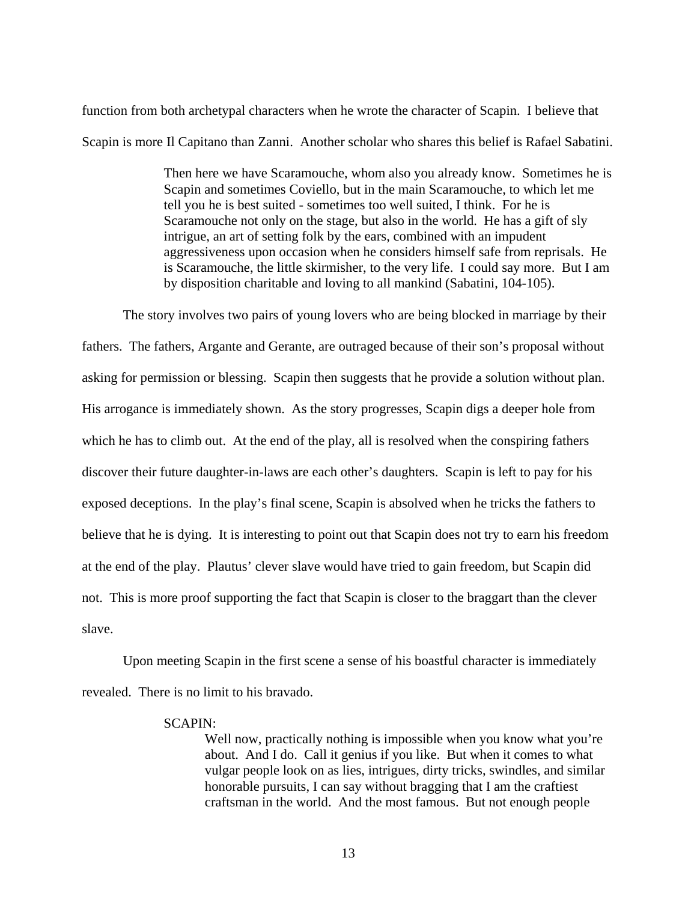function from both archetypal characters when he wrote the character of Scapin. I believe that Scapin is more Il Capitano than Zanni. Another scholar who shares this belief is Rafael Sabatini.

> Then here we have Scaramouche, whom also you already know. Sometimes he is Scapin and sometimes Coviello, but in the main Scaramouche, to which let me tell you he is best suited - sometimes too well suited, I think. For he is Scaramouche not only on the stage, but also in the world. He has a gift of sly intrigue, an art of setting folk by the ears, combined with an impudent aggressiveness upon occasion when he considers himself safe from reprisals. He is Scaramouche, the little skirmisher, to the very life. I could say more. But I am by disposition charitable and loving to all mankind (Sabatini, 104-105).

The story involves two pairs of young lovers who are being blocked in marriage by their fathers. The fathers, Argante and Gerante, are outraged because of their son's proposal without asking for permission or blessing. Scapin then suggests that he provide a solution without plan. His arrogance is immediately shown. As the story progresses, Scapin digs a deeper hole from which he has to climb out. At the end of the play, all is resolved when the conspiring fathers discover their future daughter-in-laws are each other's daughters. Scapin is left to pay for his exposed deceptions. In the play's final scene, Scapin is absolved when he tricks the fathers to believe that he is dying. It is interesting to point out that Scapin does not try to earn his freedom at the end of the play. Plautus' clever slave would have tried to gain freedom, but Scapin did not. This is more proof supporting the fact that Scapin is closer to the braggart than the clever slave.

Upon meeting Scapin in the first scene a sense of his boastful character is immediately revealed. There is no limit to his bravado.

> SCAPIN:
>
> Well now, practically nothing is impossible when you know what you're about. And I do. Call it genius if you like. But when it comes to what vulgar people look on as lies, intrigues, dirty tricks, swindles, and similar honorable pursuits, I can say without bragging that I am the craftiest craftsman in the world. And the most famous. But not enough people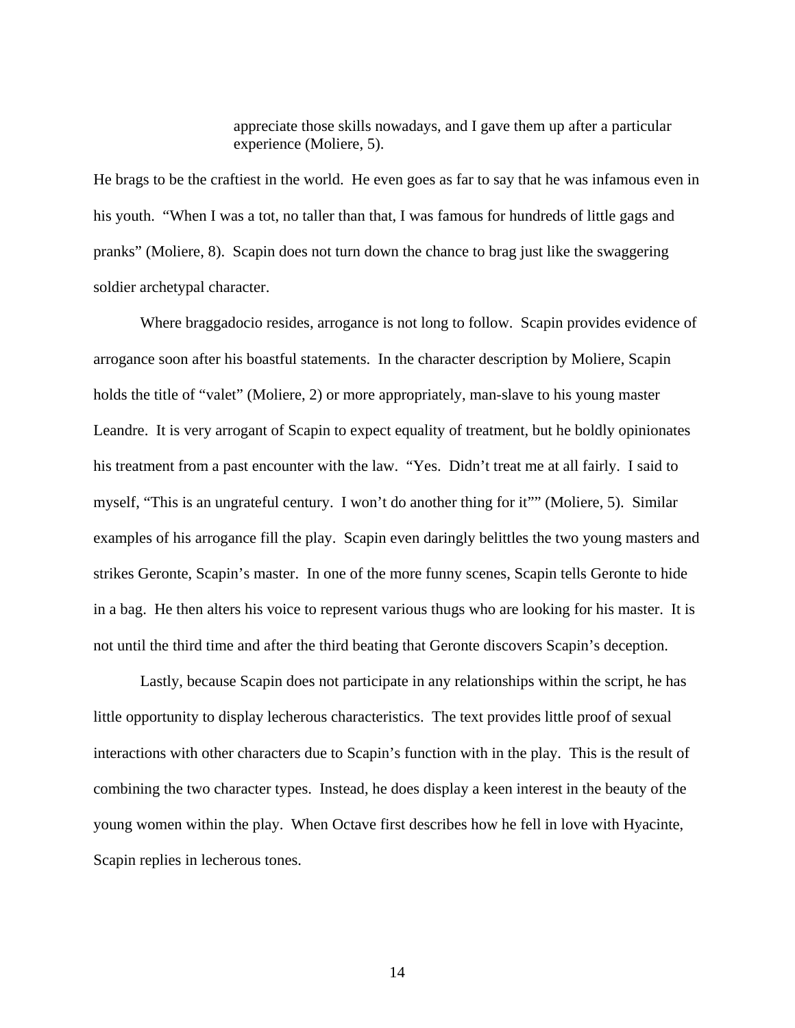> appreciate those skills nowadays, and I gave them up after a particular experience (Moliere, 5).

He brags to be the craftiest in the world. He even goes as far to say that he was infamous even in his youth. "When I was a tot, no taller than that, I was famous for hundreds of little gags and pranks" (Moliere, 8). Scapin does not turn down the chance to brag just like the swaggering soldier archetypal character.

Where braggadocio resides, arrogance is not long to follow. Scapin provides evidence of arrogance soon after his boastful statements. In the character description by Moliere, Scapin holds the title of "valet" (Moliere, 2) or more appropriately, man-slave to his young master Leandre. It is very arrogant of Scapin to expect equality of treatment, but he boldly opinionates his treatment from a past encounter with the law. "Yes. Didn't treat me at all fairly. I said to myself, "This is an ungrateful century. I won't do another thing for it"" (Moliere, 5). Similar examples of his arrogance fill the play. Scapin even daringly belittles the two young masters and strikes Geronte, Scapin's master. In one of the more funny scenes, Scapin tells Geronte to hide in a bag. He then alters his voice to represent various thugs who are looking for his master. It is not until the third time and after the third beating that Geronte discovers Scapin's deception.

Lastly, because Scapin does not participate in any relationships within the script, he has little opportunity to display lecherous characteristics. The text provides little proof of sexual interactions with other characters due to Scapin's function with in the play. This is the result of combining the two character types. Instead, he does display a keen interest in the beauty of the young women within the play. When Octave first describes how he fell in love with Hyacinte, Scapin replies in lecherous tones.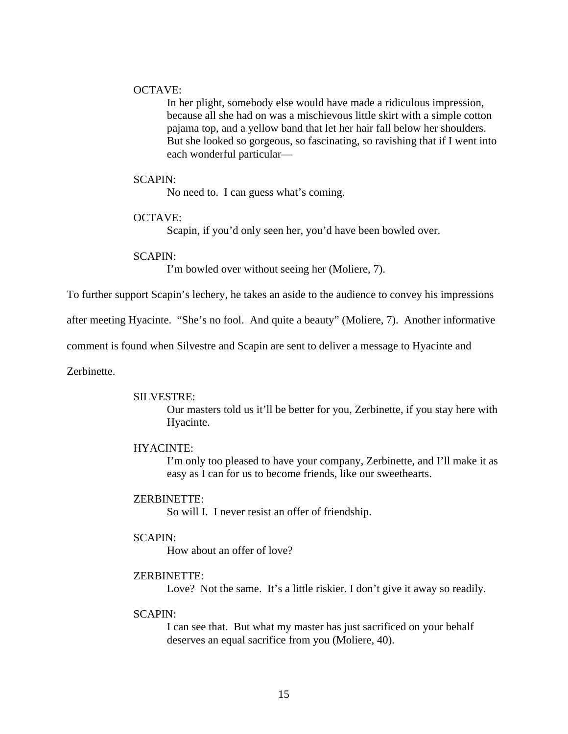OCTAVE:

> In her plight, somebody else would have made a ridiculous impression, because all she had on was a mischievous little skirt with a simple cotton pajama top, and a yellow band that let her hair fall below her shoulders. But she looked so gorgeous, so fascinating, so ravishing that if I went into each wonderful particular—

SCAPIN:

> No need to. I can guess what's coming.

OCTAVE:

> Scapin, if you'd only seen her, you'd have been bowled over.

SCAPIN:

> I'm bowled over without seeing her (Moliere, 7).

To further support Scapin's lechery, he takes an aside to the audience to convey his impressions after meeting Hyacinte. "She's no fool. And quite a beauty" (Moliere, 7). Another informative comment is found when Silvestre and Scapin are sent to deliver a message to Hyacinte and Zerbinette.

SILVESTRE:

> Our masters told us it'll be better for you, Zerbinette, if you stay here with Hyacinte.

HYACINTE:

> I'm only too pleased to have your company, Zerbinette, and I'll make it as easy as I can for us to become friends, like our sweethearts.

ZERBINETTE:

> So will I. I never resist an offer of friendship.

SCAPIN:

> How about an offer of love?

ZERBINETTE:

> Love? Not the same. It's a little riskier. I don't give it away so readily.

SCAPIN:

> I can see that. But what my master has just sacrificed on your behalf deserves an equal sacrifice from you (Moliere, 40).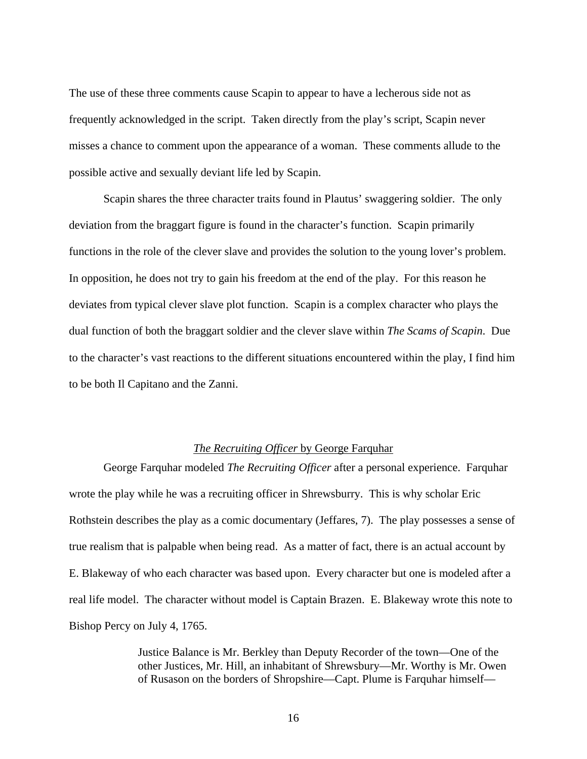The use of these three comments cause Scapin to appear to have a lecherous side not as frequently acknowledged in the script. Taken directly from the play's script, Scapin never misses a chance to comment upon the appearance of a woman. These comments allude to the possible active and sexually deviant life led by Scapin.

Scapin shares the three character traits found in Plautus' swaggering soldier. The only deviation from the braggart figure is found in the character's function. Scapin primarily functions in the role of the clever slave and provides the solution to the young lover's problem. In opposition, he does not try to gain his freedom at the end of the play. For this reason he deviates from typical clever slave plot function. Scapin is a complex character who plays the dual function of both the braggart soldier and the clever slave within *The Scams of Scapin*. Due to the character's vast reactions to the different situations encountered within the play, I find him to be both Il Capitano and the Zanni.

### *The Recruiting Officer* by George Farquhar

George Farquhar modeled *The Recruiting Officer* after a personal experience. Farquhar wrote the play while he was a recruiting officer in Shrewsburry. This is why scholar Eric Rothstein describes the play as a comic documentary (Jeffares, 7). The play possesses a sense of true realism that is palpable when being read. As a matter of fact, there is an actual account by E. Blakeway of who each character was based upon. Every character but one is modeled after a real life model. The character without model is Captain Brazen. E. Blakeway wrote this note to Bishop Percy on July 4, 1765.

> Justice Balance is Mr. Berkley than Deputy Recorder of the town—One of the other Justices, Mr. Hill, an inhabitant of Shrewsbury—Mr. Worthy is Mr. Owen of Rusason on the borders of Shropshire—Capt. Plume is Farquhar himself—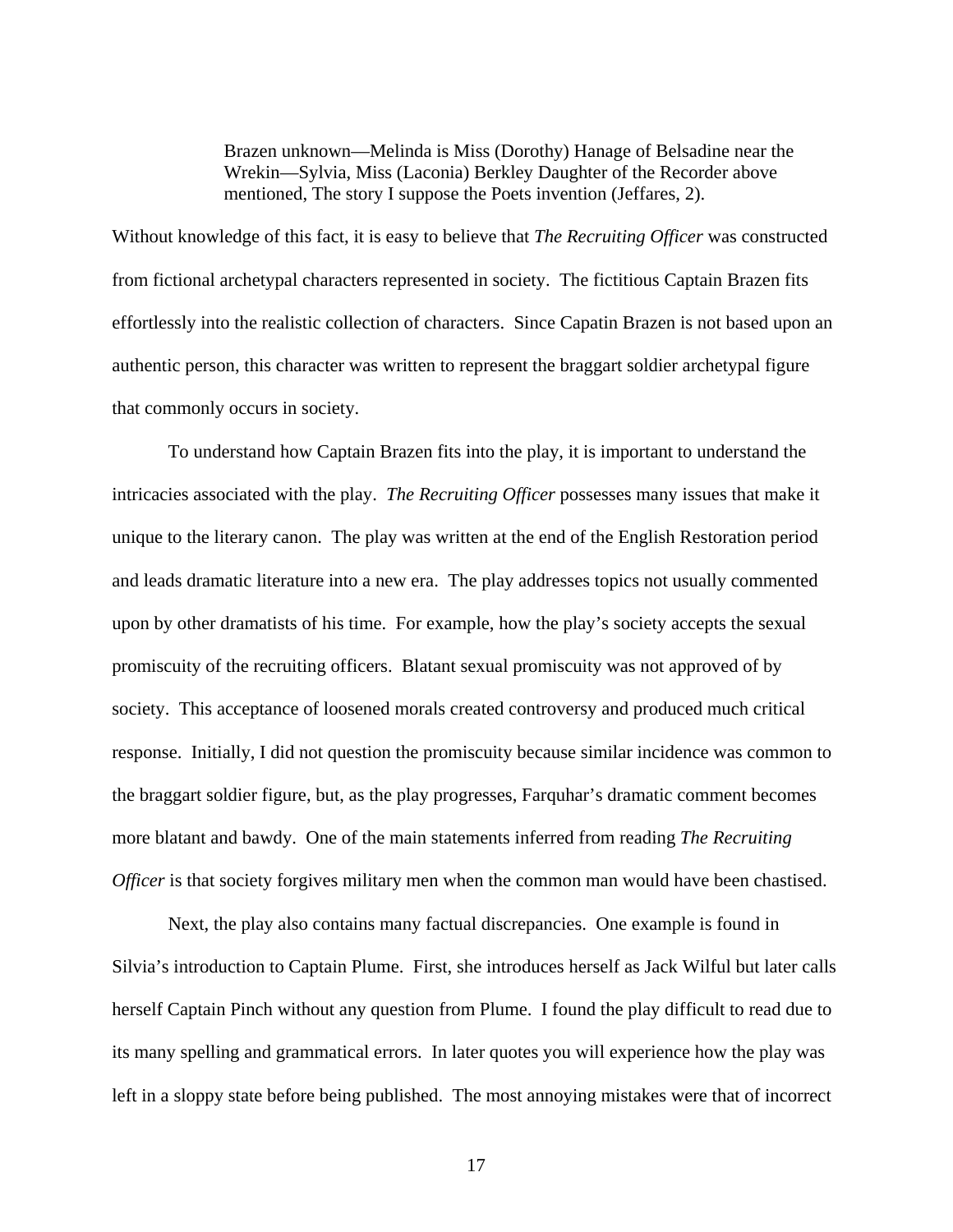> Brazen unknown—Melinda is Miss (Dorothy) Hanage of Belsadine near the Wrekin—Sylvia, Miss (Laconia) Berkley Daughter of the Recorder above mentioned, The story I suppose the Poets invention (Jeffares, 2).

Without knowledge of this fact, it is easy to believe that *The Recruiting Officer* was constructed from fictional archetypal characters represented in society. The fictitious Captain Brazen fits effortlessly into the realistic collection of characters. Since Capatin Brazen is not based upon an authentic person, this character was written to represent the braggart soldier archetypal figure that commonly occurs in society.

To understand how Captain Brazen fits into the play, it is important to understand the intricacies associated with the play. *The Recruiting Officer* possesses many issues that make it unique to the literary canon. The play was written at the end of the English Restoration period and leads dramatic literature into a new era. The play addresses topics not usually commented upon by other dramatists of his time. For example, how the play's society accepts the sexual promiscuity of the recruiting officers. Blatant sexual promiscuity was not approved of by society. This acceptance of loosened morals created controversy and produced much critical response. Initially, I did not question the promiscuity because similar incidence was common to the braggart soldier figure, but, as the play progresses, Farquhar's dramatic comment becomes more blatant and bawdy. One of the main statements inferred from reading *The Recruiting Officer* is that society forgives military men when the common man would have been chastised.

Next, the play also contains many factual discrepancies. One example is found in Silvia's introduction to Captain Plume. First, she introduces herself as Jack Wilful but later calls herself Captain Pinch without any question from Plume. I found the play difficult to read due to its many spelling and grammatical errors. In later quotes you will experience how the play was left in a sloppy state before being published. The most annoying mistakes were that of incorrect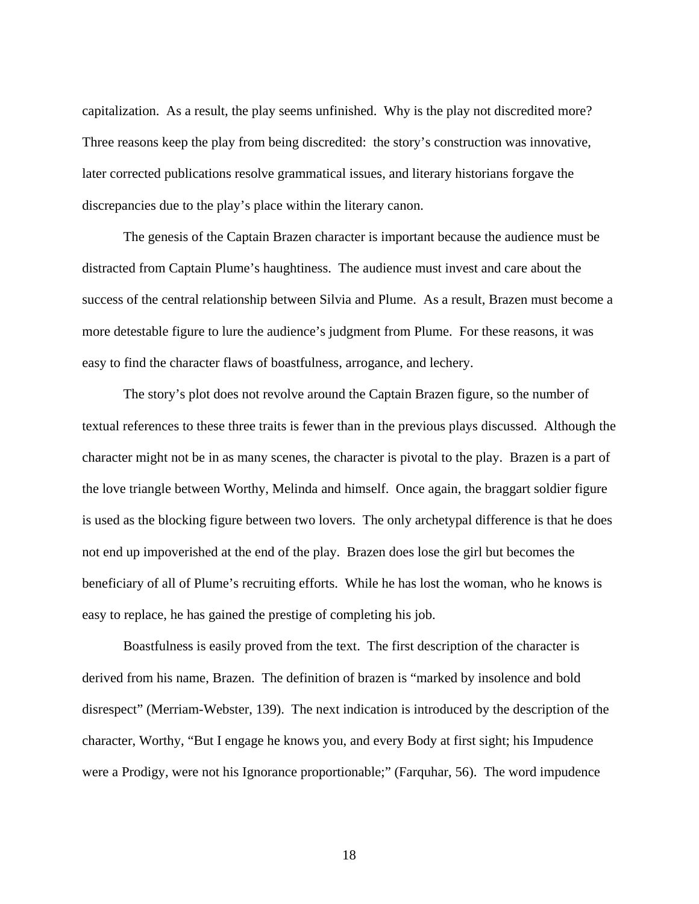capitalization. As a result, the play seems unfinished. Why is the play not discredited more? Three reasons keep the play from being discredited: the story's construction was innovative, later corrected publications resolve grammatical issues, and literary historians forgave the discrepancies due to the play's place within the literary canon.

The genesis of the Captain Brazen character is important because the audience must be distracted from Captain Plume's haughtiness. The audience must invest and care about the success of the central relationship between Silvia and Plume. As a result, Brazen must become a more detestable figure to lure the audience's judgment from Plume. For these reasons, it was easy to find the character flaws of boastfulness, arrogance, and lechery.

The story's plot does not revolve around the Captain Brazen figure, so the number of textual references to these three traits is fewer than in the previous plays discussed. Although the character might not be in as many scenes, the character is pivotal to the play. Brazen is a part of the love triangle between Worthy, Melinda and himself. Once again, the braggart soldier figure is used as the blocking figure between two lovers. The only archetypal difference is that he does not end up impoverished at the end of the play. Brazen does lose the girl but becomes the beneficiary of all of Plume's recruiting efforts. While he has lost the woman, who he knows is easy to replace, he has gained the prestige of completing his job.

Boastfulness is easily proved from the text. The first description of the character is derived from his name, Brazen. The definition of brazen is "marked by insolence and bold disrespect" (Merriam-Webster, 139). The next indication is introduced by the description of the character, Worthy, "But I engage he knows you, and every Body at first sight; his Impudence were a Prodigy, were not his Ignorance proportionable;" (Farquhar, 56). The word impudence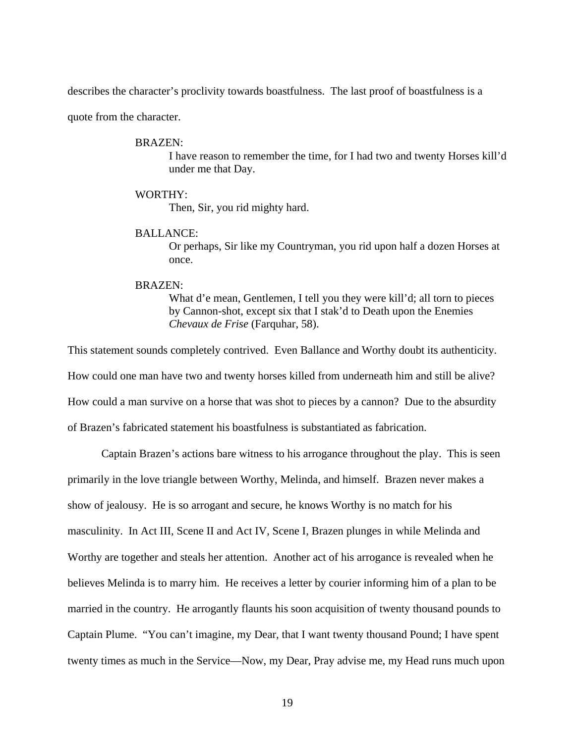describes the character's proclivity towards boastfulness. The last proof of boastfulness is a quote from the character.

> BRAZEN:
> I have reason to remember the time, for I had two and twenty Horses kill'd under me that Day.
>
> WORTHY:
> Then, Sir, you rid mighty hard.
>
> BALLANCE:
> Or perhaps, Sir like my Countryman, you rid upon half a dozen Horses at once.
>
> BRAZEN:
> What d'e mean, Gentlemen, I tell you they were kill'd; all torn to pieces by Cannon-shot, except six that I stak'd to Death upon the Enemies *Chevaux de Frise* (Farquhar, 58).

This statement sounds completely contrived. Even Ballance and Worthy doubt its authenticity. How could one man have two and twenty horses killed from underneath him and still be alive? How could a man survive on a horse that was shot to pieces by a cannon? Due to the absurdity of Brazen's fabricated statement his boastfulness is substantiated as fabrication.

Captain Brazen's actions bare witness to his arrogance throughout the play. This is seen primarily in the love triangle between Worthy, Melinda, and himself. Brazen never makes a show of jealousy. He is so arrogant and secure, he knows Worthy is no match for his masculinity. In Act III, Scene II and Act IV, Scene I, Brazen plunges in while Melinda and Worthy are together and steals her attention. Another act of his arrogance is revealed when he believes Melinda is to marry him. He receives a letter by courier informing him of a plan to be married in the country. He arrogantly flaunts his soon acquisition of twenty thousand pounds to Captain Plume. "You can't imagine, my Dear, that I want twenty thousand Pound; I have spent twenty times as much in the Service—Now, my Dear, Pray advise me, my Head runs much upon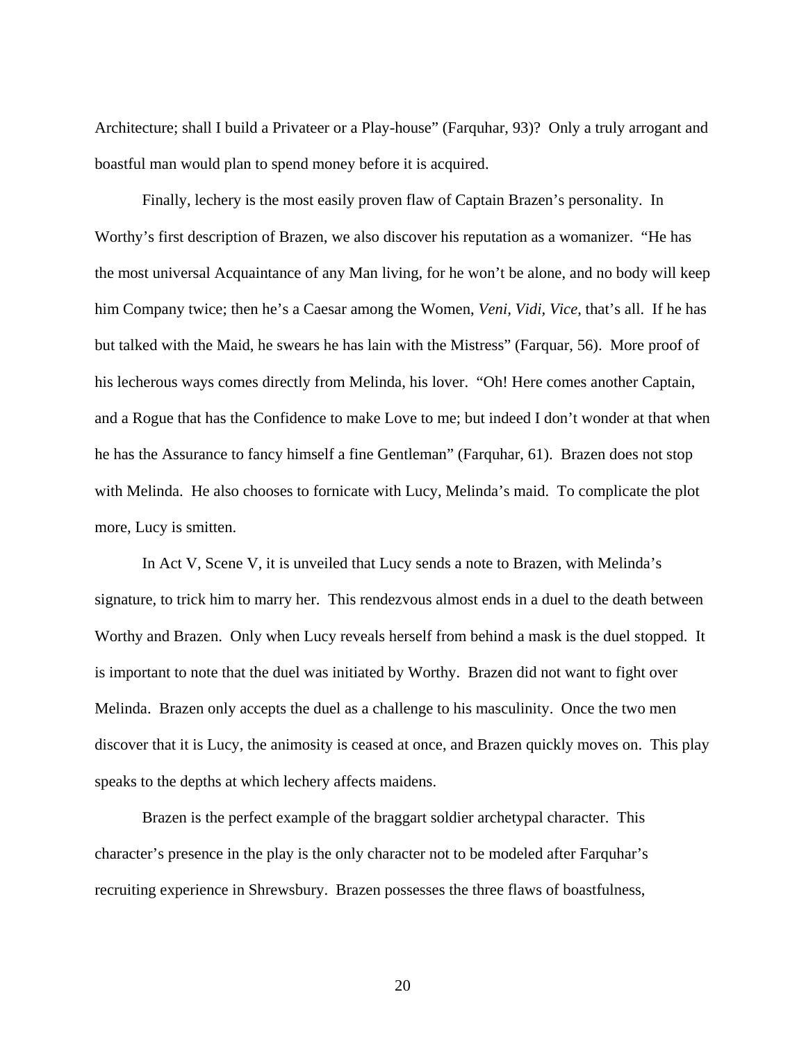Architecture; shall I build a Privateer or a Play-house" (Farquhar, 93)? Only a truly arrogant and boastful man would plan to spend money before it is acquired.

Finally, lechery is the most easily proven flaw of Captain Brazen's personality. In Worthy's first description of Brazen, we also discover his reputation as a womanizer. "He has the most universal Acquaintance of any Man living, for he won't be alone, and no body will keep him Company twice; then he's a Caesar among the Women, *Veni, Vidi, Vice*, that's all. If he has but talked with the Maid, he swears he has lain with the Mistress" (Farquar, 56). More proof of his lecherous ways comes directly from Melinda, his lover. "Oh! Here comes another Captain, and a Rogue that has the Confidence to make Love to me; but indeed I don't wonder at that when he has the Assurance to fancy himself a fine Gentleman" (Farquhar, 61). Brazen does not stop with Melinda. He also chooses to fornicate with Lucy, Melinda's maid. To complicate the plot more, Lucy is smitten.

In Act V, Scene V, it is unveiled that Lucy sends a note to Brazen, with Melinda's signature, to trick him to marry her. This rendezvous almost ends in a duel to the death between Worthy and Brazen. Only when Lucy reveals herself from behind a mask is the duel stopped. It is important to note that the duel was initiated by Worthy. Brazen did not want to fight over Melinda. Brazen only accepts the duel as a challenge to his masculinity. Once the two men discover that it is Lucy, the animosity is ceased at once, and Brazen quickly moves on. This play speaks to the depths at which lechery affects maidens.

Brazen is the perfect example of the braggart soldier archetypal character. This character's presence in the play is the only character not to be modeled after Farquhar's recruiting experience in Shrewsbury. Brazen possesses the three flaws of boastfulness,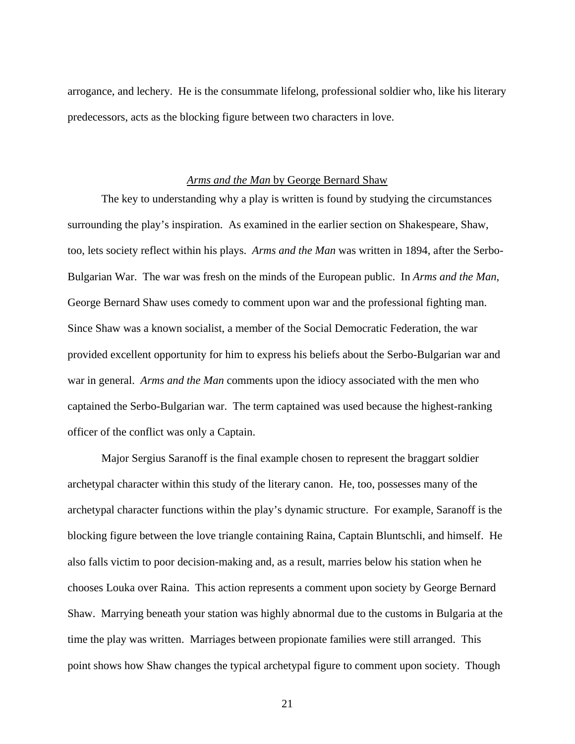arrogance, and lechery. He is the consummate lifelong, professional soldier who, like his literary predecessors, acts as the blocking figure between two characters in love.

## *Arms and the Man* by George Bernard Shaw

The key to understanding why a play is written is found by studying the circumstances surrounding the play's inspiration. As examined in the earlier section on Shakespeare, Shaw, too, lets society reflect within his plays. *Arms and the Man* was written in 1894, after the Serbo-Bulgarian War. The war was fresh on the minds of the European public. In *Arms and the Man*, George Bernard Shaw uses comedy to comment upon war and the professional fighting man. Since Shaw was a known socialist, a member of the Social Democratic Federation, the war provided excellent opportunity for him to express his beliefs about the Serbo-Bulgarian war and war in general. *Arms and the Man* comments upon the idiocy associated with the men who captained the Serbo-Bulgarian war. The term captained was used because the highest-ranking officer of the conflict was only a Captain.

Major Sergius Saranoff is the final example chosen to represent the braggart soldier archetypal character within this study of the literary canon. He, too, possesses many of the archetypal character functions within the play's dynamic structure. For example, Saranoff is the blocking figure between the love triangle containing Raina, Captain Bluntschli, and himself. He also falls victim to poor decision-making and, as a result, marries below his station when he chooses Louka over Raina. This action represents a comment upon society by George Bernard Shaw. Marrying beneath your station was highly abnormal due to the customs in Bulgaria at the time the play was written. Marriages between propionate families were still arranged. This point shows how Shaw changes the typical archetypal figure to comment upon society. Though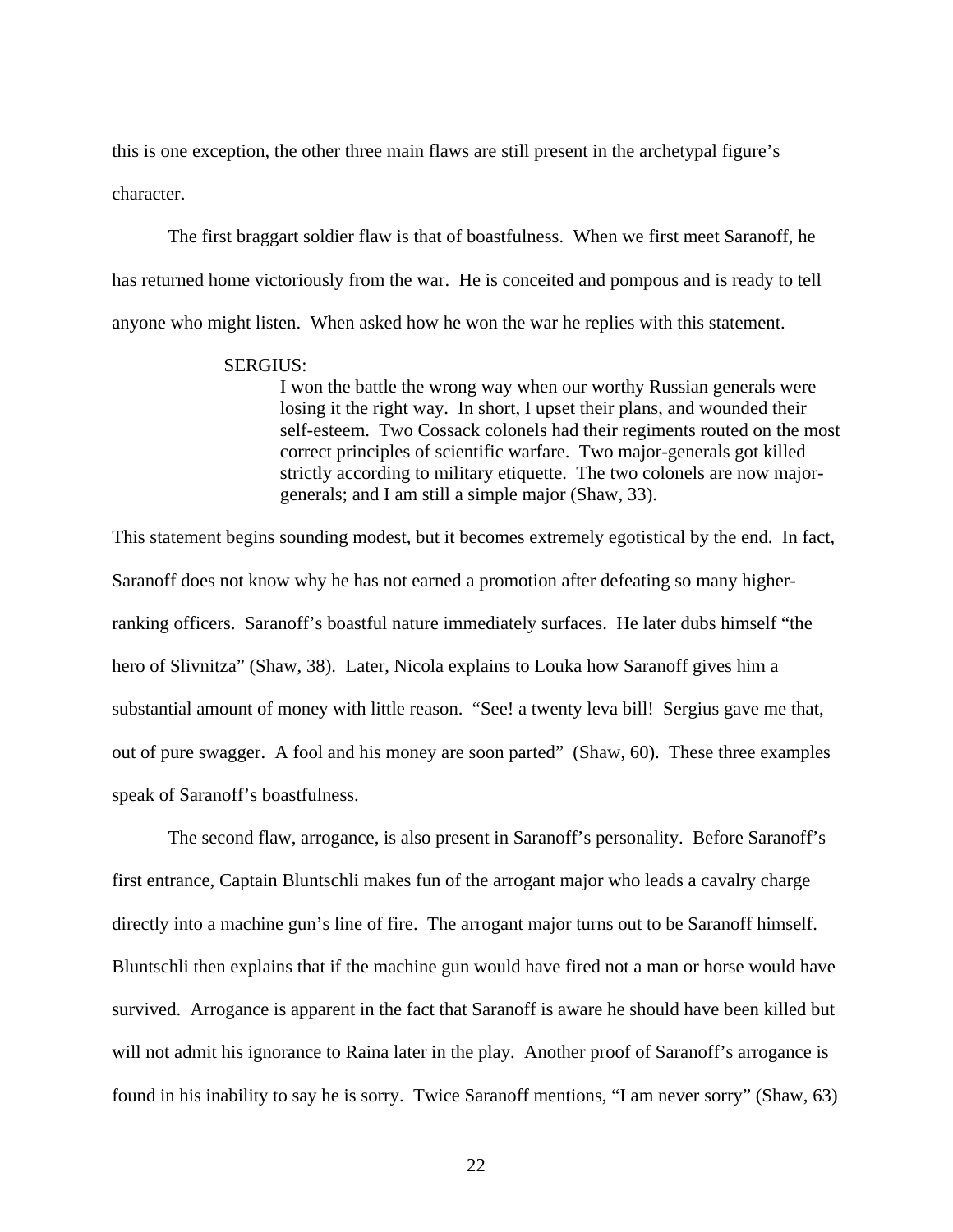this is one exception, the other three main flaws are still present in the archetypal figure's character.

The first braggart soldier flaw is that of boastfulness. When we first meet Saranoff, he has returned home victoriously from the war. He is conceited and pompous and is ready to tell anyone who might listen. When asked how he won the war he replies with this statement.

> SERGIUS:
>
> I won the battle the wrong way when our worthy Russian generals were losing it the right way. In short, I upset their plans, and wounded their self-esteem. Two Cossack colonels had their regiments routed on the most correct principles of scientific warfare. Two major-generals got killed strictly according to military etiquette. The two colonels are now major-generals; and I am still a simple major (Shaw, 33).

This statement begins sounding modest, but it becomes extremely egotistical by the end. In fact, Saranoff does not know why he has not earned a promotion after defeating so many higher-ranking officers. Saranoff's boastful nature immediately surfaces. He later dubs himself "the hero of Slivnitza" (Shaw, 38). Later, Nicola explains to Louka how Saranoff gives him a substantial amount of money with little reason. "See! a twenty leva bill! Sergius gave me that, out of pure swagger. A fool and his money are soon parted" (Shaw, 60). These three examples speak of Saranoff's boastfulness.

The second flaw, arrogance, is also present in Saranoff's personality. Before Saranoff's first entrance, Captain Bluntschli makes fun of the arrogant major who leads a cavalry charge directly into a machine gun's line of fire. The arrogant major turns out to be Saranoff himself. Bluntschli then explains that if the machine gun would have fired not a man or horse would have survived. Arrogance is apparent in the fact that Saranoff is aware he should have been killed but will not admit his ignorance to Raina later in the play. Another proof of Saranoff's arrogance is found in his inability to say he is sorry. Twice Saranoff mentions, "I am never sorry" (Shaw, 63)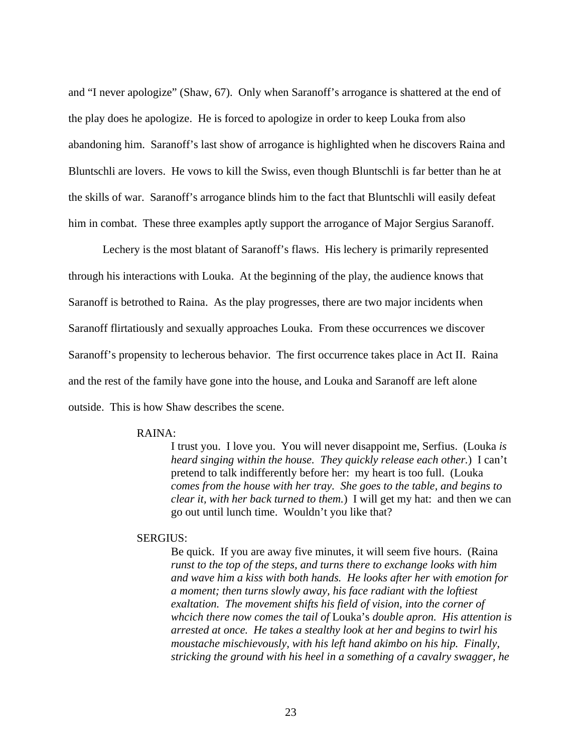and "I never apologize" (Shaw, 67). Only when Saranoff's arrogance is shattered at the end of the play does he apologize. He is forced to apologize in order to keep Louka from also abandoning him. Saranoff's last show of arrogance is highlighted when he discovers Raina and Bluntschli are lovers. He vows to kill the Swiss, even though Bluntschli is far better than he at the skills of war. Saranoff's arrogance blinds him to the fact that Bluntschli will easily defeat him in combat. These three examples aptly support the arrogance of Major Sergius Saranoff.

Lechery is the most blatant of Saranoff's flaws. His lechery is primarily represented through his interactions with Louka. At the beginning of the play, the audience knows that Saranoff is betrothed to Raina. As the play progresses, there are two major incidents when Saranoff flirtatiously and sexually approaches Louka. From these occurrences we discover Saranoff's propensity to lecherous behavior. The first occurrence takes place in Act II. Raina and the rest of the family have gone into the house, and Louka and Saranoff are left alone outside. This is how Shaw describes the scene.

> RAINA:
>
> I trust you. I love you. You will never disappoint me, Serfius. (Louka *is heard singing within the house. They quickly release each other.*) I can't pretend to talk indifferently before her: my heart is too full. (Louka *comes from the house with her tray. She goes to the table, and begins to clear it, with her back turned to them.*) I will get my hat: and then we can go out until lunch time. Wouldn't you like that?
>
> SERGIUS:
>
> Be quick. If you are away five minutes, it will seem five hours. (Raina *runst to the top of the steps, and turns there to exchange looks with him and wave him a kiss with both hands. He looks after her with emotion for a moment; then turns slowly away, his face radiant with the loftiest exaltation. The movement shifts his field of vision, into the corner of whcich there now comes the tail of* Louka's *double apron. His attention is arrested at once. He takes a stealthy look at her and begins to twirl his moustache mischievously, with his left hand akimbo on his hip. Finally, stricking the ground with his heel in a something of a cavalry swagger, he*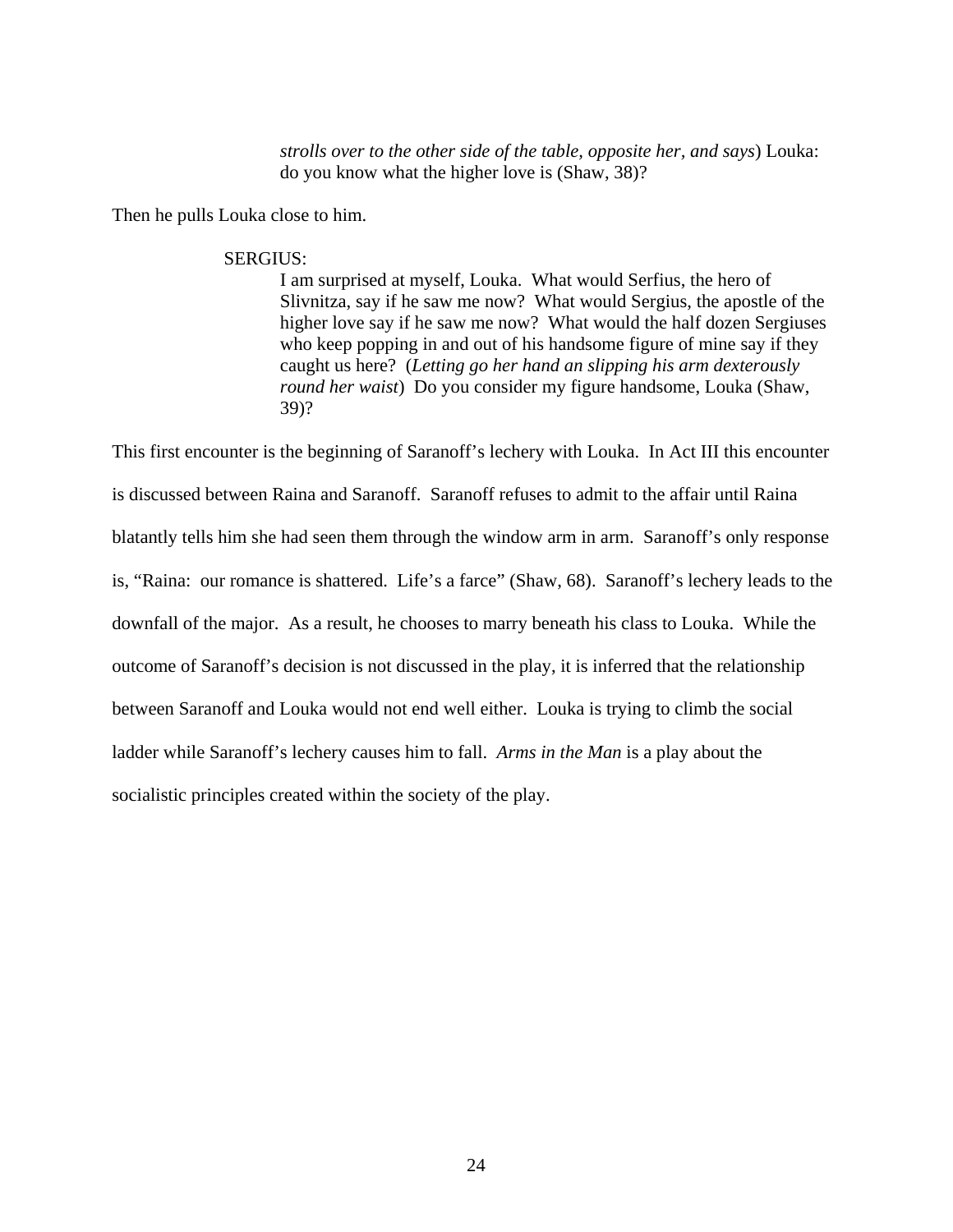> *strolls over to the other side of the table, opposite her, and says*) Louka: do you know what the higher love is (Shaw, 38)?

Then he pulls Louka close to him.

> SERGIUS:
>
> I am surprised at myself, Louka. What would Serfius, the hero of Slivnitza, say if he saw me now? What would Sergius, the apostle of the higher love say if he saw me now? What would the half dozen Sergiuses who keep popping in and out of his handsome figure of mine say if they caught us here? (*Letting go her hand an slipping his arm dexterously round her waist*) Do you consider my figure handsome, Louka (Shaw, 39)?

This first encounter is the beginning of Saranoff's lechery with Louka. In Act III this encounter is discussed between Raina and Saranoff. Saranoff refuses to admit to the affair until Raina blatantly tells him she had seen them through the window arm in arm. Saranoff's only response is, "Raina: our romance is shattered. Life's a farce" (Shaw, 68). Saranoff's lechery leads to the downfall of the major. As a result, he chooses to marry beneath his class to Louka. While the outcome of Saranoff's decision is not discussed in the play, it is inferred that the relationship between Saranoff and Louka would not end well either. Louka is trying to climb the social ladder while Saranoff's lechery causes him to fall. *Arms in the Man* is a play about the socialistic principles created within the society of the play.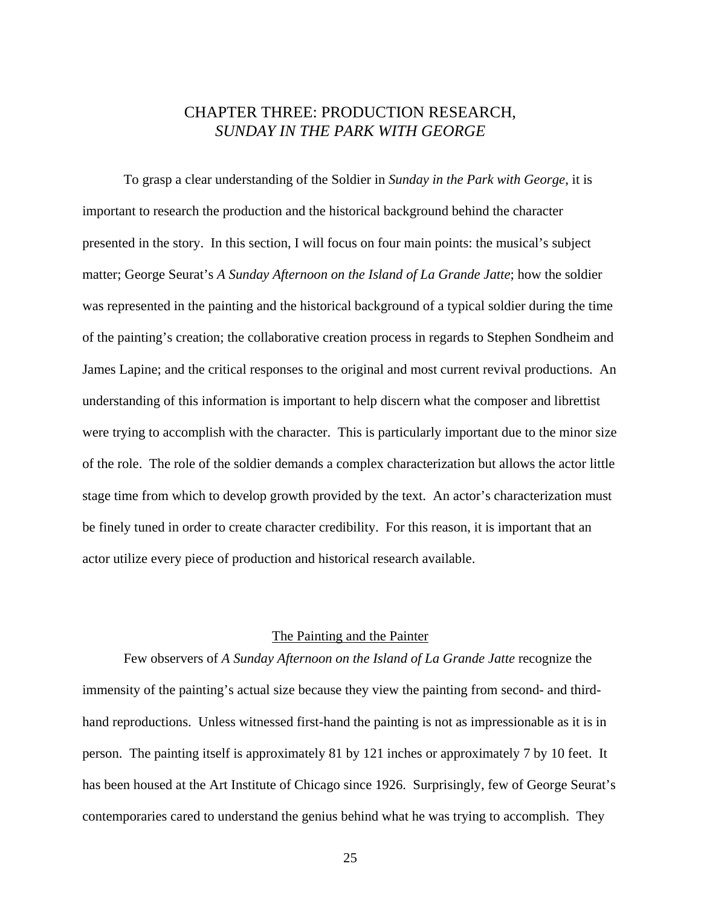# CHAPTER THREE: PRODUCTION RESEARCH, *SUNDAY IN THE PARK WITH GEORGE*

To grasp a clear understanding of the Soldier in *Sunday in the Park with George*, it is important to research the production and the historical background behind the character presented in the story. In this section, I will focus on four main points: the musical's subject matter; George Seurat's *A Sunday Afternoon on the Island of La Grande Jatte*; how the soldier was represented in the painting and the historical background of a typical soldier during the time of the painting's creation; the collaborative creation process in regards to Stephen Sondheim and James Lapine; and the critical responses to the original and most current revival productions. An understanding of this information is important to help discern what the composer and librettist were trying to accomplish with the character. This is particularly important due to the minor size of the role. The role of the soldier demands a complex characterization but allows the actor little stage time from which to develop growth provided by the text. An actor's characterization must be finely tuned in order to create character credibility. For this reason, it is important that an actor utilize every piece of production and historical research available.

## The Painting and the Painter

Few observers of *A Sunday Afternoon on the Island of La Grande Jatte* recognize the immensity of the painting's actual size because they view the painting from second- and third-hand reproductions. Unless witnessed first-hand the painting is not as impressionable as it is in person. The painting itself is approximately 81 by 121 inches or approximately 7 by 10 feet. It has been housed at the Art Institute of Chicago since 1926. Surprisingly, few of George Seurat's contemporaries cared to understand the genius behind what he was trying to accomplish. They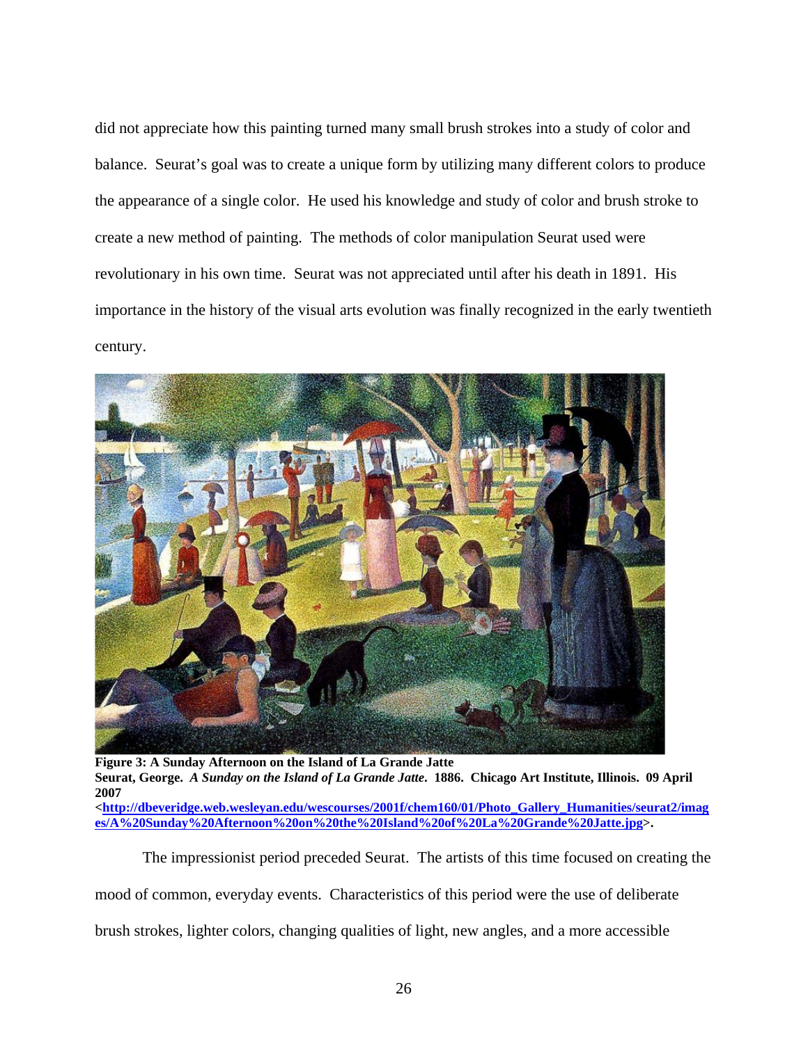did not appreciate how this painting turned many small brush strokes into a study of color and balance. Seurat's goal was to create a unique form by utilizing many different colors to produce the appearance of a single color. He used his knowledge and study of color and brush stroke to create a new method of painting. The methods of color manipulation Seurat used were revolutionary in his own time. Seurat was not appreciated until after his death in 1891. His importance in the history of the visual arts evolution was finally recognized in the early twentieth century.

**Figure 3: A Sunday Afternoon on the Island of La Grande Jatte**
**Seurat, George. *A Sunday on the Island of La Grande Jatte*. 1886. Chicago Art Institute, Illinois. 09 April 2007 <[http://dbeveridge.web.wesleyan.edu/wescourses/2001f/chem160/01/Photo_Gallery_Humanities/seurat2/images/A%20Sunday%20Afternoon%20on%20the%20Island%20of%20La%20Grande%20Jatte.jpg](http://dbeveridge.web.wesleyan.edu/wescourses/2001f/chem160/01/Photo_Gallery_Humanities/seurat2/images/A%20Sunday%20Afternoon%20on%20the%20Island%20of%20La%20Grande%20Jatte.jpg)>.**

The impressionist period preceded Seurat. The artists of this time focused on creating the mood of common, everyday events. Characteristics of this period were the use of deliberate brush strokes, lighter colors, changing qualities of light, new angles, and a more accessible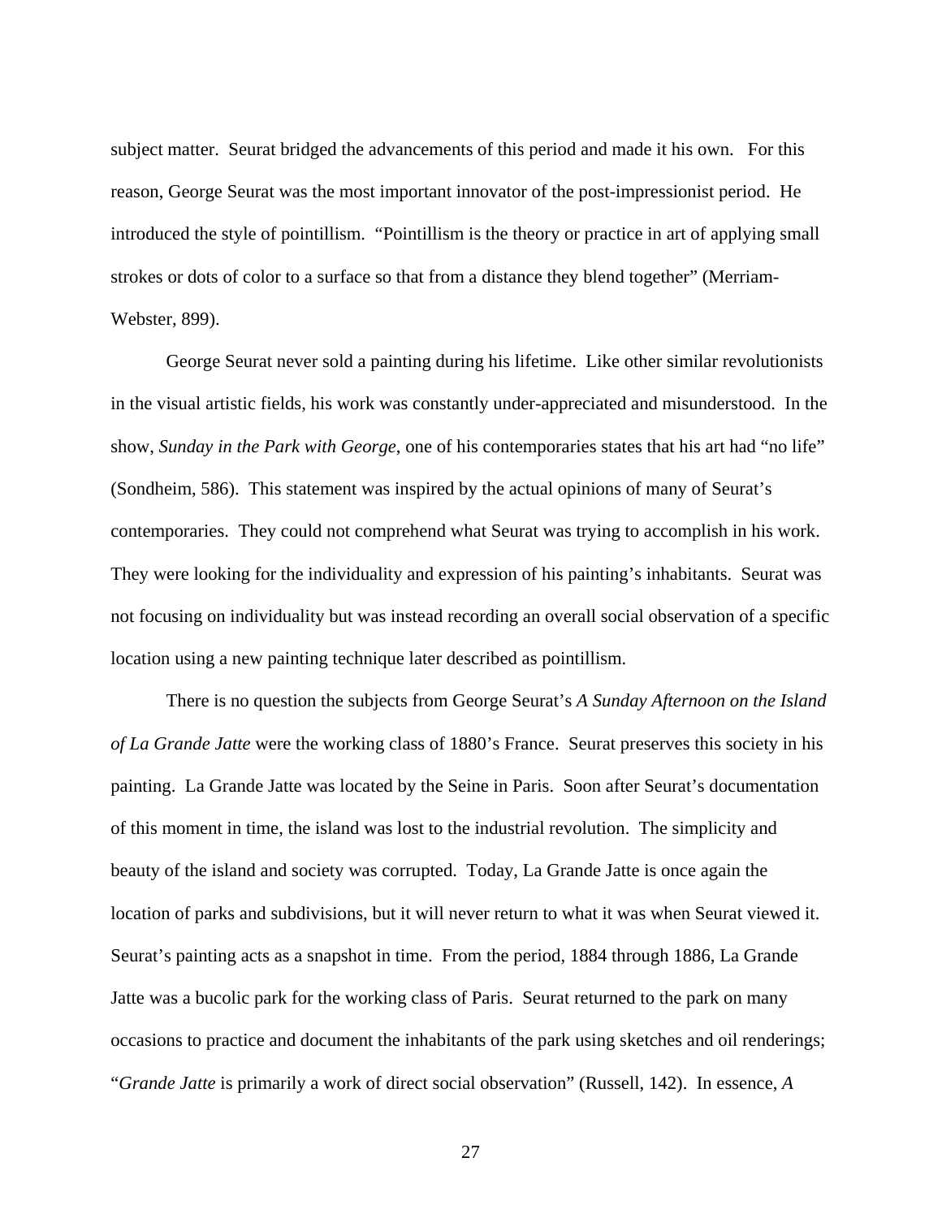subject matter. Seurat bridged the advancements of this period and made it his own. For this reason, George Seurat was the most important innovator of the post-impressionist period. He introduced the style of pointillism. "Pointillism is the theory or practice in art of applying small strokes or dots of color to a surface so that from a distance they blend together" (Merriam-Webster, 899).

George Seurat never sold a painting during his lifetime. Like other similar revolutionists in the visual artistic fields, his work was constantly under-appreciated and misunderstood. In the show, *Sunday in the Park with George,* one of his contemporaries states that his art had "no life" (Sondheim, 586). This statement was inspired by the actual opinions of many of Seurat's contemporaries. They could not comprehend what Seurat was trying to accomplish in his work. They were looking for the individuality and expression of his painting's inhabitants. Seurat was not focusing on individuality but was instead recording an overall social observation of a specific location using a new painting technique later described as pointillism.

There is no question the subjects from George Seurat's *A Sunday Afternoon on the Island of La Grande Jatte* were the working class of 1880's France. Seurat preserves this society in his painting. La Grande Jatte was located by the Seine in Paris. Soon after Seurat's documentation of this moment in time, the island was lost to the industrial revolution. The simplicity and beauty of the island and society was corrupted. Today, La Grande Jatte is once again the location of parks and subdivisions, but it will never return to what it was when Seurat viewed it. Seurat's painting acts as a snapshot in time. From the period, 1884 through 1886, La Grande Jatte was a bucolic park for the working class of Paris. Seurat returned to the park on many occasions to practice and document the inhabitants of the park using sketches and oil renderings; "*Grande Jatte* is primarily a work of direct social observation" (Russell, 142). In essence, *A*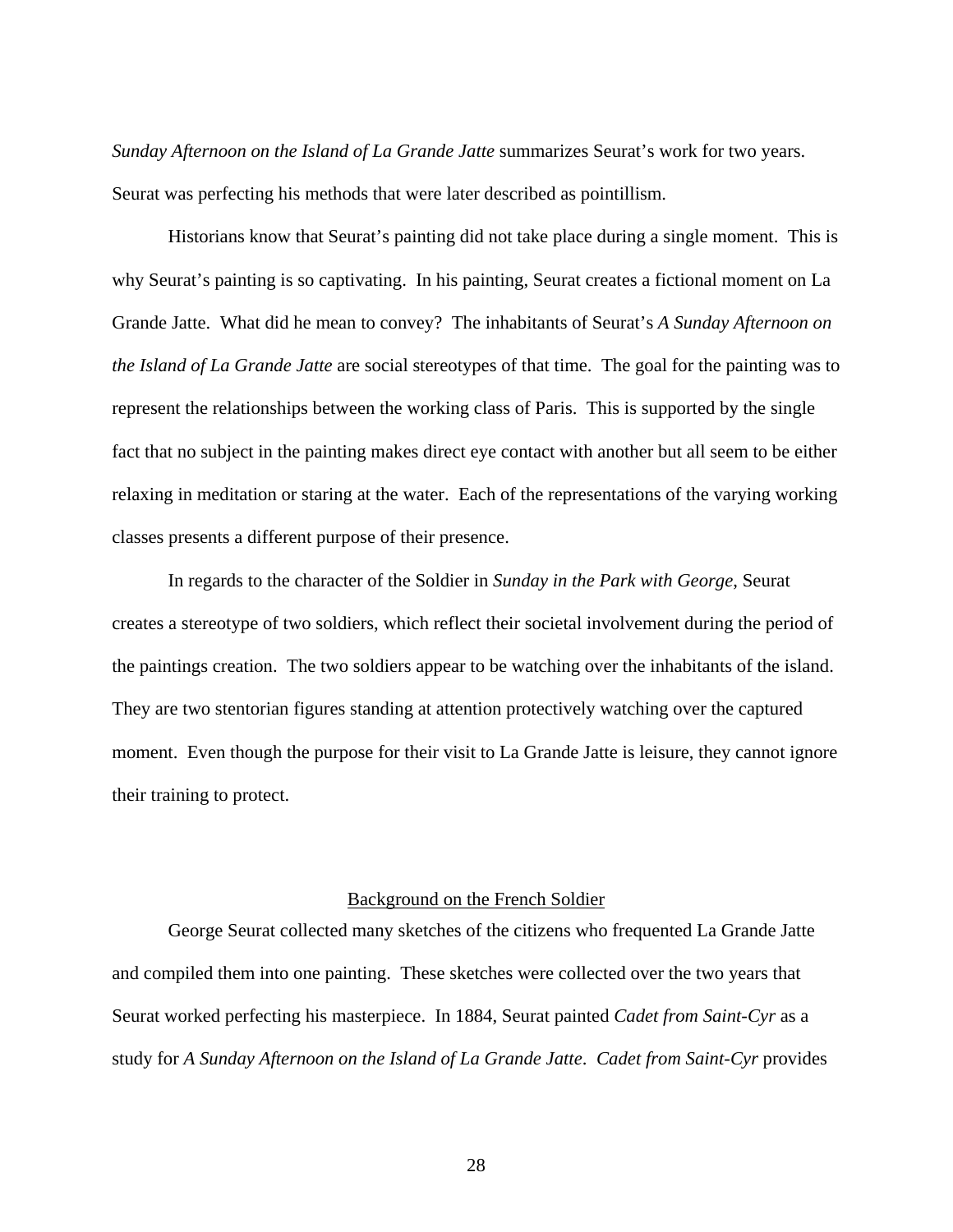*Sunday Afternoon on the Island of La Grande Jatte* summarizes Seurat's work for two years. Seurat was perfecting his methods that were later described as pointillism.

Historians know that Seurat's painting did not take place during a single moment. This is why Seurat's painting is so captivating. In his painting, Seurat creates a fictional moment on La Grande Jatte. What did he mean to convey? The inhabitants of Seurat's *A Sunday Afternoon on the Island of La Grande Jatte* are social stereotypes of that time. The goal for the painting was to represent the relationships between the working class of Paris. This is supported by the single fact that no subject in the painting makes direct eye contact with another but all seem to be either relaxing in meditation or staring at the water. Each of the representations of the varying working classes presents a different purpose of their presence.

In regards to the character of the Soldier in *Sunday in the Park with George*, Seurat creates a stereotype of two soldiers, which reflect their societal involvement during the period of the paintings creation. The two soldiers appear to be watching over the inhabitants of the island. They are two stentorian figures standing at attention protectively watching over the captured moment. Even though the purpose for their visit to La Grande Jatte is leisure, they cannot ignore their training to protect.

## Background on the French Soldier

George Seurat collected many sketches of the citizens who frequented La Grande Jatte and compiled them into one painting. These sketches were collected over the two years that Seurat worked perfecting his masterpiece. In 1884, Seurat painted *Cadet from Saint-Cyr* as a study for *A Sunday Afternoon on the Island of La Grande Jatte*. *Cadet from Saint-Cyr* provides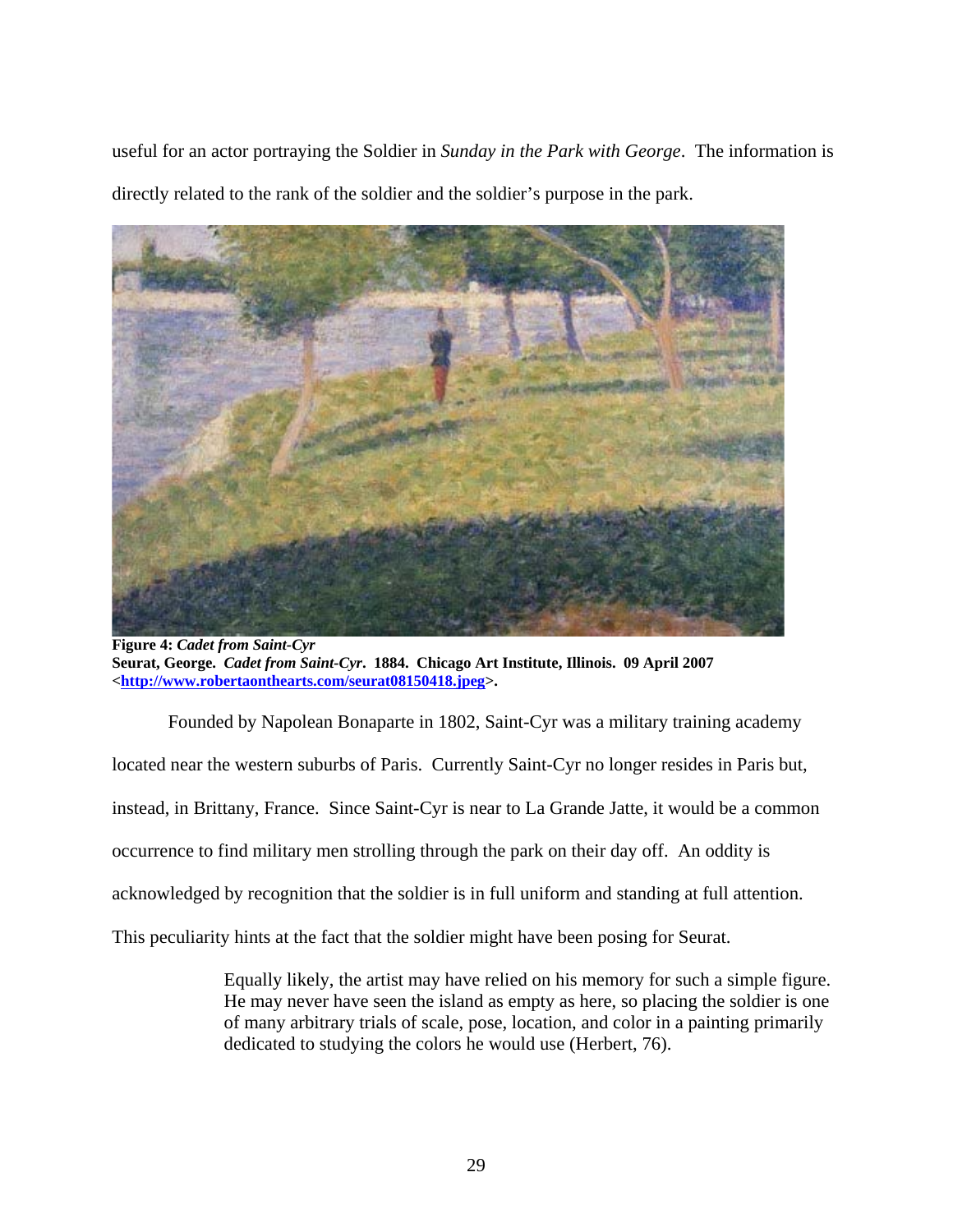useful for an actor portraying the Soldier in *Sunday in the Park with George*. The information is directly related to the rank of the soldier and the soldier's purpose in the park.

**Figure 4:** ***Cadet from Saint-Cyr***
**Seurat, George.** ***Cadet from Saint-Cyr*****. 1884. Chicago Art Institute, Illinois. 09 April 2007 <http://www.robertaonthearts.com/seurat08150418.jpeg>.**

Founded by Napolean Bonaparte in 1802, Saint-Cyr was a military training academy located near the western suburbs of Paris. Currently Saint-Cyr no longer resides in Paris but, instead, in Brittany, France. Since Saint-Cyr is near to La Grande Jatte, it would be a common occurrence to find military men strolling through the park on their day off. An oddity is acknowledged by recognition that the soldier is in full uniform and standing at full attention. This peculiarity hints at the fact that the soldier might have been posing for Seurat.

> Equally likely, the artist may have relied on his memory for such a simple figure. He may never have seen the island as empty as here, so placing the soldier is one of many arbitrary trials of scale, pose, location, and color in a painting primarily dedicated to studying the colors he would use (Herbert, 76).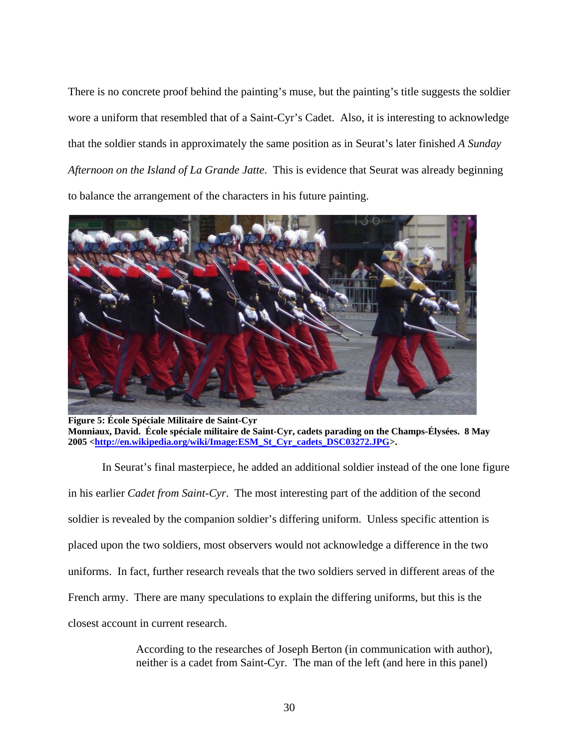There is no concrete proof behind the painting's muse, but the painting's title suggests the soldier wore a uniform that resembled that of a Saint-Cyr's Cadet. Also, it is interesting to acknowledge that the soldier stands in approximately the same position as in Seurat's later finished *A Sunday Afternoon on the Island of La Grande Jatte*. This is evidence that Seurat was already beginning to balance the arrangement of the characters in his future painting.

**Figure 5: École Spéciale Militaire de Saint-Cyr**
**Monniaux, David. École spéciale militaire de Saint-Cyr, cadets parading on the Champs-Élysées. 8 May 2005 <http://en.wikipedia.org/wiki/Image:ESM_St_Cyr_cadets_DSC03272.JPG>.**

In Seurat's final masterpiece, he added an additional soldier instead of the one lone figure in his earlier *Cadet from Saint-Cyr*. The most interesting part of the addition of the second soldier is revealed by the companion soldier's differing uniform. Unless specific attention is placed upon the two soldiers, most observers would not acknowledge a difference in the two uniforms. In fact, further research reveals that the two soldiers served in different areas of the French army. There are many speculations to explain the differing uniforms, but this is the closest account in current research.

> According to the researches of Joseph Berton (in communication with author), neither is a cadet from Saint-Cyr. The man of the left (and here in this panel)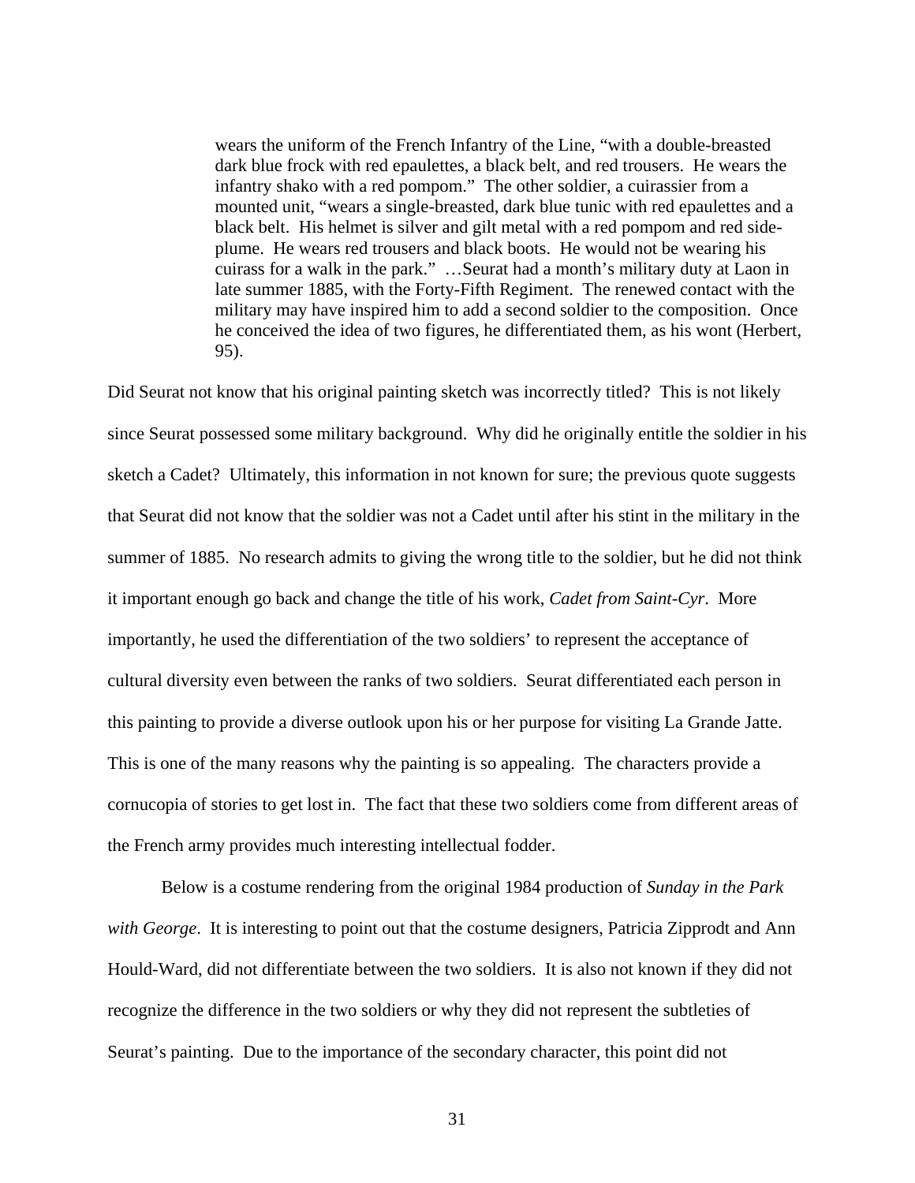> wears the uniform of the French Infantry of the Line, "with a double-breasted dark blue frock with red epaulettes, a black belt, and red trousers. He wears the infantry shako with a red pompom." The other soldier, a cuirassier from a mounted unit, "wears a single-breasted, dark blue tunic with red epaulettes and a black belt. His helmet is silver and gilt metal with a red pompom and red side-plume. He wears red trousers and black boots. He would not be wearing his cuirass for a walk in the park." …Seurat had a month's military duty at Laon in late summer 1885, with the Forty-Fifth Regiment. The renewed contact with the military may have inspired him to add a second soldier to the composition. Once he conceived the idea of two figures, he differentiated them, as his wont (Herbert, 95).

Did Seurat not know that his original painting sketch was incorrectly titled? This is not likely since Seurat possessed some military background. Why did he originally entitle the soldier in his sketch a Cadet? Ultimately, this information in not known for sure; the previous quote suggests that Seurat did not know that the soldier was not a Cadet until after his stint in the military in the summer of 1885. No research admits to giving the wrong title to the soldier, but he did not think it important enough go back and change the title of his work, *Cadet from Saint-Cyr*. More importantly, he used the differentiation of the two soldiers' to represent the acceptance of cultural diversity even between the ranks of two soldiers. Seurat differentiated each person in this painting to provide a diverse outlook upon his or her purpose for visiting La Grande Jatte. This is one of the many reasons why the painting is so appealing. The characters provide a cornucopia of stories to get lost in. The fact that these two soldiers come from different areas of the French army provides much interesting intellectual fodder.

Below is a costume rendering from the original 1984 production of *Sunday in the Park with George*. It is interesting to point out that the costume designers, Patricia Zipprodt and Ann Hould-Ward, did not differentiate between the two soldiers. It is also not known if they did not recognize the difference in the two soldiers or why they did not represent the subtleties of Seurat's painting. Due to the importance of the secondary character, this point did not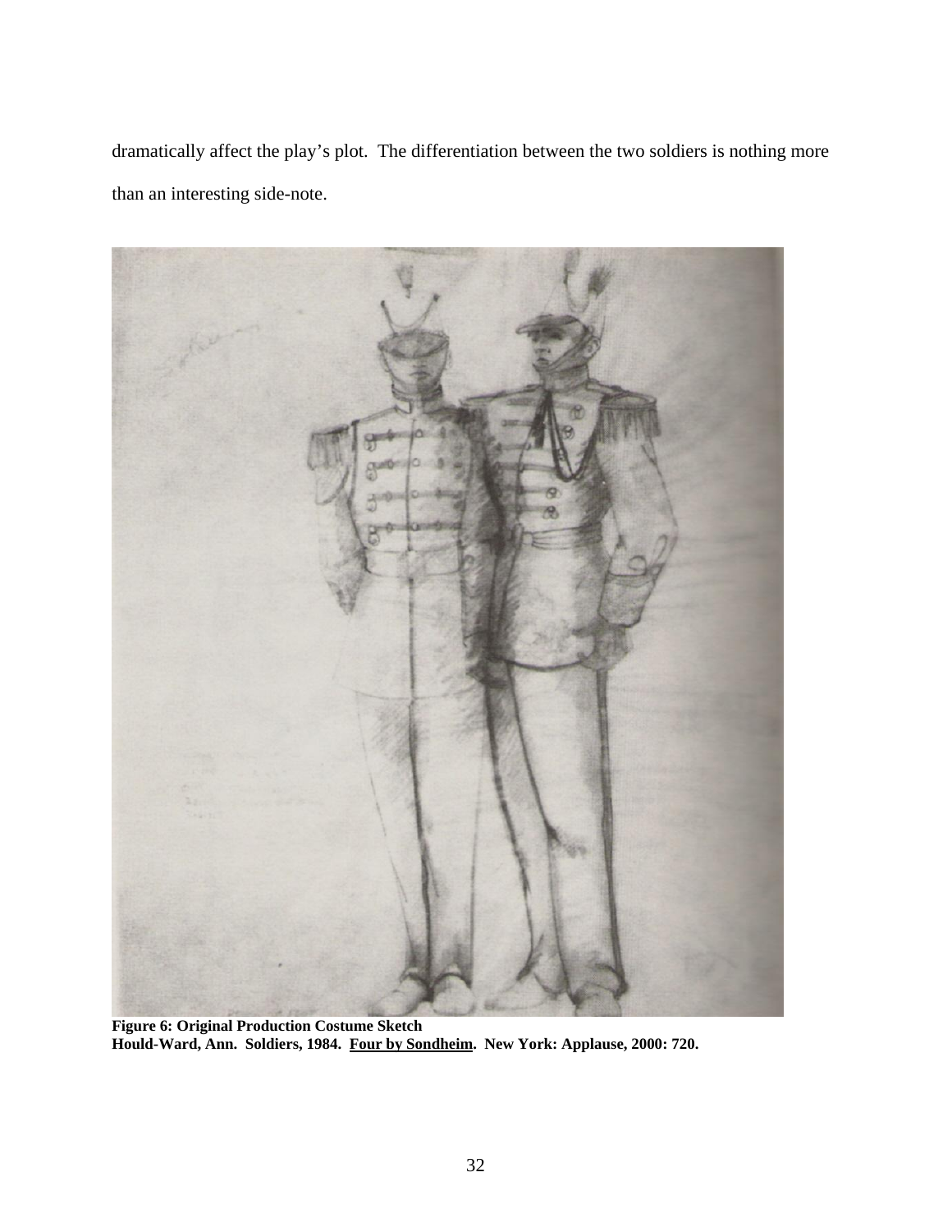dramatically affect the play's plot. The differentiation between the two soldiers is nothing more than an interesting side-note.

**Figure 6: Original Production Costume Sketch**
**Hould-Ward, Ann. Soldiers, 1984. <u>Four by Sondheim</u>. New York: Applause, 2000: 720.**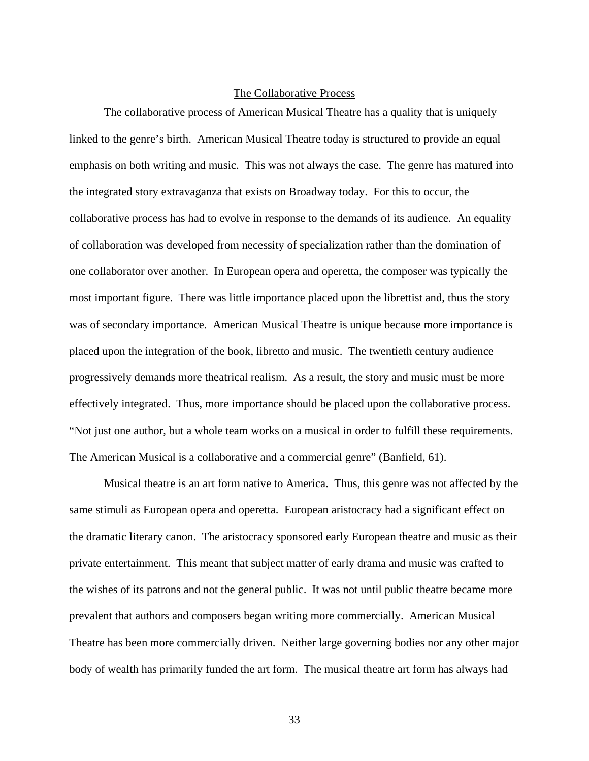## The Collaborative Process

The collaborative process of American Musical Theatre has a quality that is uniquely linked to the genre's birth. American Musical Theatre today is structured to provide an equal emphasis on both writing and music. This was not always the case. The genre has matured into the integrated story extravaganza that exists on Broadway today. For this to occur, the collaborative process has had to evolve in response to the demands of its audience. An equality of collaboration was developed from necessity of specialization rather than the domination of one collaborator over another. In European opera and operetta, the composer was typically the most important figure. There was little importance placed upon the librettist and, thus the story was of secondary importance. American Musical Theatre is unique because more importance is placed upon the integration of the book, libretto and music. The twentieth century audience progressively demands more theatrical realism. As a result, the story and music must be more effectively integrated. Thus, more importance should be placed upon the collaborative process. "Not just one author, but a whole team works on a musical in order to fulfill these requirements. The American Musical is a collaborative and a commercial genre" (Banfield, 61).

Musical theatre is an art form native to America. Thus, this genre was not affected by the same stimuli as European opera and operetta. European aristocracy had a significant effect on the dramatic literary canon. The aristocracy sponsored early European theatre and music as their private entertainment. This meant that subject matter of early drama and music was crafted to the wishes of its patrons and not the general public. It was not until public theatre became more prevalent that authors and composers began writing more commercially. American Musical Theatre has been more commercially driven. Neither large governing bodies nor any other major body of wealth has primarily funded the art form. The musical theatre art form has always had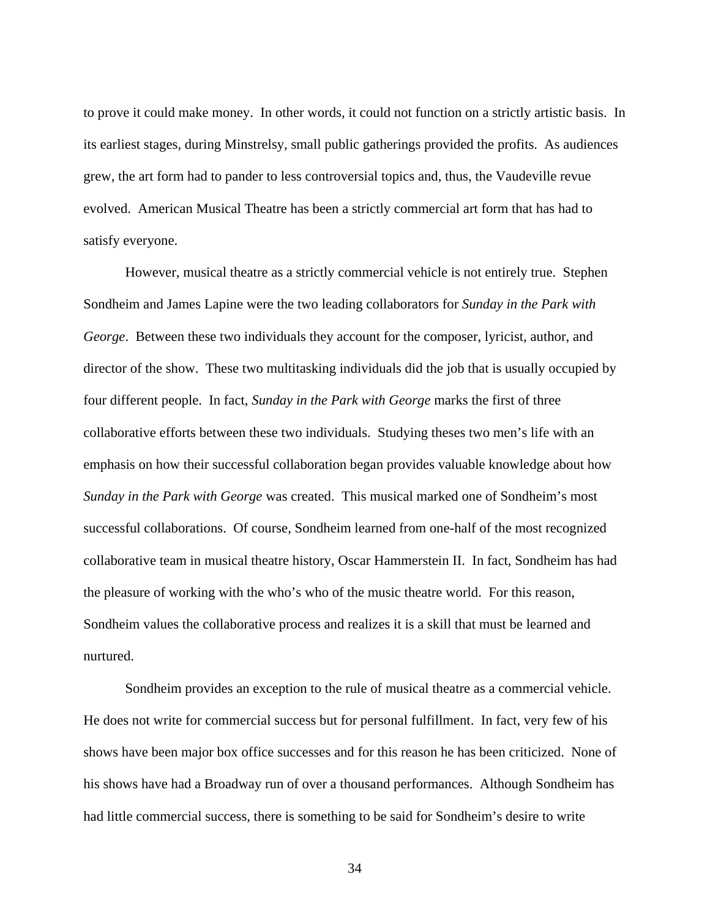to prove it could make money. In other words, it could not function on a strictly artistic basis. In its earliest stages, during Minstrelsy, small public gatherings provided the profits. As audiences grew, the art form had to pander to less controversial topics and, thus, the Vaudeville revue evolved. American Musical Theatre has been a strictly commercial art form that has had to satisfy everyone.

However, musical theatre as a strictly commercial vehicle is not entirely true. Stephen Sondheim and James Lapine were the two leading collaborators for *Sunday in the Park with George*. Between these two individuals they account for the composer, lyricist, author, and director of the show. These two multitasking individuals did the job that is usually occupied by four different people. In fact, *Sunday in the Park with George* marks the first of three collaborative efforts between these two individuals. Studying theses two men's life with an emphasis on how their successful collaboration began provides valuable knowledge about how *Sunday in the Park with George* was created. This musical marked one of Sondheim's most successful collaborations. Of course, Sondheim learned from one-half of the most recognized collaborative team in musical theatre history, Oscar Hammerstein II. In fact, Sondheim has had the pleasure of working with the who's who of the music theatre world. For this reason, Sondheim values the collaborative process and realizes it is a skill that must be learned and nurtured.

Sondheim provides an exception to the rule of musical theatre as a commercial vehicle. He does not write for commercial success but for personal fulfillment. In fact, very few of his shows have been major box office successes and for this reason he has been criticized. None of his shows have had a Broadway run of over a thousand performances. Although Sondheim has had little commercial success, there is something to be said for Sondheim's desire to write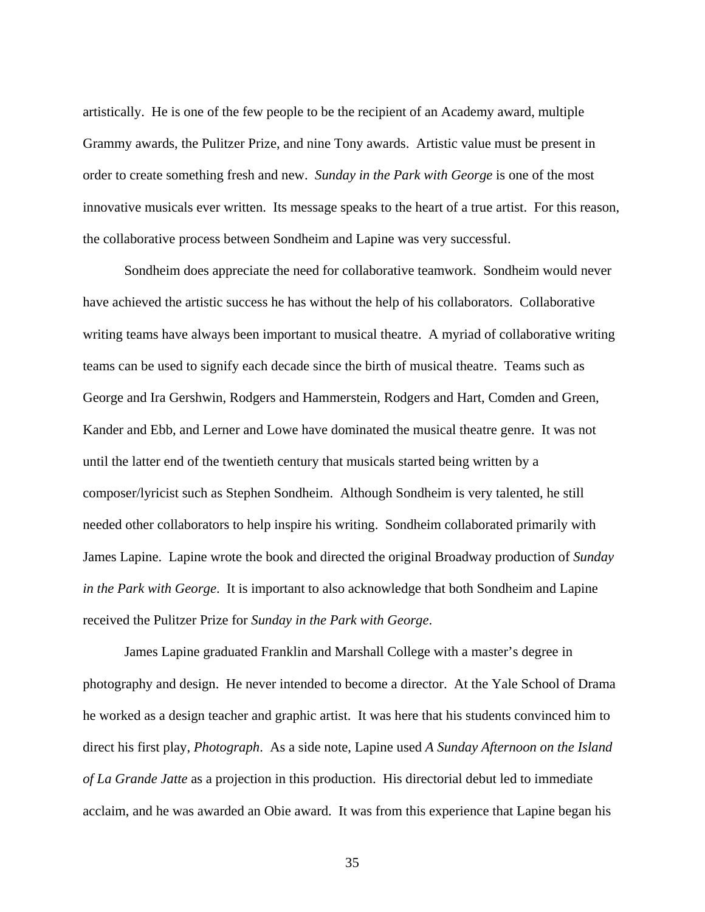artistically. He is one of the few people to be the recipient of an Academy award, multiple Grammy awards, the Pulitzer Prize, and nine Tony awards. Artistic value must be present in order to create something fresh and new. *Sunday in the Park with George* is one of the most innovative musicals ever written. Its message speaks to the heart of a true artist. For this reason, the collaborative process between Sondheim and Lapine was very successful.

Sondheim does appreciate the need for collaborative teamwork. Sondheim would never have achieved the artistic success he has without the help of his collaborators. Collaborative writing teams have always been important to musical theatre. A myriad of collaborative writing teams can be used to signify each decade since the birth of musical theatre. Teams such as George and Ira Gershwin, Rodgers and Hammerstein, Rodgers and Hart, Comden and Green, Kander and Ebb, and Lerner and Lowe have dominated the musical theatre genre. It was not until the latter end of the twentieth century that musicals started being written by a composer/lyricist such as Stephen Sondheim. Although Sondheim is very talented, he still needed other collaborators to help inspire his writing. Sondheim collaborated primarily with James Lapine. Lapine wrote the book and directed the original Broadway production of *Sunday in the Park with George*. It is important to also acknowledge that both Sondheim and Lapine received the Pulitzer Prize for *Sunday in the Park with George*.

James Lapine graduated Franklin and Marshall College with a master's degree in photography and design. He never intended to become a director. At the Yale School of Drama he worked as a design teacher and graphic artist. It was here that his students convinced him to direct his first play, *Photograph*. As a side note, Lapine used *A Sunday Afternoon on the Island of La Grande Jatte* as a projection in this production. His directorial debut led to immediate acclaim, and he was awarded an Obie award. It was from this experience that Lapine began his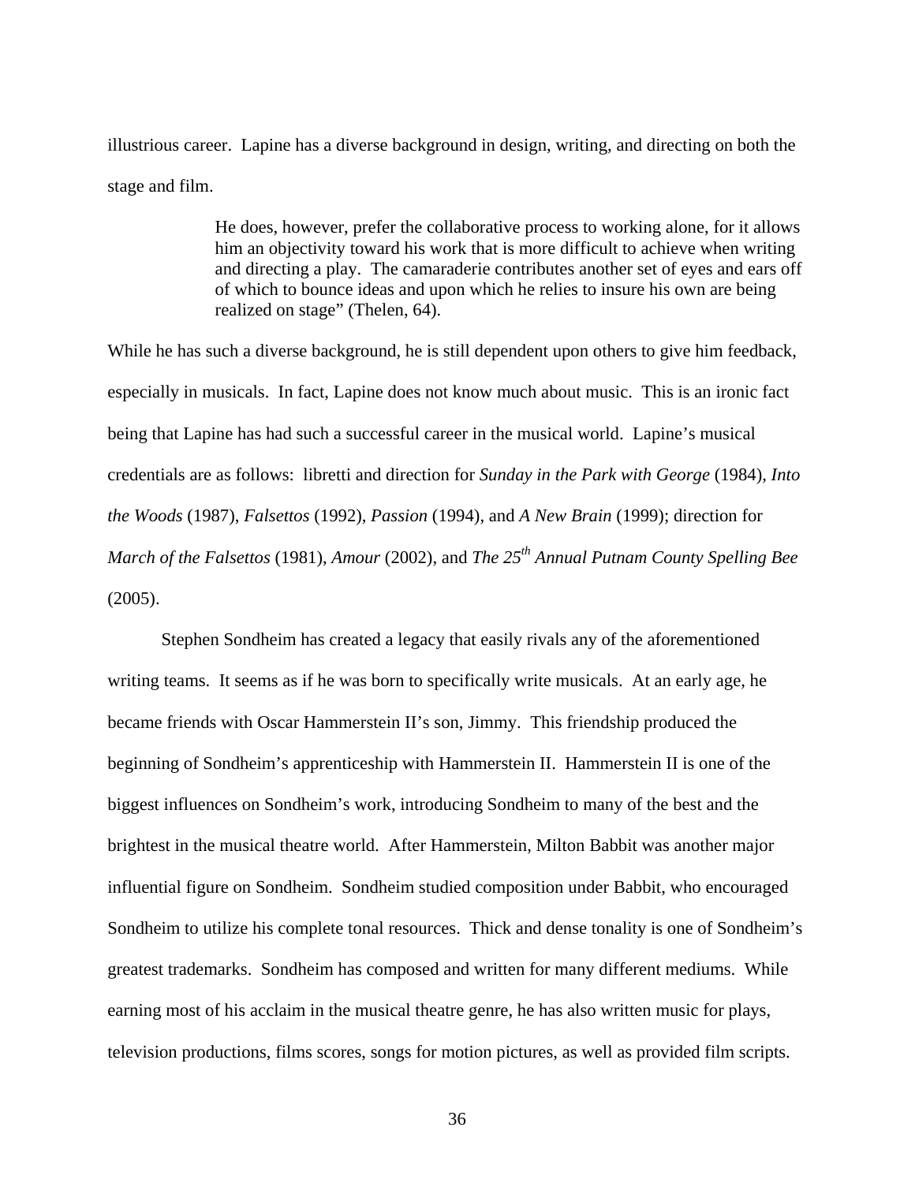illustrious career. Lapine has a diverse background in design, writing, and directing on both the stage and film.

> He does, however, prefer the collaborative process to working alone, for it allows him an objectivity toward his work that is more difficult to achieve when writing and directing a play. The camaraderie contributes another set of eyes and ears off of which to bounce ideas and upon which he relies to insure his own are being realized on stage" (Thelen, 64).

While he has such a diverse background, he is still dependent upon others to give him feedback, especially in musicals. In fact, Lapine does not know much about music. This is an ironic fact being that Lapine has had such a successful career in the musical world. Lapine's musical credentials are as follows: libretti and direction for *Sunday in the Park with George* (1984), *Into the Woods* (1987), *Falsettos* (1992), *Passion* (1994), and *A New Brain* (1999); direction for *March of the Falsettos* (1981), *Amour* (2002), and *The 25th Annual Putnam County Spelling Bee* (2005).

Stephen Sondheim has created a legacy that easily rivals any of the aforementioned writing teams. It seems as if he was born to specifically write musicals. At an early age, he became friends with Oscar Hammerstein II's son, Jimmy. This friendship produced the beginning of Sondheim's apprenticeship with Hammerstein II. Hammerstein II is one of the biggest influences on Sondheim's work, introducing Sondheim to many of the best and the brightest in the musical theatre world. After Hammerstein, Milton Babbit was another major influential figure on Sondheim. Sondheim studied composition under Babbit, who encouraged Sondheim to utilize his complete tonal resources. Thick and dense tonality is one of Sondheim's greatest trademarks. Sondheim has composed and written for many different mediums. While earning most of his acclaim in the musical theatre genre, he has also written music for plays, television productions, films scores, songs for motion pictures, as well as provided film scripts.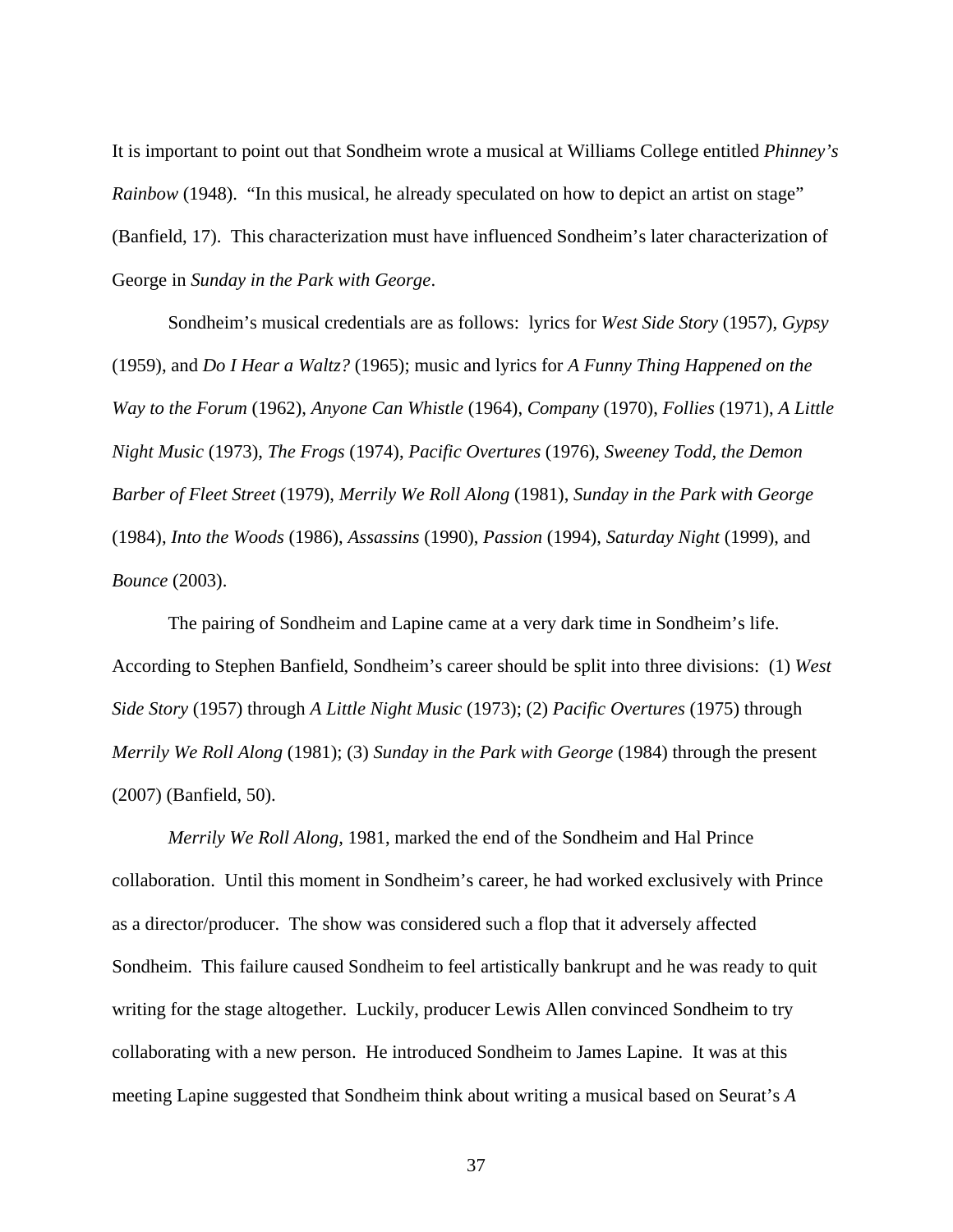It is important to point out that Sondheim wrote a musical at Williams College entitled *Phinney's Rainbow* (1948). "In this musical, he already speculated on how to depict an artist on stage" (Banfield, 17). This characterization must have influenced Sondheim's later characterization of George in *Sunday in the Park with George*.

Sondheim's musical credentials are as follows: lyrics for *West Side Story* (1957), *Gypsy* (1959), and *Do I Hear a Waltz?* (1965); music and lyrics for *A Funny Thing Happened on the Way to the Forum* (1962), *Anyone Can Whistle* (1964), *Company* (1970), *Follies* (1971), *A Little Night Music* (1973), *The Frogs* (1974), *Pacific Overtures* (1976), *Sweeney Todd, the Demon Barber of Fleet Street* (1979), *Merrily We Roll Along* (1981), *Sunday in the Park with George* (1984), *Into the Woods* (1986), *Assassins* (1990), *Passion* (1994), *Saturday Night* (1999), and *Bounce* (2003).

The pairing of Sondheim and Lapine came at a very dark time in Sondheim's life. According to Stephen Banfield, Sondheim's career should be split into three divisions: (1) *West Side Story* (1957) through *A Little Night Music* (1973); (2) *Pacific Overtures* (1975) through *Merrily We Roll Along* (1981); (3) *Sunday in the Park with George* (1984) through the present (2007) (Banfield, 50).

*Merrily We Roll Along*, 1981, marked the end of the Sondheim and Hal Prince collaboration. Until this moment in Sondheim's career, he had worked exclusively with Prince as a director/producer. The show was considered such a flop that it adversely affected Sondheim. This failure caused Sondheim to feel artistically bankrupt and he was ready to quit writing for the stage altogether. Luckily, producer Lewis Allen convinced Sondheim to try collaborating with a new person. He introduced Sondheim to James Lapine. It was at this meeting Lapine suggested that Sondheim think about writing a musical based on Seurat's *A*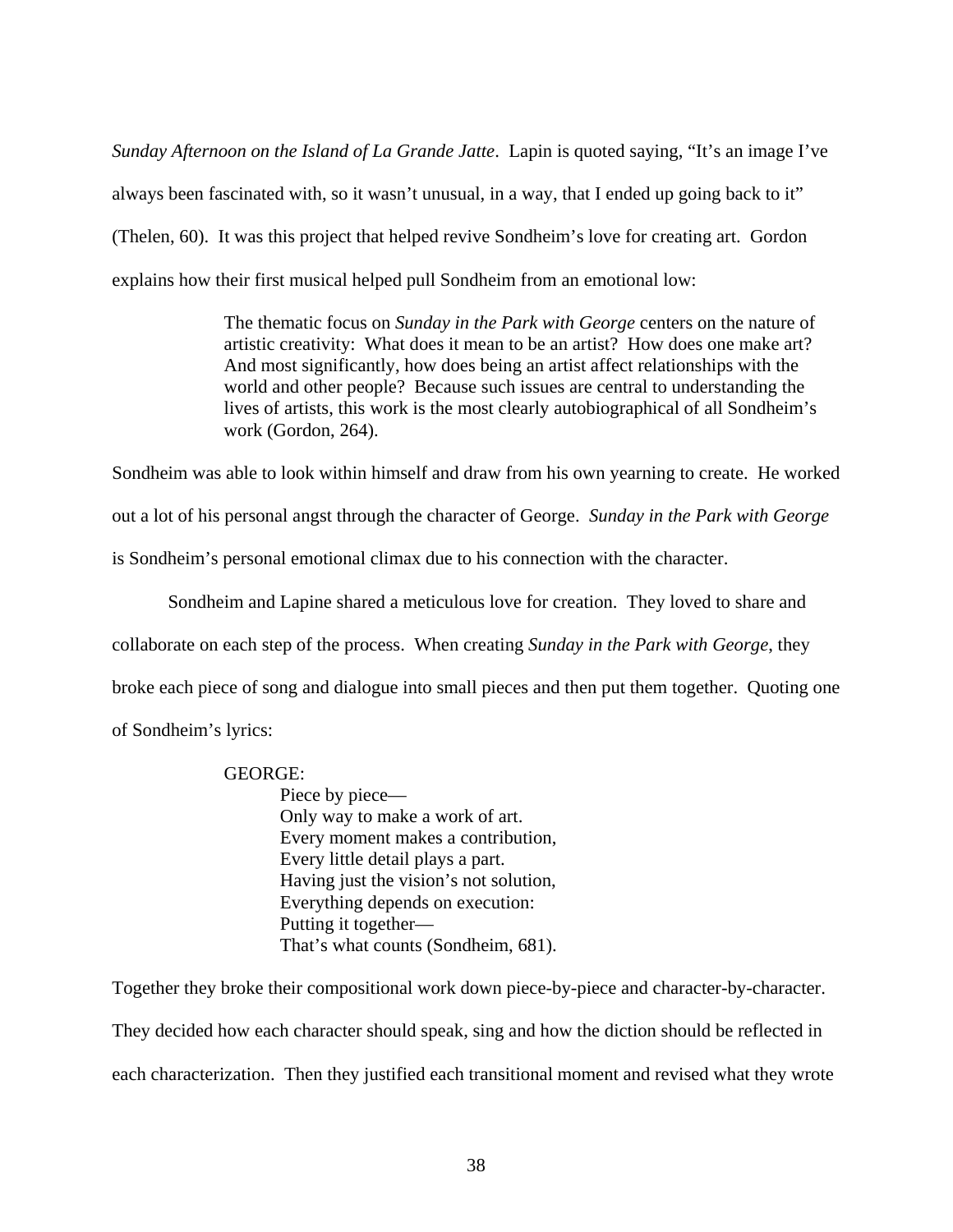*Sunday Afternoon on the Island of La Grande Jatte*. Lapin is quoted saying, "It's an image I've always been fascinated with, so it wasn't unusual, in a way, that I ended up going back to it" (Thelen, 60). It was this project that helped revive Sondheim's love for creating art. Gordon explains how their first musical helped pull Sondheim from an emotional low:

> The thematic focus on *Sunday in the Park with George* centers on the nature of artistic creativity: What does it mean to be an artist? How does one make art? And most significantly, how does being an artist affect relationships with the world and other people? Because such issues are central to understanding the lives of artists, this work is the most clearly autobiographical of all Sondheim's work (Gordon, 264).

Sondheim was able to look within himself and draw from his own yearning to create. He worked out a lot of his personal angst through the character of George. *Sunday in the Park with George* is Sondheim's personal emotional climax due to his connection with the character.

Sondheim and Lapine shared a meticulous love for creation. They loved to share and collaborate on each step of the process. When creating *Sunday in the Park with George*, they broke each piece of song and dialogue into small pieces and then put them together. Quoting one of Sondheim's lyrics:

> GEORGE:
> Piece by piece—
> Only way to make a work of art.
> Every moment makes a contribution,
> Every little detail plays a part.
> Having just the vision's not solution,
> Everything depends on execution:
> Putting it together—
> That's what counts (Sondheim, 681).

Together they broke their compositional work down piece-by-piece and character-by-character. They decided how each character should speak, sing and how the diction should be reflected in each characterization. Then they justified each transitional moment and revised what they wrote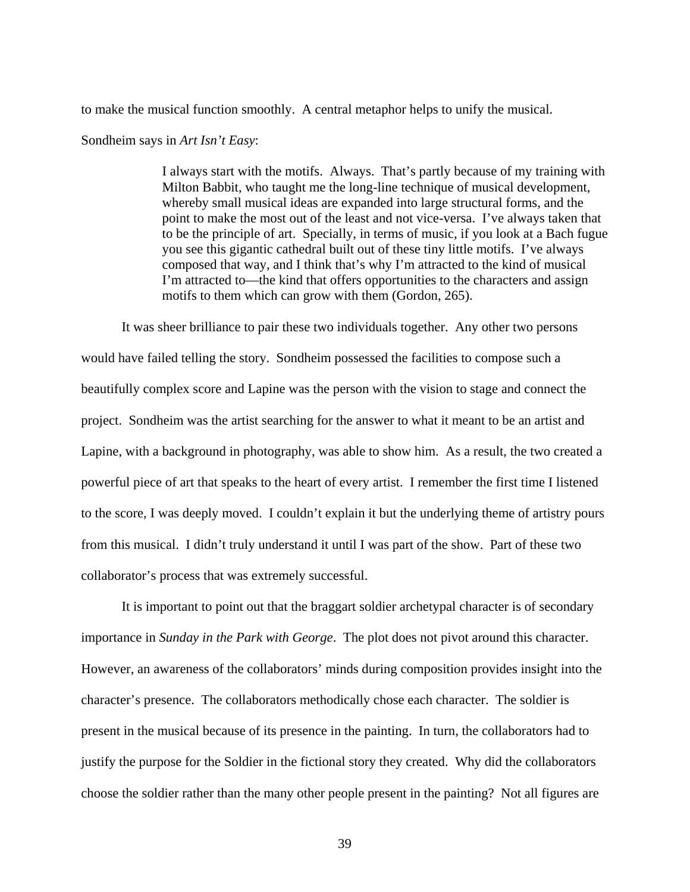to make the musical function smoothly. A central metaphor helps to unify the musical. Sondheim says in *Art Isn't Easy*:

> I always start with the motifs. Always. That's partly because of my training with Milton Babbit, who taught me the long-line technique of musical development, whereby small musical ideas are expanded into large structural forms, and the point to make the most out of the least and not vice-versa. I've always taken that to be the principle of art. Specially, in terms of music, if you look at a Bach fugue you see this gigantic cathedral built out of these tiny little motifs. I've always composed that way, and I think that's why I'm attracted to the kind of musical I'm attracted to—the kind that offers opportunities to the characters and assign motifs to them which can grow with them (Gordon, 265).

It was sheer brilliance to pair these two individuals together. Any other two persons would have failed telling the story. Sondheim possessed the facilities to compose such a beautifully complex score and Lapine was the person with the vision to stage and connect the project. Sondheim was the artist searching for the answer to what it meant to be an artist and Lapine, with a background in photography, was able to show him. As a result, the two created a powerful piece of art that speaks to the heart of every artist. I remember the first time I listened to the score, I was deeply moved. I couldn't explain it but the underlying theme of artistry pours from this musical. I didn't truly understand it until I was part of the show. Part of these two collaborator's process that was extremely successful.

It is important to point out that the braggart soldier archetypal character is of secondary importance in *Sunday in the Park with George*. The plot does not pivot around this character. However, an awareness of the collaborators' minds during composition provides insight into the character's presence. The collaborators methodically chose each character. The soldier is present in the musical because of its presence in the painting. In turn, the collaborators had to justify the purpose for the Soldier in the fictional story they created. Why did the collaborators choose the soldier rather than the many other people present in the painting? Not all figures are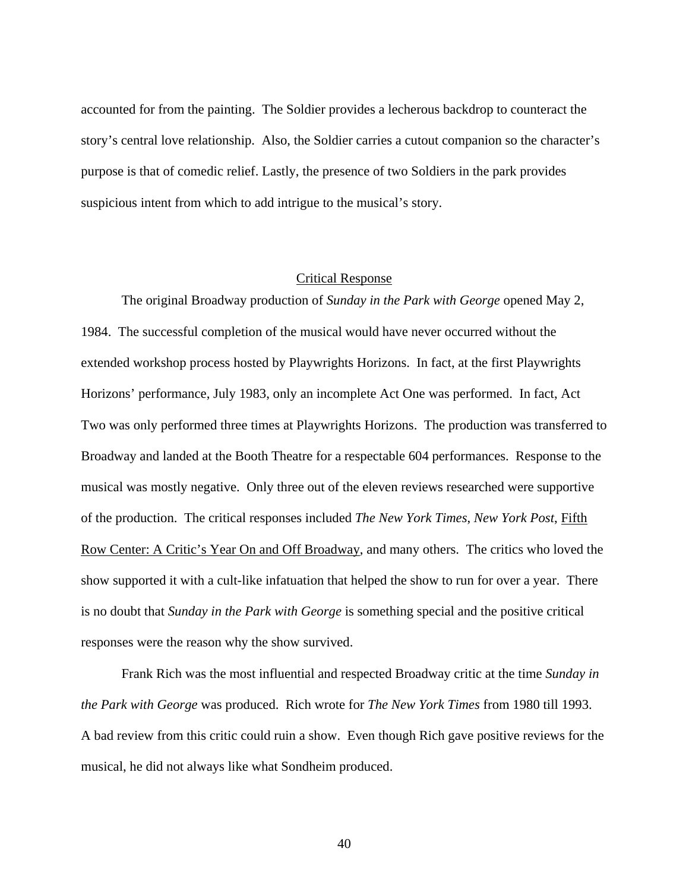accounted for from the painting. The Soldier provides a lecherous backdrop to counteract the story's central love relationship. Also, the Soldier carries a cutout companion so the character's purpose is that of comedic relief. Lastly, the presence of two Soldiers in the park provides suspicious intent from which to add intrigue to the musical's story.

## Critical Response

The original Broadway production of *Sunday in the Park with George* opened May 2, 1984. The successful completion of the musical would have never occurred without the extended workshop process hosted by Playwrights Horizons. In fact, at the first Playwrights Horizons' performance, July 1983, only an incomplete Act One was performed. In fact, Act Two was only performed three times at Playwrights Horizons. The production was transferred to Broadway and landed at the Booth Theatre for a respectable 604 performances. Response to the musical was mostly negative. Only three out of the eleven reviews researched were supportive of the production. The critical responses included *The New York Times*, *New York Post*, Fifth Row Center: A Critic's Year On and Off Broadway, and many others. The critics who loved the show supported it with a cult-like infatuation that helped the show to run for over a year. There is no doubt that *Sunday in the Park with George* is something special and the positive critical responses were the reason why the show survived.

Frank Rich was the most influential and respected Broadway critic at the time *Sunday in the Park with George* was produced. Rich wrote for *The New York Times* from 1980 till 1993. A bad review from this critic could ruin a show. Even though Rich gave positive reviews for the musical, he did not always like what Sondheim produced.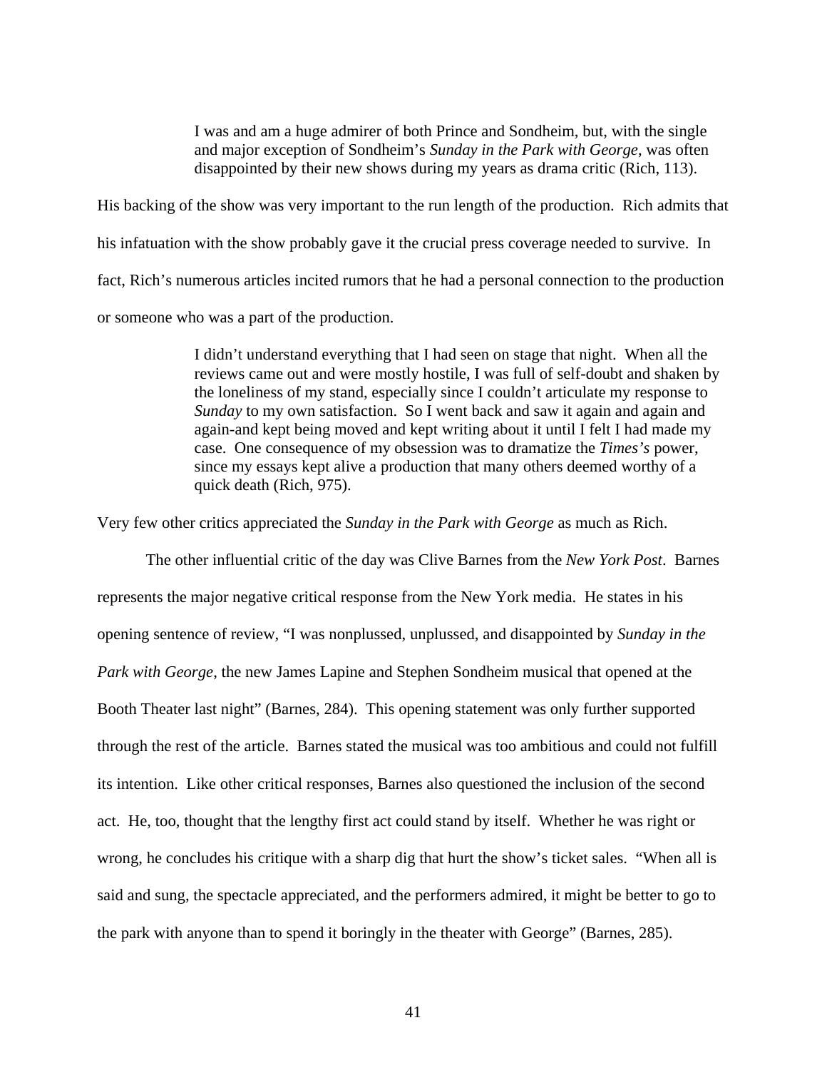> I was and am a huge admirer of both Prince and Sondheim, but, with the single and major exception of Sondheim's *Sunday in the Park with George*, was often disappointed by their new shows during my years as drama critic (Rich, 113).

His backing of the show was very important to the run length of the production. Rich admits that his infatuation with the show probably gave it the crucial press coverage needed to survive. In fact, Rich's numerous articles incited rumors that he had a personal connection to the production or someone who was a part of the production.

> I didn't understand everything that I had seen on stage that night. When all the reviews came out and were mostly hostile, I was full of self-doubt and shaken by the loneliness of my stand, especially since I couldn't articulate my response to *Sunday* to my own satisfaction. So I went back and saw it again and again and again-and kept being moved and kept writing about it until I felt I had made my case. One consequence of my obsession was to dramatize the *Times's* power, since my essays kept alive a production that many others deemed worthy of a quick death (Rich, 975).

Very few other critics appreciated the *Sunday in the Park with George* as much as Rich.

The other influential critic of the day was Clive Barnes from the *New York Post*. Barnes represents the major negative critical response from the New York media. He states in his opening sentence of review, "I was nonplussed, unplussed, and disappointed by *Sunday in the Park with George*, the new James Lapine and Stephen Sondheim musical that opened at the Booth Theater last night" (Barnes, 284). This opening statement was only further supported through the rest of the article. Barnes stated the musical was too ambitious and could not fulfill its intention. Like other critical responses, Barnes also questioned the inclusion of the second act. He, too, thought that the lengthy first act could stand by itself. Whether he was right or wrong, he concludes his critique with a sharp dig that hurt the show's ticket sales. "When all is said and sung, the spectacle appreciated, and the performers admired, it might be better to go to the park with anyone than to spend it boringly in the theater with George" (Barnes, 285).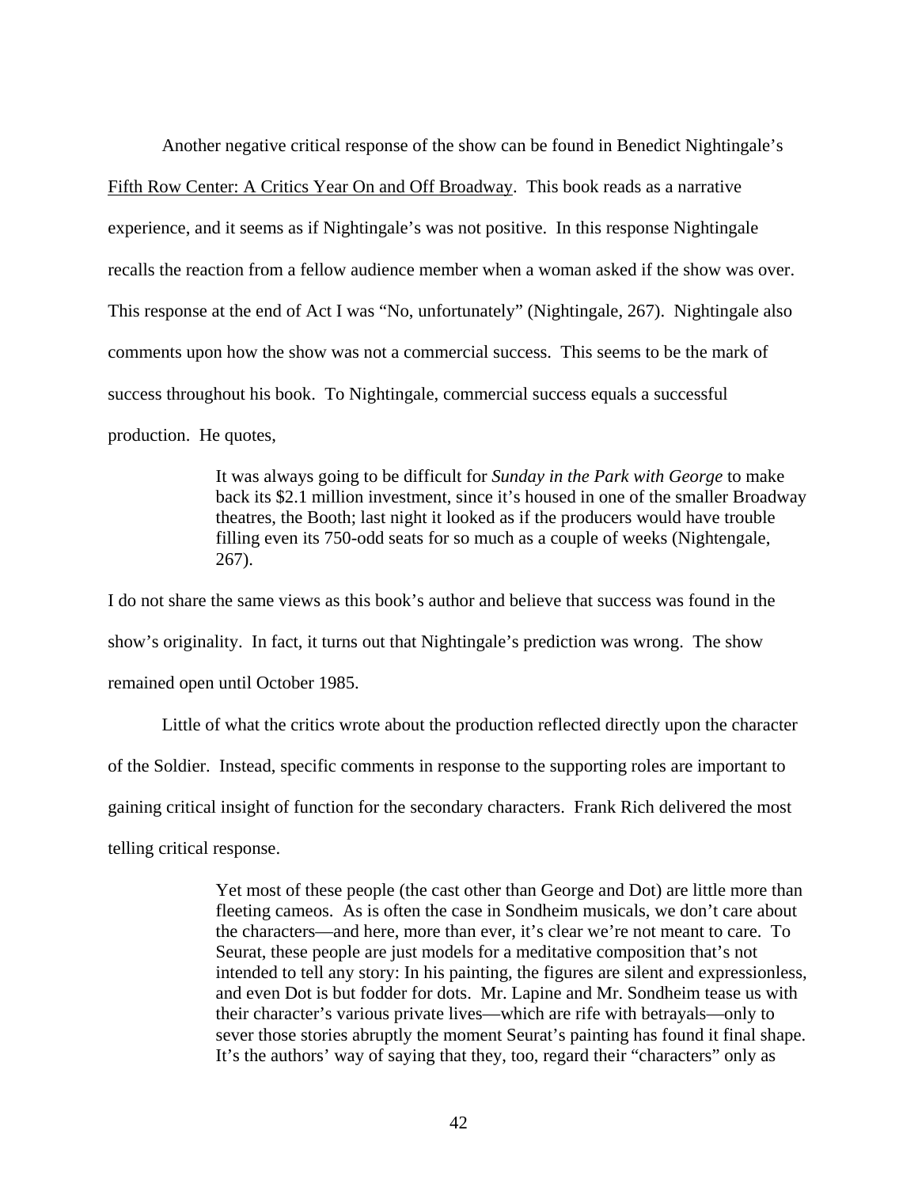Another negative critical response of the show can be found in Benedict Nightingale's Fifth Row Center: A Critics Year On and Off Broadway. This book reads as a narrative experience, and it seems as if Nightingale's was not positive. In this response Nightingale recalls the reaction from a fellow audience member when a woman asked if the show was over. This response at the end of Act I was "No, unfortunately" (Nightingale, 267). Nightingale also comments upon how the show was not a commercial success. This seems to be the mark of success throughout his book. To Nightingale, commercial success equals a successful production. He quotes,

> It was always going to be difficult for *Sunday in the Park with George* to make back its $2.1 million investment, since it's housed in one of the smaller Broadway theatres, the Booth; last night it looked as if the producers would have trouble filling even its 750-odd seats for so much as a couple of weeks (Nightengale, 267).

I do not share the same views as this book's author and believe that success was found in the show's originality. In fact, it turns out that Nightingale's prediction was wrong. The show remained open until October 1985.

Little of what the critics wrote about the production reflected directly upon the character of the Soldier. Instead, specific comments in response to the supporting roles are important to gaining critical insight of function for the secondary characters. Frank Rich delivered the most telling critical response.

> Yet most of these people (the cast other than George and Dot) are little more than fleeting cameos. As is often the case in Sondheim musicals, we don't care about the characters—and here, more than ever, it's clear we're not meant to care. To Seurat, these people are just models for a meditative composition that's not intended to tell any story: In his painting, the figures are silent and expressionless, and even Dot is but fodder for dots. Mr. Lapine and Mr. Sondheim tease us with their character's various private lives—which are rife with betrayals—only to sever those stories abruptly the moment Seurat's painting has found it final shape. It's the authors' way of saying that they, too, regard their "characters" only as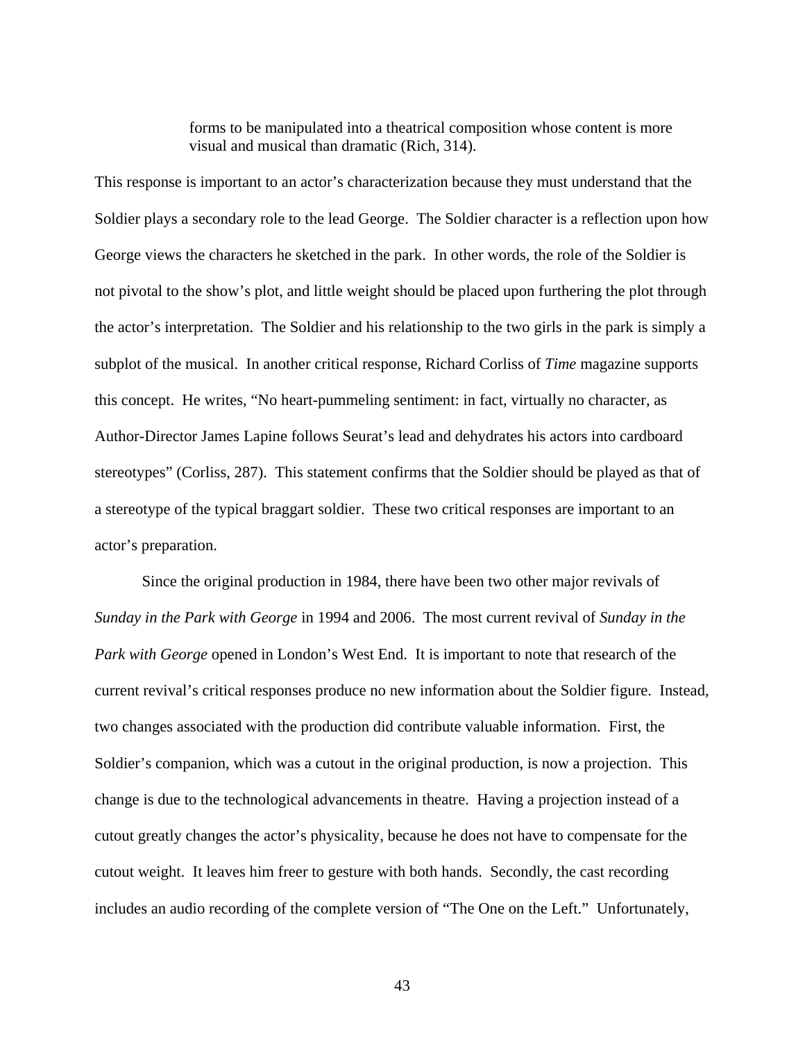> forms to be manipulated into a theatrical composition whose content is more visual and musical than dramatic (Rich, 314).

This response is important to an actor's characterization because they must understand that the Soldier plays a secondary role to the lead George. The Soldier character is a reflection upon how George views the characters he sketched in the park. In other words, the role of the Soldier is not pivotal to the show's plot, and little weight should be placed upon furthering the plot through the actor's interpretation. The Soldier and his relationship to the two girls in the park is simply a subplot of the musical. In another critical response, Richard Corliss of *Time* magazine supports this concept. He writes, "No heart-pummeling sentiment: in fact, virtually no character, as Author-Director James Lapine follows Seurat's lead and dehydrates his actors into cardboard stereotypes" (Corliss, 287). This statement confirms that the Soldier should be played as that of a stereotype of the typical braggart soldier. These two critical responses are important to an actor's preparation.

Since the original production in 1984, there have been two other major revivals of *Sunday in the Park with George* in 1994 and 2006. The most current revival of *Sunday in the Park with George* opened in London's West End. It is important to note that research of the current revival's critical responses produce no new information about the Soldier figure. Instead, two changes associated with the production did contribute valuable information. First, the Soldier's companion, which was a cutout in the original production, is now a projection. This change is due to the technological advancements in theatre. Having a projection instead of a cutout greatly changes the actor's physicality, because he does not have to compensate for the cutout weight. It leaves him freer to gesture with both hands. Secondly, the cast recording includes an audio recording of the complete version of "The One on the Left." Unfortunately,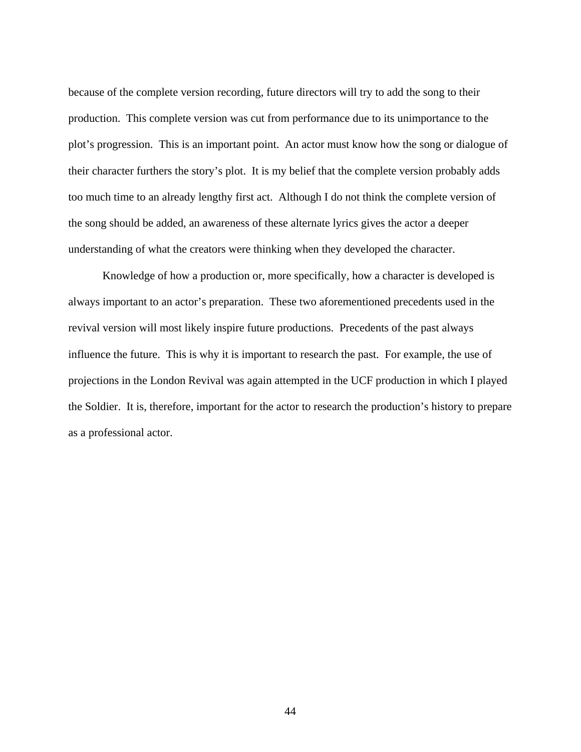because of the complete version recording, future directors will try to add the song to their production. This complete version was cut from performance due to its unimportance to the plot's progression. This is an important point. An actor must know how the song or dialogue of their character furthers the story's plot. It is my belief that the complete version probably adds too much time to an already lengthy first act. Although I do not think the complete version of the song should be added, an awareness of these alternate lyrics gives the actor a deeper understanding of what the creators were thinking when they developed the character.

Knowledge of how a production or, more specifically, how a character is developed is always important to an actor's preparation. These two aforementioned precedents used in the revival version will most likely inspire future productions. Precedents of the past always influence the future. This is why it is important to research the past. For example, the use of projections in the London Revival was again attempted in the UCF production in which I played the Soldier. It is, therefore, important for the actor to research the production's history to prepare as a professional actor.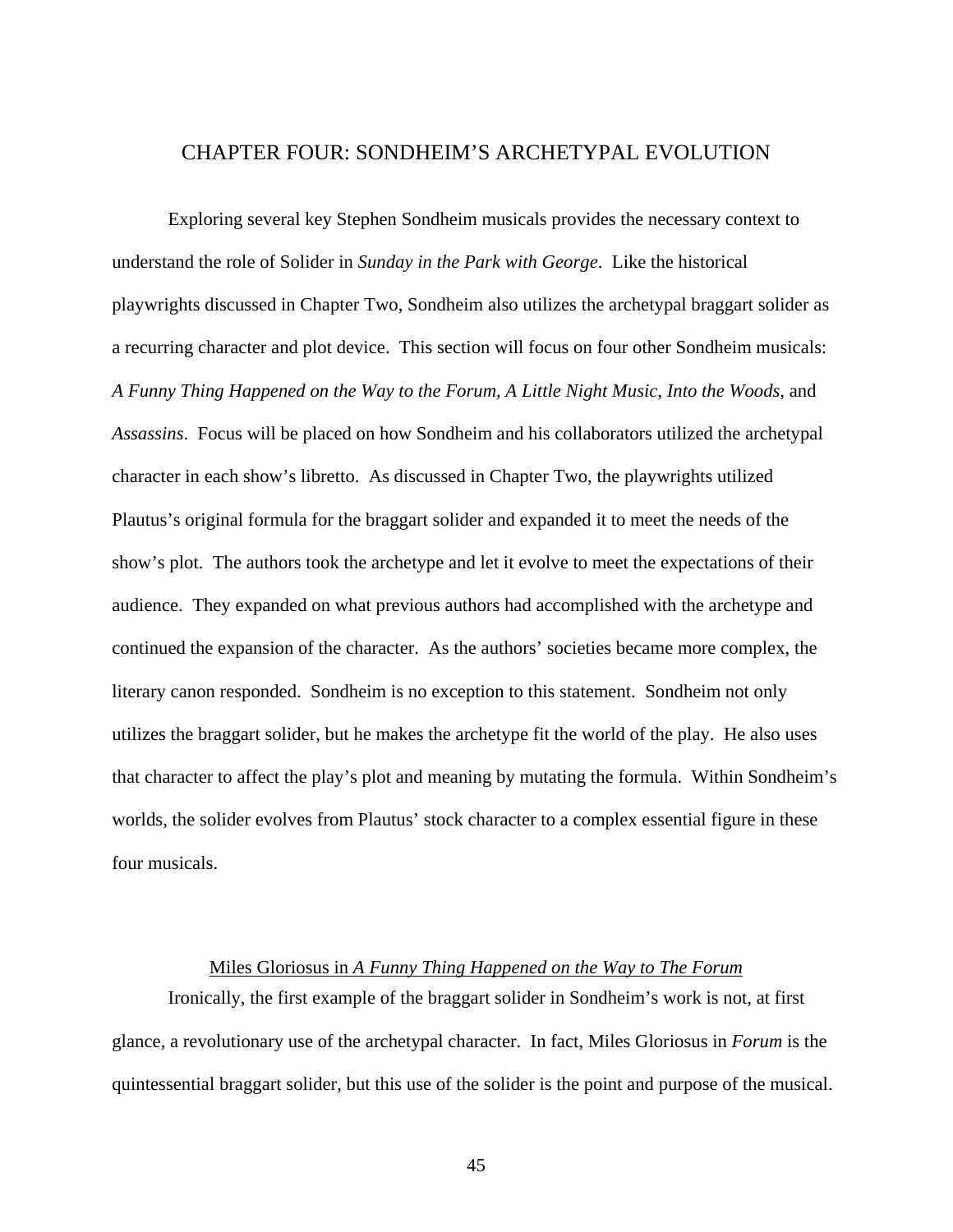# CHAPTER FOUR: SONDHEIM'S ARCHETYPAL EVOLUTION

Exploring several key Stephen Sondheim musicals provides the necessary context to understand the role of Solider in *Sunday in the Park with George*. Like the historical playwrights discussed in Chapter Two, Sondheim also utilizes the archetypal braggart solider as a recurring character and plot device. This section will focus on four other Sondheim musicals: *A Funny Thing Happened on the Way to the Forum*, *A Little Night Music*, *Into the Woods*, and *Assassins*. Focus will be placed on how Sondheim and his collaborators utilized the archetypal character in each show's libretto. As discussed in Chapter Two, the playwrights utilized Plautus's original formula for the braggart solider and expanded it to meet the needs of the show's plot. The authors took the archetype and let it evolve to meet the expectations of their audience. They expanded on what previous authors had accomplished with the archetype and continued the expansion of the character. As the authors' societies became more complex, the literary canon responded. Sondheim is no exception to this statement. Sondheim not only utilizes the braggart solider, but he makes the archetype fit the world of the play. He also uses that character to affect the play's plot and meaning by mutating the formula. Within Sondheim's worlds, the solider evolves from Plautus' stock character to a complex essential figure in these four musicals.

## Miles Gloriosus in *A Funny Thing Happened on the Way to The Forum*

Ironically, the first example of the braggart solider in Sondheim's work is not, at first glance, a revolutionary use of the archetypal character. In fact, Miles Gloriosus in *Forum* is the quintessential braggart solider, but this use of the solider is the point and purpose of the musical.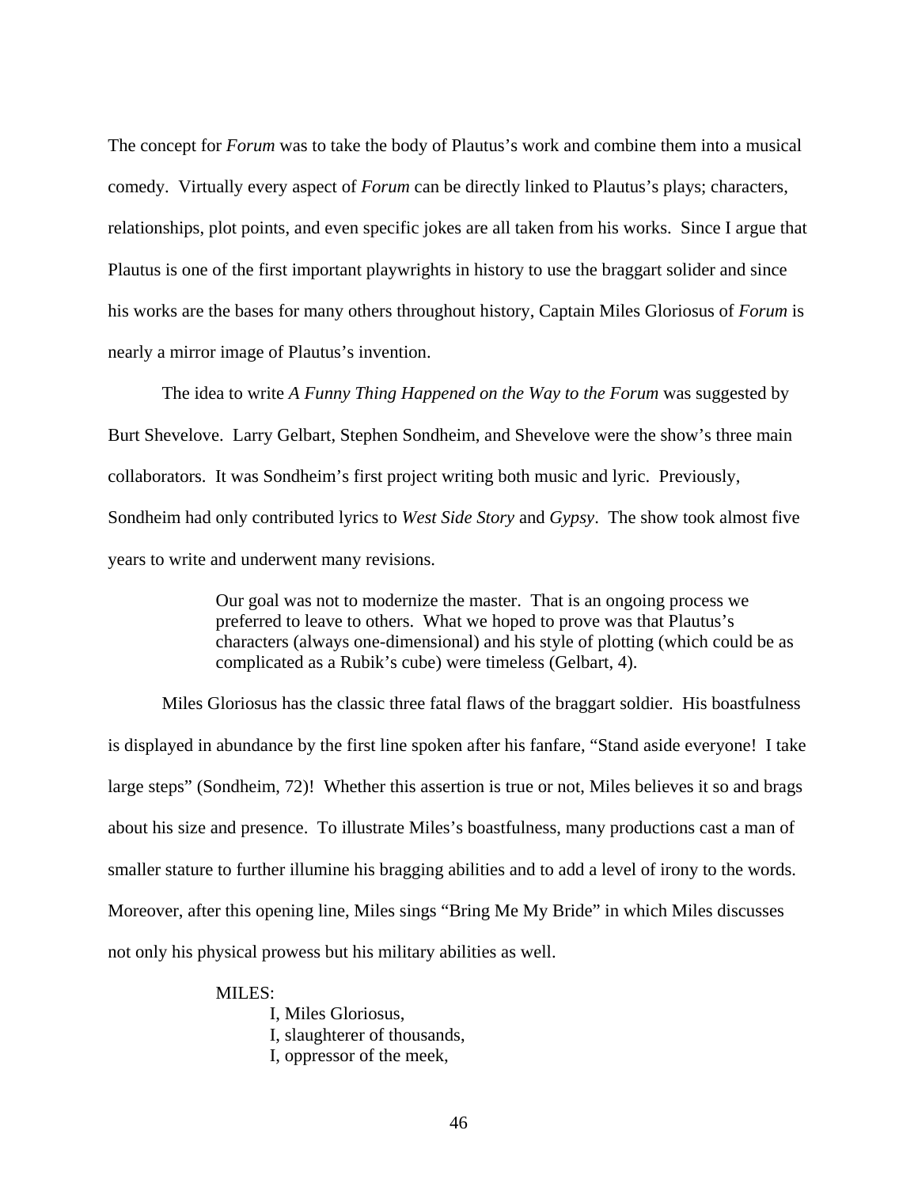The concept for *Forum* was to take the body of Plautus's work and combine them into a musical comedy. Virtually every aspect of *Forum* can be directly linked to Plautus's plays; characters, relationships, plot points, and even specific jokes are all taken from his works. Since I argue that Plautus is one of the first important playwrights in history to use the braggart solider and since his works are the bases for many others throughout history, Captain Miles Gloriosus of *Forum* is nearly a mirror image of Plautus's invention.

The idea to write *A Funny Thing Happened on the Way to the Forum* was suggested by Burt Shevelove. Larry Gelbart, Stephen Sondheim, and Shevelove were the show's three main collaborators. It was Sondheim's first project writing both music and lyric. Previously, Sondheim had only contributed lyrics to *West Side Story* and *Gypsy*. The show took almost five years to write and underwent many revisions.

> Our goal was not to modernize the master. That is an ongoing process we preferred to leave to others. What we hoped to prove was that Plautus's characters (always one-dimensional) and his style of plotting (which could be as complicated as a Rubik's cube) were timeless (Gelbart, 4).

Miles Gloriosus has the classic three fatal flaws of the braggart soldier. His boastfulness is displayed in abundance by the first line spoken after his fanfare, "Stand aside everyone! I take large steps" (Sondheim, 72)! Whether this assertion is true or not, Miles believes it so and brags about his size and presence. To illustrate Miles's boastfulness, many productions cast a man of smaller stature to further illumine his bragging abilities and to add a level of irony to the words. Moreover, after this opening line, Miles sings "Bring Me My Bride" in which Miles discusses not only his physical prowess but his military abilities as well.

> MILES:
> I, Miles Gloriosus,
> I, slaughterer of thousands,
> I, oppressor of the meek,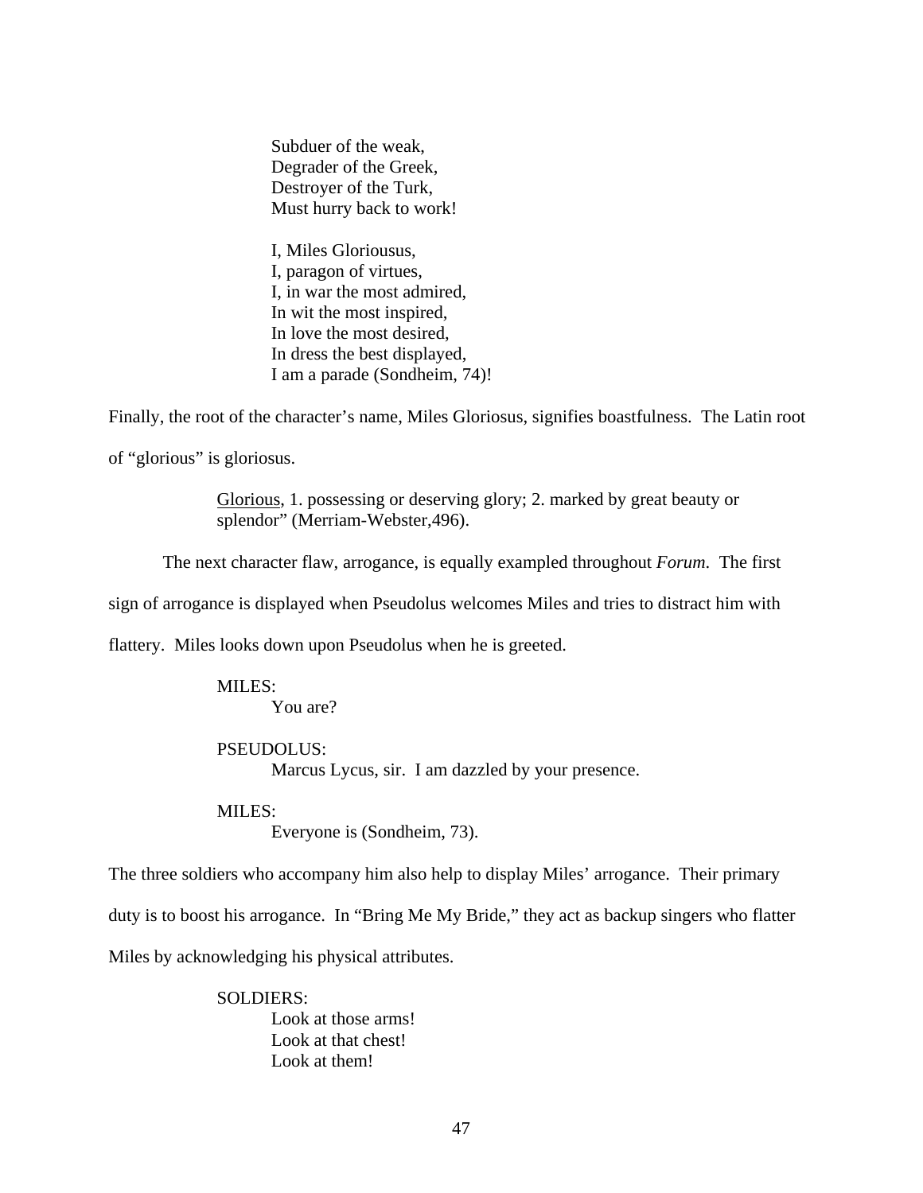Subduer of the weak,
Degrader of the Greek,
Destroyer of the Turk,
Must hurry back to work!

I, Miles Gloriousus,
I, paragon of virtues,
I, in war the most admired,
In wit the most inspired,
In love the most desired,
In dress the best displayed,
I am a parade (Sondheim, 74)!

Finally, the root of the character's name, Miles Gloriosus, signifies boastfulness. The Latin root of "glorious" is gloriosus.

> Glorious, 1. possessing or deserving glory; 2. marked by great beauty or splendor" (Merriam-Webster,496).

The next character flaw, arrogance, is equally exampled throughout *Forum*. The first sign of arrogance is displayed when Pseudolus welcomes Miles and tries to distract him with flattery. Miles looks down upon Pseudolus when he is greeted.

MILES:
You are?

PSEUDOLUS:
Marcus Lycus, sir. I am dazzled by your presence.

MILES:
Everyone is (Sondheim, 73).

The three soldiers who accompany him also help to display Miles' arrogance. Their primary duty is to boost his arrogance. In "Bring Me My Bride," they act as backup singers who flatter Miles by acknowledging his physical attributes.

SOLDIERS:
Look at those arms!
Look at that chest!
Look at them!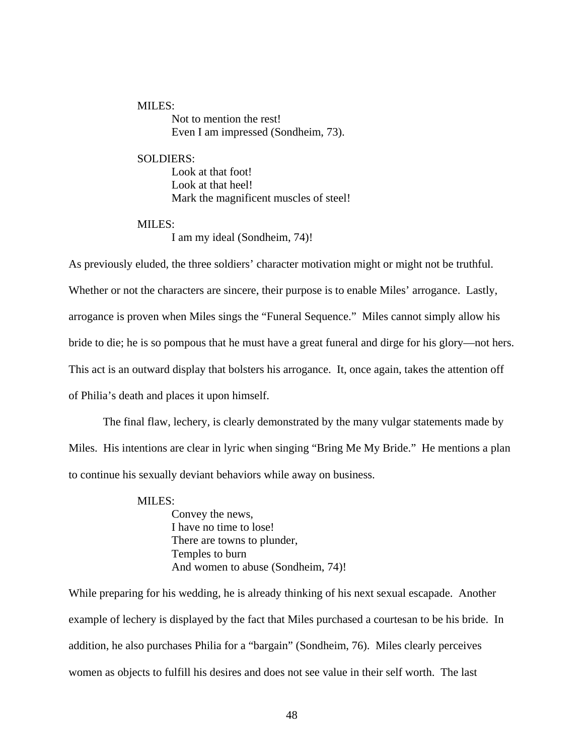MILES:
Not to mention the rest!
Even I am impressed (Sondheim, 73).

SOLDIERS:
Look at that foot!
Look at that heel!
Mark the magnificent muscles of steel!

MILES:
I am my ideal (Sondheim, 74)!

As previously eluded, the three soldiers' character motivation might or might not be truthful. Whether or not the characters are sincere, their purpose is to enable Miles' arrogance. Lastly, arrogance is proven when Miles sings the "Funeral Sequence." Miles cannot simply allow his bride to die; he is so pompous that he must have a great funeral and dirge for his glory—not hers. This act is an outward display that bolsters his arrogance. It, once again, takes the attention off of Philia's death and places it upon himself.

The final flaw, lechery, is clearly demonstrated by the many vulgar statements made by Miles. His intentions are clear in lyric when singing "Bring Me My Bride." He mentions a plan to continue his sexually deviant behaviors while away on business.

MILES:
Convey the news,
I have no time to lose!
There are towns to plunder,
Temples to burn
And women to abuse (Sondheim, 74)!

While preparing for his wedding, he is already thinking of his next sexual escapade. Another example of lechery is displayed by the fact that Miles purchased a courtesan to be his bride. In addition, he also purchases Philia for a "bargain" (Sondheim, 76). Miles clearly perceives women as objects to fulfill his desires and does not see value in their self worth. The last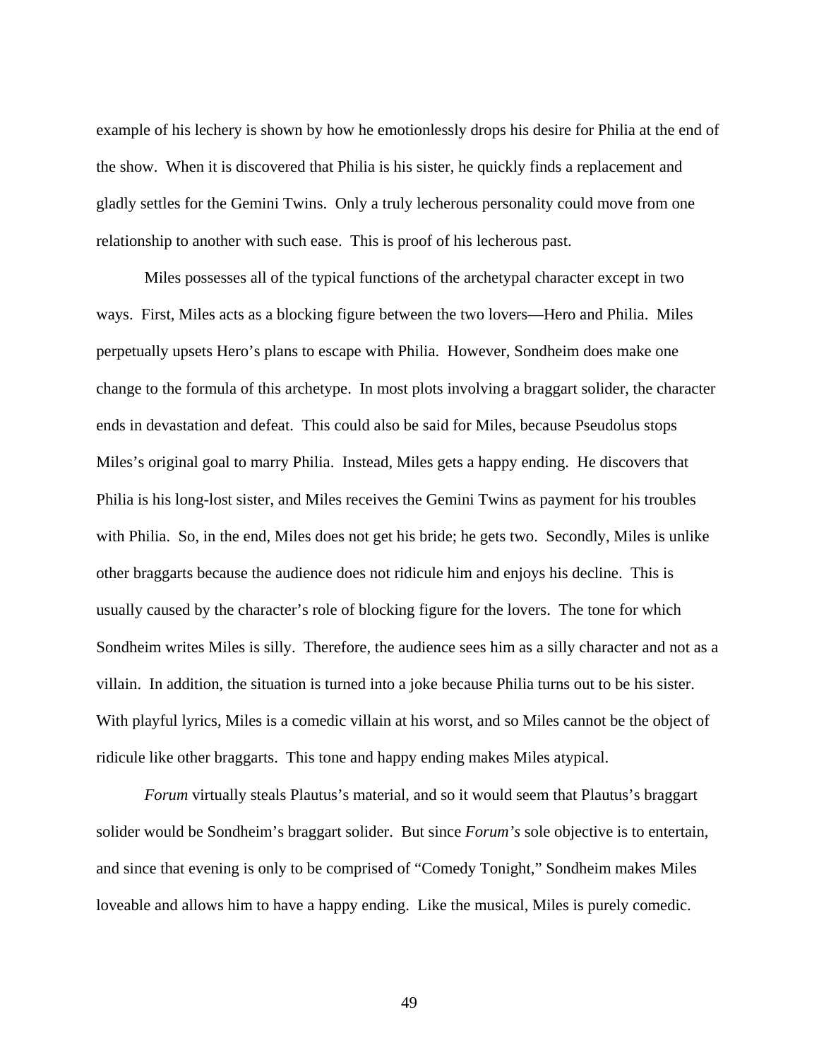example of his lechery is shown by how he emotionlessly drops his desire for Philia at the end of the show. When it is discovered that Philia is his sister, he quickly finds a replacement and gladly settles for the Gemini Twins. Only a truly lecherous personality could move from one relationship to another with such ease. This is proof of his lecherous past.

Miles possesses all of the typical functions of the archetypal character except in two ways. First, Miles acts as a blocking figure between the two lovers—Hero and Philia. Miles perpetually upsets Hero's plans to escape with Philia. However, Sondheim does make one change to the formula of this archetype. In most plots involving a braggart solider, the character ends in devastation and defeat. This could also be said for Miles, because Pseudolus stops Miles's original goal to marry Philia. Instead, Miles gets a happy ending. He discovers that Philia is his long-lost sister, and Miles receives the Gemini Twins as payment for his troubles with Philia. So, in the end, Miles does not get his bride; he gets two. Secondly, Miles is unlike other braggarts because the audience does not ridicule him and enjoys his decline. This is usually caused by the character's role of blocking figure for the lovers. The tone for which Sondheim writes Miles is silly. Therefore, the audience sees him as a silly character and not as a villain. In addition, the situation is turned into a joke because Philia turns out to be his sister. With playful lyrics, Miles is a comedic villain at his worst, and so Miles cannot be the object of ridicule like other braggarts. This tone and happy ending makes Miles atypical.

*Forum* virtually steals Plautus's material, and so it would seem that Plautus's braggart solider would be Sondheim's braggart solider. But since *Forum's* sole objective is to entertain, and since that evening is only to be comprised of "Comedy Tonight," Sondheim makes Miles loveable and allows him to have a happy ending. Like the musical, Miles is purely comedic.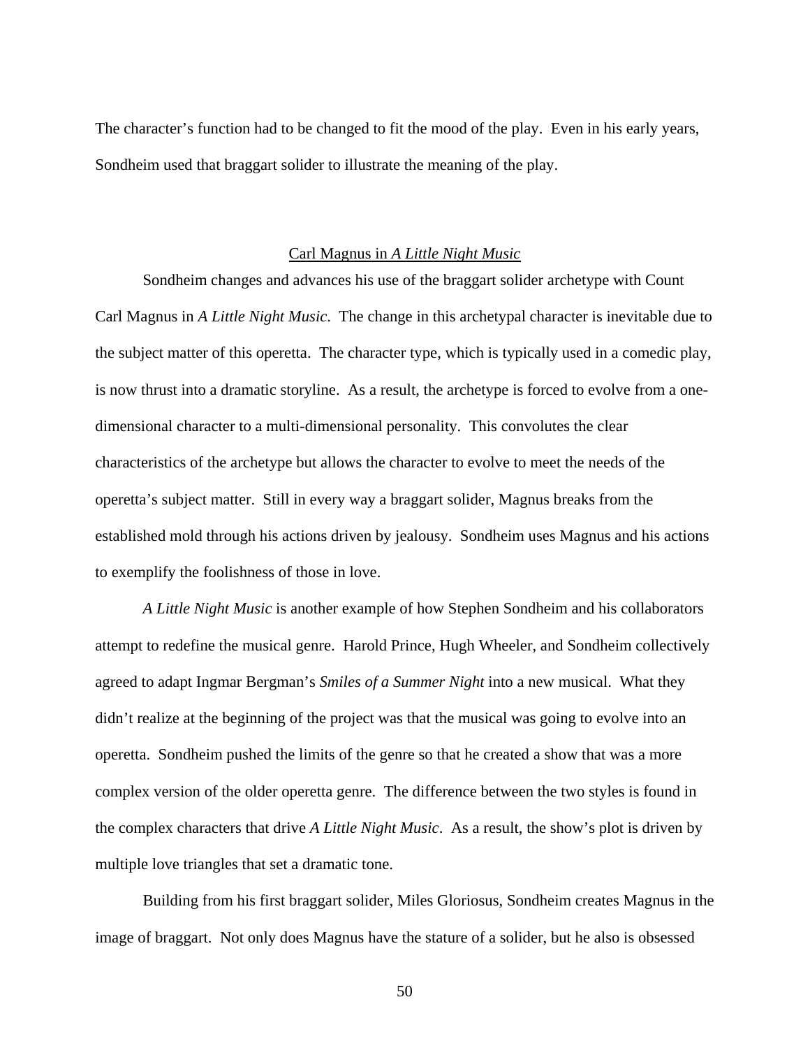The character's function had to be changed to fit the mood of the play. Even in his early years, Sondheim used that braggart solider to illustrate the meaning of the play.

## Carl Magnus in *A Little Night Music*

Sondheim changes and advances his use of the braggart solider archetype with Count Carl Magnus in *A Little Night Music*. The change in this archetypal character is inevitable due to the subject matter of this operetta. The character type, which is typically used in a comedic play, is now thrust into a dramatic storyline. As a result, the archetype is forced to evolve from a one-dimensional character to a multi-dimensional personality. This convolutes the clear characteristics of the archetype but allows the character to evolve to meet the needs of the operetta's subject matter. Still in every way a braggart solider, Magnus breaks from the established mold through his actions driven by jealousy. Sondheim uses Magnus and his actions to exemplify the foolishness of those in love.

*A Little Night Music* is another example of how Stephen Sondheim and his collaborators attempt to redefine the musical genre. Harold Prince, Hugh Wheeler, and Sondheim collectively agreed to adapt Ingmar Bergman's *Smiles of a Summer Night* into a new musical. What they didn't realize at the beginning of the project was that the musical was going to evolve into an operetta. Sondheim pushed the limits of the genre so that he created a show that was a more complex version of the older operetta genre. The difference between the two styles is found in the complex characters that drive *A Little Night Music*. As a result, the show's plot is driven by multiple love triangles that set a dramatic tone.

Building from his first braggart solider, Miles Gloriosus, Sondheim creates Magnus in the image of braggart. Not only does Magnus have the stature of a solider, but he also is obsessed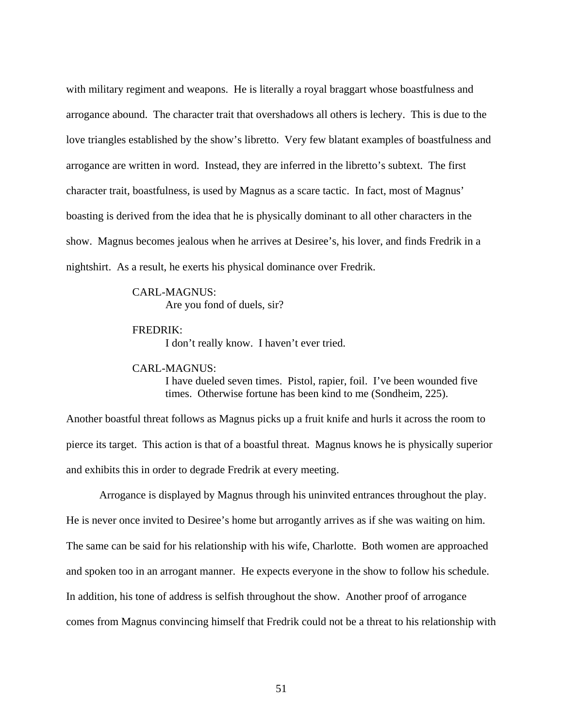with military regiment and weapons. He is literally a royal braggart whose boastfulness and arrogance abound. The character trait that overshadows all others is lechery. This is due to the love triangles established by the show's libretto. Very few blatant examples of boastfulness and arrogance are written in word. Instead, they are inferred in the libretto's subtext. The first character trait, boastfulness, is used by Magnus as a scare tactic. In fact, most of Magnus' boasting is derived from the idea that he is physically dominant to all other characters in the show. Magnus becomes jealous when he arrives at Desiree's, his lover, and finds Fredrik in a nightshirt. As a result, he exerts his physical dominance over Fredrik.

> CARL-MAGNUS:
> Are you fond of duels, sir?
>
> FREDRIK:
> I don't really know. I haven't ever tried.
>
> CARL-MAGNUS:
> I have dueled seven times. Pistol, rapier, foil. I've been wounded five times. Otherwise fortune has been kind to me (Sondheim, 225).

Another boastful threat follows as Magnus picks up a fruit knife and hurls it across the room to pierce its target. This action is that of a boastful threat. Magnus knows he is physically superior and exhibits this in order to degrade Fredrik at every meeting.

Arrogance is displayed by Magnus through his uninvited entrances throughout the play. He is never once invited to Desiree's home but arrogantly arrives as if she was waiting on him. The same can be said for his relationship with his wife, Charlotte. Both women are approached and spoken too in an arrogant manner. He expects everyone in the show to follow his schedule. In addition, his tone of address is selfish throughout the show. Another proof of arrogance comes from Magnus convincing himself that Fredrik could not be a threat to his relationship with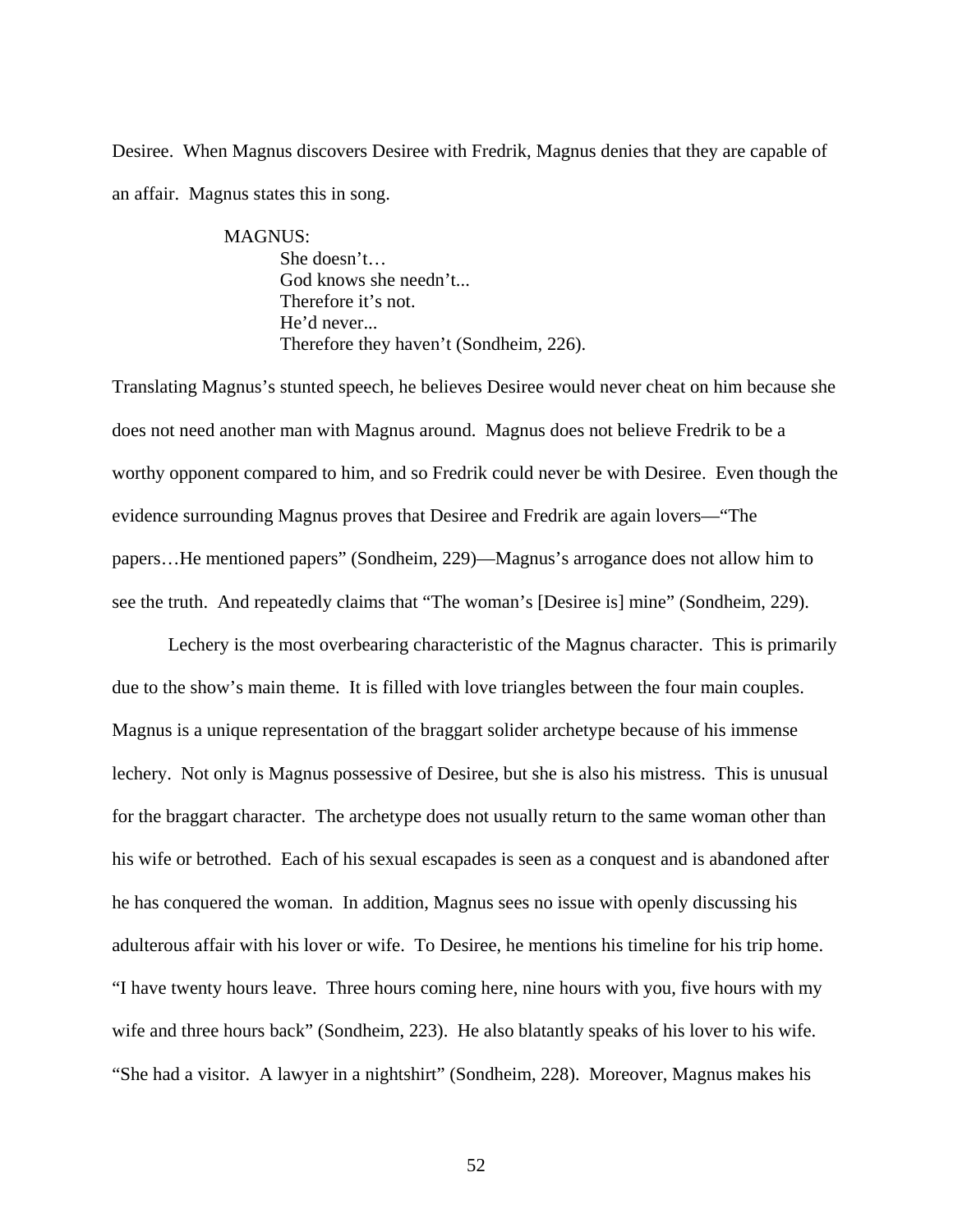Desiree. When Magnus discovers Desiree with Fredrik, Magnus denies that they are capable of an affair. Magnus states this in song.

> MAGNUS:
>
> She doesn't…
> God knows she needn't...
> Therefore it's not.
> He'd never...
> Therefore they haven't (Sondheim, 226).

Translating Magnus's stunted speech, he believes Desiree would never cheat on him because she does not need another man with Magnus around. Magnus does not believe Fredrik to be a worthy opponent compared to him, and so Fredrik could never be with Desiree. Even though the evidence surrounding Magnus proves that Desiree and Fredrik are again lovers—"The papers…He mentioned papers" (Sondheim, 229)—Magnus's arrogance does not allow him to see the truth. And repeatedly claims that "The woman's [Desiree is] mine" (Sondheim, 229).

Lechery is the most overbearing characteristic of the Magnus character. This is primarily due to the show's main theme. It is filled with love triangles between the four main couples. Magnus is a unique representation of the braggart solider archetype because of his immense lechery. Not only is Magnus possessive of Desiree, but she is also his mistress. This is unusual for the braggart character. The archetype does not usually return to the same woman other than his wife or betrothed. Each of his sexual escapades is seen as a conquest and is abandoned after he has conquered the woman. In addition, Magnus sees no issue with openly discussing his adulterous affair with his lover or wife. To Desiree, he mentions his timeline for his trip home. "I have twenty hours leave. Three hours coming here, nine hours with you, five hours with my wife and three hours back" (Sondheim, 223). He also blatantly speaks of his lover to his wife. "She had a visitor. A lawyer in a nightshirt" (Sondheim, 228). Moreover, Magnus makes his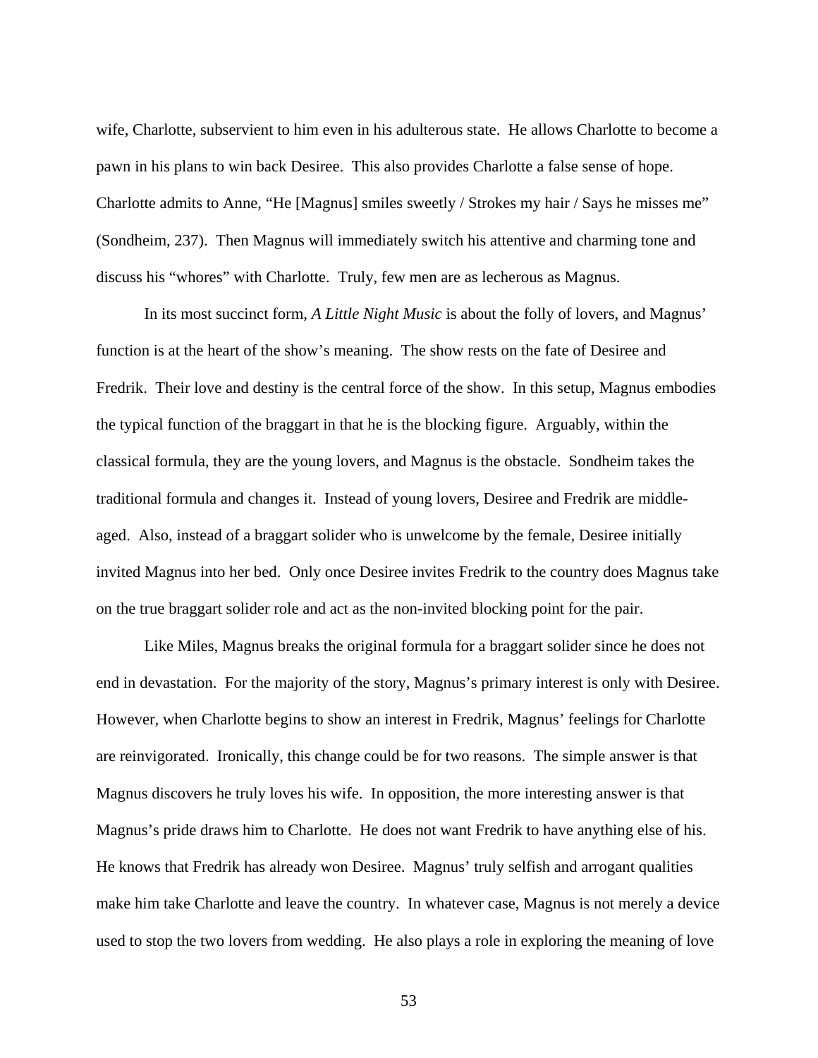wife, Charlotte, subservient to him even in his adulterous state.  He allows Charlotte to become a pawn in his plans to win back Desiree.  This also provides Charlotte a false sense of hope.  Charlotte admits to Anne, "He [Magnus] smiles sweetly / Strokes my hair / Says he misses me" (Sondheim, 237).  Then Magnus will immediately switch his attentive and charming tone and discuss his "whores" with Charlotte.  Truly, few men are as lecherous as Magnus.

In its most succinct form, *A Little Night Music* is about the folly of lovers, and Magnus' function is at the heart of the show's meaning.  The show rests on the fate of Desiree and Fredrik.  Their love and destiny is the central force of the show.  In this setup, Magnus embodies the typical function of the braggart in that he is the blocking figure.  Arguably, within the classical formula, they are the young lovers, and Magnus is the obstacle.  Sondheim takes the traditional formula and changes it.  Instead of young lovers, Desiree and Fredrik are middle-aged.  Also, instead of a braggart solider who is unwelcome by the female, Desiree initially invited Magnus into her bed.  Only once Desiree invites Fredrik to the country does Magnus take on the true braggart solider role and act as the non-invited blocking point for the pair.

Like Miles, Magnus breaks the original formula for a braggart solider since he does not end in devastation.  For the majority of the story, Magnus's primary interest is only with Desiree.  However, when Charlotte begins to show an interest in Fredrik, Magnus' feelings for Charlotte are reinvigorated.  Ironically, this change could be for two reasons.  The simple answer is that Magnus discovers he truly loves his wife.  In opposition, the more interesting answer is that Magnus's pride draws him to Charlotte.  He does not want Fredrik to have anything else of his.  He knows that Fredrik has already won Desiree.  Magnus' truly selfish and arrogant qualities make him take Charlotte and leave the country.  In whatever case, Magnus is not merely a device used to stop the two lovers from wedding.  He also plays a role in exploring the meaning of love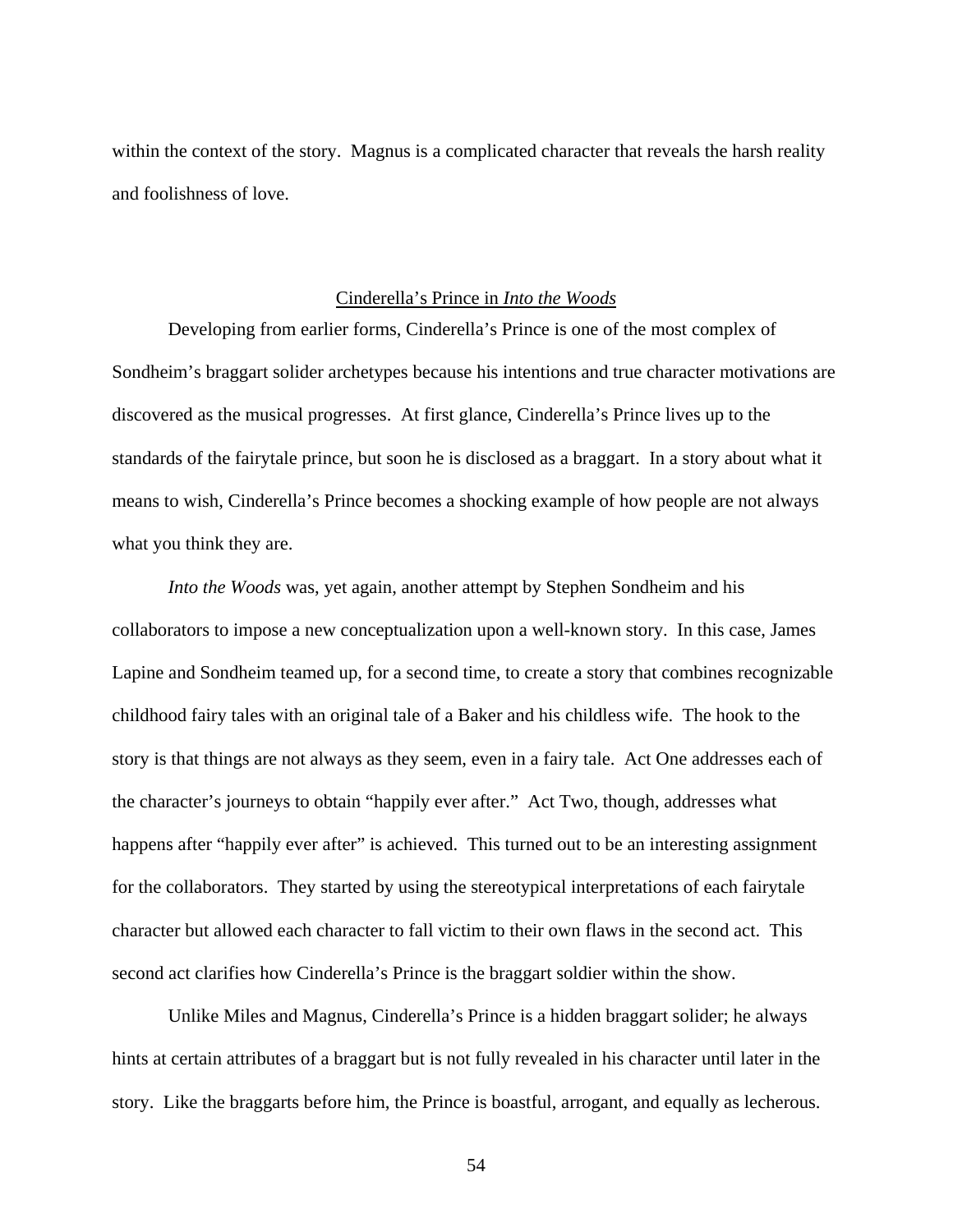within the context of the story. Magnus is a complicated character that reveals the harsh reality and foolishness of love.

## Cinderella's Prince in *Into the Woods*

Developing from earlier forms, Cinderella's Prince is one of the most complex of Sondheim's braggart solider archetypes because his intentions and true character motivations are discovered as the musical progresses. At first glance, Cinderella's Prince lives up to the standards of the fairytale prince, but soon he is disclosed as a braggart. In a story about what it means to wish, Cinderella's Prince becomes a shocking example of how people are not always what you think they are.

*Into the Woods* was, yet again, another attempt by Stephen Sondheim and his collaborators to impose a new conceptualization upon a well-known story. In this case, James Lapine and Sondheim teamed up, for a second time, to create a story that combines recognizable childhood fairy tales with an original tale of a Baker and his childless wife. The hook to the story is that things are not always as they seem, even in a fairy tale. Act One addresses each of the character's journeys to obtain "happily ever after." Act Two, though, addresses what happens after "happily ever after" is achieved. This turned out to be an interesting assignment for the collaborators. They started by using the stereotypical interpretations of each fairytale character but allowed each character to fall victim to their own flaws in the second act. This second act clarifies how Cinderella's Prince is the braggart soldier within the show.

Unlike Miles and Magnus, Cinderella's Prince is a hidden braggart solider; he always hints at certain attributes of a braggart but is not fully revealed in his character until later in the story. Like the braggarts before him, the Prince is boastful, arrogant, and equally as lecherous.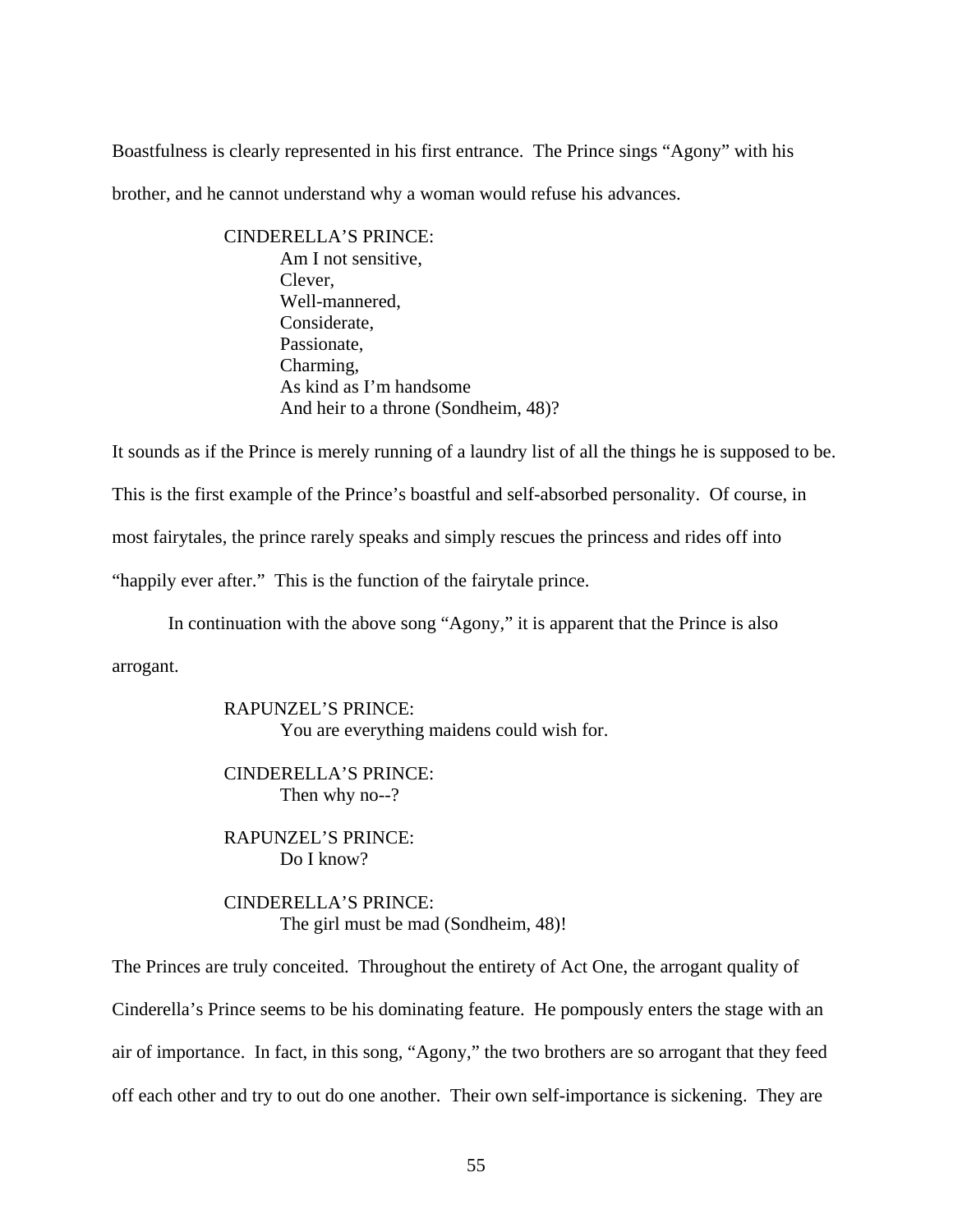Boastfulness is clearly represented in his first entrance. The Prince sings "Agony" with his brother, and he cannot understand why a woman would refuse his advances.

> CINDERELLA'S PRINCE:
> Am I not sensitive,
> Clever,
> Well-mannered,
> Considerate,
> Passionate,
> Charming,
> As kind as I'm handsome
> And heir to a throne (Sondheim, 48)?

It sounds as if the Prince is merely running of a laundry list of all the things he is supposed to be. This is the first example of the Prince's boastful and self-absorbed personality. Of course, in most fairytales, the prince rarely speaks and simply rescues the princess and rides off into "happily ever after." This is the function of the fairytale prince.

In continuation with the above song "Agony," it is apparent that the Prince is also arrogant.

> RAPUNZEL'S PRINCE:
> You are everything maidens could wish for.
>
> CINDERELLA'S PRINCE:
> Then why no--?
>
> RAPUNZEL'S PRINCE:
> Do I know?
>
> CINDERELLA'S PRINCE:
> The girl must be mad (Sondheim, 48)!

The Princes are truly conceited. Throughout the entirety of Act One, the arrogant quality of Cinderella's Prince seems to be his dominating feature. He pompously enters the stage with an air of importance. In fact, in this song, "Agony," the two brothers are so arrogant that they feed off each other and try to out do one another. Their own self-importance is sickening. They are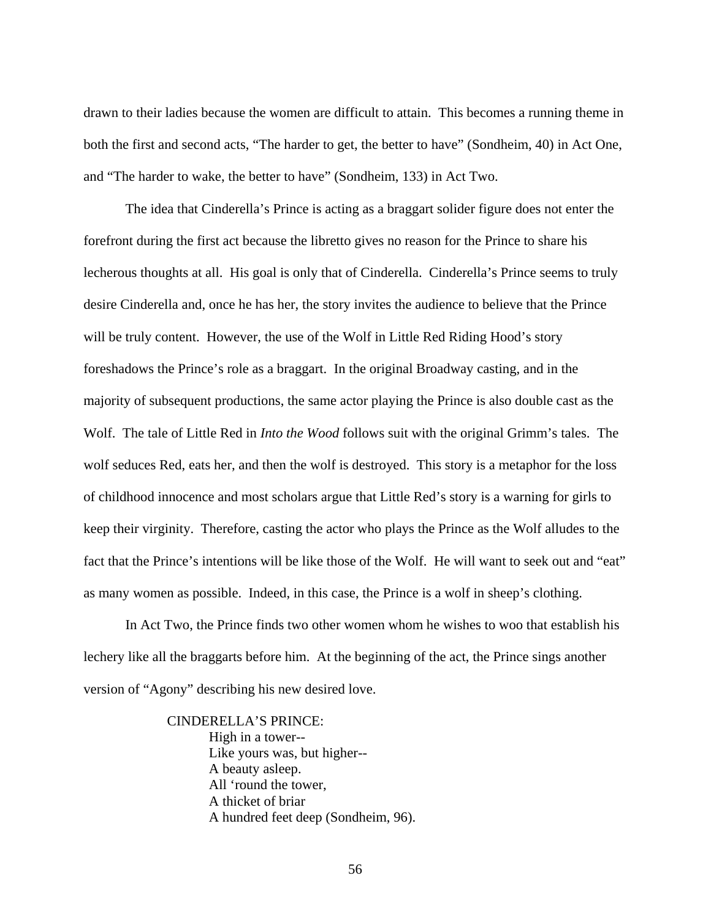drawn to their ladies because the women are difficult to attain. This becomes a running theme in both the first and second acts, "The harder to get, the better to have" (Sondheim, 40) in Act One, and "The harder to wake, the better to have" (Sondheim, 133) in Act Two.

The idea that Cinderella's Prince is acting as a braggart solider figure does not enter the forefront during the first act because the libretto gives no reason for the Prince to share his lecherous thoughts at all. His goal is only that of Cinderella. Cinderella's Prince seems to truly desire Cinderella and, once he has her, the story invites the audience to believe that the Prince will be truly content. However, the use of the Wolf in Little Red Riding Hood's story foreshadows the Prince's role as a braggart. In the original Broadway casting, and in the majority of subsequent productions, the same actor playing the Prince is also double cast as the Wolf. The tale of Little Red in *Into the Wood* follows suit with the original Grimm's tales. The wolf seduces Red, eats her, and then the wolf is destroyed. This story is a metaphor for the loss of childhood innocence and most scholars argue that Little Red's story is a warning for girls to keep their virginity. Therefore, casting the actor who plays the Prince as the Wolf alludes to the fact that the Prince's intentions will be like those of the Wolf. He will want to seek out and "eat" as many women as possible. Indeed, in this case, the Prince is a wolf in sheep's clothing.

In Act Two, the Prince finds two other women whom he wishes to woo that establish his lechery like all the braggarts before him. At the beginning of the act, the Prince sings another version of "Agony" describing his new desired love.

> CINDERELLA'S PRINCE:
> High in a tower--
> Like yours was, but higher--
> A beauty asleep.
> All 'round the tower,
> A thicket of briar
> A hundred feet deep (Sondheim, 96).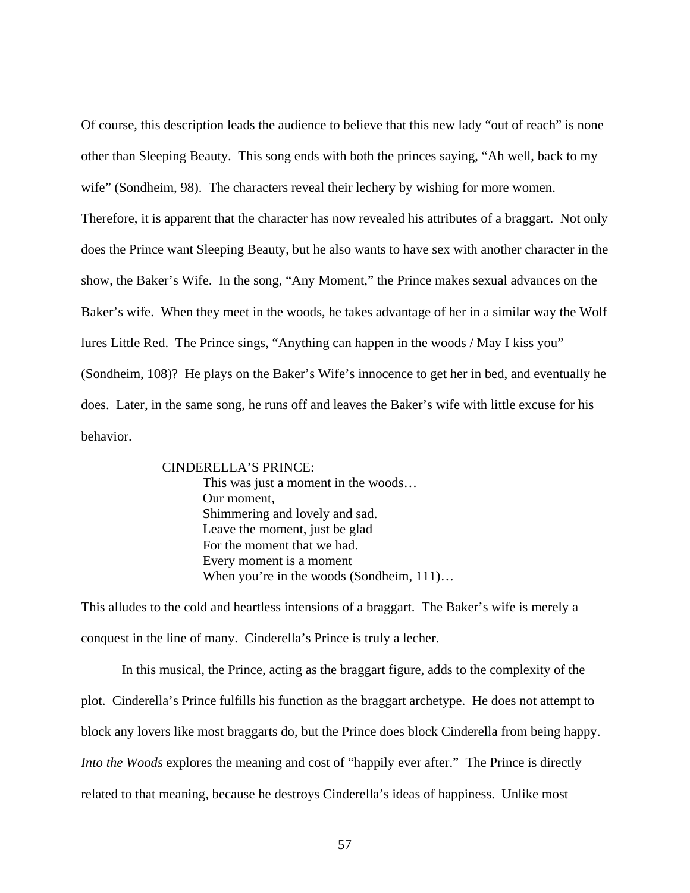Of course, this description leads the audience to believe that this new lady "out of reach" is none other than Sleeping Beauty. This song ends with both the princes saying, "Ah well, back to my wife" (Sondheim, 98). The characters reveal their lechery by wishing for more women. Therefore, it is apparent that the character has now revealed his attributes of a braggart. Not only does the Prince want Sleeping Beauty, but he also wants to have sex with another character in the show, the Baker's Wife. In the song, "Any Moment," the Prince makes sexual advances on the Baker's wife. When they meet in the woods, he takes advantage of her in a similar way the Wolf lures Little Red. The Prince sings, "Anything can happen in the woods / May I kiss you" (Sondheim, 108)? He plays on the Baker's Wife's innocence to get her in bed, and eventually he does. Later, in the same song, he runs off and leaves the Baker's wife with little excuse for his behavior.

> CINDERELLA'S PRINCE:
> This was just a moment in the woods…
> Our moment,
> Shimmering and lovely and sad.
> Leave the moment, just be glad
> For the moment that we had.
> Every moment is a moment
> When you're in the woods (Sondheim, 111)…

This alludes to the cold and heartless intensions of a braggart. The Baker's wife is merely a conquest in the line of many. Cinderella's Prince is truly a lecher.

In this musical, the Prince, acting as the braggart figure, adds to the complexity of the plot. Cinderella's Prince fulfills his function as the braggart archetype. He does not attempt to block any lovers like most braggarts do, but the Prince does block Cinderella from being happy. *Into the Woods* explores the meaning and cost of "happily ever after." The Prince is directly related to that meaning, because he destroys Cinderella's ideas of happiness. Unlike most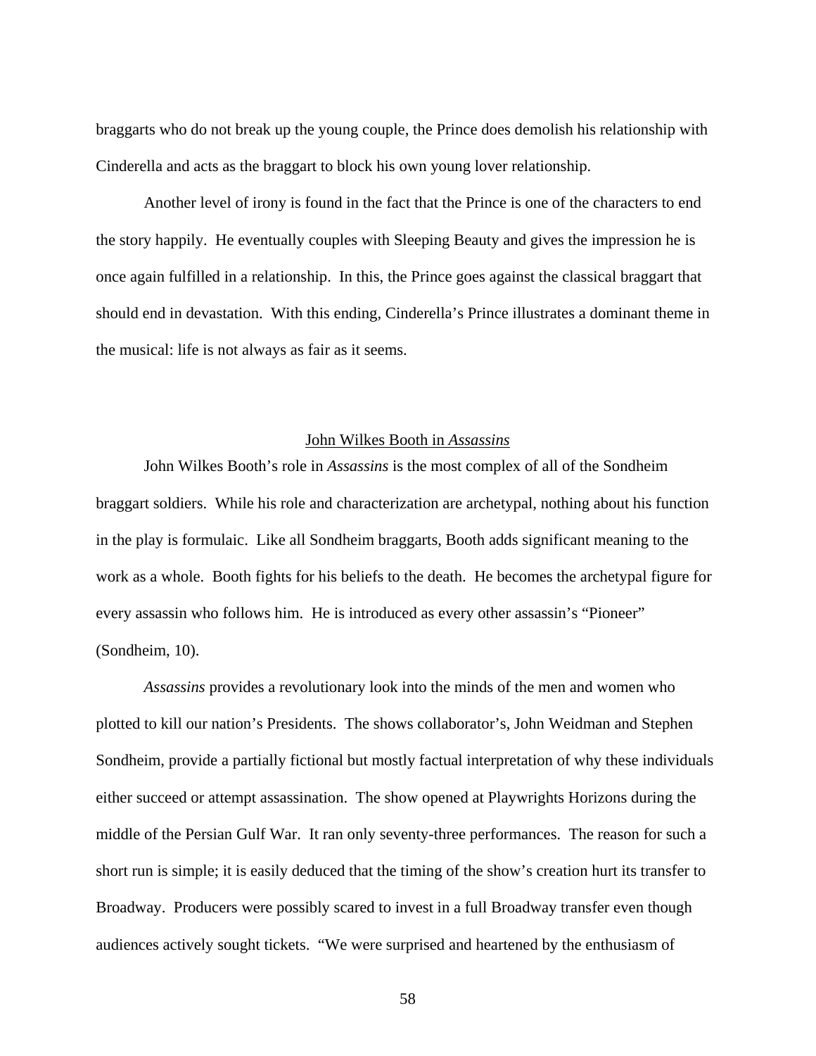braggarts who do not break up the young couple, the Prince does demolish his relationship with Cinderella and acts as the braggart to block his own young lover relationship.

Another level of irony is found in the fact that the Prince is one of the characters to end the story happily. He eventually couples with Sleeping Beauty and gives the impression he is once again fulfilled in a relationship. In this, the Prince goes against the classical braggart that should end in devastation. With this ending, Cinderella's Prince illustrates a dominant theme in the musical: life is not always as fair as it seems.

## John Wilkes Booth in *Assassins*

John Wilkes Booth's role in *Assassins* is the most complex of all of the Sondheim braggart soldiers. While his role and characterization are archetypal, nothing about his function in the play is formulaic. Like all Sondheim braggarts, Booth adds significant meaning to the work as a whole. Booth fights for his beliefs to the death. He becomes the archetypal figure for every assassin who follows him. He is introduced as every other assassin's "Pioneer" (Sondheim, 10).

*Assassins* provides a revolutionary look into the minds of the men and women who plotted to kill our nation's Presidents. The shows collaborator's, John Weidman and Stephen Sondheim, provide a partially fictional but mostly factual interpretation of why these individuals either succeed or attempt assassination. The show opened at Playwrights Horizons during the middle of the Persian Gulf War. It ran only seventy-three performances. The reason for such a short run is simple; it is easily deduced that the timing of the show's creation hurt its transfer to Broadway. Producers were possibly scared to invest in a full Broadway transfer even though audiences actively sought tickets. "We were surprised and heartened by the enthusiasm of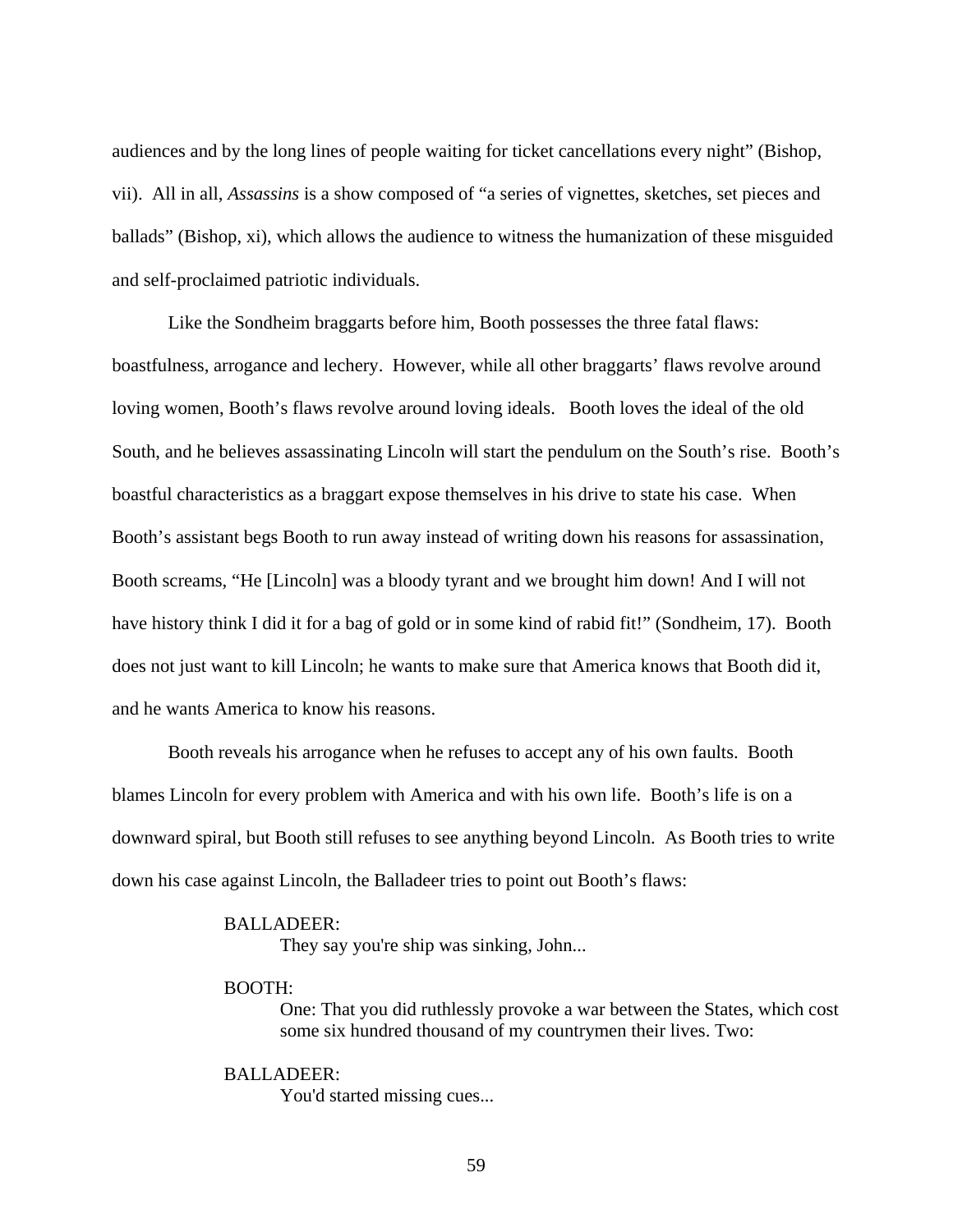audiences and by the long lines of people waiting for ticket cancellations every night" (Bishop, vii). All in all, *Assassins* is a show composed of "a series of vignettes, sketches, set pieces and ballads" (Bishop, xi), which allows the audience to witness the humanization of these misguided and self-proclaimed patriotic individuals.

Like the Sondheim braggarts before him, Booth possesses the three fatal flaws: boastfulness, arrogance and lechery. However, while all other braggarts' flaws revolve around loving women, Booth's flaws revolve around loving ideals. Booth loves the ideal of the old South, and he believes assassinating Lincoln will start the pendulum on the South's rise. Booth's boastful characteristics as a braggart expose themselves in his drive to state his case. When Booth's assistant begs Booth to run away instead of writing down his reasons for assassination, Booth screams, "He [Lincoln] was a bloody tyrant and we brought him down! And I will not have history think I did it for a bag of gold or in some kind of rabid fit!" (Sondheim, 17). Booth does not just want to kill Lincoln; he wants to make sure that America knows that Booth did it, and he wants America to know his reasons.

Booth reveals his arrogance when he refuses to accept any of his own faults. Booth blames Lincoln for every problem with America and with his own life. Booth's life is on a downward spiral, but Booth still refuses to see anything beyond Lincoln. As Booth tries to write down his case against Lincoln, the Balladeer tries to point out Booth's flaws:

> BALLADEER:
> They say you're ship was sinking, John...
>
> BOOTH:
> One: That you did ruthlessly provoke a war between the States, which cost some six hundred thousand of my countrymen their lives. Two:
>
> BALLADEER:
> You'd started missing cues...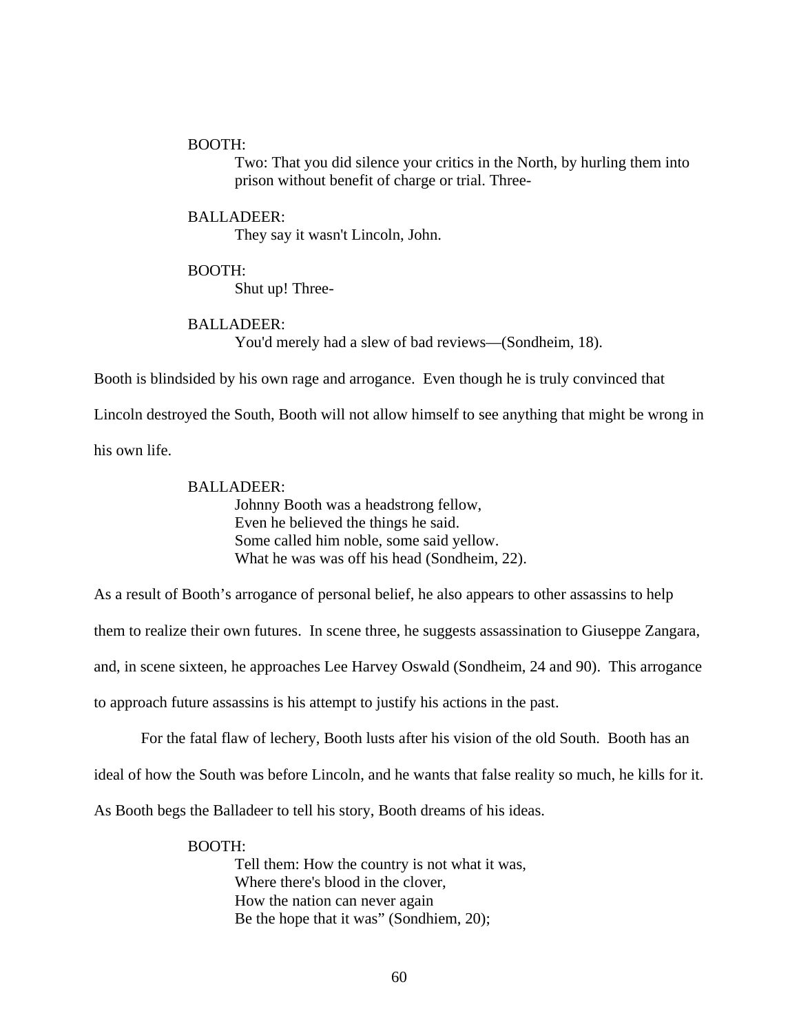BOOTH:

Two: That you did silence your critics in the North, by hurling them into prison without benefit of charge or trial. Three-

BALLADEER:

They say it wasn't Lincoln, John.

BOOTH:

Shut up! Three-

BALLADEER:

You'd merely had a slew of bad reviews—(Sondheim, 18).

Booth is blindsided by his own rage and arrogance. Even though he is truly convinced that Lincoln destroyed the South, Booth will not allow himself to see anything that might be wrong in his own life.

BALLADEER:

Johnny Booth was a headstrong fellow,  
Even he believed the things he said.  
Some called him noble, some said yellow.  
What he was was off his head (Sondheim, 22).

As a result of Booth's arrogance of personal belief, he also appears to other assassins to help them to realize their own futures. In scene three, he suggests assassination to Giuseppe Zangara, and, in scene sixteen, he approaches Lee Harvey Oswald (Sondheim, 24 and 90). This arrogance to approach future assassins is his attempt to justify his actions in the past.

For the fatal flaw of lechery, Booth lusts after his vision of the old South. Booth has an ideal of how the South was before Lincoln, and he wants that false reality so much, he kills for it. As Booth begs the Balladeer to tell his story, Booth dreams of his ideas.

BOOTH:

Tell them: How the country is not what it was,  
Where there's blood in the clover,  
How the nation can never again  
Be the hope that it was" (Sondhiem, 20);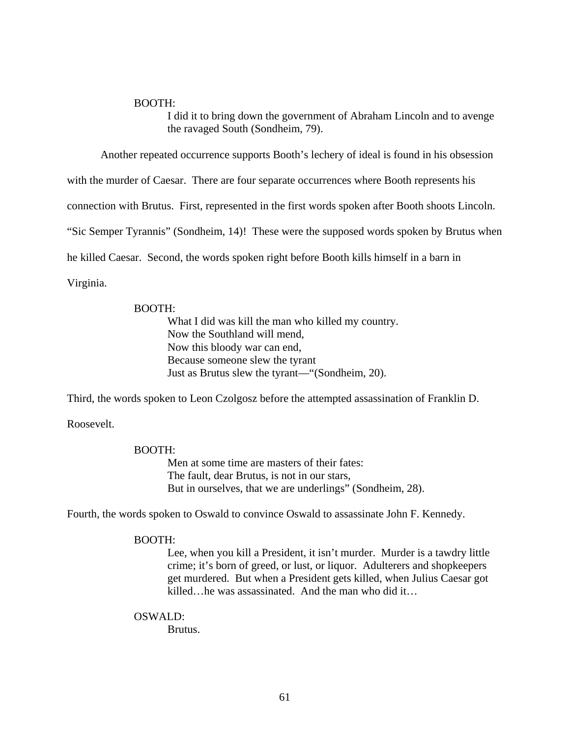BOOTH:

> I did it to bring down the government of Abraham Lincoln and to avenge the ravaged South (Sondheim, 79).

Another repeated occurrence supports Booth's lechery of ideal is found in his obsession with the murder of Caesar. There are four separate occurrences where Booth represents his connection with Brutus. First, represented in the first words spoken after Booth shoots Lincoln. "Sic Semper Tyrannis" (Sondheim, 14)! These were the supposed words spoken by Brutus when he killed Caesar. Second, the words spoken right before Booth kills himself in a barn in Virginia.

BOOTH:

> What I did was kill the man who killed my country.
> Now the Southland will mend,
> Now this bloody war can end,
> Because someone slew the tyrant
> Just as Brutus slew the tyrant—"(Sondheim, 20).

Third, the words spoken to Leon Czolgosz before the attempted assassination of Franklin D. Roosevelt.

BOOTH:

> Men at some time are masters of their fates:
> The fault, dear Brutus, is not in our stars,
> But in ourselves, that we are underlings" (Sondheim, 28).

Fourth, the words spoken to Oswald to convince Oswald to assassinate John F. Kennedy.

BOOTH:

> Lee, when you kill a President, it isn't murder. Murder is a tawdry little crime; it's born of greed, or lust, or liquor. Adulterers and shopkeepers get murdered. But when a President gets killed, when Julius Caesar got killed…he was assassinated. And the man who did it…

OSWALD:

> Brutus.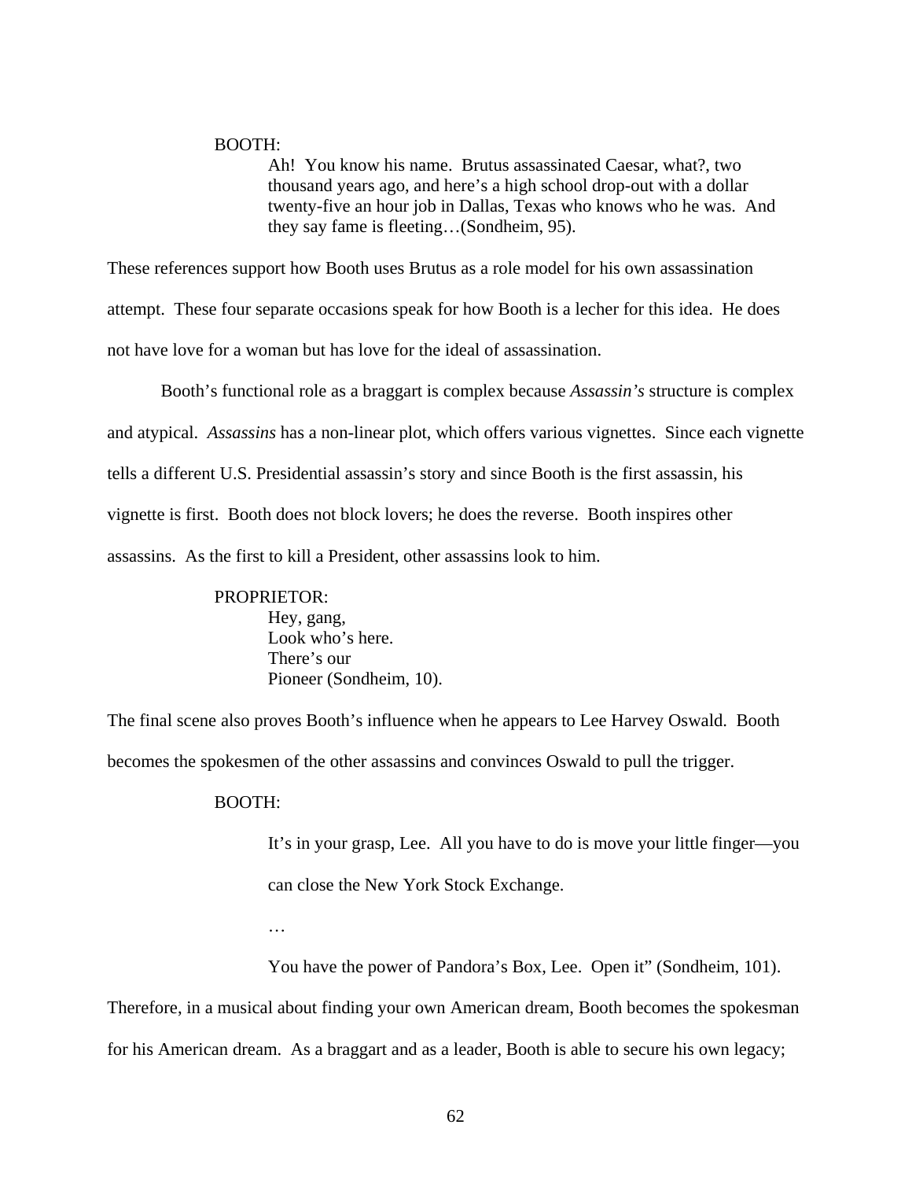BOOTH:

> Ah! You know his name. Brutus assassinated Caesar, what?, two thousand years ago, and here's a high school drop-out with a dollar twenty-five an hour job in Dallas, Texas who knows who he was. And they say fame is fleeting…(Sondheim, 95).

These references support how Booth uses Brutus as a role model for his own assassination attempt. These four separate occasions speak for how Booth is a lecher for this idea. He does not have love for a woman but has love for the ideal of assassination.

Booth's functional role as a braggart is complex because *Assassin's* structure is complex and atypical. *Assassins* has a non-linear plot, which offers various vignettes. Since each vignette tells a different U.S. Presidential assassin's story and since Booth is the first assassin, his vignette is first. Booth does not block lovers; he does the reverse. Booth inspires other assassins. As the first to kill a President, other assassins look to him.

PROPRIETOR:

> Hey, gang,
> Look who's here.
> There's our
> Pioneer (Sondheim, 10).

The final scene also proves Booth's influence when he appears to Lee Harvey Oswald. Booth becomes the spokesmen of the other assassins and convinces Oswald to pull the trigger.

BOOTH:

> It's in your grasp, Lee. All you have to do is move your little finger—you can close the New York Stock Exchange.
>
> …
>
> You have the power of Pandora's Box, Lee. Open it" (Sondheim, 101).

Therefore, in a musical about finding your own American dream, Booth becomes the spokesman for his American dream. As a braggart and as a leader, Booth is able to secure his own legacy;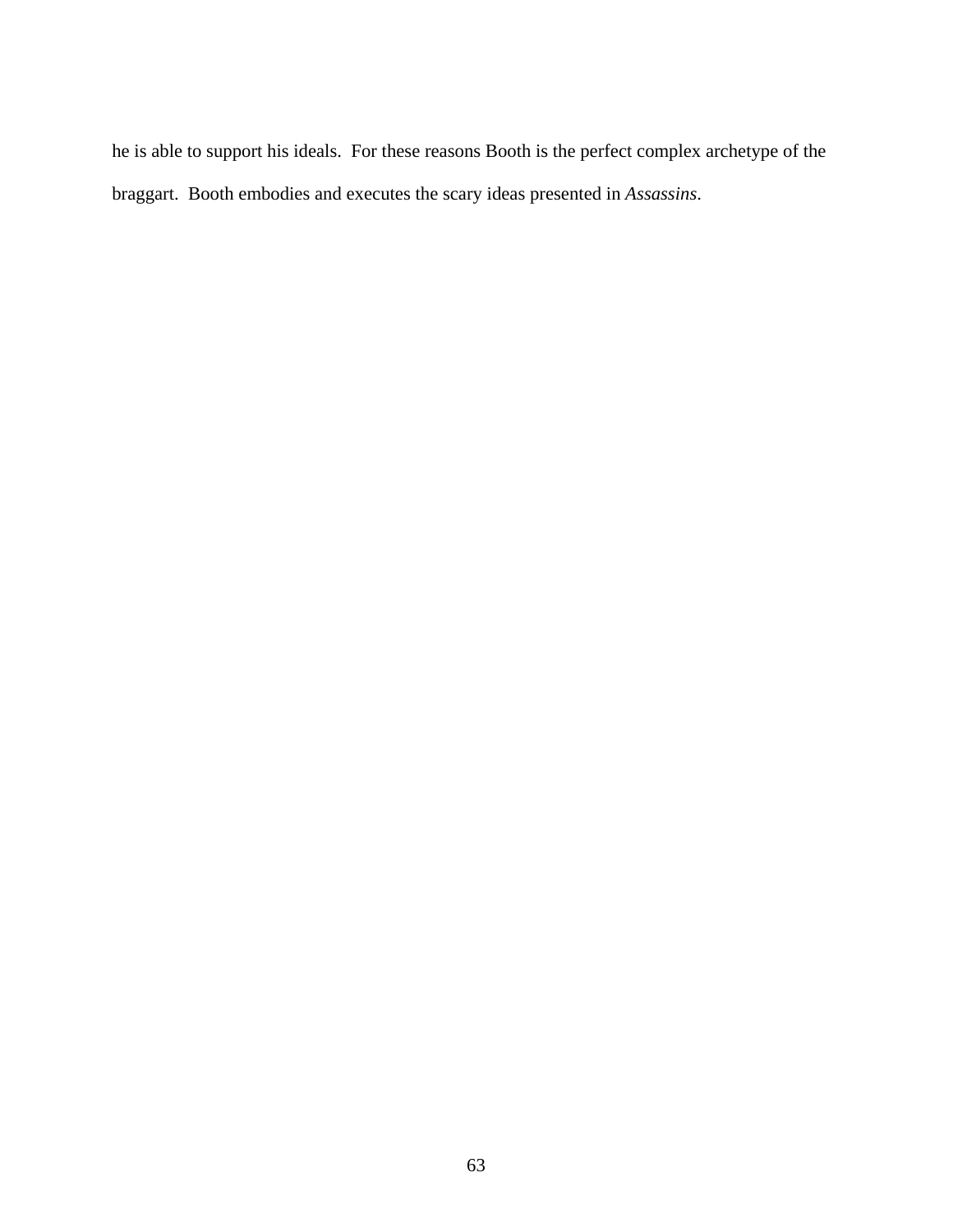he is able to support his ideals. For these reasons Booth is the perfect complex archetype of the braggart. Booth embodies and executes the scary ideas presented in *Assassins*.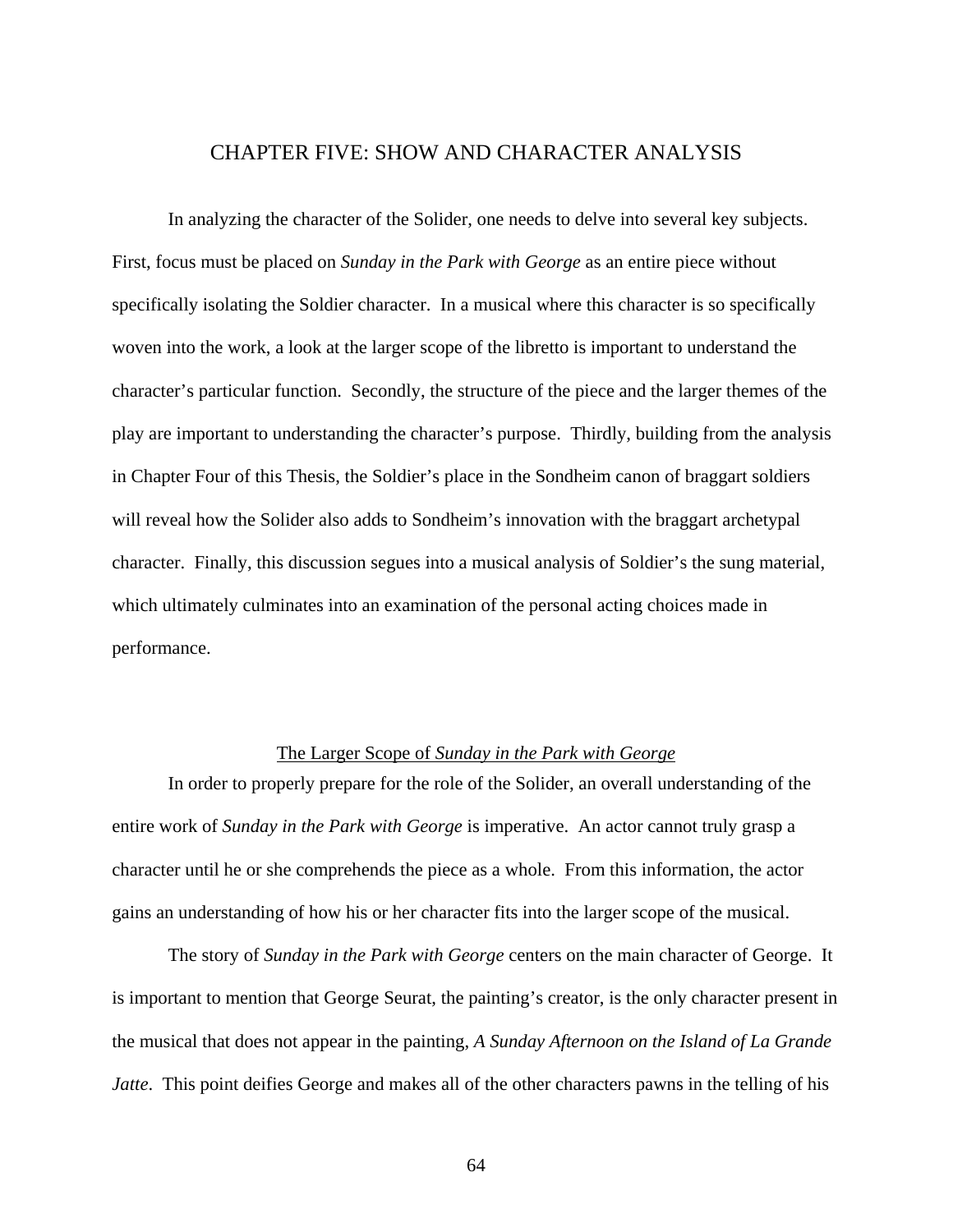# CHAPTER FIVE: SHOW AND CHARACTER ANALYSIS

In analyzing the character of the Solider, one needs to delve into several key subjects. First, focus must be placed on *Sunday in the Park with George* as an entire piece without specifically isolating the Soldier character. In a musical where this character is so specifically woven into the work, a look at the larger scope of the libretto is important to understand the character's particular function. Secondly, the structure of the piece and the larger themes of the play are important to understanding the character's purpose. Thirdly, building from the analysis in Chapter Four of this Thesis, the Soldier's place in the Sondheim canon of braggart soldiers will reveal how the Solider also adds to Sondheim's innovation with the braggart archetypal character. Finally, this discussion segues into a musical analysis of Soldier's the sung material, which ultimately culminates into an examination of the personal acting choices made in performance.

## The Larger Scope of *Sunday in the Park with George*

In order to properly prepare for the role of the Solider, an overall understanding of the entire work of *Sunday in the Park with George* is imperative. An actor cannot truly grasp a character until he or she comprehends the piece as a whole. From this information, the actor gains an understanding of how his or her character fits into the larger scope of the musical.

The story of *Sunday in the Park with George* centers on the main character of George. It is important to mention that George Seurat, the painting's creator, is the only character present in the musical that does not appear in the painting, *A Sunday Afternoon on the Island of La Grande Jatte*. This point deifies George and makes all of the other characters pawns in the telling of his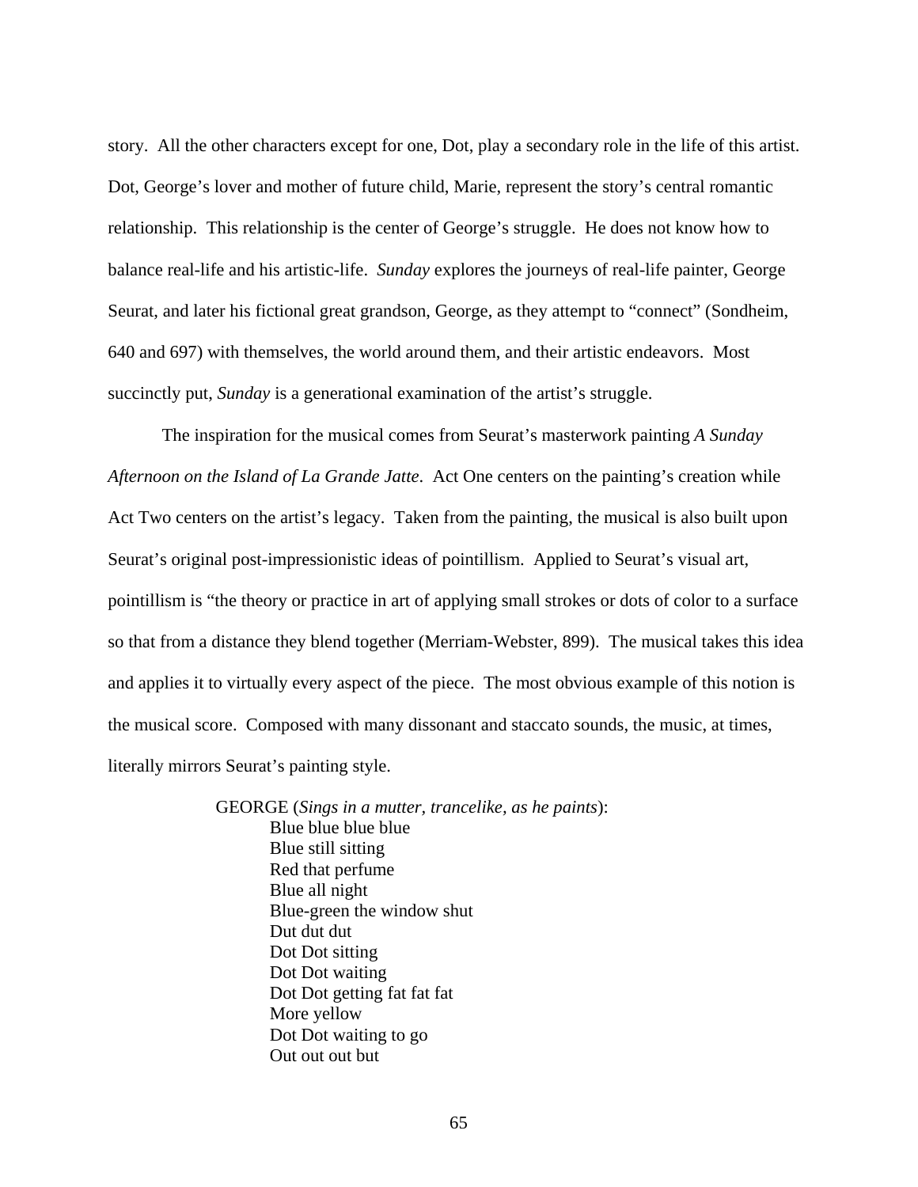story. All the other characters except for one, Dot, play a secondary role in the life of this artist. Dot, George's lover and mother of future child, Marie, represent the story's central romantic relationship. This relationship is the center of George's struggle. He does not know how to balance real-life and his artistic-life. *Sunday* explores the journeys of real-life painter, George Seurat, and later his fictional great grandson, George, as they attempt to "connect" (Sondheim, 640 and 697) with themselves, the world around them, and their artistic endeavors. Most succinctly put, *Sunday* is a generational examination of the artist's struggle.

The inspiration for the musical comes from Seurat's masterwork painting *A Sunday Afternoon on the Island of La Grande Jatte*. Act One centers on the painting's creation while Act Two centers on the artist's legacy. Taken from the painting, the musical is also built upon Seurat's original post-impressionistic ideas of pointillism. Applied to Seurat's visual art, pointillism is "the theory or practice in art of applying small strokes or dots of color to a surface so that from a distance they blend together (Merriam-Webster, 899). The musical takes this idea and applies it to virtually every aspect of the piece. The most obvious example of this notion is the musical score. Composed with many dissonant and staccato sounds, the music, at times, literally mirrors Seurat's painting style.

> GEORGE (*Sings in a mutter, trancelike, as he paints*):
> Blue blue blue blue
> Blue still sitting
> Red that perfume
> Blue all night
> Blue-green the window shut
> Dut dut dut
> Dot Dot sitting
> Dot Dot waiting
> Dot Dot getting fat fat fat
> More yellow
> Dot Dot waiting to go
> Out out out but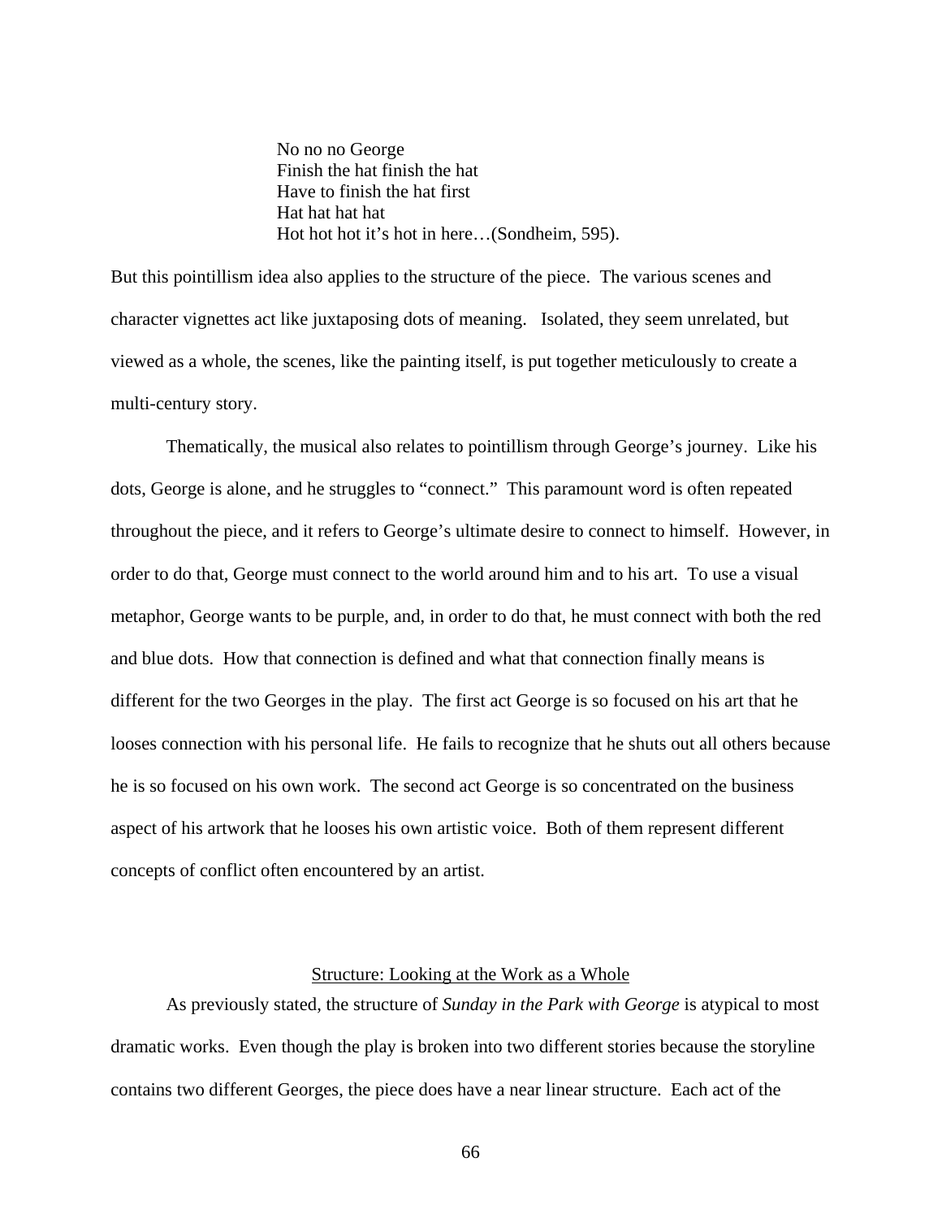> No no no George
> Finish the hat finish the hat
> Have to finish the hat first
> Hat hat hat hat
> Hot hot hot it's hot in here…(Sondheim, 595).

But this pointillism idea also applies to the structure of the piece. The various scenes and character vignettes act like juxtaposing dots of meaning. Isolated, they seem unrelated, but viewed as a whole, the scenes, like the painting itself, is put together meticulously to create a multi-century story.

Thematically, the musical also relates to pointillism through George's journey. Like his dots, George is alone, and he struggles to "connect." This paramount word is often repeated throughout the piece, and it refers to George's ultimate desire to connect to himself. However, in order to do that, George must connect to the world around him and to his art. To use a visual metaphor, George wants to be purple, and, in order to do that, he must connect with both the red and blue dots. How that connection is defined and what that connection finally means is different for the two Georges in the play. The first act George is so focused on his art that he looses connection with his personal life. He fails to recognize that he shuts out all others because he is so focused on his own work. The second act George is so concentrated on the business aspect of his artwork that he looses his own artistic voice. Both of them represent different concepts of conflict often encountered by an artist.

## Structure: Looking at the Work as a Whole

As previously stated, the structure of *Sunday in the Park with George* is atypical to most dramatic works. Even though the play is broken into two different stories because the storyline contains two different Georges, the piece does have a near linear structure. Each act of the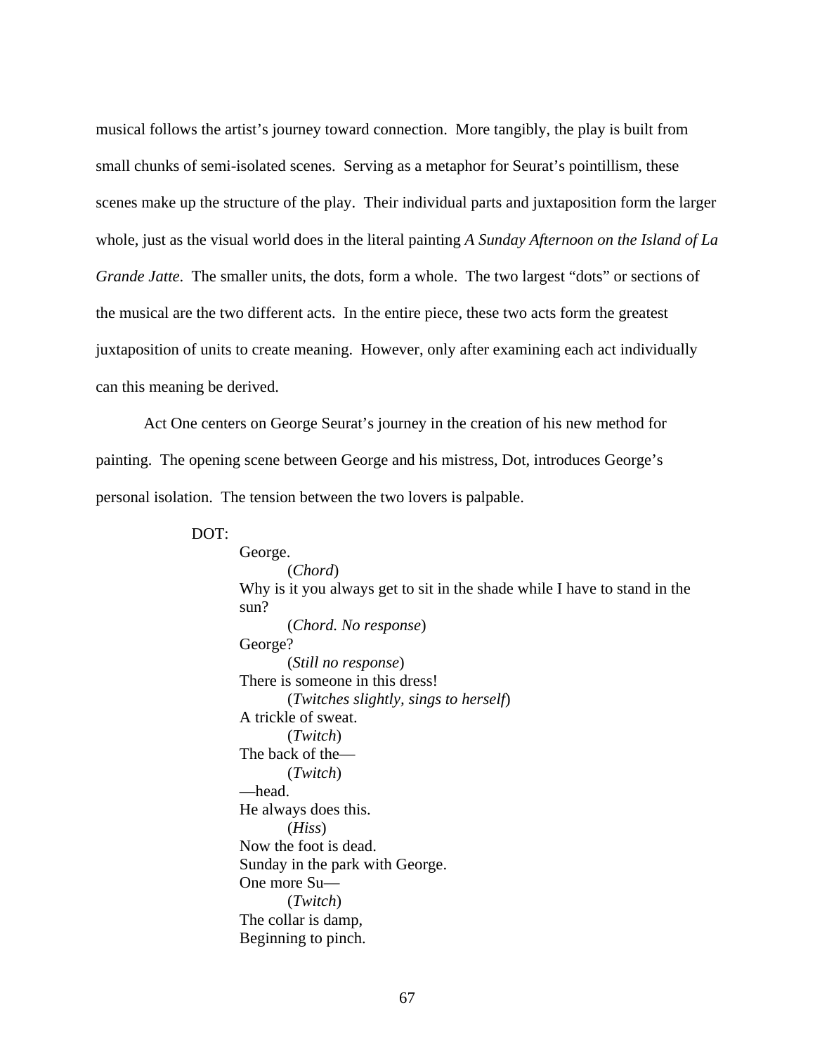musical follows the artist's journey toward connection. More tangibly, the play is built from small chunks of semi-isolated scenes. Serving as a metaphor for Seurat's pointillism, these scenes make up the structure of the play. Their individual parts and juxtaposition form the larger whole, just as the visual world does in the literal painting *A Sunday Afternoon on the Island of La Grande Jatte*. The smaller units, the dots, form a whole. The two largest "dots" or sections of the musical are the two different acts. In the entire piece, these two acts form the greatest juxtaposition of units to create meaning. However, only after examining each act individually can this meaning be derived.

Act One centers on George Seurat's journey in the creation of his new method for painting. The opening scene between George and his mistress, Dot, introduces George's personal isolation. The tension between the two lovers is palpable.

> DOT:
>
> George.
>
> (*Chord*)
>
> Why is it you always get to sit in the shade while I have to stand in the sun?
>
> (*Chord. No response*)
>
> George?
>
> (*Still no response*)
>
> There is someone in this dress!
>
> (*Twitches slightly, sings to herself*)
>
> A trickle of sweat.
>
> (*Twitch*)
>
> The back of the—
>
> (*Twitch*)
>
> —head.
>
> He always does this.
>
> (*Hiss*)
>
> Now the foot is dead.
>
> Sunday in the park with George.
>
> One more Su—
>
> (*Twitch*)
>
> The collar is damp,
>
> Beginning to pinch.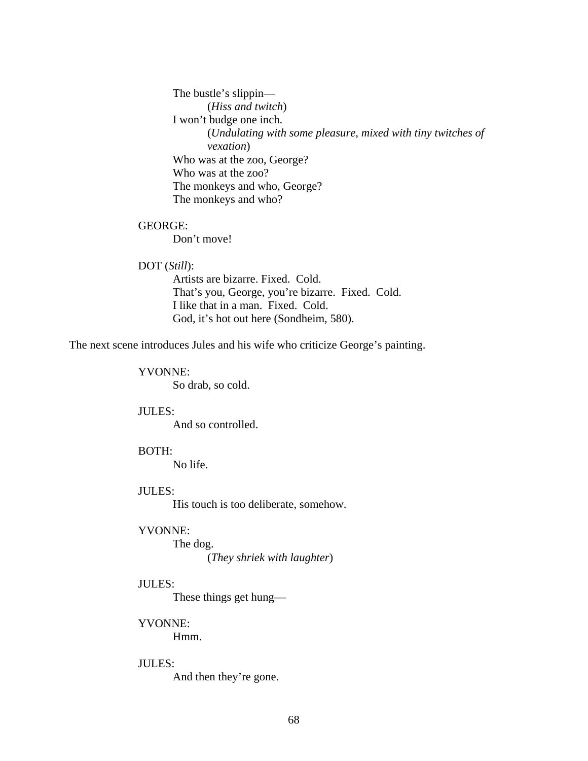The bustle's slippin—
(*Hiss and twitch*)
I won't budge one inch.
(*Undulating with some pleasure, mixed with tiny twitches of vexation*)
Who was at the zoo, George?
Who was at the zoo?
The monkeys and who, George?
The monkeys and who?

GEORGE:
Don't move!

DOT (*Still*):
Artists are bizarre. Fixed. Cold.
That's you, George, you're bizarre. Fixed. Cold.
I like that in a man. Fixed. Cold.
God, it's hot out here (Sondheim, 580).

The next scene introduces Jules and his wife who criticize George's painting.

YVONNE:
So drab, so cold.

JULES:
And so controlled.

BOTH:
No life.

JULES:
His touch is too deliberate, somehow.

YVONNE:
The dog.
(*They shriek with laughter*)

JULES:
These things get hung—

YVONNE:
Hmm.

JULES:
And then they're gone.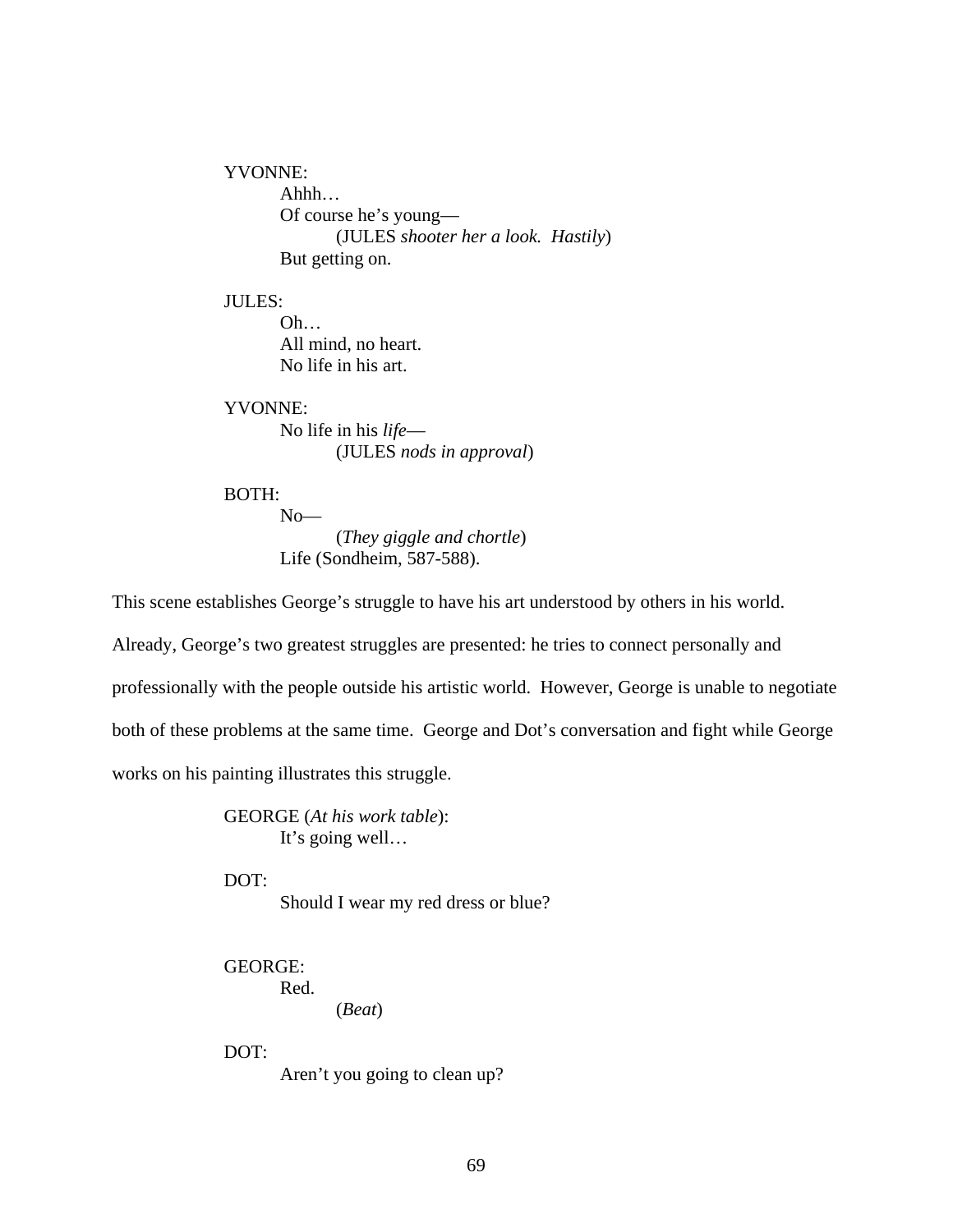YVONNE:
Ahhh…
Of course he's young—
(JULES *shooter her a look. Hastily*)
But getting on.

JULES:
Oh…
All mind, no heart.
No life in his art.

YVONNE:
No life in his *life*—
(JULES *nods in approval*)

BOTH:
No—
(*They giggle and chortle*)
Life (Sondheim, 587-588).

This scene establishes George's struggle to have his art understood by others in his world. Already, George's two greatest struggles are presented: he tries to connect personally and professionally with the people outside his artistic world. However, George is unable to negotiate both of these problems at the same time. George and Dot's conversation and fight while George works on his painting illustrates this struggle.

GEORGE (*At his work table*):
It's going well…

DOT:
Should I wear my red dress or blue?

GEORGE:
Red.
(*Beat*)

DOT:
Aren't you going to clean up?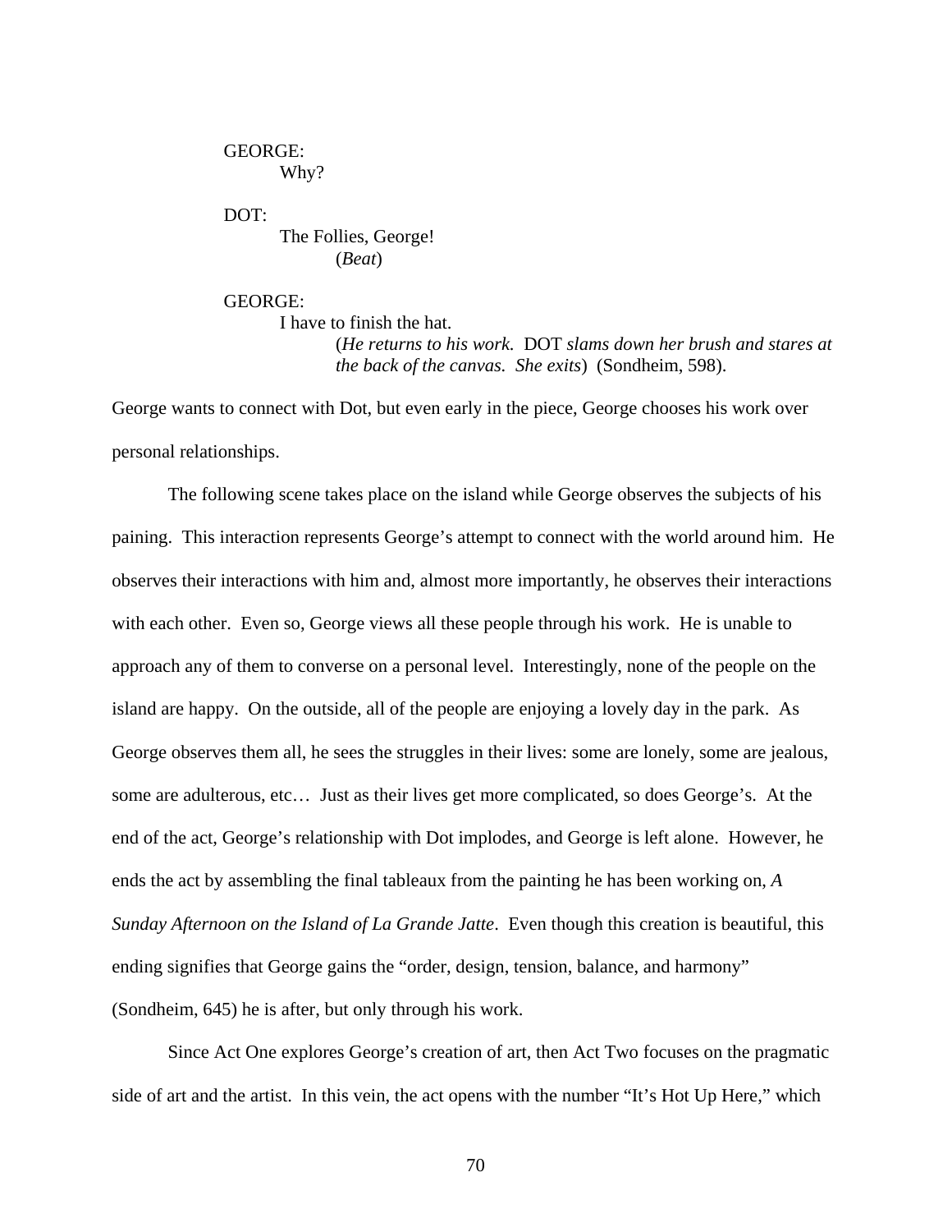GEORGE:
Why?

DOT:
The Follies, George!
(*Beat*)

GEORGE:
I have to finish the hat.
(*He returns to his work.* DOT *slams down her brush and stares at the back of the canvas. She exits*) (Sondheim, 598).

George wants to connect with Dot, but even early in the piece, George chooses his work over personal relationships.

The following scene takes place on the island while George observes the subjects of his paining. This interaction represents George's attempt to connect with the world around him. He observes their interactions with him and, almost more importantly, he observes their interactions with each other. Even so, George views all these people through his work. He is unable to approach any of them to converse on a personal level. Interestingly, none of the people on the island are happy. On the outside, all of the people are enjoying a lovely day in the park. As George observes them all, he sees the struggles in their lives: some are lonely, some are jealous, some are adulterous, etc… Just as their lives get more complicated, so does George's. At the end of the act, George's relationship with Dot implodes, and George is left alone. However, he ends the act by assembling the final tableaux from the painting he has been working on, *A Sunday Afternoon on the Island of La Grande Jatte*. Even though this creation is beautiful, this ending signifies that George gains the "order, design, tension, balance, and harmony" (Sondheim, 645) he is after, but only through his work.

Since Act One explores George's creation of art, then Act Two focuses on the pragmatic side of art and the artist. In this vein, the act opens with the number "It's Hot Up Here," which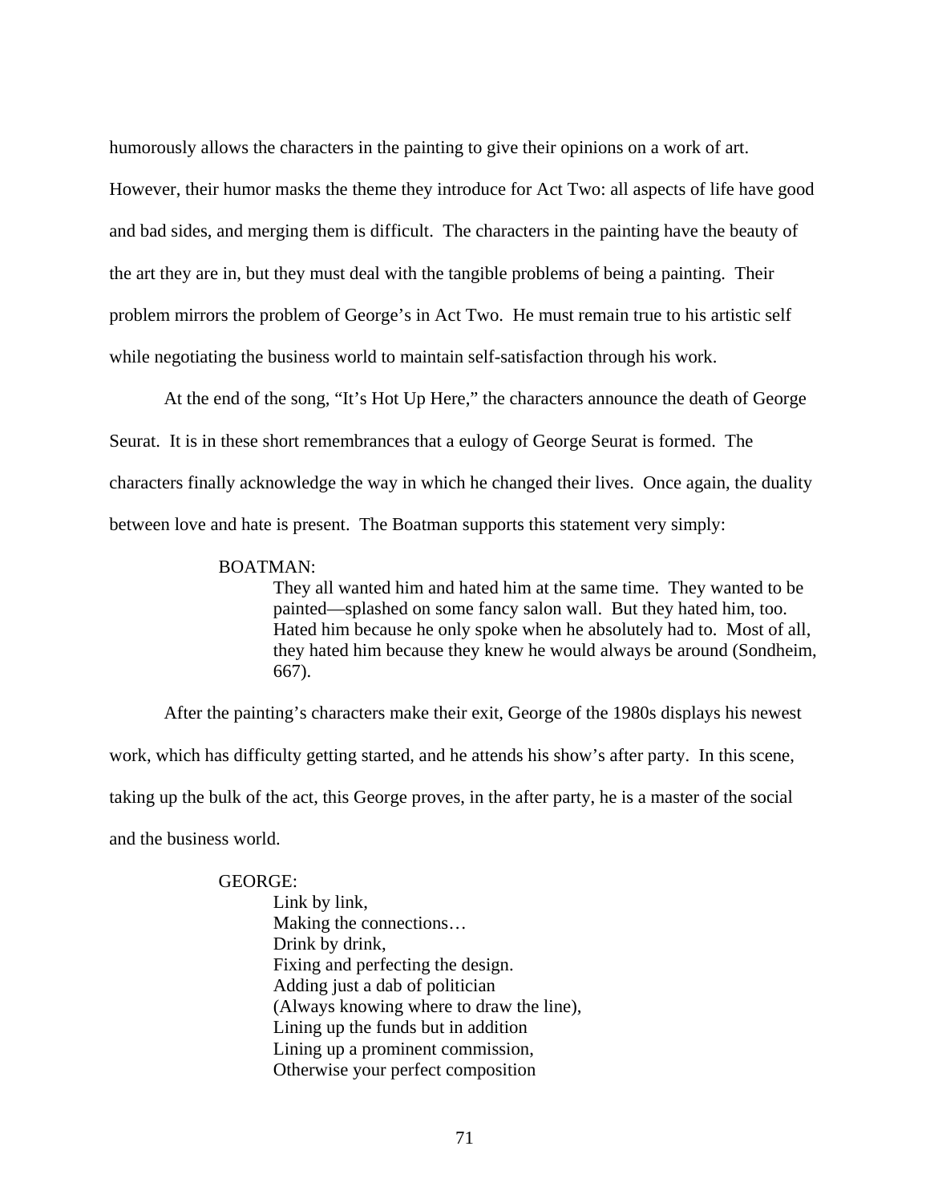humorously allows the characters in the painting to give their opinions on a work of art. However, their humor masks the theme they introduce for Act Two: all aspects of life have good and bad sides, and merging them is difficult. The characters in the painting have the beauty of the art they are in, but they must deal with the tangible problems of being a painting. Their problem mirrors the problem of George's in Act Two. He must remain true to his artistic self while negotiating the business world to maintain self-satisfaction through his work.

At the end of the song, "It's Hot Up Here," the characters announce the death of George Seurat. It is in these short remembrances that a eulogy of George Seurat is formed. The characters finally acknowledge the way in which he changed their lives. Once again, the duality between love and hate is present. The Boatman supports this statement very simply:

> BOATMAN:
>
> They all wanted him and hated him at the same time. They wanted to be painted—splashed on some fancy salon wall. But they hated him, too. Hated him because he only spoke when he absolutely had to. Most of all, they hated him because they knew he would always be around (Sondheim, 667).

After the painting's characters make their exit, George of the 1980s displays his newest work, which has difficulty getting started, and he attends his show's after party. In this scene, taking up the bulk of the act, this George proves, in the after party, he is a master of the social and the business world.

> GEORGE:
>
> Link by link,
> Making the connections…
> Drink by drink,
> Fixing and perfecting the design.
> Adding just a dab of politician
> (Always knowing where to draw the line),
> Lining up the funds but in addition
> Lining up a prominent commission,
> Otherwise your perfect composition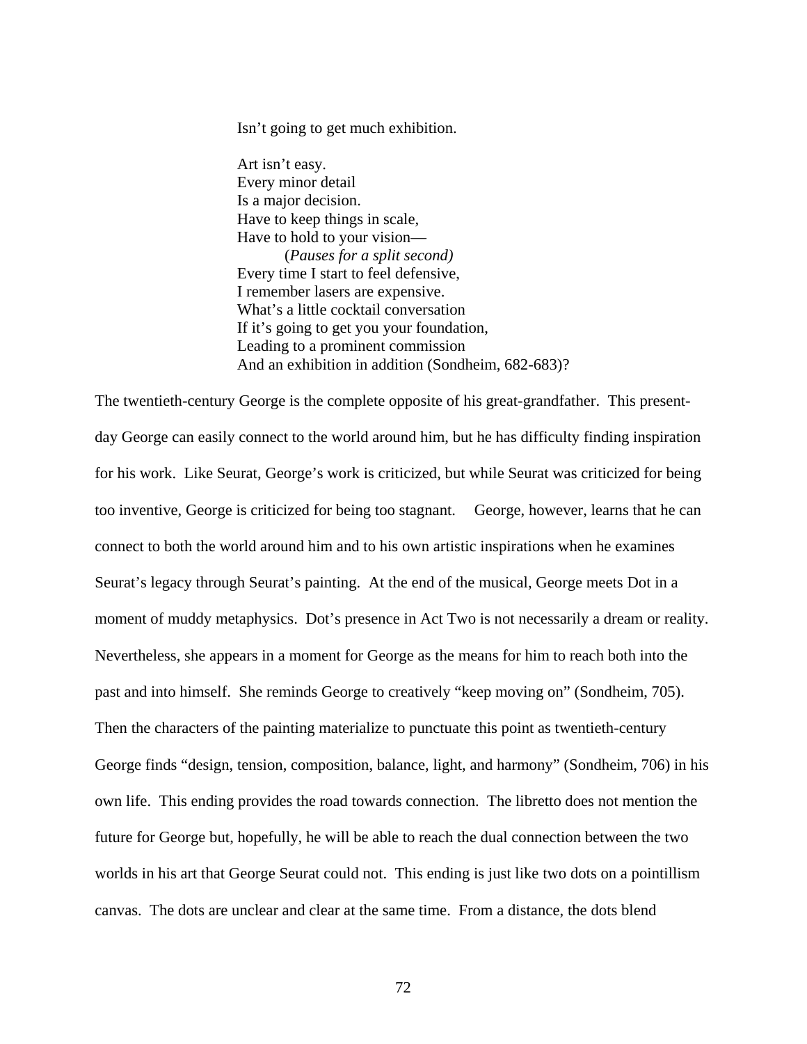> Isn't going to get much exhibition.
>
> Art isn't easy.  
> Every minor detail  
> Is a major decision.  
> Have to keep things in scale,  
> Have to hold to your vision—  
> (*Pauses for a split second)*  
> Every time I start to feel defensive,  
> I remember lasers are expensive.  
> What's a little cocktail conversation  
> If it's going to get you your foundation,  
> Leading to a prominent commission  
> And an exhibition in addition (Sondheim, 682-683)?

The twentieth-century George is the complete opposite of his great-grandfather. This present-day George can easily connect to the world around him, but he has difficulty finding inspiration for his work. Like Seurat, George's work is criticized, but while Seurat was criticized for being too inventive, George is criticized for being too stagnant. George, however, learns that he can connect to both the world around him and to his own artistic inspirations when he examines Seurat's legacy through Seurat's painting. At the end of the musical, George meets Dot in a moment of muddy metaphysics. Dot's presence in Act Two is not necessarily a dream or reality. Nevertheless, she appears in a moment for George as the means for him to reach both into the past and into himself. She reminds George to creatively "keep moving on" (Sondheim, 705). Then the characters of the painting materialize to punctuate this point as twentieth-century George finds "design, tension, composition, balance, light, and harmony" (Sondheim, 706) in his own life. This ending provides the road towards connection. The libretto does not mention the future for George but, hopefully, he will be able to reach the dual connection between the two worlds in his art that George Seurat could not. This ending is just like two dots on a pointillism canvas. The dots are unclear and clear at the same time. From a distance, the dots blend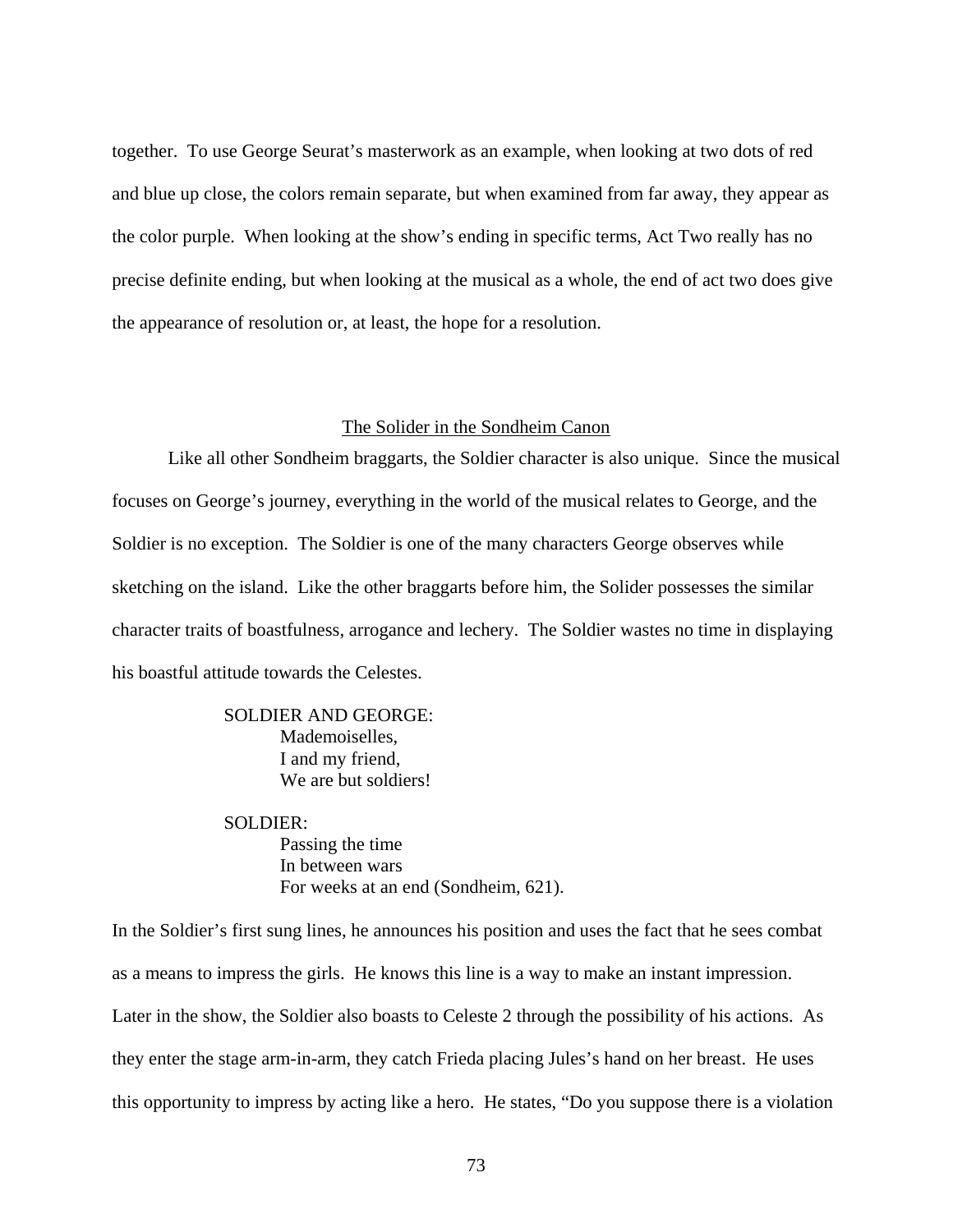together. To use George Seurat's masterwork as an example, when looking at two dots of red and blue up close, the colors remain separate, but when examined from far away, they appear as the color purple. When looking at the show's ending in specific terms, Act Two really has no precise definite ending, but when looking at the musical as a whole, the end of act two does give the appearance of resolution or, at least, the hope for a resolution.

## <u>The Solider in the Sondheim Canon</u>

Like all other Sondheim braggarts, the Soldier character is also unique. Since the musical focuses on George's journey, everything in the world of the musical relates to George, and the Soldier is no exception. The Soldier is one of the many characters George observes while sketching on the island. Like the other braggarts before him, the Solider possesses the similar character traits of boastfulness, arrogance and lechery. The Soldier wastes no time in displaying his boastful attitude towards the Celestes.

> SOLDIER AND GEORGE:
> Mademoiselles,
> I and my friend,
> We are but soldiers!
>
> SOLDIER:
> Passing the time
> In between wars
> For weeks at an end (Sondheim, 621).

In the Soldier's first sung lines, he announces his position and uses the fact that he sees combat as a means to impress the girls. He knows this line is a way to make an instant impression. Later in the show, the Soldier also boasts to Celeste 2 through the possibility of his actions. As they enter the stage arm-in-arm, they catch Frieda placing Jules's hand on her breast. He uses this opportunity to impress by acting like a hero. He states, "Do you suppose there is a violation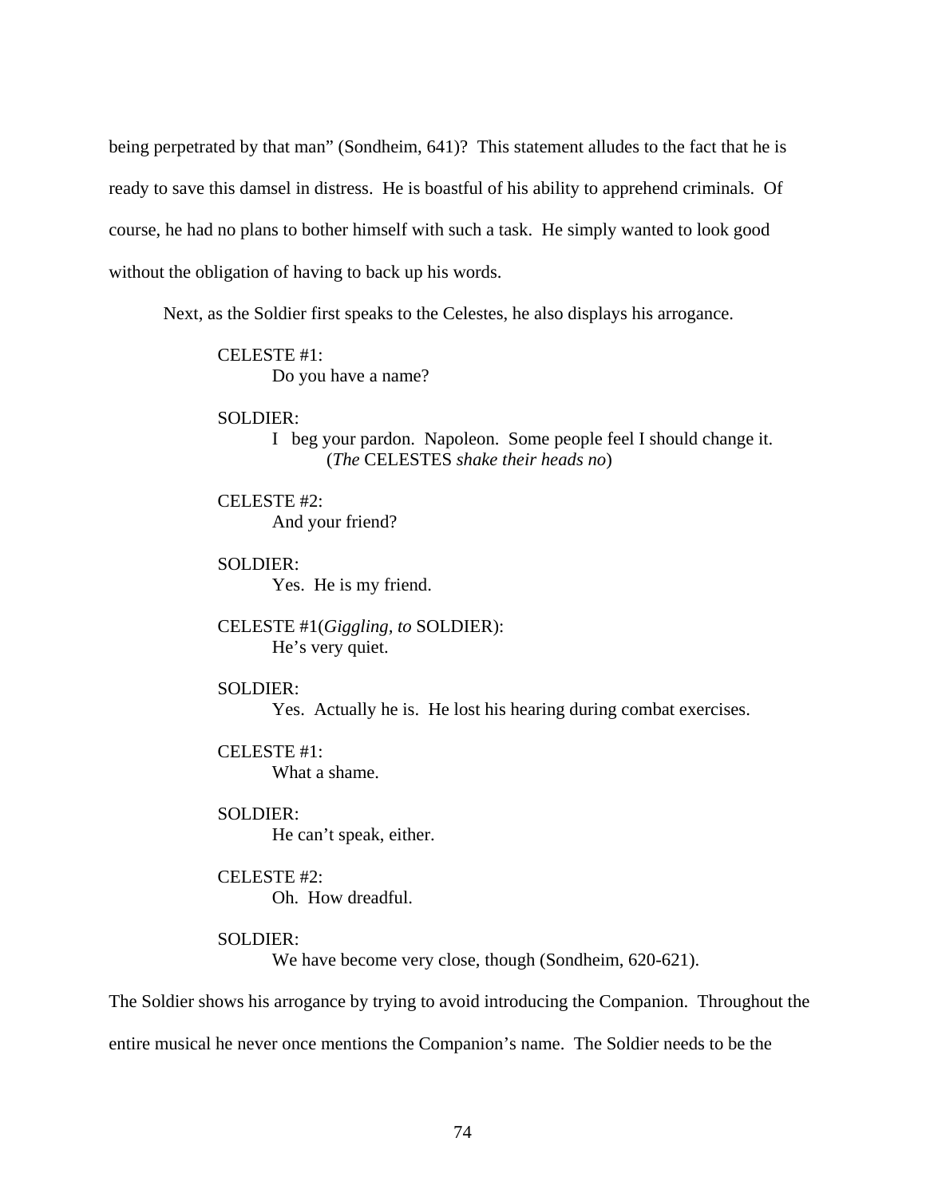being perpetrated by that man" (Sondheim, 641)? This statement alludes to the fact that he is ready to save this damsel in distress. He is boastful of his ability to apprehend criminals. Of course, he had no plans to bother himself with such a task. He simply wanted to look good without the obligation of having to back up his words.

Next, as the Soldier first speaks to the Celestes, he also displays his arrogance.

> CELESTE #1:
> Do you have a name?
>
> SOLDIER:
> I beg your pardon. Napoleon. Some people feel I should change it.
> (*The* CELESTES *shake their heads no*)
>
> CELESTE #2:
> And your friend?
>
> SOLDIER:
> Yes. He is my friend.
>
> CELESTE #1(*Giggling, to* SOLDIER):
> He's very quiet.
>
> SOLDIER:
> Yes. Actually he is. He lost his hearing during combat exercises.
>
> CELESTE #1:
> What a shame.
>
> SOLDIER:
> He can't speak, either.
>
> CELESTE #2:
> Oh. How dreadful.
>
> SOLDIER:
> We have become very close, though (Sondheim, 620-621).

The Soldier shows his arrogance by trying to avoid introducing the Companion. Throughout the entire musical he never once mentions the Companion's name. The Soldier needs to be the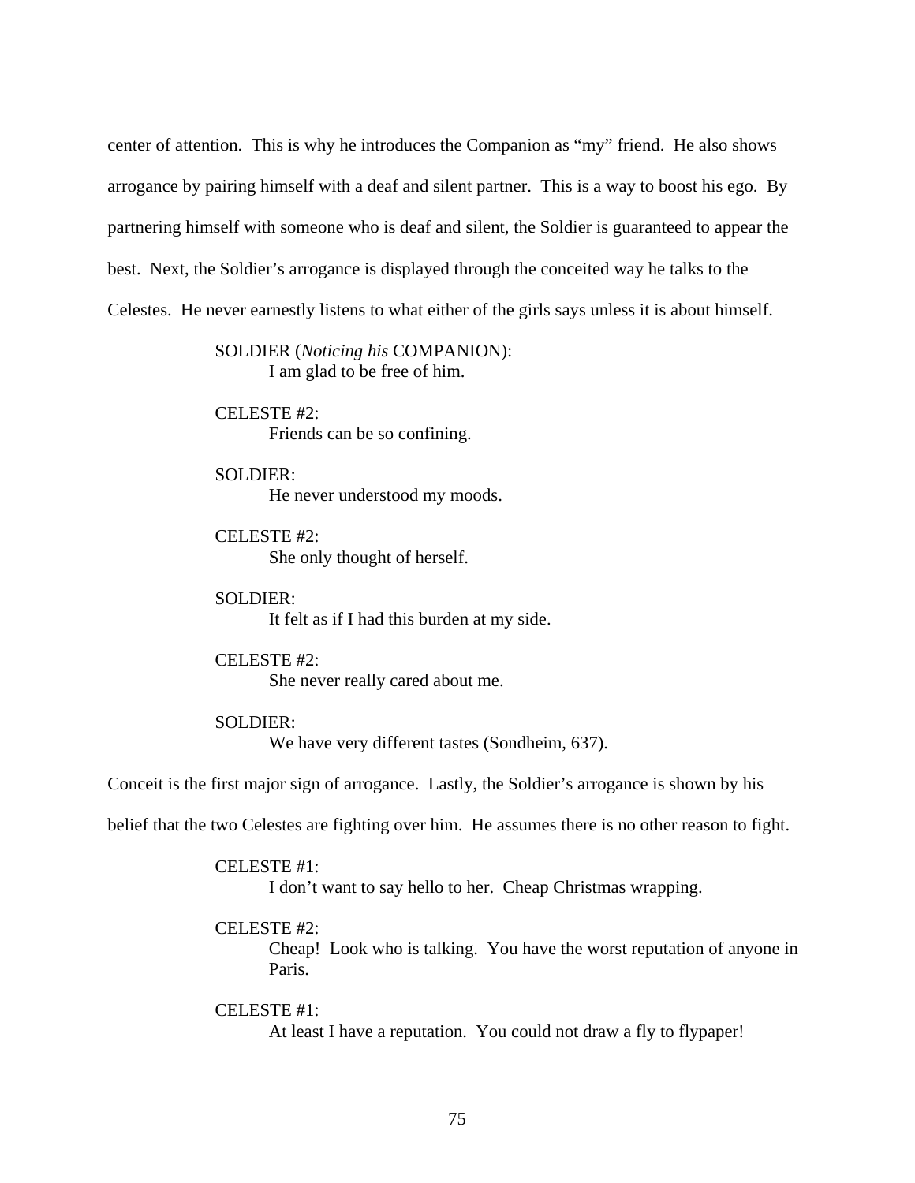center of attention. This is why he introduces the Companion as "my" friend. He also shows arrogance by pairing himself with a deaf and silent partner. This is a way to boost his ego. By partnering himself with someone who is deaf and silent, the Soldier is guaranteed to appear the best. Next, the Soldier's arrogance is displayed through the conceited way he talks to the Celestes. He never earnestly listens to what either of the girls says unless it is about himself.

> SOLDIER (*Noticing his* COMPANION):
> I am glad to be free of him.
>
> CELESTE #2:
> Friends can be so confining.
>
> SOLDIER:
> He never understood my moods.
>
> CELESTE #2:
> She only thought of herself.
>
> SOLDIER:
> It felt as if I had this burden at my side.
>
> CELESTE #2:
> She never really cared about me.
>
> SOLDIER:
> We have very different tastes (Sondheim, 637).

Conceit is the first major sign of arrogance. Lastly, the Soldier's arrogance is shown by his belief that the two Celestes are fighting over him. He assumes there is no other reason to fight.

> CELESTE #1:
> I don't want to say hello to her. Cheap Christmas wrapping.
>
> CELESTE #2:
> Cheap! Look who is talking. You have the worst reputation of anyone in Paris.
>
> CELESTE #1:
> At least I have a reputation. You could not draw a fly to flypaper!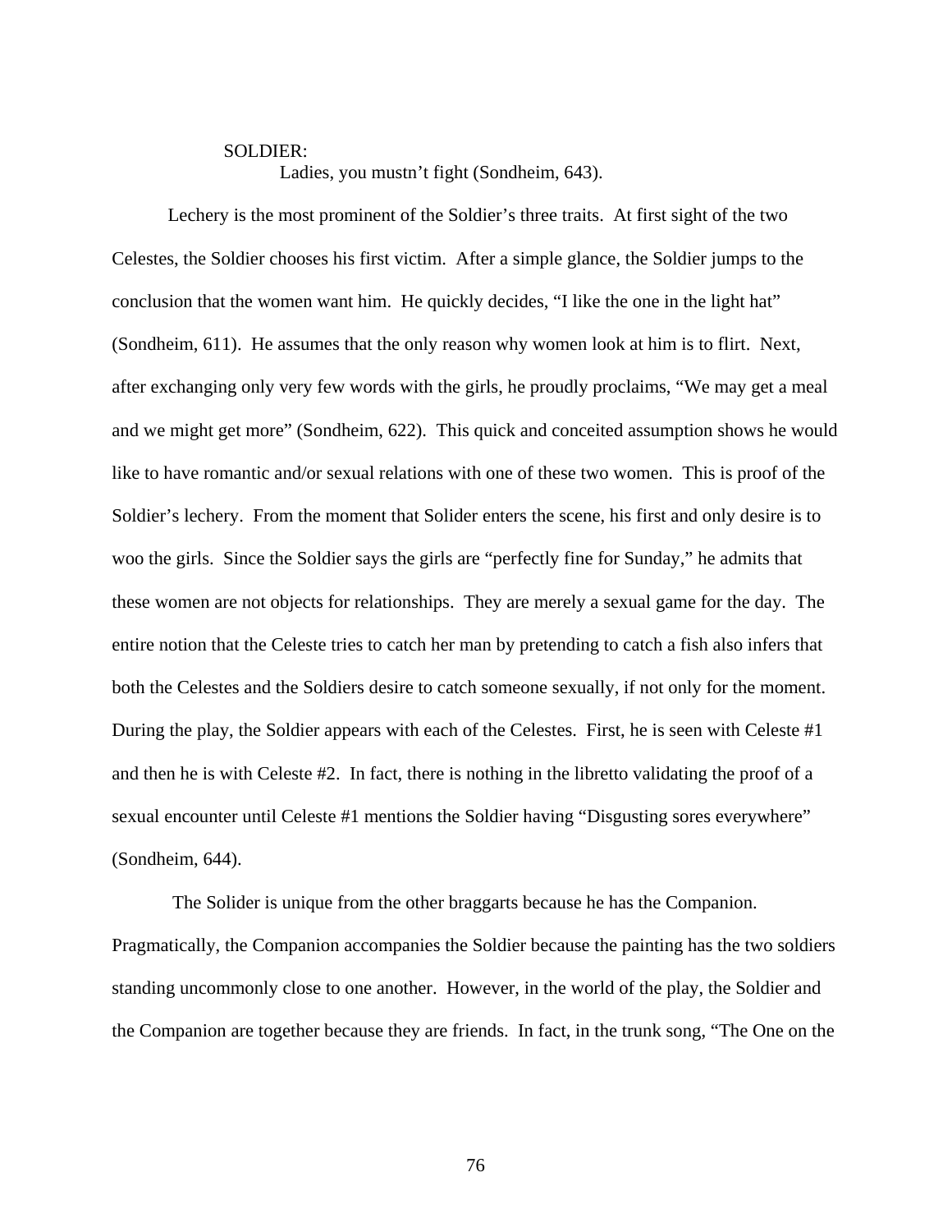SOLDIER:
Ladies, you mustn't fight (Sondheim, 643).

Lechery is the most prominent of the Soldier's three traits. At first sight of the two Celestes, the Soldier chooses his first victim. After a simple glance, the Soldier jumps to the conclusion that the women want him. He quickly decides, "I like the one in the light hat" (Sondheim, 611). He assumes that the only reason why women look at him is to flirt. Next, after exchanging only very few words with the girls, he proudly proclaims, "We may get a meal and we might get more" (Sondheim, 622). This quick and conceited assumption shows he would like to have romantic and/or sexual relations with one of these two women. This is proof of the Soldier's lechery. From the moment that Solider enters the scene, his first and only desire is to woo the girls. Since the Soldier says the girls are "perfectly fine for Sunday," he admits that these women are not objects for relationships. They are merely a sexual game for the day. The entire notion that the Celeste tries to catch her man by pretending to catch a fish also infers that both the Celestes and the Soldiers desire to catch someone sexually, if not only for the moment. During the play, the Soldier appears with each of the Celestes. First, he is seen with Celeste #1 and then he is with Celeste #2. In fact, there is nothing in the libretto validating the proof of a sexual encounter until Celeste #1 mentions the Soldier having "Disgusting sores everywhere" (Sondheim, 644).

The Solider is unique from the other braggarts because he has the Companion. Pragmatically, the Companion accompanies the Soldier because the painting has the two soldiers standing uncommonly close to one another. However, in the world of the play, the Soldier and the Companion are together because they are friends. In fact, in the trunk song, "The One on the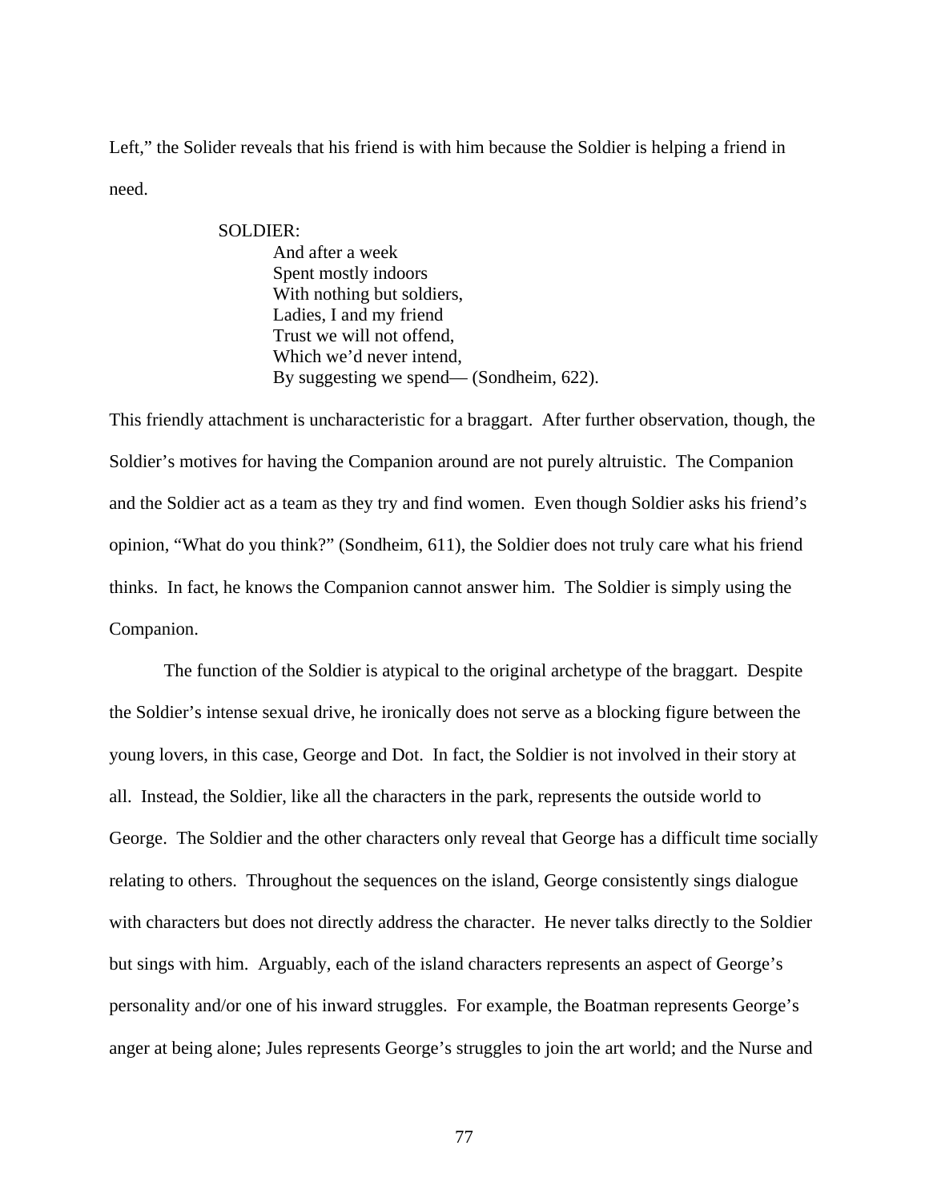Left," the Solider reveals that his friend is with him because the Soldier is helping a friend in need.

> SOLDIER:
> And after a week
> Spent mostly indoors
> With nothing but soldiers,
> Ladies, I and my friend
> Trust we will not offend,
> Which we'd never intend,
> By suggesting we spend— (Sondheim, 622).

This friendly attachment is uncharacteristic for a braggart. After further observation, though, the Soldier's motives for having the Companion around are not purely altruistic. The Companion and the Soldier act as a team as they try and find women. Even though Soldier asks his friend's opinion, "What do you think?" (Sondheim, 611), the Soldier does not truly care what his friend thinks. In fact, he knows the Companion cannot answer him. The Soldier is simply using the Companion.

The function of the Soldier is atypical to the original archetype of the braggart. Despite the Soldier's intense sexual drive, he ironically does not serve as a blocking figure between the young lovers, in this case, George and Dot. In fact, the Soldier is not involved in their story at all. Instead, the Soldier, like all the characters in the park, represents the outside world to George. The Soldier and the other characters only reveal that George has a difficult time socially relating to others. Throughout the sequences on the island, George consistently sings dialogue with characters but does not directly address the character. He never talks directly to the Soldier but sings with him. Arguably, each of the island characters represents an aspect of George's personality and/or one of his inward struggles. For example, the Boatman represents George's anger at being alone; Jules represents George's struggles to join the art world; and the Nurse and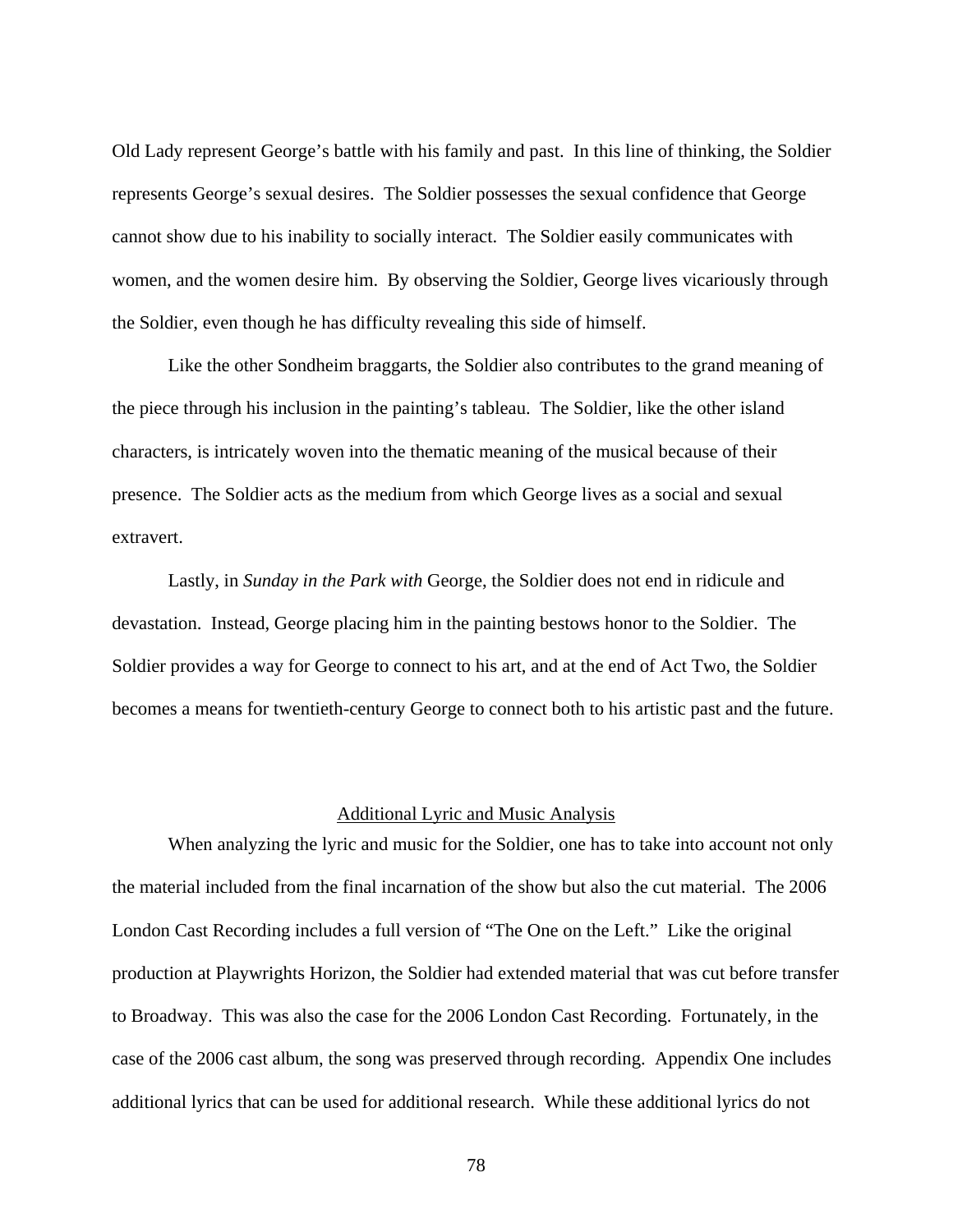Old Lady represent George's battle with his family and past. In this line of thinking, the Soldier represents George's sexual desires. The Soldier possesses the sexual confidence that George cannot show due to his inability to socially interact. The Soldier easily communicates with women, and the women desire him. By observing the Soldier, George lives vicariously through the Soldier, even though he has difficulty revealing this side of himself.

Like the other Sondheim braggarts, the Soldier also contributes to the grand meaning of the piece through his inclusion in the painting's tableau. The Soldier, like the other island characters, is intricately woven into the thematic meaning of the musical because of their presence. The Soldier acts as the medium from which George lives as a social and sexual extravert.

Lastly, in *Sunday in the Park with* George, the Soldier does not end in ridicule and devastation. Instead, George placing him in the painting bestows honor to the Soldier. The Soldier provides a way for George to connect to his art, and at the end of Act Two, the Soldier becomes a means for twentieth-century George to connect both to his artistic past and the future.

<u>Additional Lyric and Music Analysis</u>

When analyzing the lyric and music for the Soldier, one has to take into account not only the material included from the final incarnation of the show but also the cut material. The 2006 London Cast Recording includes a full version of "The One on the Left." Like the original production at Playwrights Horizon, the Soldier had extended material that was cut before transfer to Broadway. This was also the case for the 2006 London Cast Recording. Fortunately, in the case of the 2006 cast album, the song was preserved through recording. Appendix One includes additional lyrics that can be used for additional research. While these additional lyrics do not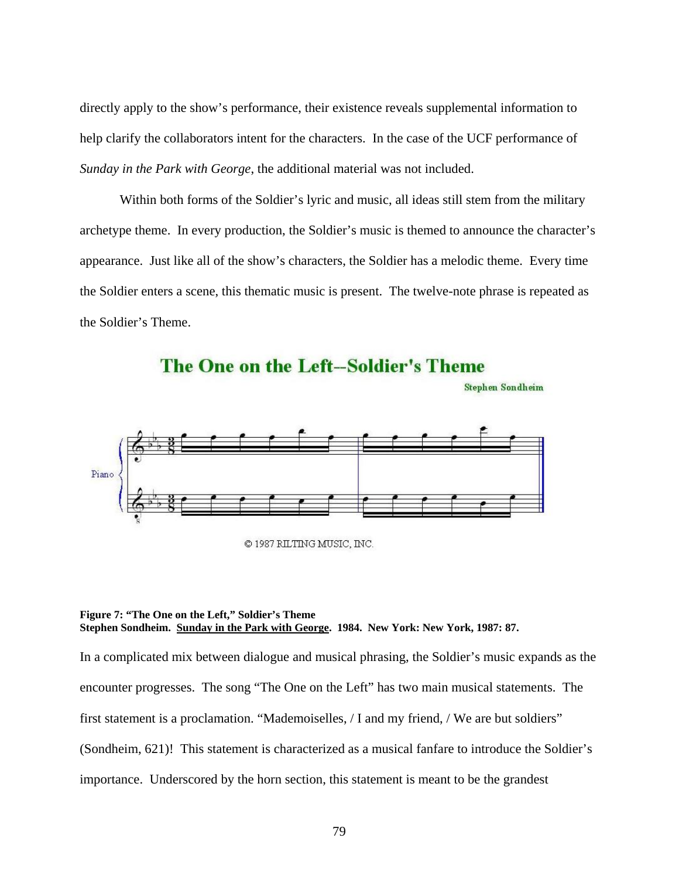directly apply to the show's performance, their existence reveals supplemental information to help clarify the collaborators intent for the characters. In the case of the UCF performance of *Sunday in the Park with George*, the additional material was not included.

Within both forms of the Soldier's lyric and music, all ideas still stem from the military archetype theme. In every production, the Soldier's music is themed to announce the character's appearance. Just like all of the show's characters, the Soldier has a melodic theme. Every time the Soldier enters a scene, this thematic music is present. The twelve-note phrase is repeated as the Soldier's Theme.

**Figure 7: "The One on the Left," Soldier's Theme**
**Stephen Sondheim. Sunday in the Park with George. 1984. New York: New York, 1987: 87.**

In a complicated mix between dialogue and musical phrasing, the Soldier's music expands as the encounter progresses. The song "The One on the Left" has two main musical statements. The first statement is a proclamation. "Mademoiselles, / I and my friend, / We are but soldiers" (Sondheim, 621)! This statement is characterized as a musical fanfare to introduce the Soldier's importance. Underscored by the horn section, this statement is meant to be the grandest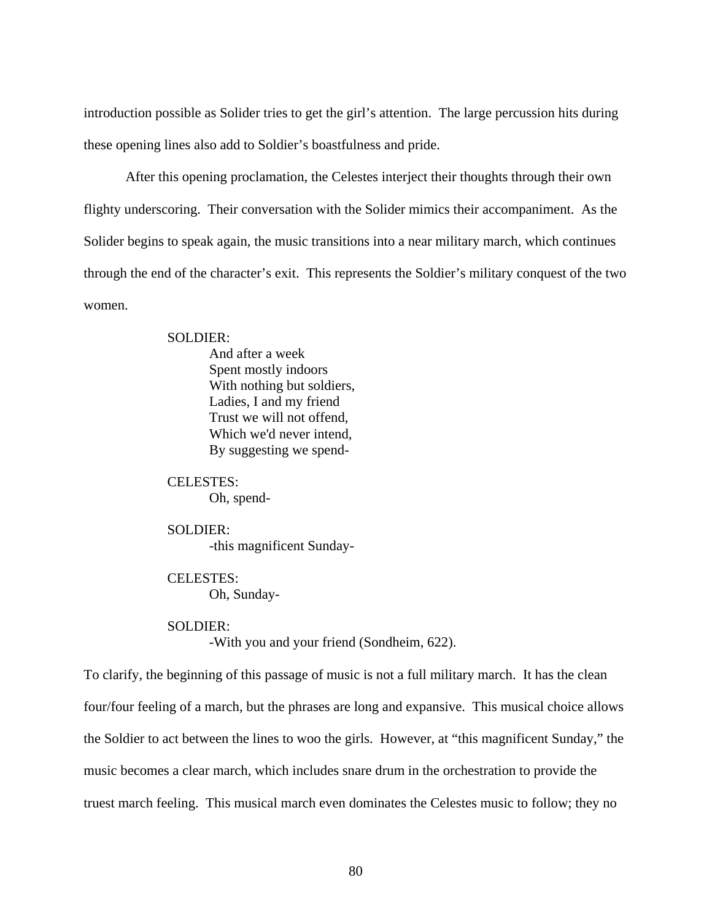introduction possible as Solider tries to get the girl's attention. The large percussion hits during these opening lines also add to Soldier's boastfulness and pride.

After this opening proclamation, the Celestes interject their thoughts through their own flighty underscoring. Their conversation with the Solider mimics their accompaniment. As the Solider begins to speak again, the music transitions into a near military march, which continues through the end of the character's exit. This represents the Soldier's military conquest of the two women.

> SOLDIER:
> And after a week
> Spent mostly indoors
> With nothing but soldiers,
> Ladies, I and my friend
> Trust we will not offend,
> Which we'd never intend,
> By suggesting we spend-
>
> CELESTES:
> Oh, spend-
>
> SOLDIER:
> -this magnificent Sunday-
>
> CELESTES:
> Oh, Sunday-
>
> SOLDIER:
> -With you and your friend (Sondheim, 622).

To clarify, the beginning of this passage of music is not a full military march. It has the clean four/four feeling of a march, but the phrases are long and expansive. This musical choice allows the Soldier to act between the lines to woo the girls. However, at "this magnificent Sunday," the music becomes a clear march, which includes snare drum in the orchestration to provide the truest march feeling. This musical march even dominates the Celestes music to follow; they no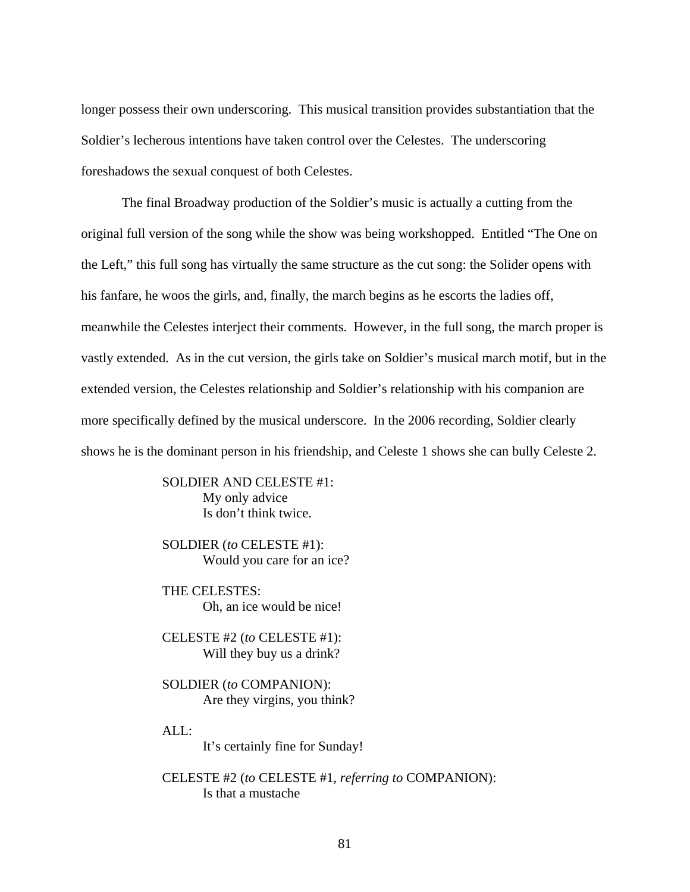longer possess their own underscoring. This musical transition provides substantiation that the Soldier's lecherous intentions have taken control over the Celestes. The underscoring foreshadows the sexual conquest of both Celestes.

The final Broadway production of the Soldier's music is actually a cutting from the original full version of the song while the show was being workshopped. Entitled "The One on the Left," this full song has virtually the same structure as the cut song: the Solider opens with his fanfare, he woos the girls, and, finally, the march begins as he escorts the ladies off, meanwhile the Celestes interject their comments. However, in the full song, the march proper is vastly extended. As in the cut version, the girls take on Soldier's musical march motif, but in the extended version, the Celestes relationship and Soldier's relationship with his companion are more specifically defined by the musical underscore. In the 2006 recording, Soldier clearly shows he is the dominant person in his friendship, and Celeste 1 shows she can bully Celeste 2.

> SOLDIER AND CELESTE #1:
> My only advice
> Is don't think twice.
>
> SOLDIER (*to* CELESTE #1):
> Would you care for an ice?
>
> THE CELESTES:
> Oh, an ice would be nice!
>
> CELESTE #2 (*to* CELESTE #1):
> Will they buy us a drink?
>
> SOLDIER (*to* COMPANION):
> Are they virgins, you think?
>
> ALL:
> It's certainly fine for Sunday!
>
> CELESTE #2 (*to* CELESTE #1, *referring to* COMPANION):
> Is that a mustache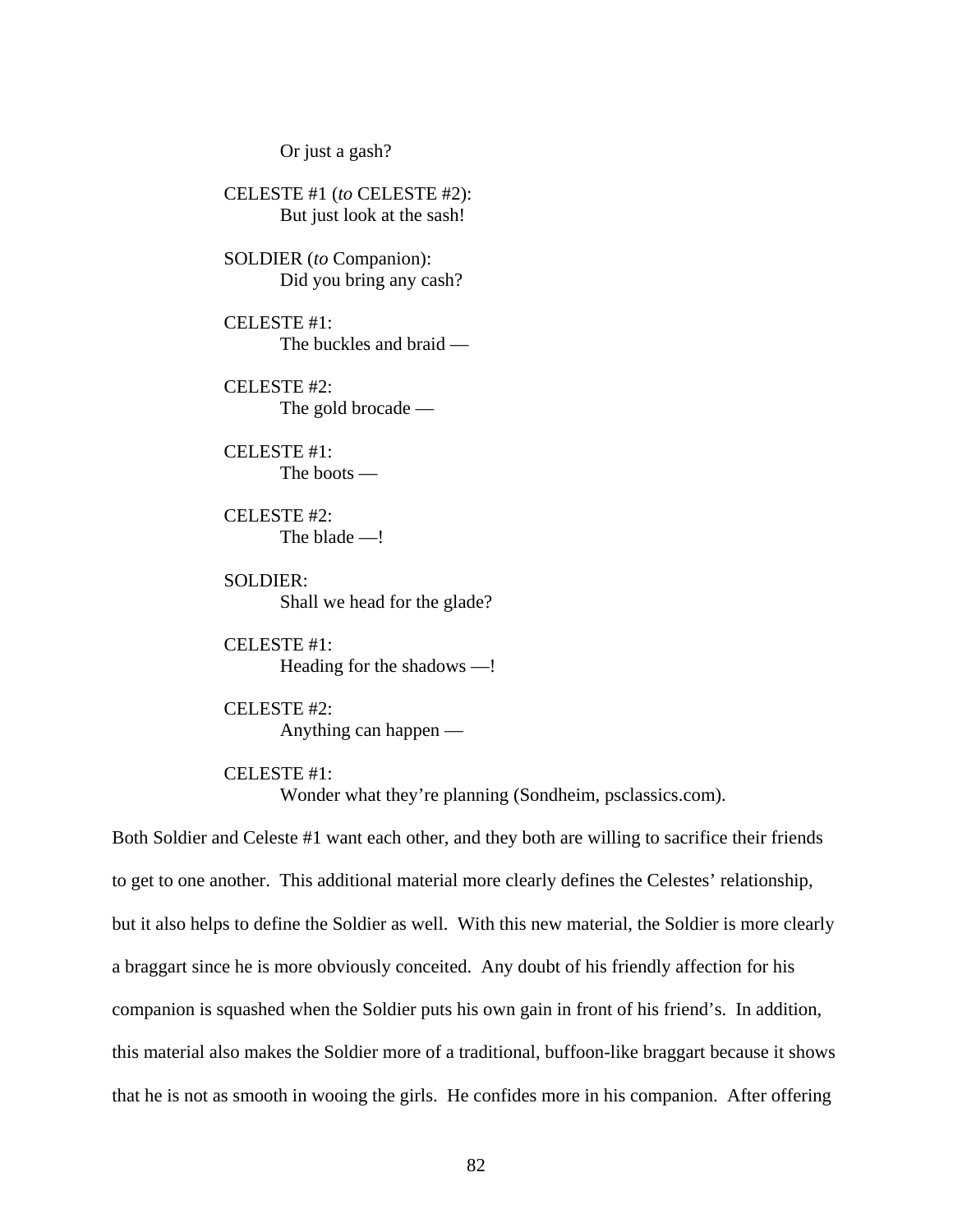Or just a gash?

CELESTE #1 (*to* CELESTE #2):
But just look at the sash!

SOLDIER (*to* Companion):
Did you bring any cash?

CELESTE #1:
The buckles and braid —

CELESTE #2:
The gold brocade —

CELESTE #1:
The boots —

CELESTE #2:
The blade —!

SOLDIER:
Shall we head for the glade?

CELESTE #1:
Heading for the shadows —!

CELESTE #2:
Anything can happen —

CELESTE #1:
Wonder what they're planning (Sondheim, psclassics.com).

Both Soldier and Celeste #1 want each other, and they both are willing to sacrifice their friends to get to one another. This additional material more clearly defines the Celestes' relationship, but it also helps to define the Soldier as well. With this new material, the Soldier is more clearly a braggart since he is more obviously conceited. Any doubt of his friendly affection for his companion is squashed when the Soldier puts his own gain in front of his friend's. In addition, this material also makes the Soldier more of a traditional, buffoon-like braggart because it shows that he is not as smooth in wooing the girls. He confides more in his companion. After offering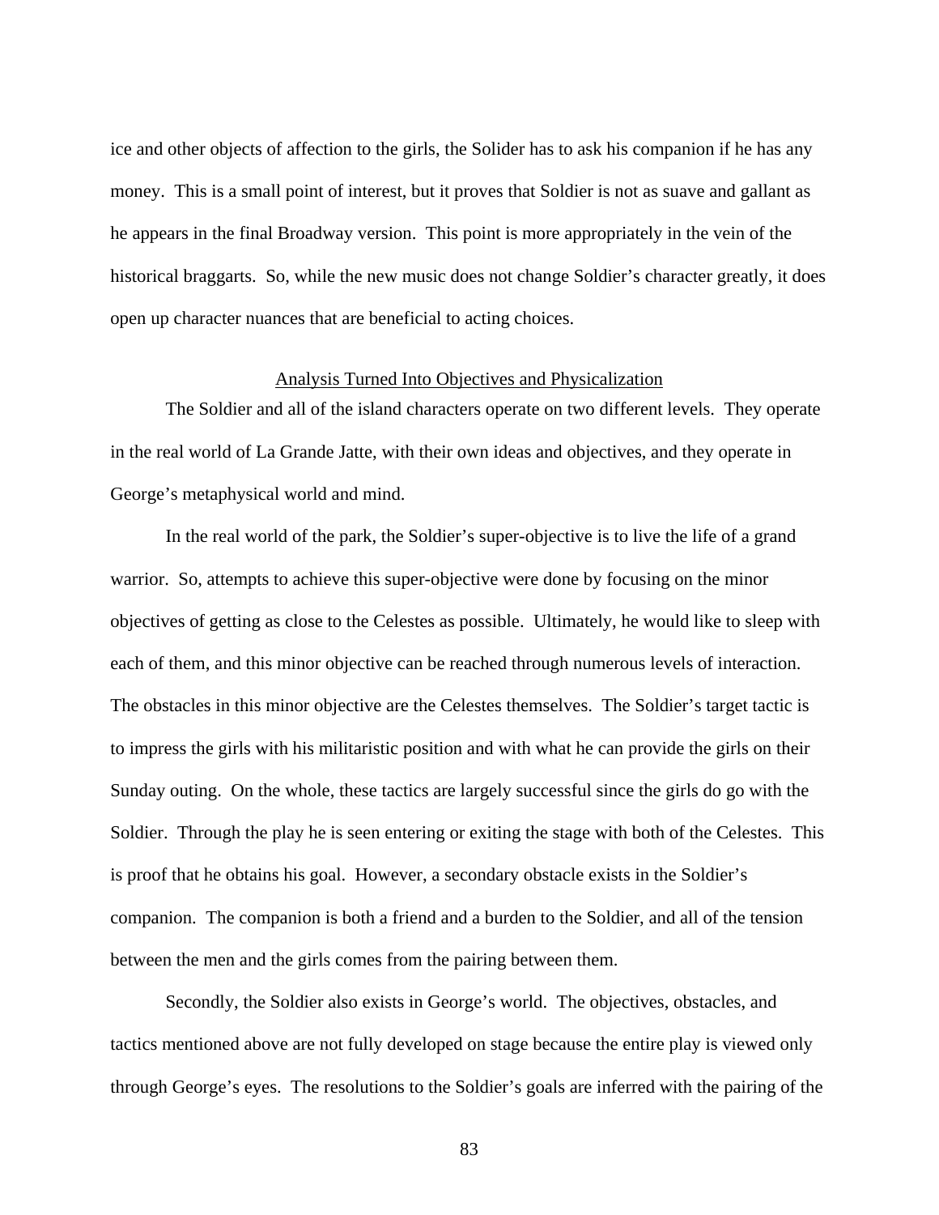ice and other objects of affection to the girls, the Solider has to ask his companion if he has any money. This is a small point of interest, but it proves that Soldier is not as suave and gallant as he appears in the final Broadway version. This point is more appropriately in the vein of the historical braggarts. So, while the new music does not change Soldier's character greatly, it does open up character nuances that are beneficial to acting choices.

## Analysis Turned Into Objectives and Physicalization

The Soldier and all of the island characters operate on two different levels. They operate in the real world of La Grande Jatte, with their own ideas and objectives, and they operate in George's metaphysical world and mind.

In the real world of the park, the Soldier's super-objective is to live the life of a grand warrior. So, attempts to achieve this super-objective were done by focusing on the minor objectives of getting as close to the Celestes as possible. Ultimately, he would like to sleep with each of them, and this minor objective can be reached through numerous levels of interaction. The obstacles in this minor objective are the Celestes themselves. The Soldier's target tactic is to impress the girls with his militaristic position and with what he can provide the girls on their Sunday outing. On the whole, these tactics are largely successful since the girls do go with the Soldier. Through the play he is seen entering or exiting the stage with both of the Celestes. This is proof that he obtains his goal. However, a secondary obstacle exists in the Soldier's companion. The companion is both a friend and a burden to the Soldier, and all of the tension between the men and the girls comes from the pairing between them.

Secondly, the Soldier also exists in George's world. The objectives, obstacles, and tactics mentioned above are not fully developed on stage because the entire play is viewed only through George's eyes. The resolutions to the Soldier's goals are inferred with the pairing of the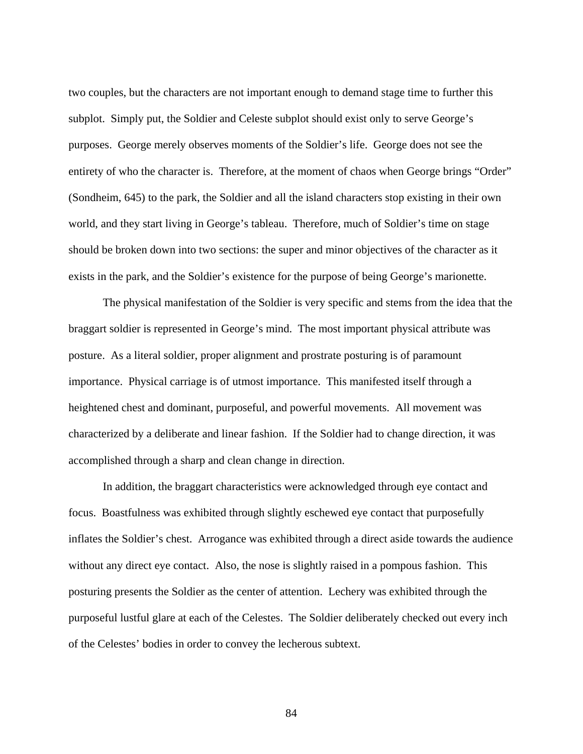two couples, but the characters are not important enough to demand stage time to further this subplot. Simply put, the Soldier and Celeste subplot should exist only to serve George's purposes. George merely observes moments of the Soldier's life. George does not see the entirety of who the character is. Therefore, at the moment of chaos when George brings "Order" (Sondheim, 645) to the park, the Soldier and all the island characters stop existing in their own world, and they start living in George's tableau. Therefore, much of Soldier's time on stage should be broken down into two sections: the super and minor objectives of the character as it exists in the park, and the Soldier's existence for the purpose of being George's marionette.

The physical manifestation of the Soldier is very specific and stems from the idea that the braggart soldier is represented in George's mind. The most important physical attribute was posture. As a literal soldier, proper alignment and prostrate posturing is of paramount importance. Physical carriage is of utmost importance. This manifested itself through a heightened chest and dominant, purposeful, and powerful movements. All movement was characterized by a deliberate and linear fashion. If the Soldier had to change direction, it was accomplished through a sharp and clean change in direction.

In addition, the braggart characteristics were acknowledged through eye contact and focus. Boastfulness was exhibited through slightly eschewed eye contact that purposefully inflates the Soldier's chest. Arrogance was exhibited through a direct aside towards the audience without any direct eye contact. Also, the nose is slightly raised in a pompous fashion. This posturing presents the Soldier as the center of attention. Lechery was exhibited through the purposeful lustful glare at each of the Celestes. The Soldier deliberately checked out every inch of the Celestes' bodies in order to convey the lecherous subtext.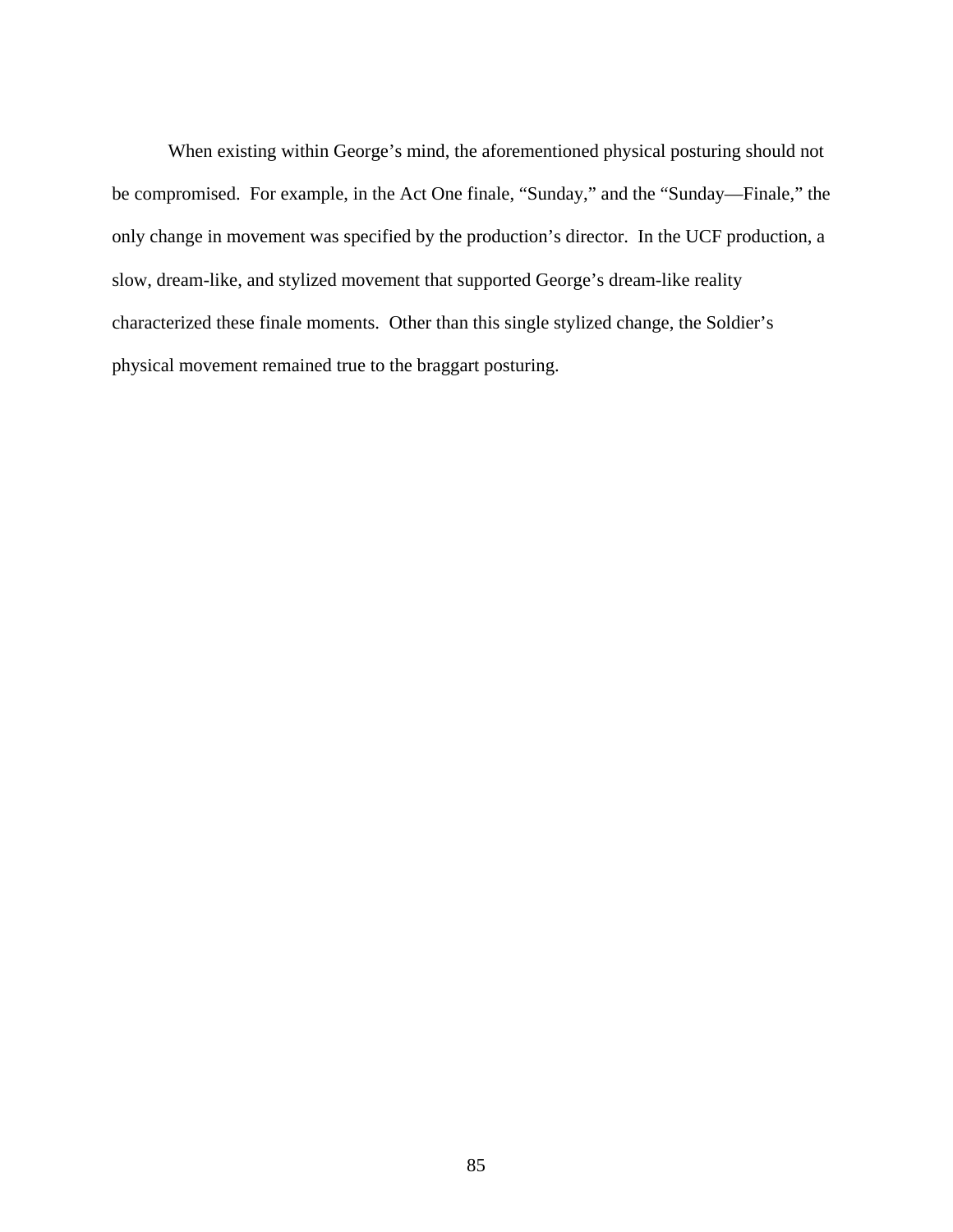When existing within George's mind, the aforementioned physical posturing should not be compromised. For example, in the Act One finale, "Sunday," and the "Sunday—Finale," the only change in movement was specified by the production's director. In the UCF production, a slow, dream-like, and stylized movement that supported George's dream-like reality characterized these finale moments. Other than this single stylized change, the Soldier's physical movement remained true to the braggart posturing.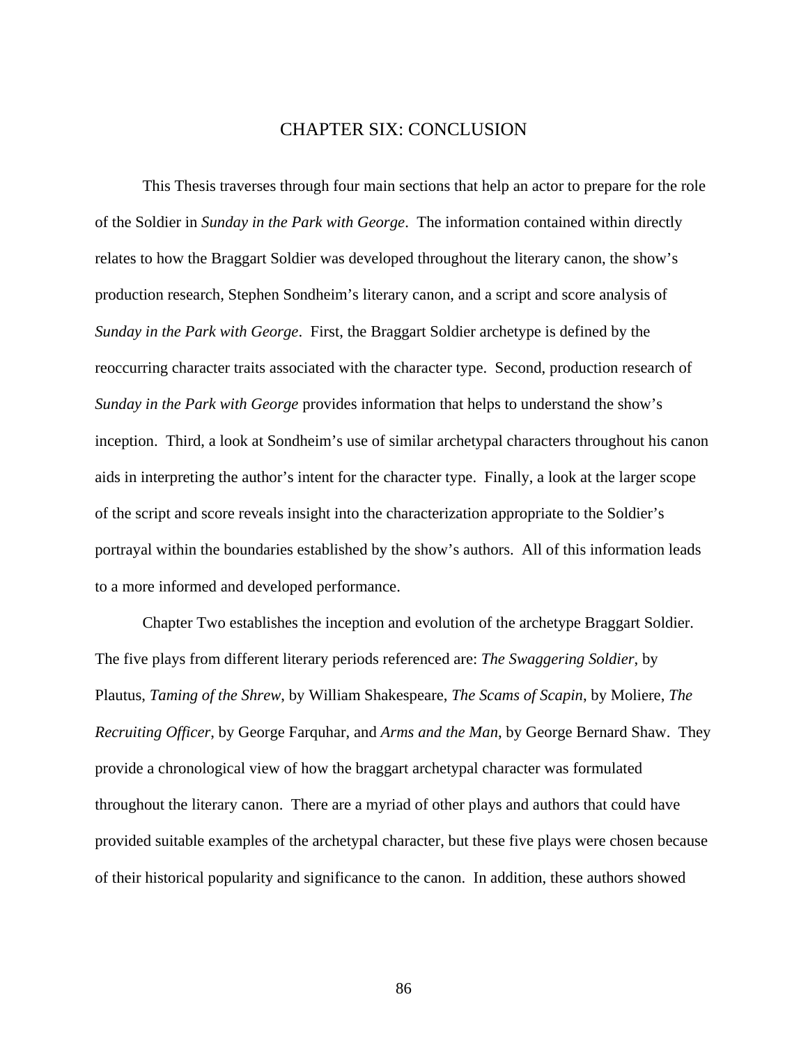# CHAPTER SIX: CONCLUSION

This Thesis traverses through four main sections that help an actor to prepare for the role of the Soldier in *Sunday in the Park with George*. The information contained within directly relates to how the Braggart Soldier was developed throughout the literary canon, the show's production research, Stephen Sondheim's literary canon, and a script and score analysis of *Sunday in the Park with George*. First, the Braggart Soldier archetype is defined by the reoccurring character traits associated with the character type. Second, production research of *Sunday in the Park with George* provides information that helps to understand the show's inception. Third, a look at Sondheim's use of similar archetypal characters throughout his canon aids in interpreting the author's intent for the character type. Finally, a look at the larger scope of the script and score reveals insight into the characterization appropriate to the Soldier's portrayal within the boundaries established by the show's authors. All of this information leads to a more informed and developed performance.

Chapter Two establishes the inception and evolution of the archetype Braggart Soldier. The five plays from different literary periods referenced are: *The Swaggering Soldier*, by Plautus, *Taming of the Shrew*, by William Shakespeare, *The Scams of Scapin*, by Moliere, *The Recruiting Officer*, by George Farquhar, and *Arms and the Man*, by George Bernard Shaw. They provide a chronological view of how the braggart archetypal character was formulated throughout the literary canon. There are a myriad of other plays and authors that could have provided suitable examples of the archetypal character, but these five plays were chosen because of their historical popularity and significance to the canon. In addition, these authors showed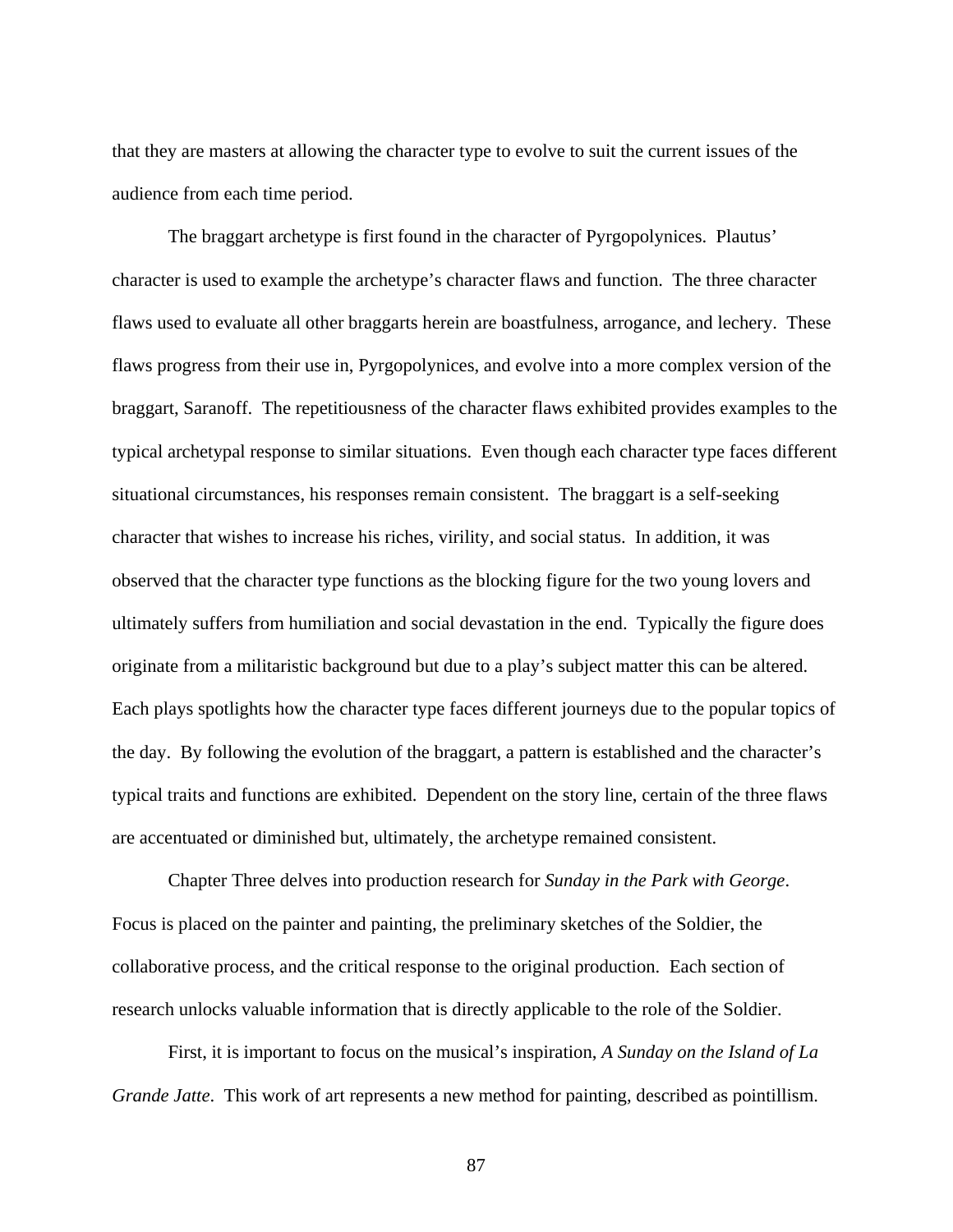that they are masters at allowing the character type to evolve to suit the current issues of the audience from each time period.

The braggart archetype is first found in the character of Pyrgopolynices. Plautus' character is used to example the archetype's character flaws and function. The three character flaws used to evaluate all other braggarts herein are boastfulness, arrogance, and lechery. These flaws progress from their use in, Pyrgopolynices, and evolve into a more complex version of the braggart, Saranoff. The repetitiousness of the character flaws exhibited provides examples to the typical archetypal response to similar situations. Even though each character type faces different situational circumstances, his responses remain consistent. The braggart is a self-seeking character that wishes to increase his riches, virility, and social status. In addition, it was observed that the character type functions as the blocking figure for the two young lovers and ultimately suffers from humiliation and social devastation in the end. Typically the figure does originate from a militaristic background but due to a play's subject matter this can be altered. Each plays spotlights how the character type faces different journeys due to the popular topics of the day. By following the evolution of the braggart, a pattern is established and the character's typical traits and functions are exhibited. Dependent on the story line, certain of the three flaws are accentuated or diminished but, ultimately, the archetype remained consistent.

Chapter Three delves into production research for *Sunday in the Park with George*. Focus is placed on the painter and painting, the preliminary sketches of the Soldier, the collaborative process, and the critical response to the original production. Each section of research unlocks valuable information that is directly applicable to the role of the Soldier.

First, it is important to focus on the musical's inspiration, *A Sunday on the Island of La Grande Jatte*. This work of art represents a new method for painting, described as pointillism.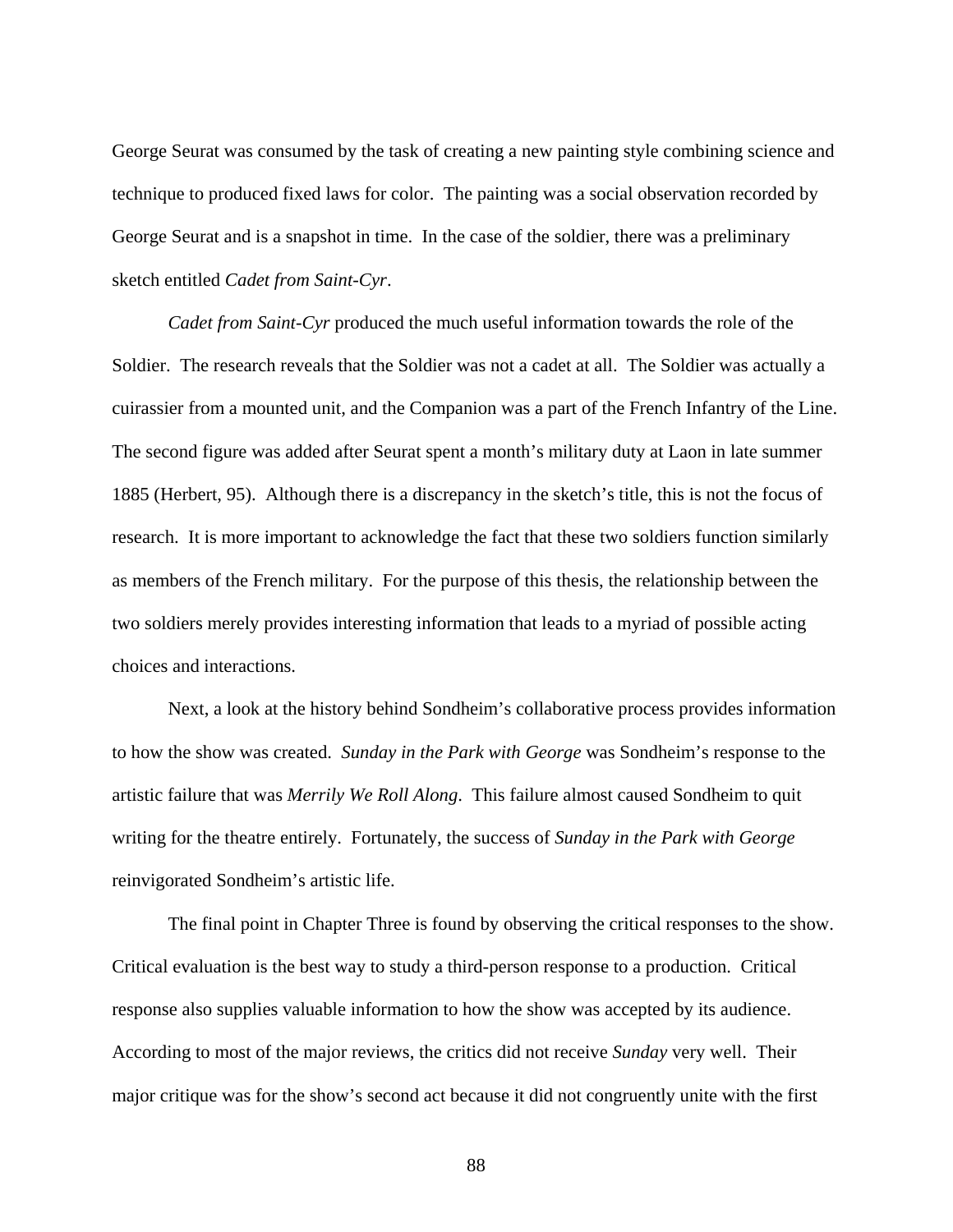George Seurat was consumed by the task of creating a new painting style combining science and technique to produced fixed laws for color. The painting was a social observation recorded by George Seurat and is a snapshot in time. In the case of the soldier, there was a preliminary sketch entitled *Cadet from Saint-Cyr*.

*Cadet from Saint-Cyr* produced the much useful information towards the role of the Soldier. The research reveals that the Soldier was not a cadet at all. The Soldier was actually a cuirassier from a mounted unit, and the Companion was a part of the French Infantry of the Line. The second figure was added after Seurat spent a month's military duty at Laon in late summer 1885 (Herbert, 95). Although there is a discrepancy in the sketch's title, this is not the focus of research. It is more important to acknowledge the fact that these two soldiers function similarly as members of the French military. For the purpose of this thesis, the relationship between the two soldiers merely provides interesting information that leads to a myriad of possible acting choices and interactions.

Next, a look at the history behind Sondheim's collaborative process provides information to how the show was created. *Sunday in the Park with George* was Sondheim's response to the artistic failure that was *Merrily We Roll Along*. This failure almost caused Sondheim to quit writing for the theatre entirely. Fortunately, the success of *Sunday in the Park with George* reinvigorated Sondheim's artistic life.

The final point in Chapter Three is found by observing the critical responses to the show. Critical evaluation is the best way to study a third-person response to a production. Critical response also supplies valuable information to how the show was accepted by its audience. According to most of the major reviews, the critics did not receive *Sunday* very well. Their major critique was for the show's second act because it did not congruently unite with the first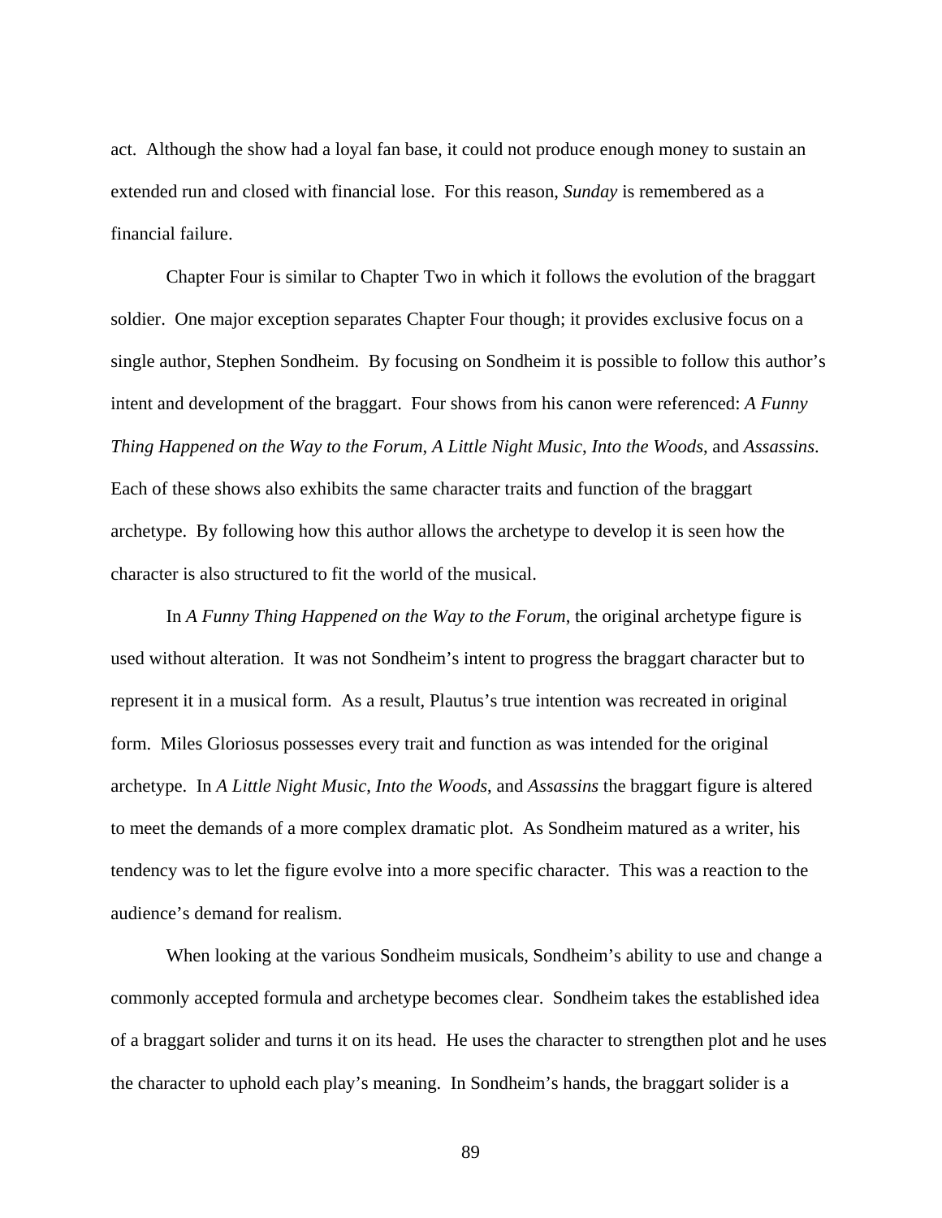act. Although the show had a loyal fan base, it could not produce enough money to sustain an extended run and closed with financial lose. For this reason, *Sunday* is remembered as a financial failure.

Chapter Four is similar to Chapter Two in which it follows the evolution of the braggart soldier. One major exception separates Chapter Four though; it provides exclusive focus on a single author, Stephen Sondheim. By focusing on Sondheim it is possible to follow this author's intent and development of the braggart. Four shows from his canon were referenced: *A Funny Thing Happened on the Way to the Forum*, *A Little Night Music*, *Into the Woods*, and *Assassins*. Each of these shows also exhibits the same character traits and function of the braggart archetype. By following how this author allows the archetype to develop it is seen how the character is also structured to fit the world of the musical.

In *A Funny Thing Happened on the Way to the Forum*, the original archetype figure is used without alteration. It was not Sondheim's intent to progress the braggart character but to represent it in a musical form. As a result, Plautus's true intention was recreated in original form. Miles Gloriosus possesses every trait and function as was intended for the original archetype. In *A Little Night Music*, *Into the Woods*, and *Assassins* the braggart figure is altered to meet the demands of a more complex dramatic plot. As Sondheim matured as a writer, his tendency was to let the figure evolve into a more specific character. This was a reaction to the audience's demand for realism.

When looking at the various Sondheim musicals, Sondheim's ability to use and change a commonly accepted formula and archetype becomes clear. Sondheim takes the established idea of a braggart solider and turns it on its head. He uses the character to strengthen plot and he uses the character to uphold each play's meaning. In Sondheim's hands, the braggart solider is a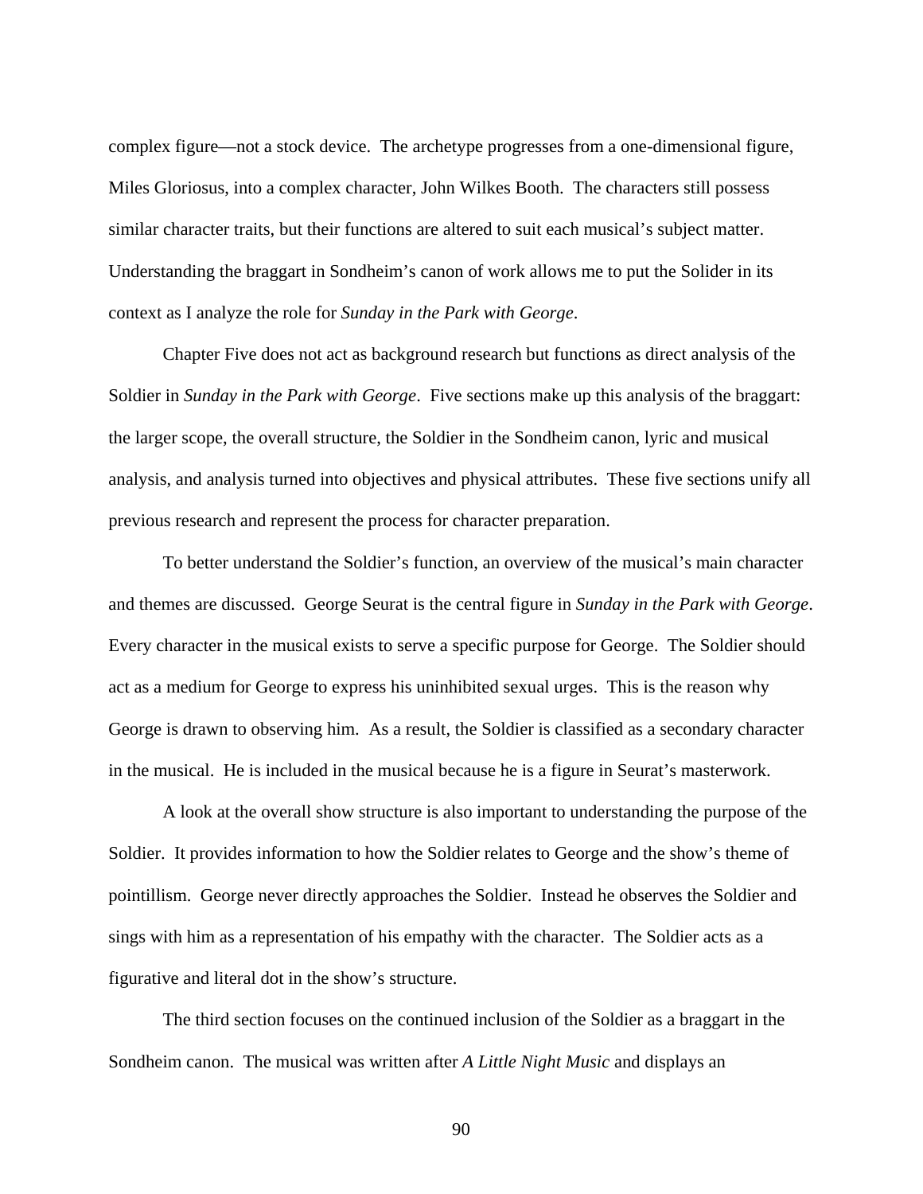complex figure—not a stock device. The archetype progresses from a one-dimensional figure, Miles Gloriosus, into a complex character, John Wilkes Booth. The characters still possess similar character traits, but their functions are altered to suit each musical's subject matter. Understanding the braggart in Sondheim's canon of work allows me to put the Solider in its context as I analyze the role for *Sunday in the Park with George*.

Chapter Five does not act as background research but functions as direct analysis of the Soldier in *Sunday in the Park with George*. Five sections make up this analysis of the braggart: the larger scope, the overall structure, the Soldier in the Sondheim canon, lyric and musical analysis, and analysis turned into objectives and physical attributes. These five sections unify all previous research and represent the process for character preparation.

To better understand the Soldier's function, an overview of the musical's main character and themes are discussed. George Seurat is the central figure in *Sunday in the Park with George*. Every character in the musical exists to serve a specific purpose for George. The Soldier should act as a medium for George to express his uninhibited sexual urges. This is the reason why George is drawn to observing him. As a result, the Soldier is classified as a secondary character in the musical. He is included in the musical because he is a figure in Seurat's masterwork.

A look at the overall show structure is also important to understanding the purpose of the Soldier. It provides information to how the Soldier relates to George and the show's theme of pointillism. George never directly approaches the Soldier. Instead he observes the Soldier and sings with him as a representation of his empathy with the character. The Soldier acts as a figurative and literal dot in the show's structure.

The third section focuses on the continued inclusion of the Soldier as a braggart in the Sondheim canon. The musical was written after *A Little Night Music* and displays an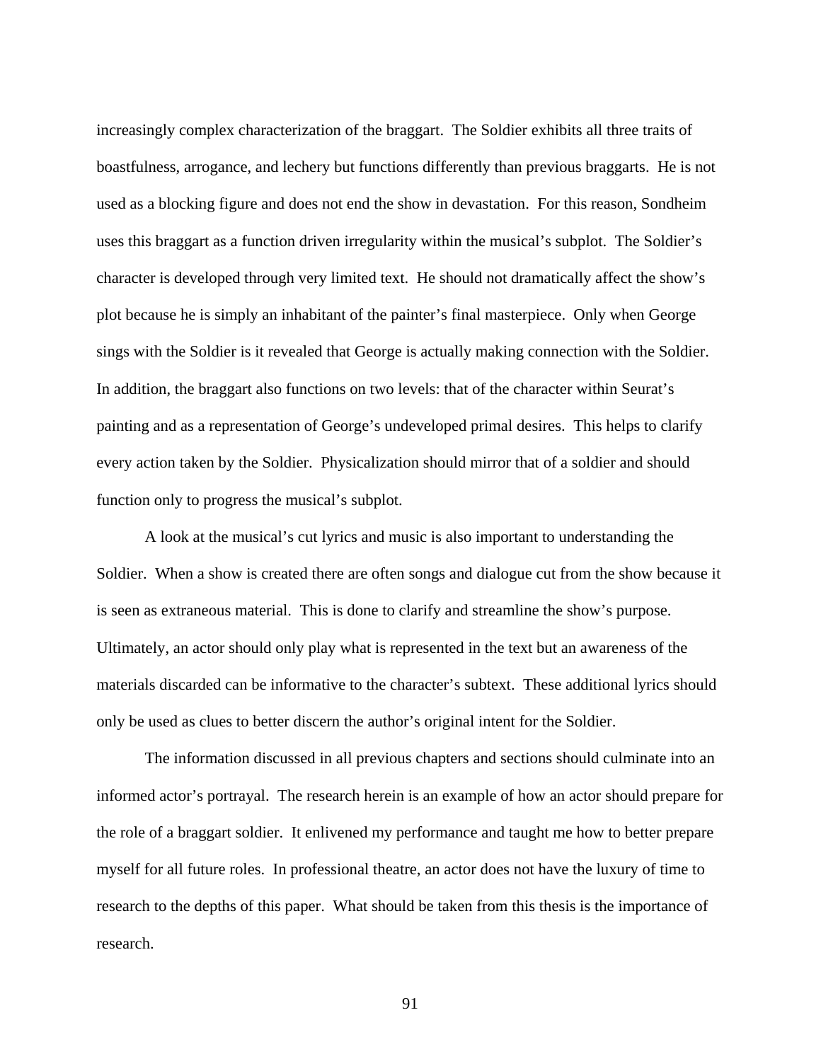increasingly complex characterization of the braggart. The Soldier exhibits all three traits of boastfulness, arrogance, and lechery but functions differently than previous braggarts. He is not used as a blocking figure and does not end the show in devastation. For this reason, Sondheim uses this braggart as a function driven irregularity within the musical's subplot. The Soldier's character is developed through very limited text. He should not dramatically affect the show's plot because he is simply an inhabitant of the painter's final masterpiece. Only when George sings with the Soldier is it revealed that George is actually making connection with the Soldier. In addition, the braggart also functions on two levels: that of the character within Seurat's painting and as a representation of George's undeveloped primal desires. This helps to clarify every action taken by the Soldier. Physicalization should mirror that of a soldier and should function only to progress the musical's subplot.

A look at the musical's cut lyrics and music is also important to understanding the Soldier. When a show is created there are often songs and dialogue cut from the show because it is seen as extraneous material. This is done to clarify and streamline the show's purpose. Ultimately, an actor should only play what is represented in the text but an awareness of the materials discarded can be informative to the character's subtext. These additional lyrics should only be used as clues to better discern the author's original intent for the Soldier.

The information discussed in all previous chapters and sections should culminate into an informed actor's portrayal. The research herein is an example of how an actor should prepare for the role of a braggart soldier. It enlivened my performance and taught me how to better prepare myself for all future roles. In professional theatre, an actor does not have the luxury of time to research to the depths of this paper. What should be taken from this thesis is the importance of research.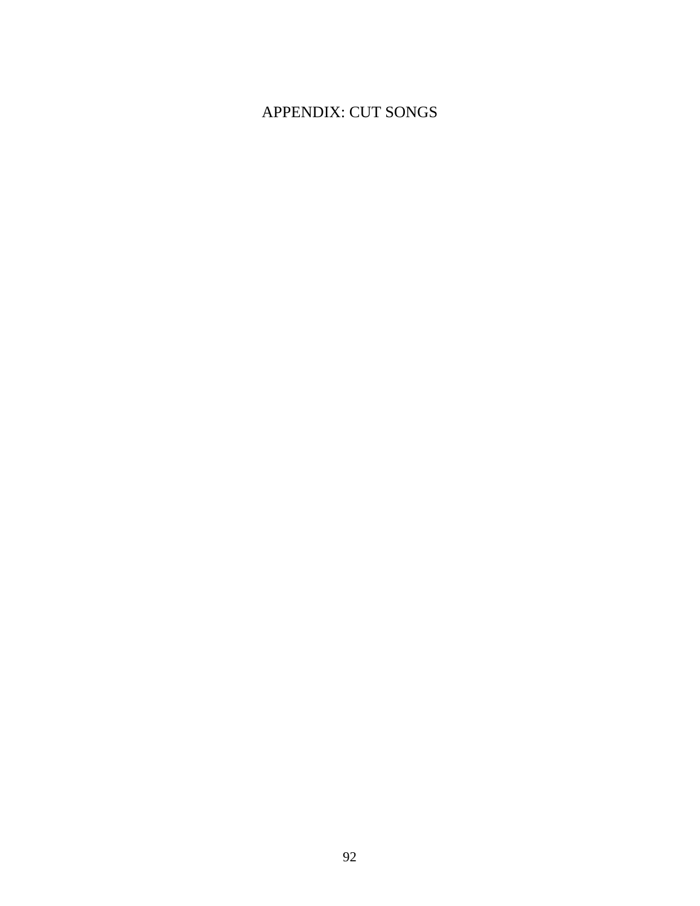# APPENDIX: CUT SONGS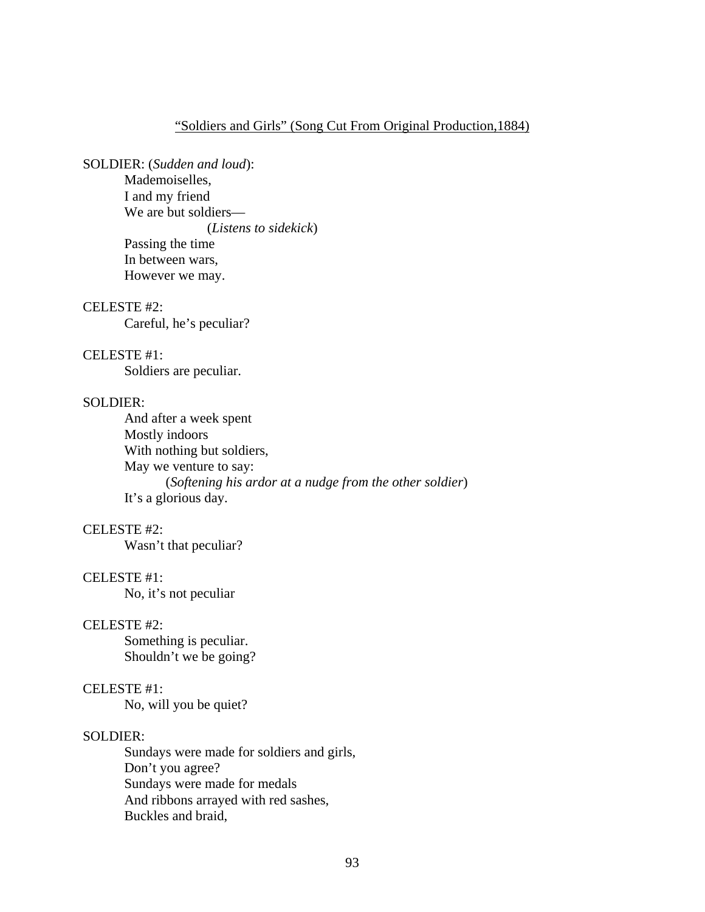<u>"Soldiers and Girls" (Song Cut From Original Production,1884)</u>

SOLDIER: (*Sudden and loud*):

Mademoiselles,
I and my friend
We are but soldiers—
(*Listens to sidekick*)
Passing the time
In between wars,
However we may.

CELESTE #2:

Careful, he's peculiar?

CELESTE #1:

Soldiers are peculiar.

SOLDIER:

And after a week spent
Mostly indoors
With nothing but soldiers,
May we venture to say:
(*Softening his ardor at a nudge from the other soldier*)
It's a glorious day.

CELESTE #2:

Wasn't that peculiar?

CELESTE #1:

No, it's not peculiar

CELESTE #2:

Something is peculiar.
Shouldn't we be going?

CELESTE #1:

No, will you be quiet?

SOLDIER:

Sundays were made for soldiers and girls,
Don't you agree?
Sundays were made for medals
And ribbons arrayed with red sashes,
Buckles and braid,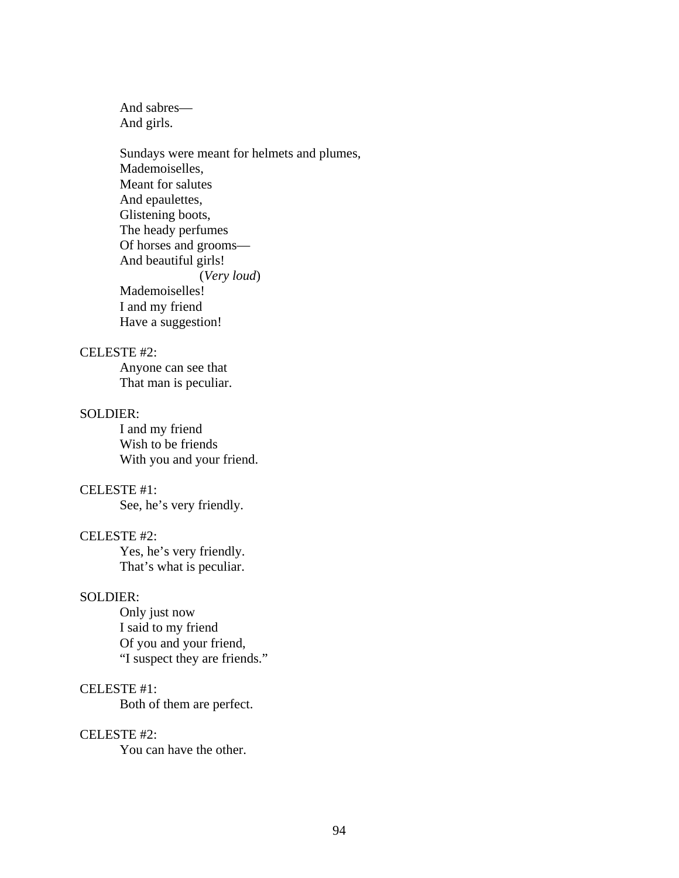And sabres—
And girls.

Sundays were meant for helmets and plumes,
Mademoiselles,
Meant for salutes
And epaulettes,
Glistening boots,
The heady perfumes
Of horses and grooms—
And beautiful girls!

(*Very loud*)

Mademoiselles!
I and my friend
Have a suggestion!

CELESTE #2:

Anyone can see that
That man is peculiar.

SOLDIER:

I and my friend
Wish to be friends
With you and your friend.

CELESTE #1:

See, he's very friendly.

CELESTE #2:

Yes, he's very friendly.
That's what is peculiar.

SOLDIER:

Only just now
I said to my friend
Of you and your friend,
"I suspect they are friends."

CELESTE #1:

Both of them are perfect.

CELESTE #2:

You can have the other.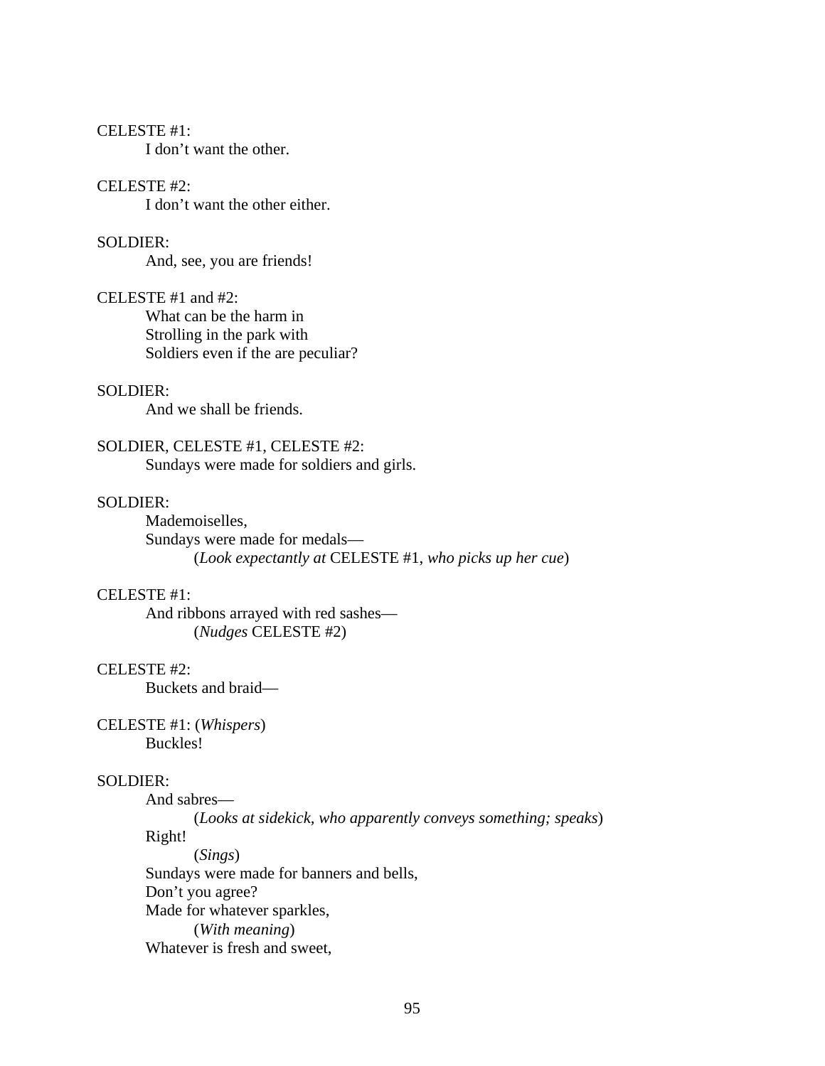CELESTE #1:
I don't want the other.

CELESTE #2:
I don't want the other either.

SOLDIER:
And, see, you are friends!

CELESTE #1 and #2:
What can be the harm in
Strolling in the park with
Soldiers even if the are peculiar?

SOLDIER:
And we shall be friends.

SOLDIER, CELESTE #1, CELESTE #2:
Sundays were made for soldiers and girls.

SOLDIER:
Mademoiselles,
Sundays were made for medals—
(*Look expectantly at* CELESTE #1, *who picks up her cue*)

CELESTE #1:
And ribbons arrayed with red sashes—
(*Nudges* CELESTE #2)

CELESTE #2:
Buckets and braid—

CELESTE #1: (*Whispers*)
Buckles!

SOLDIER:
And sabres—
(*Looks at sidekick, who apparently conveys something; speaks*)
Right!
(*Sings*)
Sundays were made for banners and bells,
Don't you agree?
Made for whatever sparkles,
(*With meaning*)
Whatever is fresh and sweet,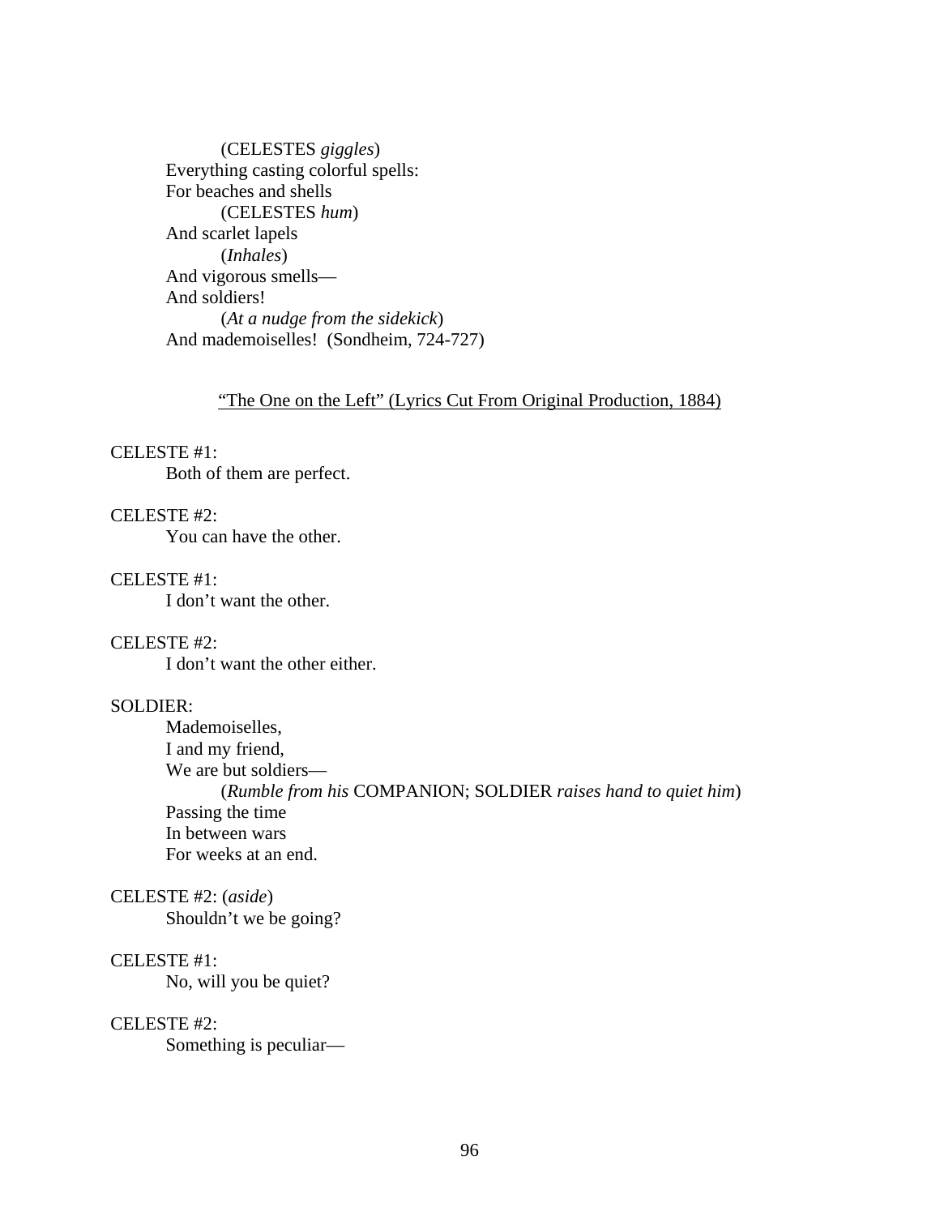(CELESTES *giggles*)
Everything casting colorful spells:
For beaches and shells
(CELESTES *hum*)
And scarlet lapels
(*Inhales*)
And vigorous smells—
And soldiers!
(*At a nudge from the sidekick*)
And mademoiselles! (Sondheim, 724-727)

<u>"The One on the Left" (Lyrics Cut From Original Production, 1884)</u>

CELESTE #1:
Both of them are perfect.

CELESTE #2:
You can have the other.

CELESTE #1:
I don't want the other.

CELESTE #2:
I don't want the other either.

SOLDIER:
Mademoiselles,
I and my friend,
We are but soldiers—
(*Rumble from his* COMPANION; SOLDIER *raises hand to quiet him*)
Passing the time
In between wars
For weeks at an end.

CELESTE #2: (*aside*)
Shouldn't we be going?

CELESTE #1:
No, will you be quiet?

CELESTE #2:
Something is peculiar—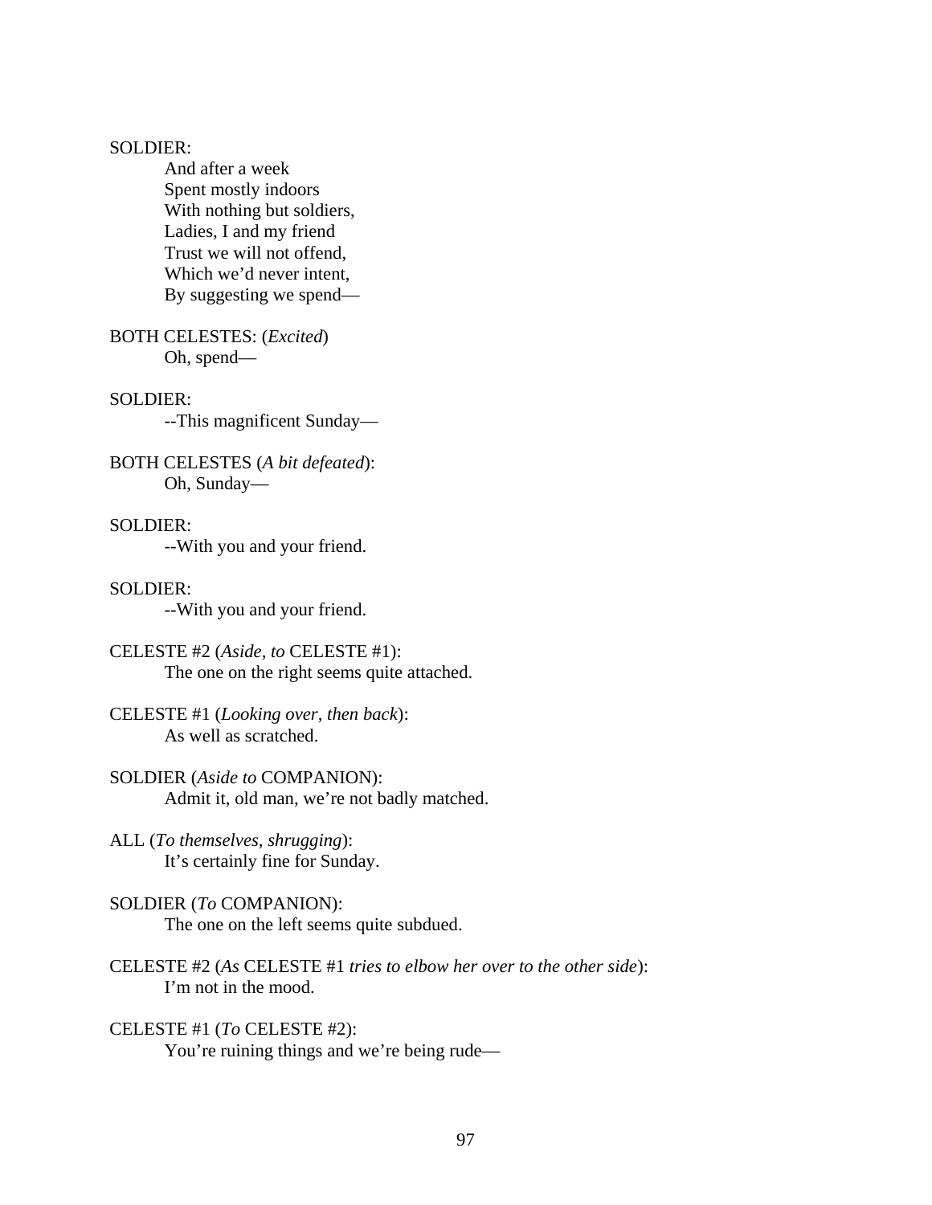SOLDIER:

And after a week
Spent mostly indoors
With nothing but soldiers,
Ladies, I and my friend
Trust we will not offend,
Which we'd never intent,
By suggesting we spend—

BOTH CELESTES: (*Excited*)

Oh, spend—

SOLDIER:

--This magnificent Sunday—

BOTH CELESTES (*A bit defeated*):

Oh, Sunday—

SOLDIER:

--With you and your friend.

SOLDIER:

--With you and your friend.

CELESTE #2 (*Aside, to* CELESTE #1):

The one on the right seems quite attached.

CELESTE #1 (*Looking over, then back*):

As well as scratched.

SOLDIER (*Aside to* COMPANION):

Admit it, old man, we're not badly matched.

ALL (*To themselves, shrugging*):

It's certainly fine for Sunday.

SOLDIER (*To* COMPANION):

The one on the left seems quite subdued.

CELESTE #2 (*As* CELESTE #1 *tries to elbow her over to the other side*):

I'm not in the mood.

CELESTE #1 (*To* CELESTE #2):

You're ruining things and we're being rude—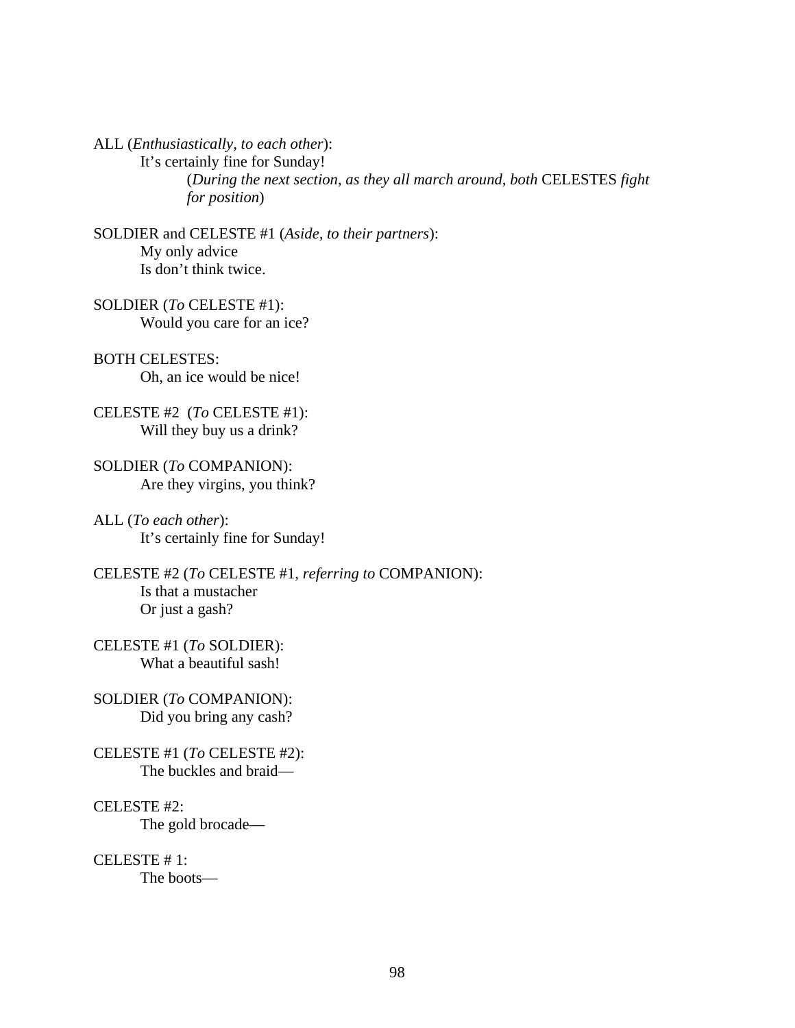ALL (*Enthusiastically, to each other*):

It's certainly fine for Sunday!

(*During the next section, as they all march around, both* CELESTES *fight for position*)

SOLDIER and CELESTE #1 (*Aside, to their partners*):

My only advice
Is don't think twice.

SOLDIER (*To* CELESTE #1):

Would you care for an ice?

BOTH CELESTES:

Oh, an ice would be nice!

CELESTE #2 (*To* CELESTE #1):

Will they buy us a drink?

SOLDIER (*To* COMPANION):

Are they virgins, you think?

ALL (*To each other*):

It's certainly fine for Sunday!

CELESTE #2 (*To* CELESTE #1, *referring to* COMPANION):

Is that a mustacher
Or just a gash?

CELESTE #1 (*To* SOLDIER):

What a beautiful sash!

SOLDIER (*To* COMPANION):

Did you bring any cash?

CELESTE #1 (*To* CELESTE #2):

The buckles and braid—

CELESTE #2:

The gold brocade—

CELESTE # 1:

The boots—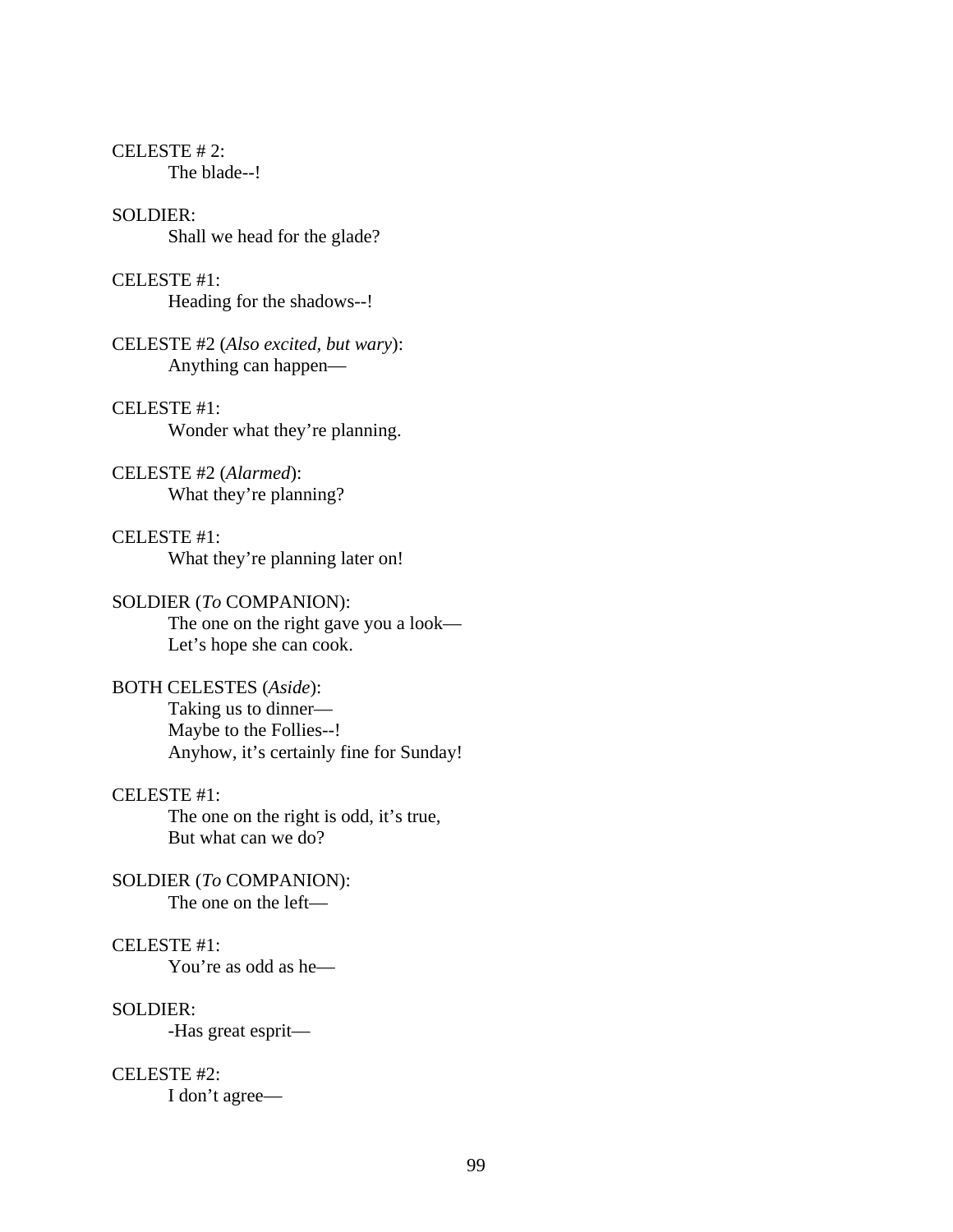CELESTE # 2:
The blade--!

SOLDIER:
Shall we head for the glade?

CELESTE #1:
Heading for the shadows--!

CELESTE #2 (*Also excited, but wary*):
Anything can happen—

CELESTE #1:
Wonder what they're planning.

CELESTE #2 (*Alarmed*):
What they're planning?

CELESTE #1:
What they're planning later on!

SOLDIER (*To* COMPANION):
The one on the right gave you a look—
Let's hope she can cook.

BOTH CELESTES (*Aside*):
Taking us to dinner—
Maybe to the Follies--!
Anyhow, it's certainly fine for Sunday!

CELESTE #1:
The one on the right is odd, it's true,
But what can we do?

SOLDIER (*To* COMPANION):
The one on the left—

CELESTE #1:
You're as odd as he—

SOLDIER:
-Has great esprit—

CELESTE #2:
I don't agree—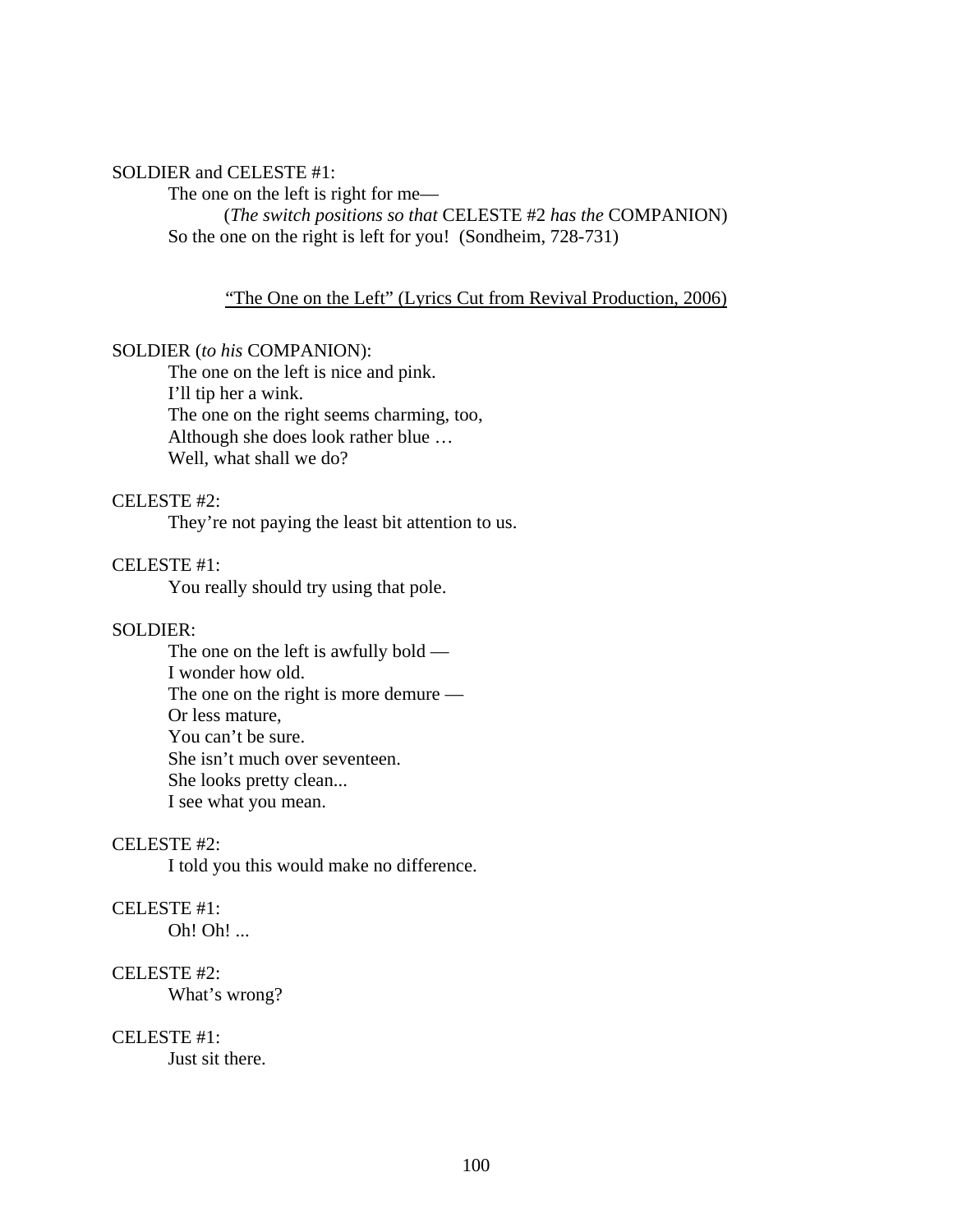SOLDIER and CELESTE #1:

> The one on the left is right for me—
>
> (*The switch positions so that* CELESTE #2 *has the* COMPANION)
>
> So the one on the right is left for you! (Sondheim, 728-731)

<u>"The One on the Left" (Lyrics Cut from Revival Production, 2006)</u>

SOLDIER (*to his* COMPANION):

> The one on the left is nice and pink.
> I'll tip her a wink.
> The one on the right seems charming, too,
> Although she does look rather blue …
> Well, what shall we do?

CELESTE #2:

> They're not paying the least bit attention to us.

CELESTE #1:

> You really should try using that pole.

SOLDIER:

> The one on the left is awfully bold —
> I wonder how old.
> The one on the right is more demure —
> Or less mature,
> You can't be sure.
> She isn't much over seventeen.
> She looks pretty clean...
> I see what you mean.

CELESTE #2:

> I told you this would make no difference.

CELESTE #1:

> Oh! Oh! ...

CELESTE #2:

> What's wrong?

CELESTE #1:

> Just sit there.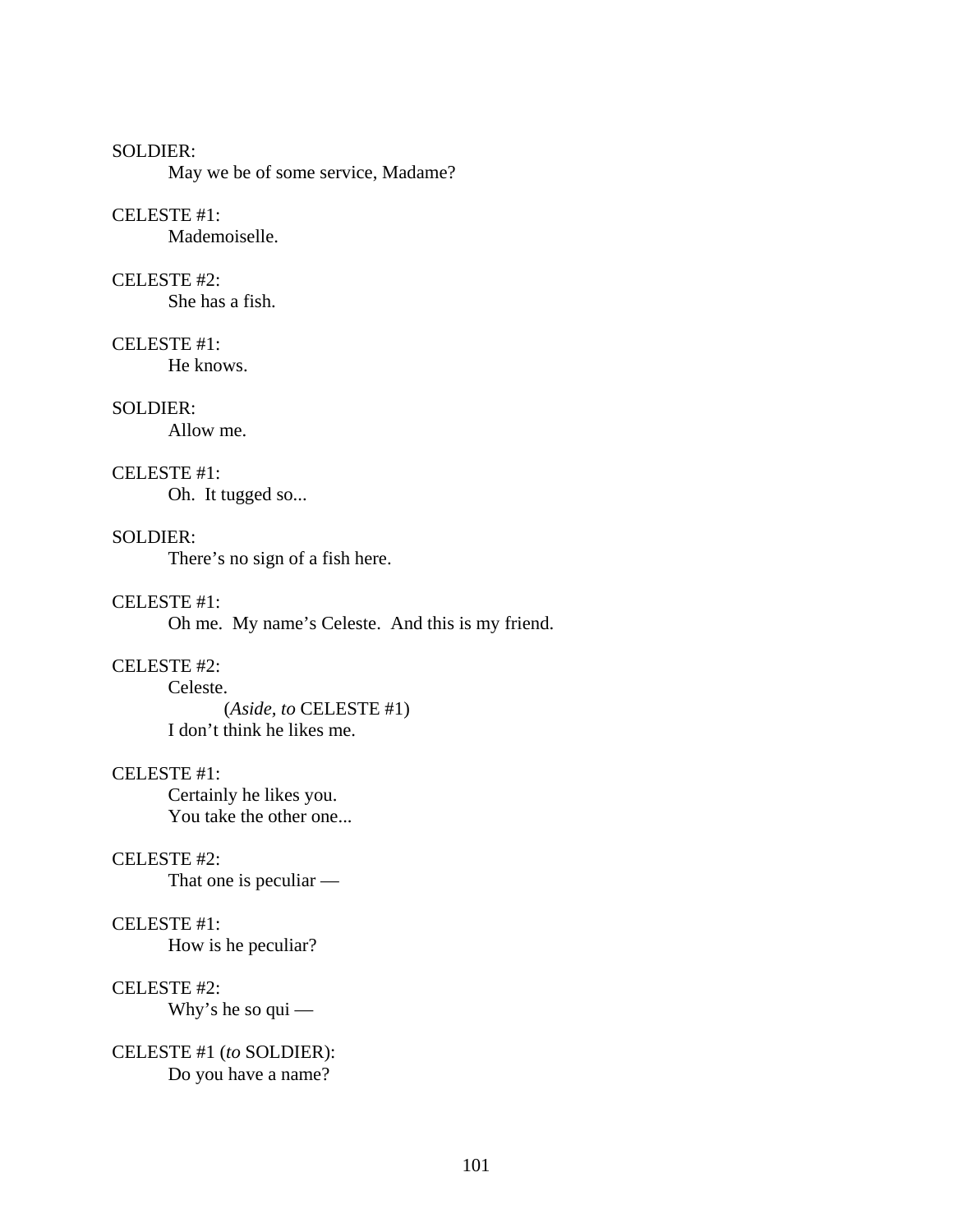SOLDIER:

May we be of some service, Madame?

CELESTE #1:

Mademoiselle.

CELESTE #2:

She has a fish.

CELESTE #1:

He knows.

SOLDIER:

Allow me.

CELESTE #1:

Oh. It tugged so...

SOLDIER:

There's no sign of a fish here.

CELESTE #1:

Oh me. My name's Celeste. And this is my friend.

CELESTE #2:

Celeste.

(*Aside, to* CELESTE #1)

I don't think he likes me.

CELESTE #1:

Certainly he likes you.
You take the other one...

CELESTE #2:

That one is peculiar —

CELESTE #1:

How is he peculiar?

CELESTE #2:

Why's he so qui —

CELESTE #1 (*to* SOLDIER):

Do you have a name?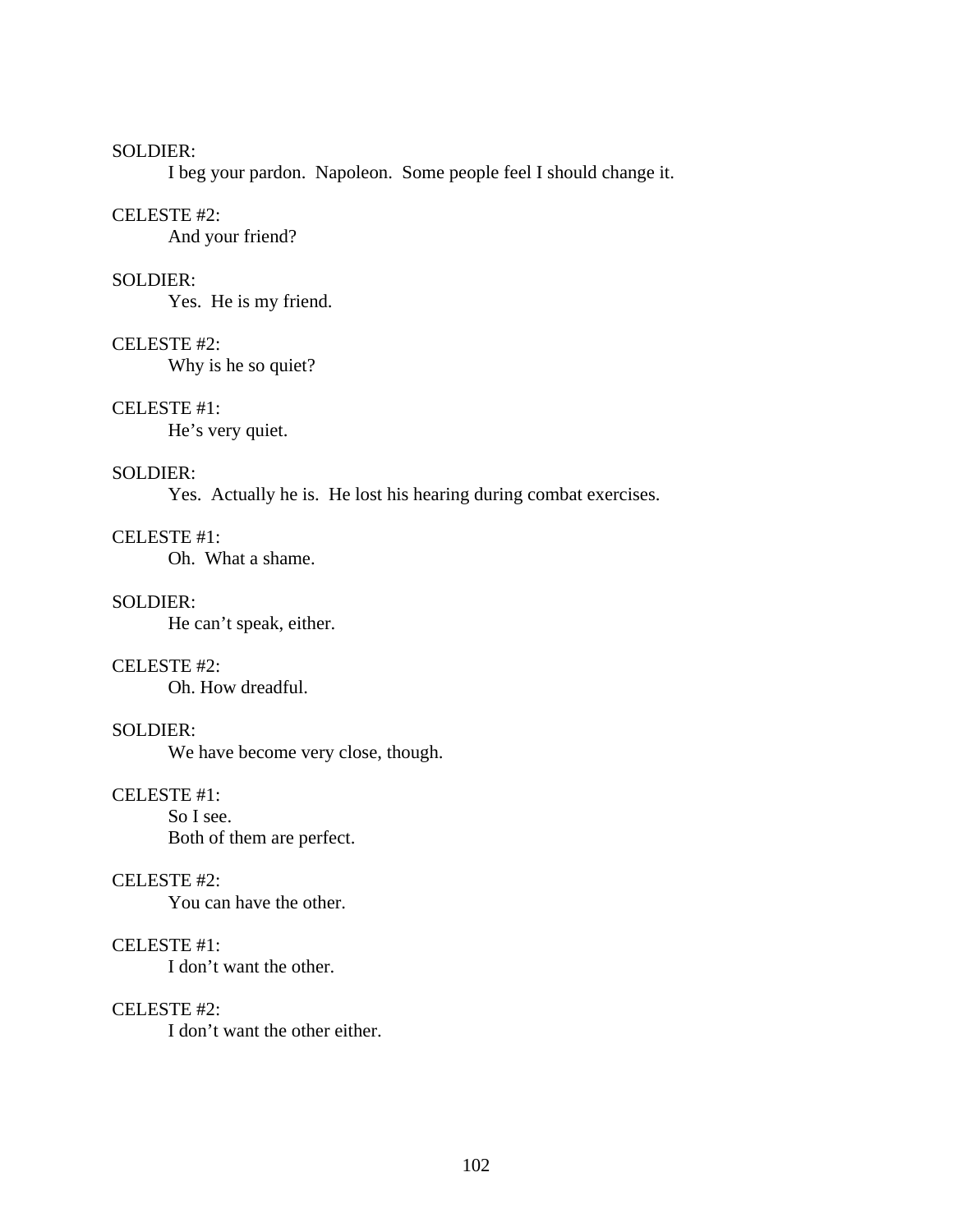SOLDIER:
I beg your pardon.  Napoleon.  Some people feel I should change it.

CELESTE #2:
And your friend?

SOLDIER:
Yes.  He is my friend.

CELESTE #2:
Why is he so quiet?

CELESTE #1:
He's very quiet.

SOLDIER:
Yes.  Actually he is.  He lost his hearing during combat exercises.

CELESTE #1:
Oh.  What a shame.

SOLDIER:
He can't speak, either.

CELESTE #2:
Oh. How dreadful.

SOLDIER:
We have become very close, though.

CELESTE #1:
So I see.
Both of them are perfect.

CELESTE #2:
You can have the other.

CELESTE #1:
I don't want the other.

CELESTE #2:
I don't want the other either.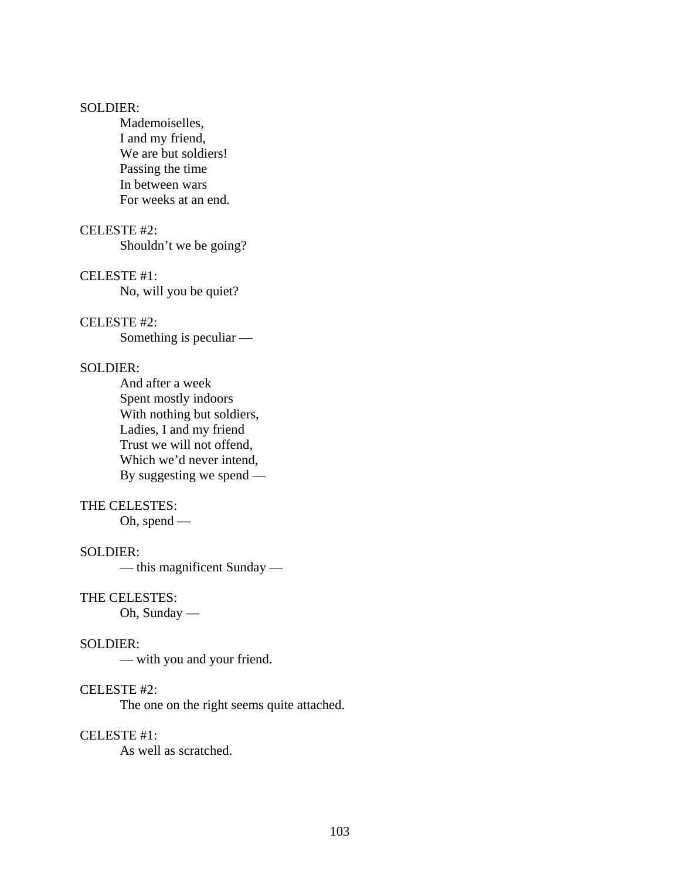SOLDIER:

Mademoiselles,
I and my friend,
We are but soldiers!
Passing the time
In between wars
For weeks at an end.

CELESTE #2:

Shouldn't we be going?

CELESTE #1:

No, will you be quiet?

CELESTE #2:

Something is peculiar —

SOLDIER:

And after a week
Spent mostly indoors
With nothing but soldiers,
Ladies, I and my friend
Trust we will not offend,
Which we'd never intend,
By suggesting we spend —

THE CELESTES:

Oh, spend —

SOLDIER:

— this magnificent Sunday —

THE CELESTES:

Oh, Sunday —

SOLDIER:

— with you and your friend.

CELESTE #2:

The one on the right seems quite attached.

CELESTE #1:

As well as scratched.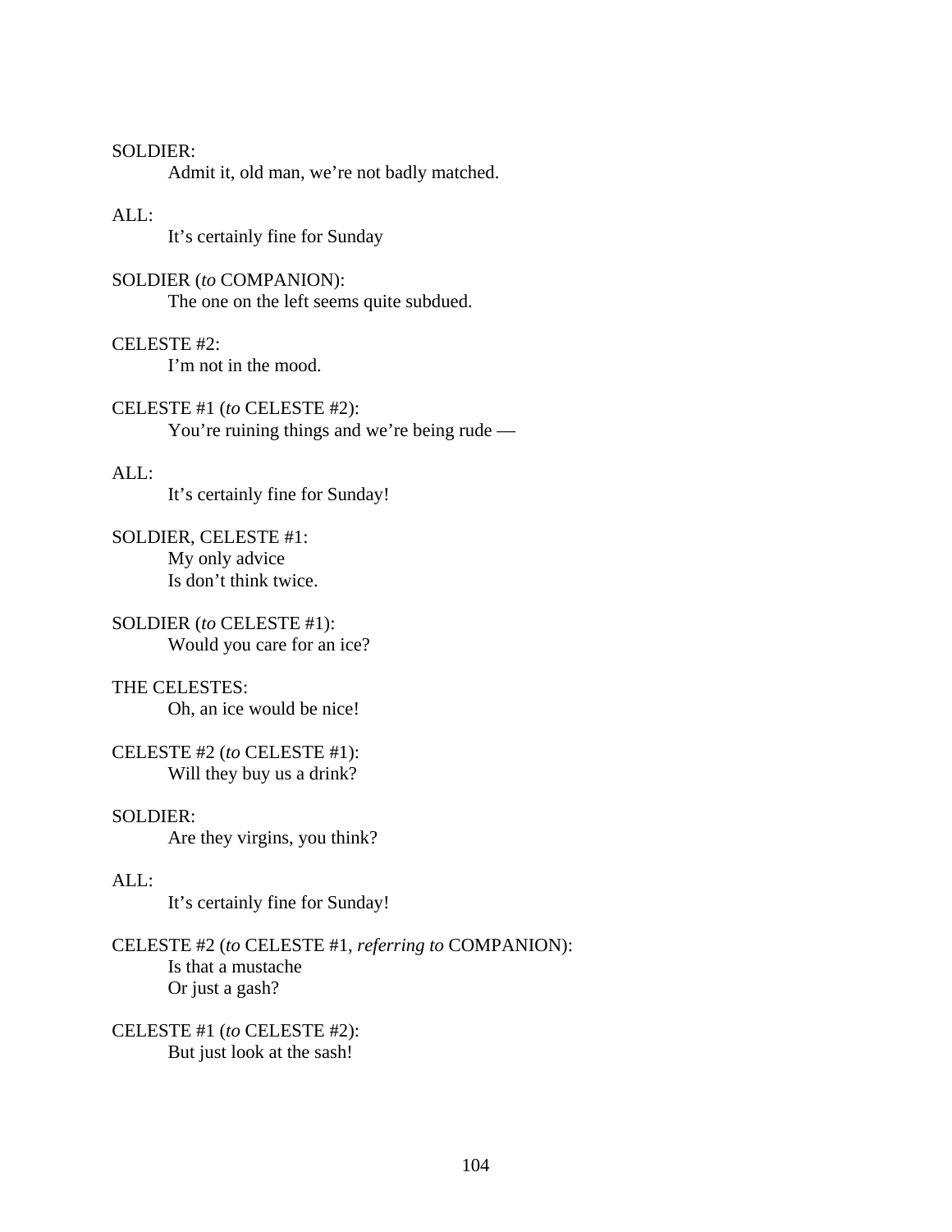SOLDIER:

Admit it, old man, we're not badly matched.

ALL:

It's certainly fine for Sunday

SOLDIER (*to* COMPANION):

The one on the left seems quite subdued.

CELESTE #2:

I'm not in the mood.

CELESTE #1 (*to* CELESTE #2):

You're ruining things and we're being rude —

ALL:

It's certainly fine for Sunday!

SOLDIER, CELESTE #1:

My only advice  
Is don't think twice.

SOLDIER (*to* CELESTE #1):

Would you care for an ice?

THE CELESTES:

Oh, an ice would be nice!

CELESTE #2 (*to* CELESTE #1):

Will they buy us a drink?

SOLDIER:

Are they virgins, you think?

ALL:

It's certainly fine for Sunday!

CELESTE #2 (*to* CELESTE #1, *referring to* COMPANION):

Is that a mustache  
Or just a gash?

CELESTE #1 (*to* CELESTE #2):

But just look at the sash!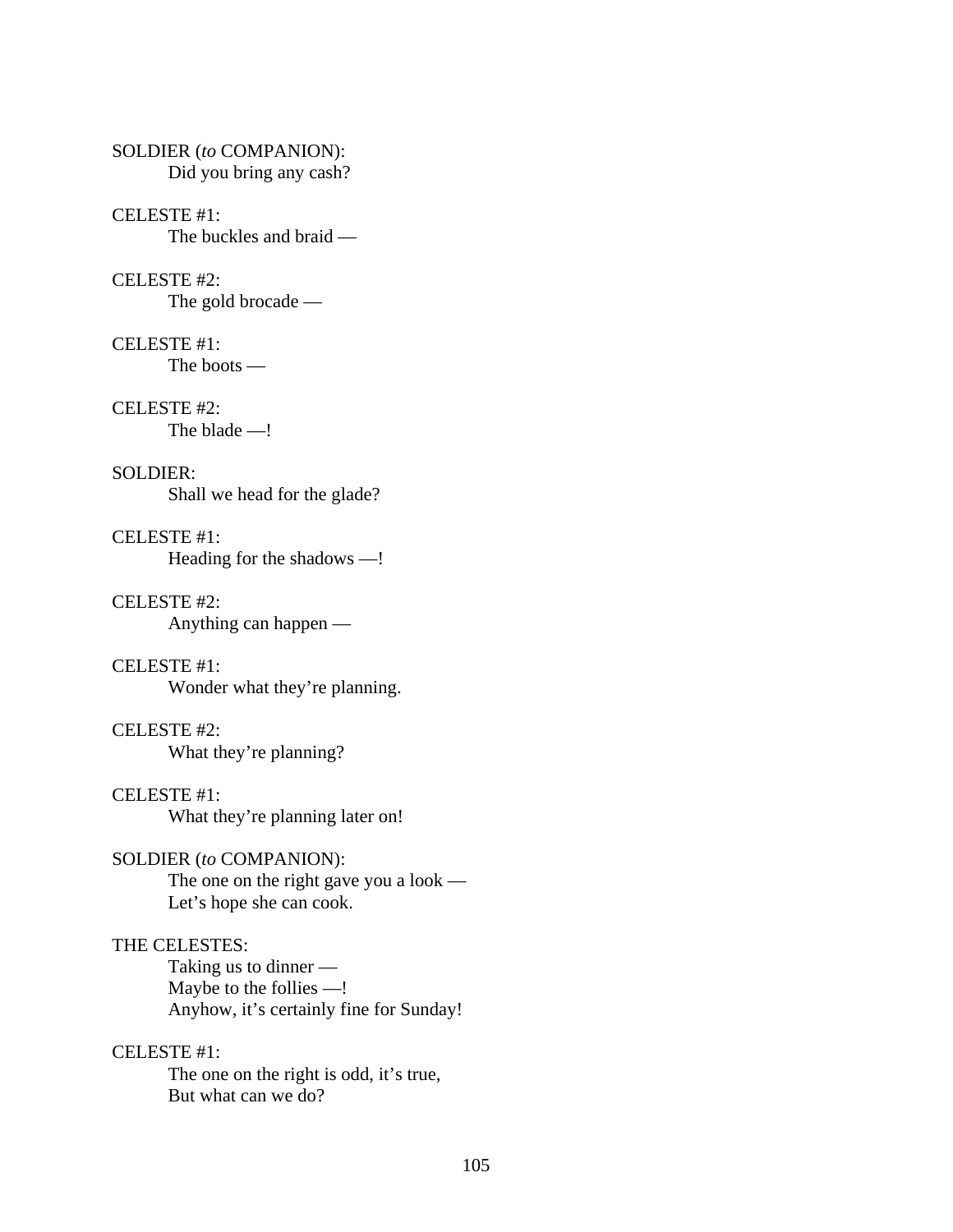SOLDIER (*to* COMPANION):
    Did you bring any cash?

CELESTE #1:
    The buckles and braid —

CELESTE #2:
    The gold brocade —

CELESTE #1:
    The boots —

CELESTE #2:
    The blade —!

SOLDIER:
    Shall we head for the glade?

CELESTE #1:
    Heading for the shadows —!

CELESTE #2:
    Anything can happen —

CELESTE #1:
    Wonder what they're planning.

CELESTE #2:
    What they're planning?

CELESTE #1:
    What they're planning later on!

SOLDIER (*to* COMPANION):
    The one on the right gave you a look —
    Let's hope she can cook.

THE CELESTES:
    Taking us to dinner —
    Maybe to the follies —!
    Anyhow, it's certainly fine for Sunday!

CELESTE #1:
    The one on the right is odd, it's true,
    But what can we do?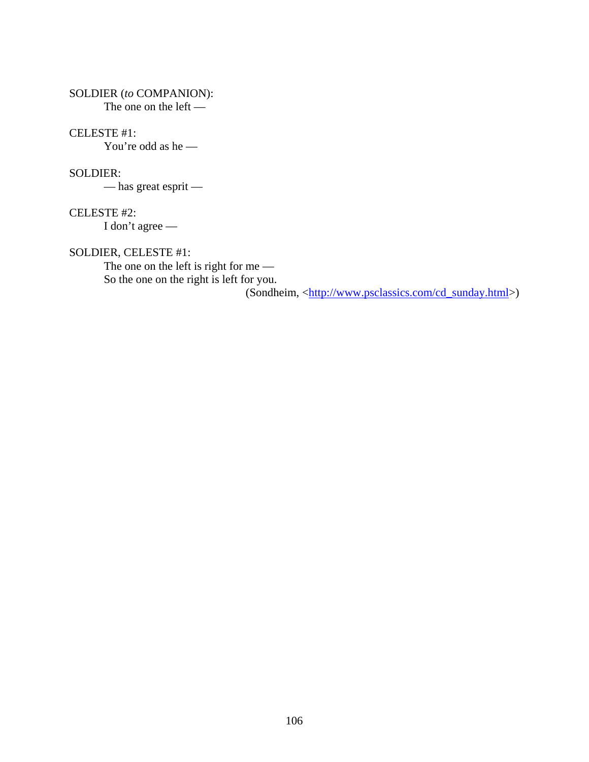SOLDIER (*to* COMPANION):
The one on the left —

CELESTE #1:
You're odd as he —

SOLDIER:
— has great esprit —

CELESTE #2:
I don't agree —

SOLDIER, CELESTE #1:
The one on the left is right for me —
So the one on the right is left for you.

(Sondheim, <http://www.psclassics.com/cd_sunday.html>)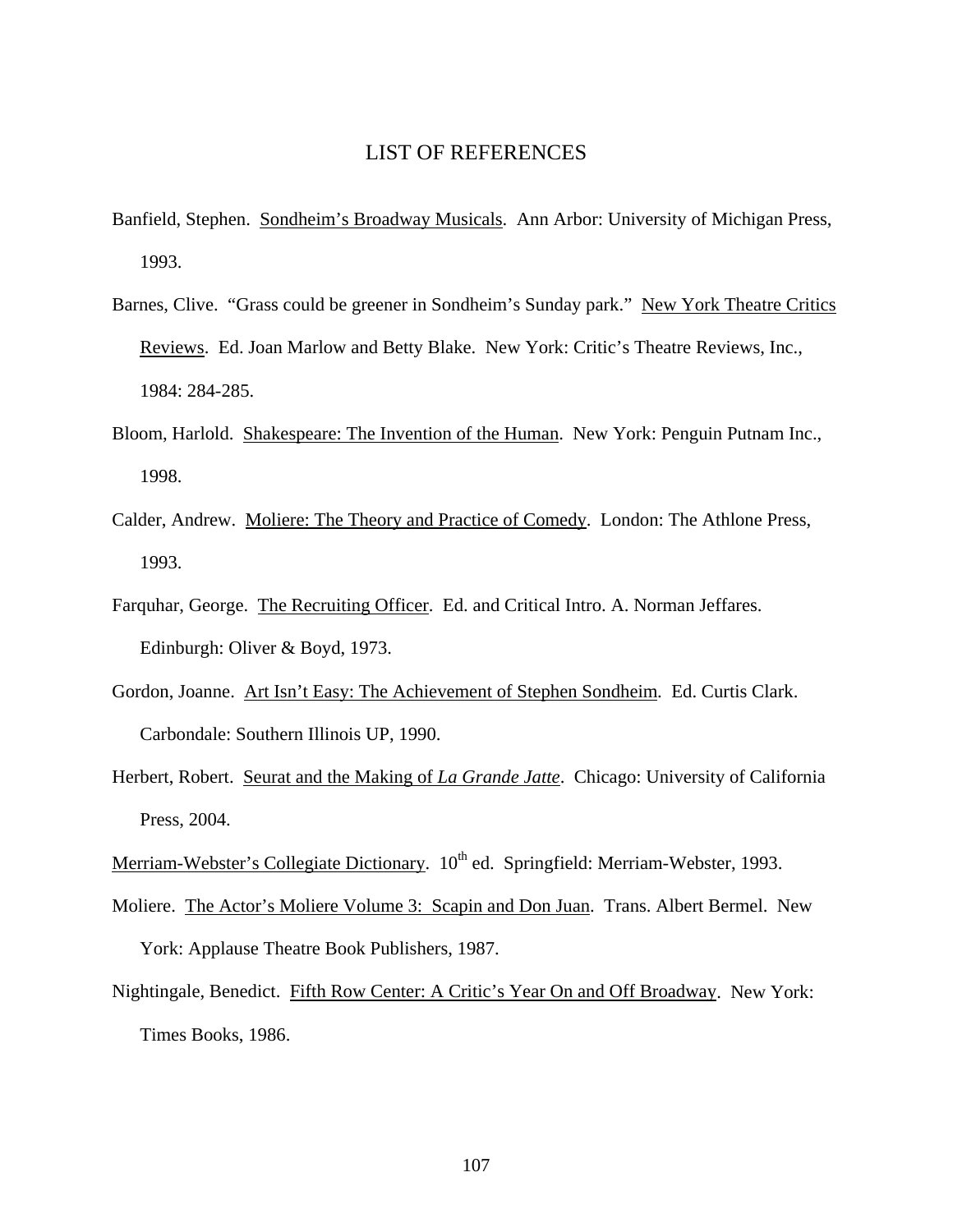# LIST OF REFERENCES

Banfield, Stephen. Sondheim's Broadway Musicals. Ann Arbor: University of Michigan Press, 1993.

Barnes, Clive. "Grass could be greener in Sondheim's Sunday park." New York Theatre Critics Reviews. Ed. Joan Marlow and Betty Blake. New York: Critic's Theatre Reviews, Inc., 1984: 284-285.

Bloom, Harlold. Shakespeare: The Invention of the Human. New York: Penguin Putnam Inc., 1998.

Calder, Andrew. Moliere: The Theory and Practice of Comedy. London: The Athlone Press, 1993.

Farquhar, George. The Recruiting Officer. Ed. and Critical Intro. A. Norman Jeffares. Edinburgh: Oliver & Boyd, 1973.

Gordon, Joanne. Art Isn't Easy: The Achievement of Stephen Sondheim. Ed. Curtis Clark. Carbondale: Southern Illinois UP, 1990.

Herbert, Robert. Seurat and the Making of *La Grande Jatte*. Chicago: University of California Press, 2004.

Merriam-Webster's Collegiate Dictionary. 10th ed. Springfield: Merriam-Webster, 1993.

Moliere. The Actor's Moliere Volume 3: Scapin and Don Juan. Trans. Albert Bermel. New York: Applause Theatre Book Publishers, 1987.

Nightingale, Benedict. Fifth Row Center: A Critic's Year On and Off Broadway. New York: Times Books, 1986.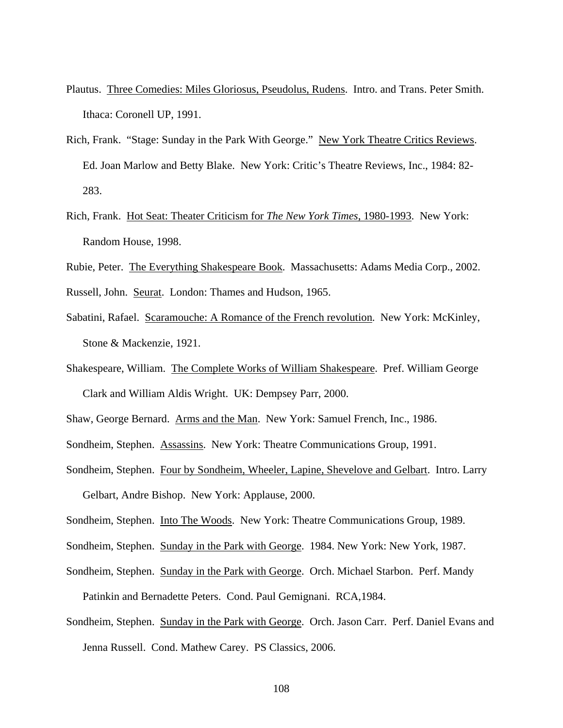Plautus. <u>Three Comedies: Miles Gloriosus, Pseudolus, Rudens</u>. Intro. and Trans. Peter Smith. Ithaca: Coronell UP, 1991.

Rich, Frank. "Stage: Sunday in the Park With George." <u>New York Theatre Critics Reviews</u>. Ed. Joan Marlow and Betty Blake. New York: Critic's Theatre Reviews, Inc., 1984: 82-283.

Rich, Frank. <u>Hot Seat: Theater Criticism for *The New York Times*, 1980-1993</u>. New York: Random House, 1998.

Rubie, Peter. <u>The Everything Shakespeare Book</u>. Massachusetts: Adams Media Corp., 2002.

Russell, John. <u>Seurat</u>. London: Thames and Hudson, 1965.

Sabatini, Rafael. <u>Scaramouche: A Romance of the French revolution</u>. New York: McKinley, Stone & Mackenzie, 1921.

Shakespeare, William. <u>The Complete Works of William Shakespeare</u>. Pref. William George Clark and William Aldis Wright. UK: Dempsey Parr, 2000.

Shaw, George Bernard. <u>Arms and the Man</u>. New York: Samuel French, Inc., 1986.

Sondheim, Stephen. <u>Assassins</u>. New York: Theatre Communications Group, 1991.

Sondheim, Stephen. <u>Four by Sondheim, Wheeler, Lapine, Shevelove and Gelbart</u>. Intro. Larry Gelbart, Andre Bishop. New York: Applause, 2000.

Sondheim, Stephen. <u>Into The Woods</u>. New York: Theatre Communications Group, 1989.

Sondheim, Stephen. <u>Sunday in the Park with George</u>. 1984. New York: New York, 1987.

Sondheim, Stephen. <u>Sunday in the Park with George</u>. Orch. Michael Starbon. Perf. Mandy Patinkin and Bernadette Peters. Cond. Paul Gemignani. RCA,1984.

Sondheim, Stephen. <u>Sunday in the Park with George</u>. Orch. Jason Carr. Perf. Daniel Evans and Jenna Russell. Cond. Mathew Carey. PS Classics, 2006.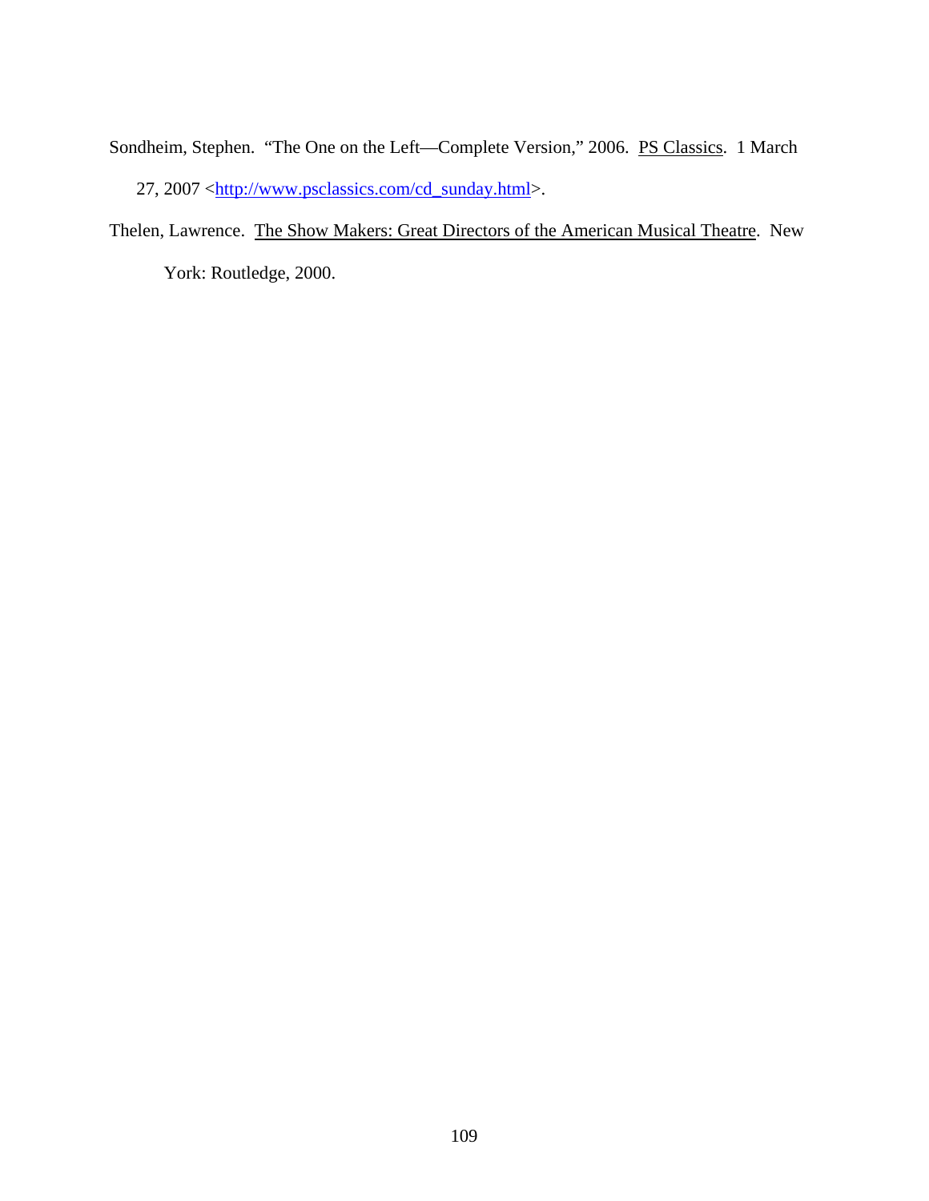Sondheim, Stephen. "The One on the Left—Complete Version," 2006. PS Classics. 1 March 27, 2007 <http://www.psclassics.com/cd_sunday.html>.

Thelen, Lawrence. The Show Makers: Great Directors of the American Musical Theatre. New York: Routledge, 2000.